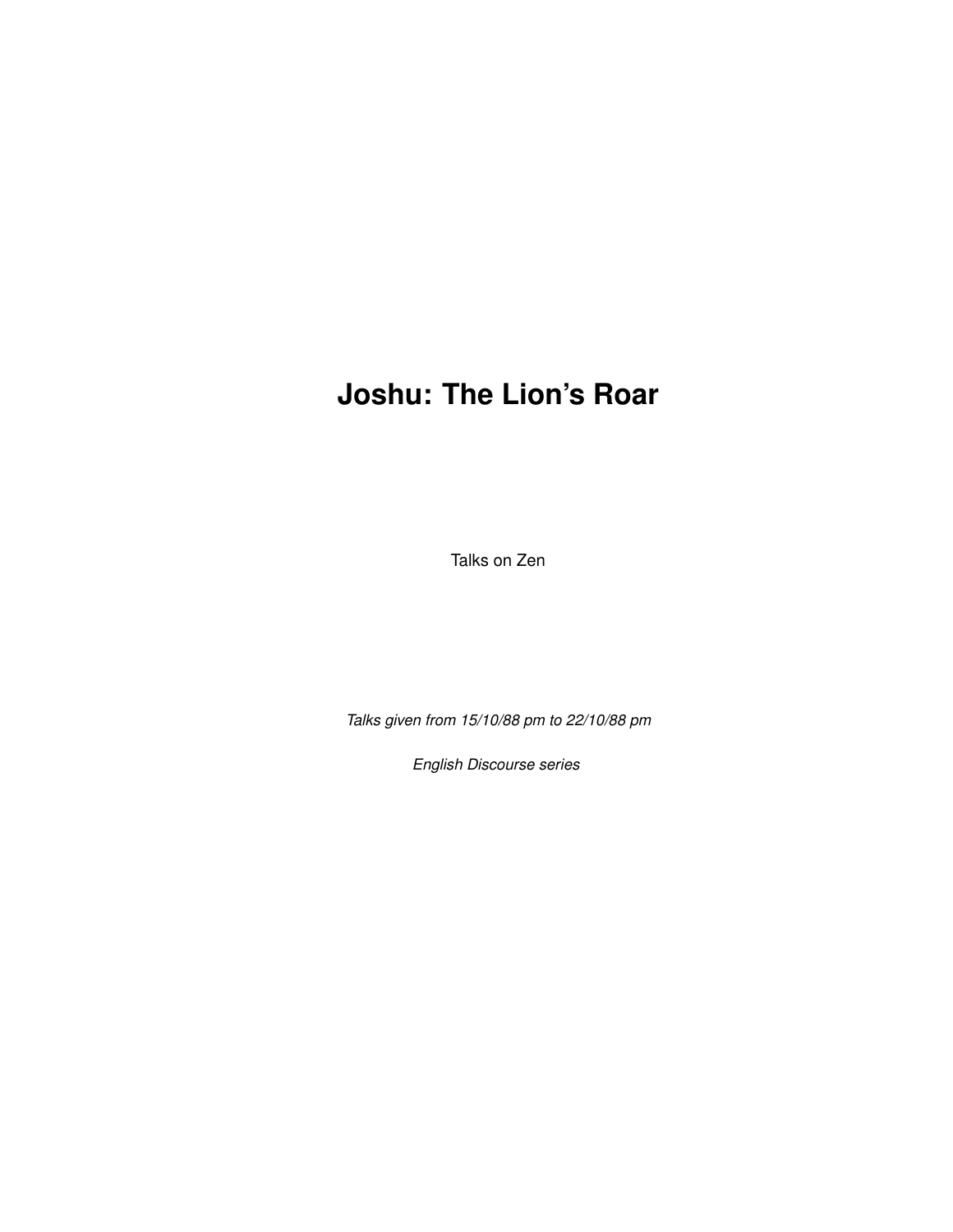# Joshu: The Lion's Roar

Talks on Zen

*Talks given from 15/10/88 pm to 22/10/88 pm*

*English Discourse series*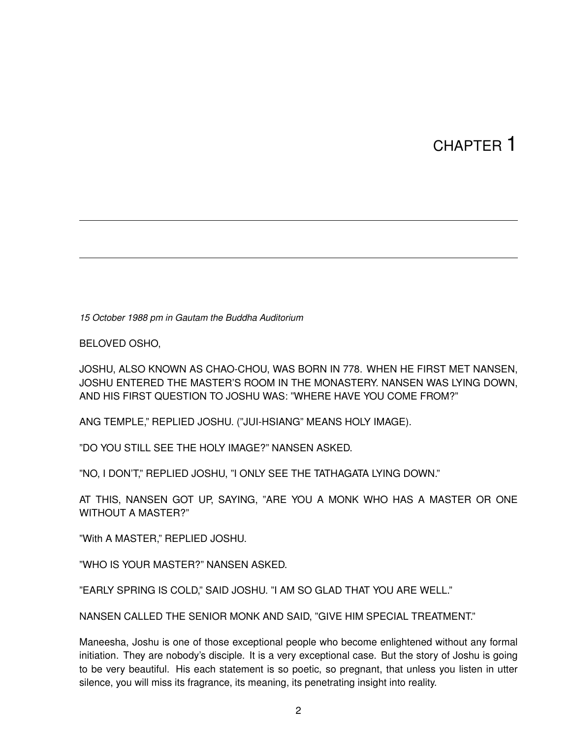# CHAPTER 1

*15 October 1988 pm in Gautam the Buddha Auditorium*

BELOVED OSHO,

JOSHU, ALSO KNOWN AS CHAO-CHOU, WAS BORN IN 778. WHEN HE FIRST MET NANSEN, JOSHU ENTERED THE MASTER'S ROOM IN THE MONASTERY. NANSEN WAS LYING DOWN, AND HIS FIRST QUESTION TO JOSHU WAS: "WHERE HAVE YOU COME FROM?"

ANG TEMPLE," REPLIED JOSHU. ("JUI-HSIANG" MEANS HOLY IMAGE).

"DO YOU STILL SEE THE HOLY IMAGE?" NANSEN ASKED.

"NO, I DON'T," REPLIED JOSHU, "I ONLY SEE THE TATHAGATA LYING DOWN."

AT THIS, NANSEN GOT UP, SAYING, "ARE YOU A MONK WHO HAS A MASTER OR ONE WITHOUT A MASTER?"

"With A MASTER," REPLIED JOSHU.

"WHO IS YOUR MASTER?" NANSEN ASKED.

"EARLY SPRING IS COLD," SAID JOSHU. "I AM SO GLAD THAT YOU ARE WELL."

NANSEN CALLED THE SENIOR MONK AND SAID, "GIVE HIM SPECIAL TREATMENT."

Maneesha, Joshu is one of those exceptional people who become enlightened without any formal initiation. They are nobody's disciple. It is a very exceptional case. But the story of Joshu is going to be very beautiful. His each statement is so poetic, so pregnant, that unless you listen in utter silence, you will miss its fragrance, its meaning, its penetrating insight into reality.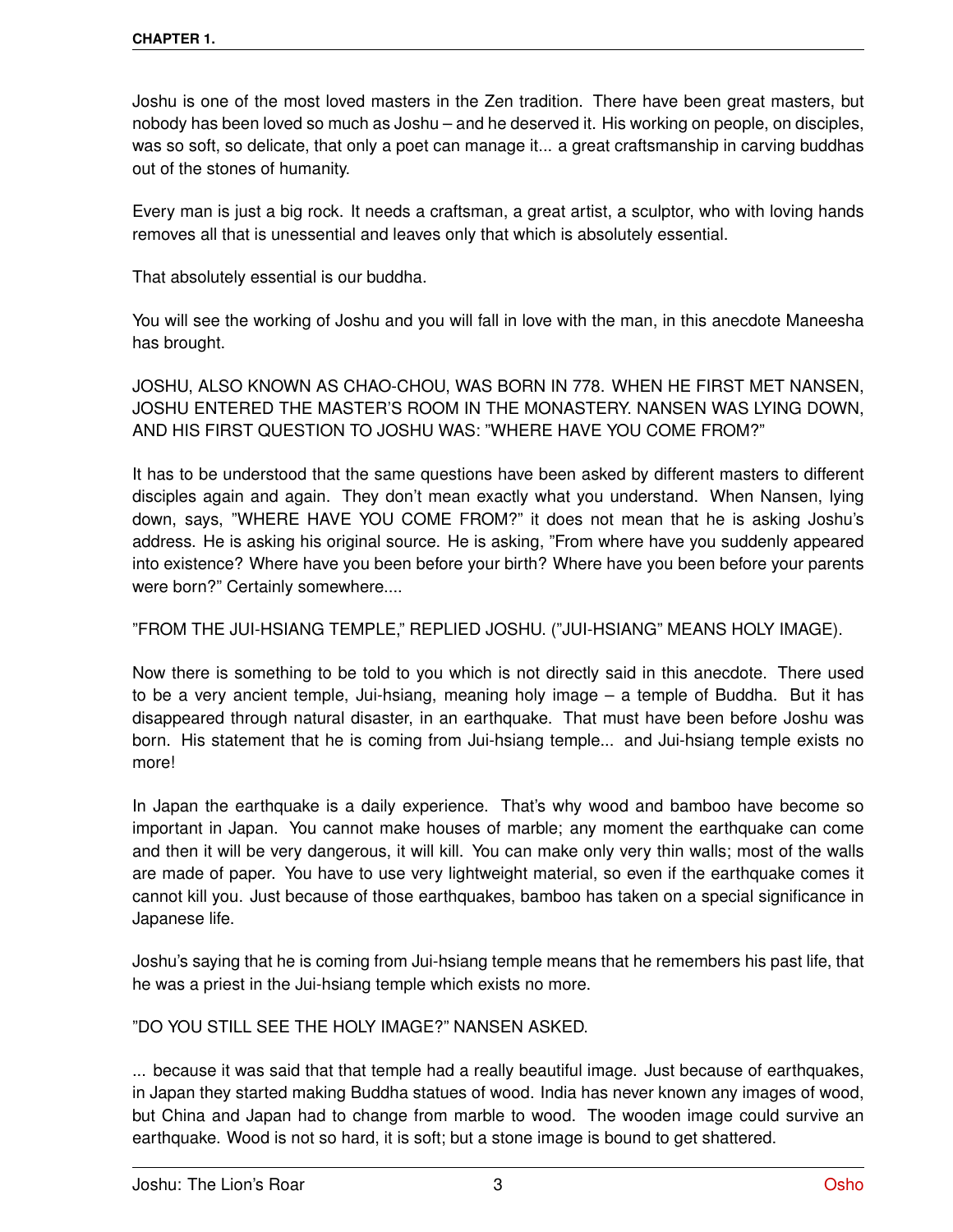Joshu is one of the most loved masters in the Zen tradition. There have been great masters, but nobody has been loved so much as Joshu – and he deserved it. His working on people, on disciples, was so soft, so delicate, that only a poet can manage it... a great craftsmanship in carving buddhas out of the stones of humanity.

Every man is just a big rock. It needs a craftsman, a great artist, a sculptor, who with loving hands removes all that is unessential and leaves only that which is absolutely essential.

That absolutely essential is our buddha.

You will see the working of Joshu and you will fall in love with the man, in this anecdote Maneesha has brought.

JOSHU, ALSO KNOWN AS CHAO-CHOU, WAS BORN IN 778. WHEN HE FIRST MET NANSEN, JOSHU ENTERED THE MASTER'S ROOM IN THE MONASTERY. NANSEN WAS LYING DOWN, AND HIS FIRST QUESTION TO JOSHU WAS: "WHERE HAVE YOU COME FROM?"

It has to be understood that the same questions have been asked by different masters to different disciples again and again. They don't mean exactly what you understand. When Nansen, lying down, says, "WHERE HAVE YOU COME FROM?" it does not mean that he is asking Joshu's address. He is asking his original source. He is asking, "From where have you suddenly appeared into existence? Where have you been before your birth? Where have you been before your parents were born?" Certainly somewhere....

"FROM THE JUI-HSIANG TEMPLE," REPLIED JOSHU. ("JUI-HSIANG" MEANS HOLY IMAGE).

Now there is something to be told to you which is not directly said in this anecdote. There used to be a very ancient temple, Jui-hsiang, meaning holy image – a temple of Buddha. But it has disappeared through natural disaster, in an earthquake. That must have been before Joshu was born. His statement that he is coming from Jui-hsiang temple... and Jui-hsiang temple exists no more!

In Japan the earthquake is a daily experience. That's why wood and bamboo have become so important in Japan. You cannot make houses of marble; any moment the earthquake can come and then it will be very dangerous, it will kill. You can make only very thin walls; most of the walls are made of paper. You have to use very lightweight material, so even if the earthquake comes it cannot kill you. Just because of those earthquakes, bamboo has taken on a special significance in Japanese life.

Joshu's saying that he is coming from Jui-hsiang temple means that he remembers his past life, that he was a priest in the Jui-hsiang temple which exists no more.

"DO YOU STILL SEE THE HOLY IMAGE?" NANSEN ASKED.

... because it was said that that temple had a really beautiful image. Just because of earthquakes, in Japan they started making Buddha statues of wood. India has never known any images of wood, but China and Japan had to change from marble to wood. The wooden image could survive an earthquake. Wood is not so hard, it is soft; but a stone image is bound to get shattered.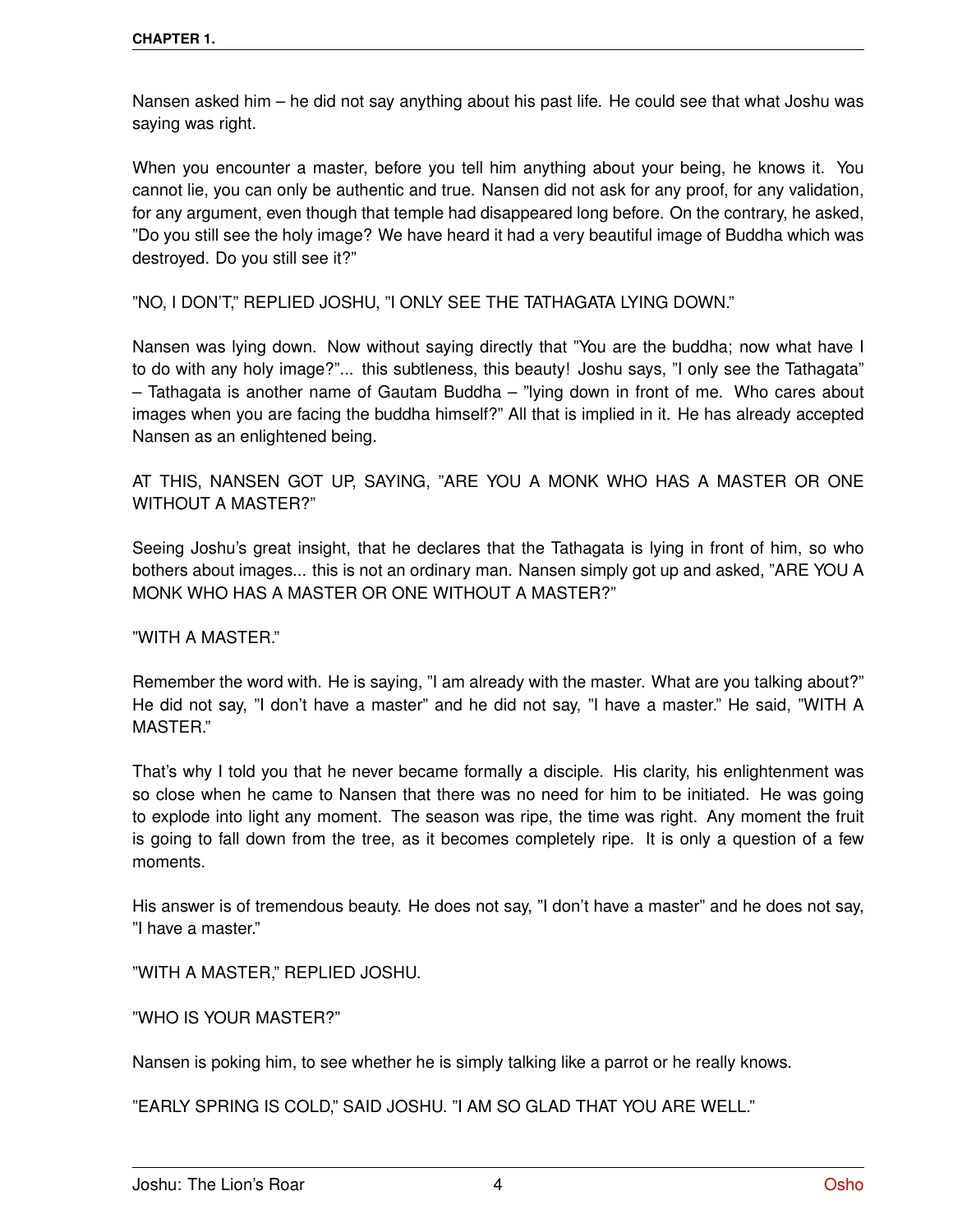Nansen asked him – he did not say anything about his past life. He could see that what Joshu was saying was right.

When you encounter a master, before you tell him anything about your being, he knows it. You cannot lie, you can only be authentic and true. Nansen did not ask for any proof, for any validation, for any argument, even though that temple had disappeared long before. On the contrary, he asked, "Do you still see the holy image? We have heard it had a very beautiful image of Buddha which was destroyed. Do you still see it?"

"NO, I DON'T," REPLIED JOSHU, "I ONLY SEE THE TATHAGATA LYING DOWN."

Nansen was lying down. Now without saying directly that "You are the buddha; now what have I to do with any holy image?"... this subtleness, this beauty! Joshu says, "I only see the Tathagata" – Tathagata is another name of Gautam Buddha – "lying down in front of me. Who cares about images when you are facing the buddha himself?" All that is implied in it. He has already accepted Nansen as an enlightened being.

AT THIS, NANSEN GOT UP, SAYING, "ARE YOU A MONK WHO HAS A MASTER OR ONE WITHOUT A MASTER?"

Seeing Joshu's great insight, that he declares that the Tathagata is lying in front of him, so who bothers about images... this is not an ordinary man. Nansen simply got up and asked, "ARE YOU A MONK WHO HAS A MASTER OR ONE WITHOUT A MASTER?"

"WITH A MASTER."

Remember the word with. He is saying, "I am already with the master. What are you talking about?" He did not say, "I don't have a master" and he did not say, "I have a master." He said, "WITH A MASTER."

That's why I told you that he never became formally a disciple. His clarity, his enlightenment was so close when he came to Nansen that there was no need for him to be initiated. He was going to explode into light any moment. The season was ripe, the time was right. Any moment the fruit is going to fall down from the tree, as it becomes completely ripe. It is only a question of a few moments.

His answer is of tremendous beauty. He does not say, "I don't have a master" and he does not say, "I have a master."

"WITH A MASTER," REPLIED JOSHU.

"WHO IS YOUR MASTER?"

Nansen is poking him, to see whether he is simply talking like a parrot or he really knows.

"EARLY SPRING IS COLD," SAID JOSHU. "I AM SO GLAD THAT YOU ARE WELL."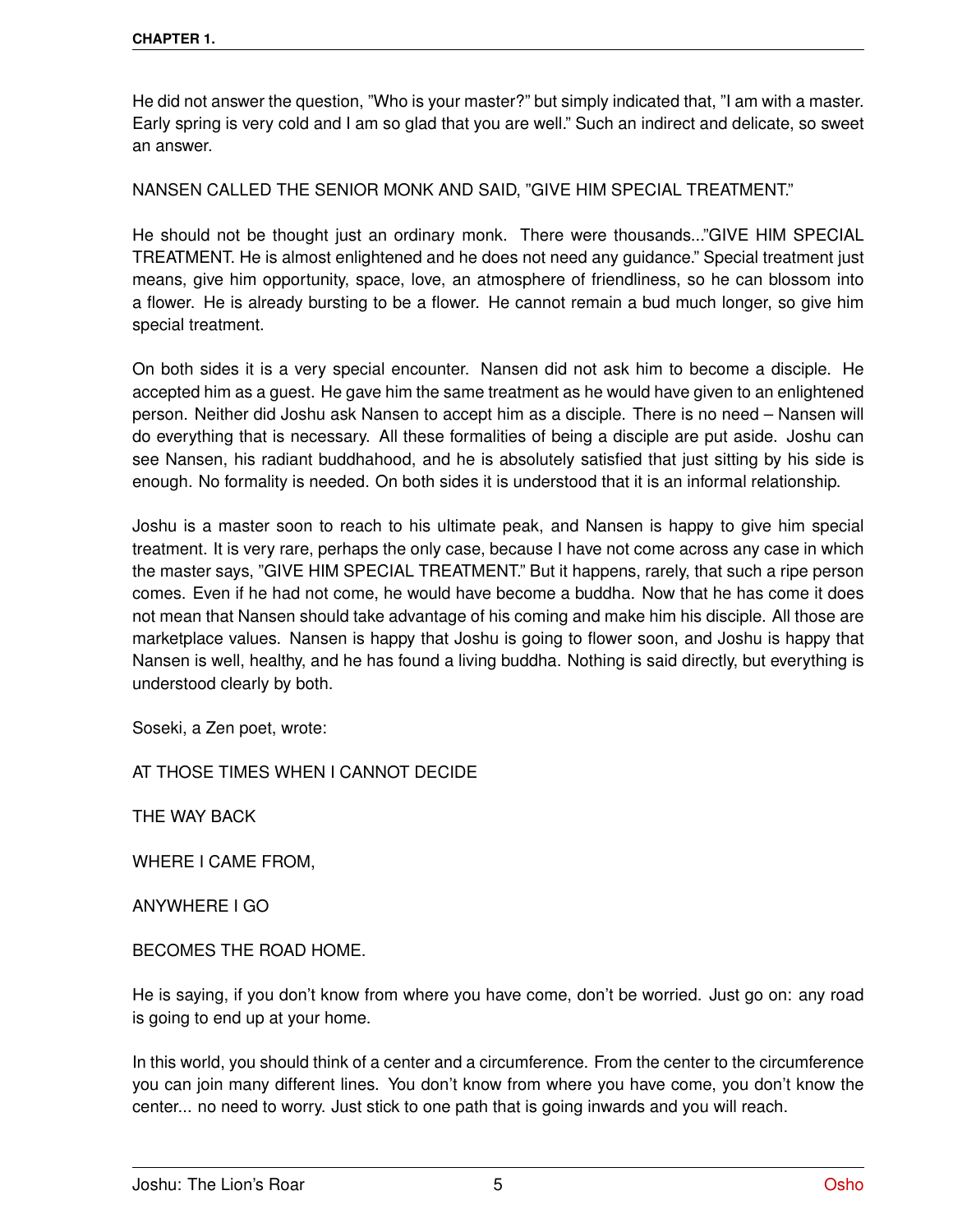He did not answer the question, "Who is your master?" but simply indicated that, "I am with a master. Early spring is very cold and I am so glad that you are well." Such an indirect and delicate, so sweet an answer.

NANSEN CALLED THE SENIOR MONK AND SAID, "GIVE HIM SPECIAL TREATMENT."

He should not be thought just an ordinary monk. There were thousands..."GIVE HIM SPECIAL TREATMENT. He is almost enlightened and he does not need any guidance." Special treatment just means, give him opportunity, space, love, an atmosphere of friendliness, so he can blossom into a flower. He is already bursting to be a flower. He cannot remain a bud much longer, so give him special treatment.

On both sides it is a very special encounter. Nansen did not ask him to become a disciple. He accepted him as a guest. He gave him the same treatment as he would have given to an enlightened person. Neither did Joshu ask Nansen to accept him as a disciple. There is no need – Nansen will do everything that is necessary. All these formalities of being a disciple are put aside. Joshu can see Nansen, his radiant buddhahood, and he is absolutely satisfied that just sitting by his side is enough. No formality is needed. On both sides it is understood that it is an informal relationship.

Joshu is a master soon to reach to his ultimate peak, and Nansen is happy to give him special treatment. It is very rare, perhaps the only case, because I have not come across any case in which the master says, "GIVE HIM SPECIAL TREATMENT." But it happens, rarely, that such a ripe person comes. Even if he had not come, he would have become a buddha. Now that he has come it does not mean that Nansen should take advantage of his coming and make him his disciple. All those are marketplace values. Nansen is happy that Joshu is going to flower soon, and Joshu is happy that Nansen is well, healthy, and he has found a living buddha. Nothing is said directly, but everything is understood clearly by both.

Soseki, a Zen poet, wrote:

AT THOSE TIMES WHEN I CANNOT DECIDE

THE WAY BACK

WHERE I CAME FROM,

ANYWHERE I GO

BECOMES THE ROAD HOME.

He is saying, if you don't know from where you have come, don't be worried. Just go on: any road is going to end up at your home.

In this world, you should think of a center and a circumference. From the center to the circumference you can join many different lines. You don't know from where you have come, you don't know the center... no need to worry. Just stick to one path that is going inwards and you will reach.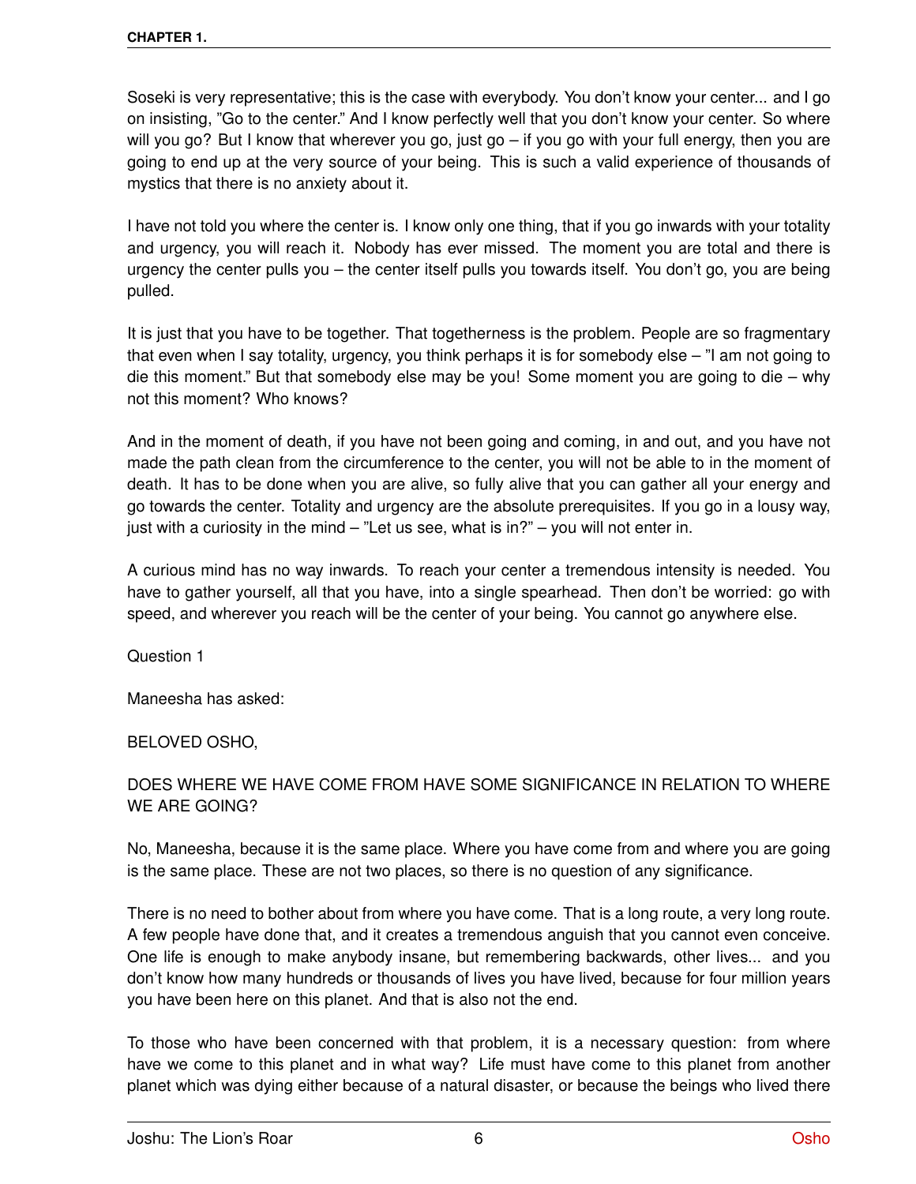Soseki is very representative; this is the case with everybody. You don't know your center... and I go on insisting, "Go to the center." And I know perfectly well that you don't know your center. So where will you go? But I know that wherever you go, just go – if you go with your full energy, then you are going to end up at the very source of your being. This is such a valid experience of thousands of mystics that there is no anxiety about it.

I have not told you where the center is. I know only one thing, that if you go inwards with your totality and urgency, you will reach it. Nobody has ever missed. The moment you are total and there is urgency the center pulls you – the center itself pulls you towards itself. You don't go, you are being pulled.

It is just that you have to be together. That togetherness is the problem. People are so fragmentary that even when I say totality, urgency, you think perhaps it is for somebody else – "I am not going to die this moment." But that somebody else may be you! Some moment you are going to die – why not this moment? Who knows?

And in the moment of death, if you have not been going and coming, in and out, and you have not made the path clean from the circumference to the center, you will not be able to in the moment of death. It has to be done when you are alive, so fully alive that you can gather all your energy and go towards the center. Totality and urgency are the absolute prerequisites. If you go in a lousy way, just with a curiosity in the mind – "Let us see, what is in?" – you will not enter in.

A curious mind has no way inwards. To reach your center a tremendous intensity is needed. You have to gather yourself, all that you have, into a single spearhead. Then don't be worried: go with speed, and wherever you reach will be the center of your being. You cannot go anywhere else.

Question 1

Maneesha has asked:

BELOVED OSHO,

DOES WHERE WE HAVE COME FROM HAVE SOME SIGNIFICANCE IN RELATION TO WHERE WE ARE GOING?

No, Maneesha, because it is the same place. Where you have come from and where you are going is the same place. These are not two places, so there is no question of any significance.

There is no need to bother about from where you have come. That is a long route, a very long route. A few people have done that, and it creates a tremendous anguish that you cannot even conceive. One life is enough to make anybody insane, but remembering backwards, other lives... and you don't know how many hundreds or thousands of lives you have lived, because for four million years you have been here on this planet. And that is also not the end.

To those who have been concerned with that problem, it is a necessary question: from where have we come to this planet and in what way? Life must have come to this planet from another planet which was dying either because of a natural disaster, or because the beings who lived there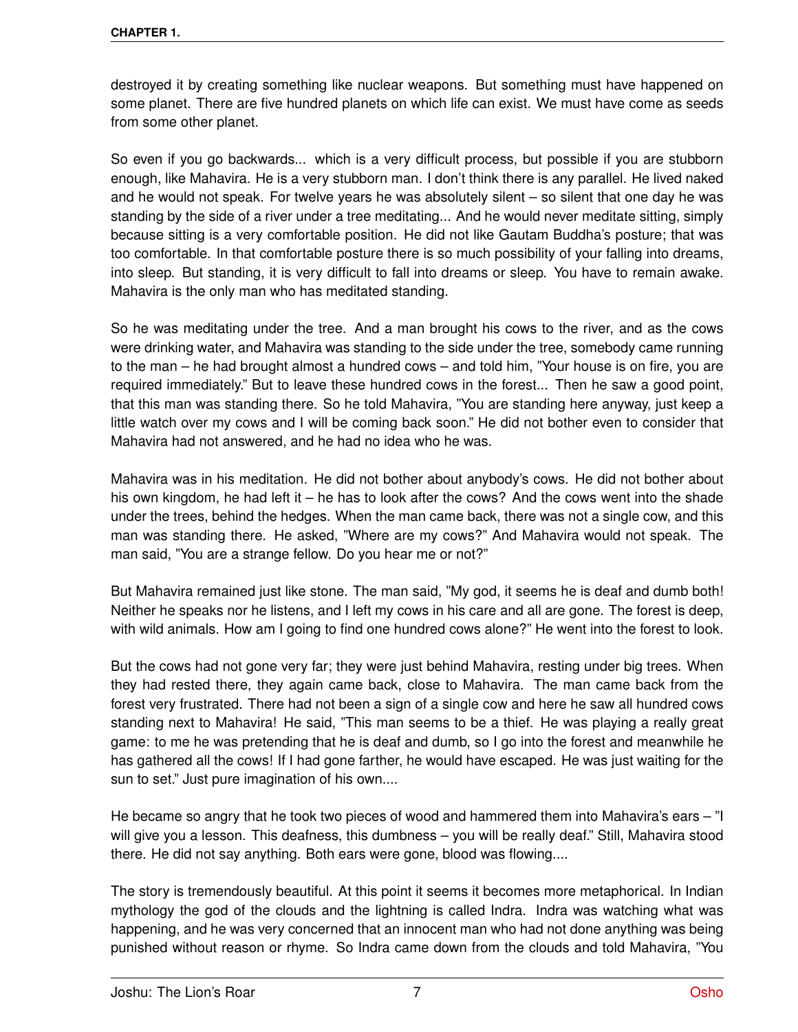destroyed it by creating something like nuclear weapons. But something must have happened on some planet. There are five hundred planets on which life can exist. We must have come as seeds from some other planet.

So even if you go backwards... which is a very difficult process, but possible if you are stubborn enough, like Mahavira. He is a very stubborn man. I don't think there is any parallel. He lived naked and he would not speak. For twelve years he was absolutely silent – so silent that one day he was standing by the side of a river under a tree meditating... And he would never meditate sitting, simply because sitting is a very comfortable position. He did not like Gautam Buddha's posture; that was too comfortable. In that comfortable posture there is so much possibility of your falling into dreams, into sleep. But standing, it is very difficult to fall into dreams or sleep. You have to remain awake. Mahavira is the only man who has meditated standing.

So he was meditating under the tree. And a man brought his cows to the river, and as the cows were drinking water, and Mahavira was standing to the side under the tree, somebody came running to the man – he had brought almost a hundred cows – and told him, "Your house is on fire, you are required immediately." But to leave these hundred cows in the forest... Then he saw a good point, that this man was standing there. So he told Mahavira, "You are standing here anyway, just keep a little watch over my cows and I will be coming back soon." He did not bother even to consider that Mahavira had not answered, and he had no idea who he was.

Mahavira was in his meditation. He did not bother about anybody's cows. He did not bother about his own kingdom, he had left it – he has to look after the cows? And the cows went into the shade under the trees, behind the hedges. When the man came back, there was not a single cow, and this man was standing there. He asked, "Where are my cows?" And Mahavira would not speak. The man said, "You are a strange fellow. Do you hear me or not?"

But Mahavira remained just like stone. The man said, "My god, it seems he is deaf and dumb both! Neither he speaks nor he listens, and I left my cows in his care and all are gone. The forest is deep, with wild animals. How am I going to find one hundred cows alone?" He went into the forest to look.

But the cows had not gone very far; they were just behind Mahavira, resting under big trees. When they had rested there, they again came back, close to Mahavira. The man came back from the forest very frustrated. There had not been a sign of a single cow and here he saw all hundred cows standing next to Mahavira! He said, "This man seems to be a thief. He was playing a really great game: to me he was pretending that he is deaf and dumb, so I go into the forest and meanwhile he has gathered all the cows! If I had gone farther, he would have escaped. He was just waiting for the sun to set." Just pure imagination of his own....

He became so angry that he took two pieces of wood and hammered them into Mahavira's ears – "I will give you a lesson. This deafness, this dumbness – you will be really deaf." Still, Mahavira stood there. He did not say anything. Both ears were gone, blood was flowing....

The story is tremendously beautiful. At this point it seems it becomes more metaphorical. In Indian mythology the god of the clouds and the lightning is called Indra. Indra was watching what was happening, and he was very concerned that an innocent man who had not done anything was being punished without reason or rhyme. So Indra came down from the clouds and told Mahavira, "You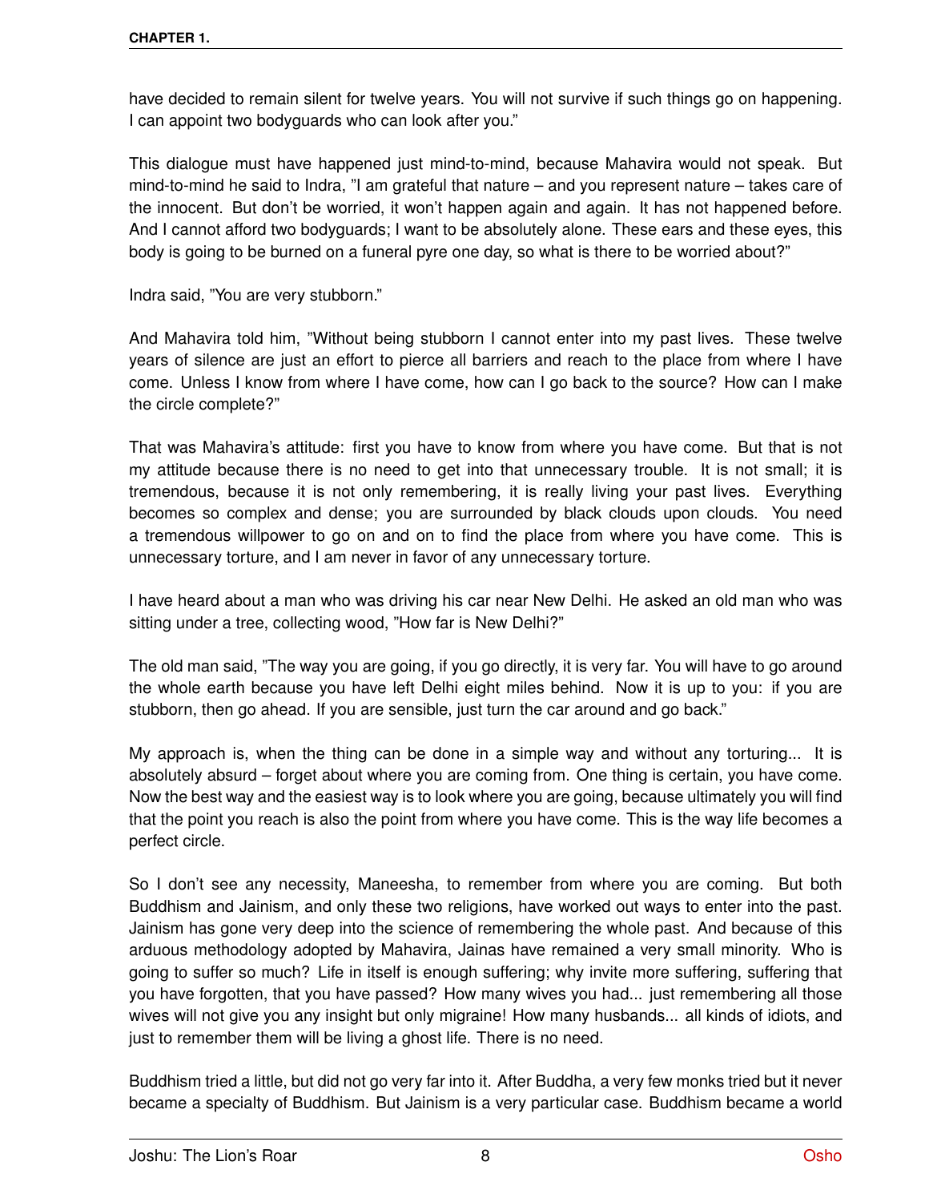have decided to remain silent for twelve years. You will not survive if such things go on happening. I can appoint two bodyguards who can look after you."

This dialogue must have happened just mind-to-mind, because Mahavira would not speak. But mind-to-mind he said to Indra, "I am grateful that nature – and you represent nature – takes care of the innocent. But don't be worried, it won't happen again and again. It has not happened before. And I cannot afford two bodyguards; I want to be absolutely alone. These ears and these eyes, this body is going to be burned on a funeral pyre one day, so what is there to be worried about?"

Indra said, "You are very stubborn."

And Mahavira told him, "Without being stubborn I cannot enter into my past lives. These twelve years of silence are just an effort to pierce all barriers and reach to the place from where I have come. Unless I know from where I have come, how can I go back to the source? How can I make the circle complete?"

That was Mahavira's attitude: first you have to know from where you have come. But that is not my attitude because there is no need to get into that unnecessary trouble. It is not small; it is tremendous, because it is not only remembering, it is really living your past lives. Everything becomes so complex and dense; you are surrounded by black clouds upon clouds. You need a tremendous willpower to go on and on to find the place from where you have come. This is unnecessary torture, and I am never in favor of any unnecessary torture.

I have heard about a man who was driving his car near New Delhi. He asked an old man who was sitting under a tree, collecting wood, "How far is New Delhi?"

The old man said, "The way you are going, if you go directly, it is very far. You will have to go around the whole earth because you have left Delhi eight miles behind. Now it is up to you: if you are stubborn, then go ahead. If you are sensible, just turn the car around and go back."

My approach is, when the thing can be done in a simple way and without any torturing... It is absolutely absurd – forget about where you are coming from. One thing is certain, you have come. Now the best way and the easiest way is to look where you are going, because ultimately you will find that the point you reach is also the point from where you have come. This is the way life becomes a perfect circle.

So I don't see any necessity, Maneesha, to remember from where you are coming. But both Buddhism and Jainism, and only these two religions, have worked out ways to enter into the past. Jainism has gone very deep into the science of remembering the whole past. And because of this arduous methodology adopted by Mahavira, Jainas have remained a very small minority. Who is going to suffer so much? Life in itself is enough suffering; why invite more suffering, suffering that you have forgotten, that you have passed? How many wives you had... just remembering all those wives will not give you any insight but only migraine! How many husbands... all kinds of idiots, and just to remember them will be living a ghost life. There is no need.

Buddhism tried a little, but did not go very far into it. After Buddha, a very few monks tried but it never became a specialty of Buddhism. But Jainism is a very particular case. Buddhism became a world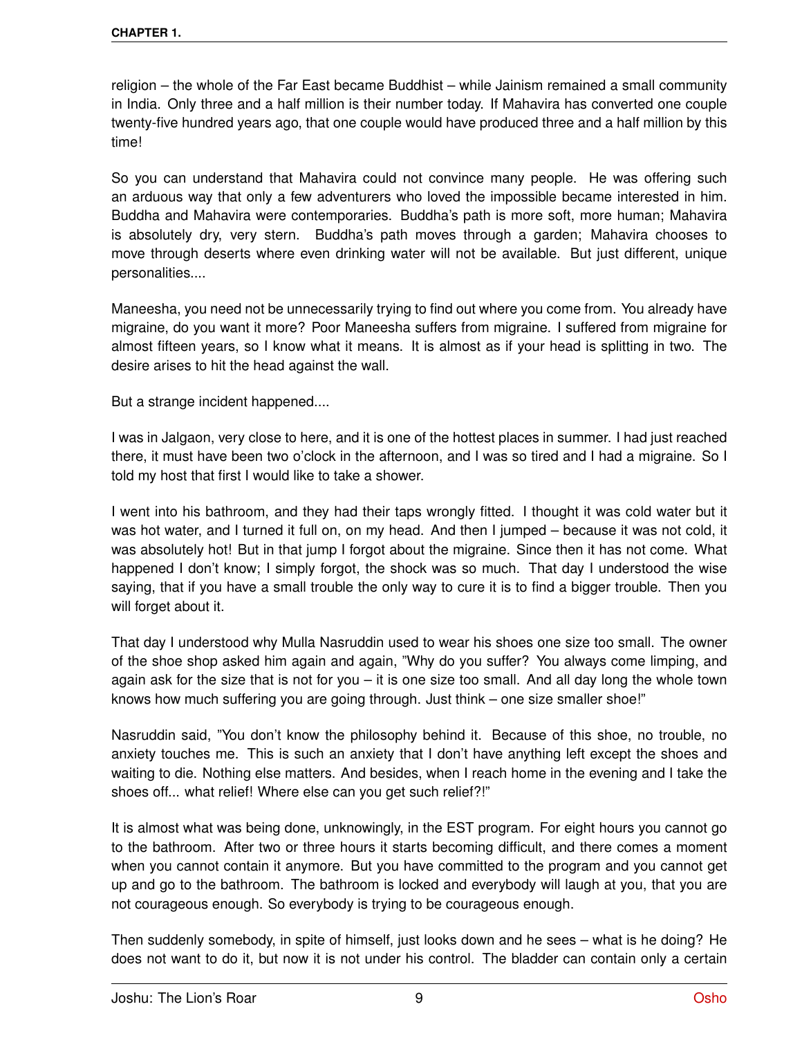religion – the whole of the Far East became Buddhist – while Jainism remained a small community in India. Only three and a half million is their number today. If Mahavira has converted one couple twenty-five hundred years ago, that one couple would have produced three and a half million by this time!

So you can understand that Mahavira could not convince many people. He was offering such an arduous way that only a few adventurers who loved the impossible became interested in him. Buddha and Mahavira were contemporaries. Buddha's path is more soft, more human; Mahavira is absolutely dry, very stern. Buddha's path moves through a garden; Mahavira chooses to move through deserts where even drinking water will not be available. But just different, unique personalities....

Maneesha, you need not be unnecessarily trying to find out where you come from. You already have migraine, do you want it more? Poor Maneesha suffers from migraine. I suffered from migraine for almost fifteen years, so I know what it means. It is almost as if your head is splitting in two. The desire arises to hit the head against the wall.

But a strange incident happened....

I was in Jalgaon, very close to here, and it is one of the hottest places in summer. I had just reached there, it must have been two o'clock in the afternoon, and I was so tired and I had a migraine. So I told my host that first I would like to take a shower.

I went into his bathroom, and they had their taps wrongly fitted. I thought it was cold water but it was hot water, and I turned it full on, on my head. And then I jumped – because it was not cold, it was absolutely hot! But in that jump I forgot about the migraine. Since then it has not come. What happened I don't know; I simply forgot, the shock was so much. That day I understood the wise saying, that if you have a small trouble the only way to cure it is to find a bigger trouble. Then you will forget about it.

That day I understood why Mulla Nasruddin used to wear his shoes one size too small. The owner of the shoe shop asked him again and again, "Why do you suffer? You always come limping, and again ask for the size that is not for you – it is one size too small. And all day long the whole town knows how much suffering you are going through. Just think – one size smaller shoe!"

Nasruddin said, "You don't know the philosophy behind it. Because of this shoe, no trouble, no anxiety touches me. This is such an anxiety that I don't have anything left except the shoes and waiting to die. Nothing else matters. And besides, when I reach home in the evening and I take the shoes off... what relief! Where else can you get such relief?!"

It is almost what was being done, unknowingly, in the EST program. For eight hours you cannot go to the bathroom. After two or three hours it starts becoming difficult, and there comes a moment when you cannot contain it anymore. But you have committed to the program and you cannot get up and go to the bathroom. The bathroom is locked and everybody will laugh at you, that you are not courageous enough. So everybody is trying to be courageous enough.

Then suddenly somebody, in spite of himself, just looks down and he sees – what is he doing? He does not want to do it, but now it is not under his control. The bladder can contain only a certain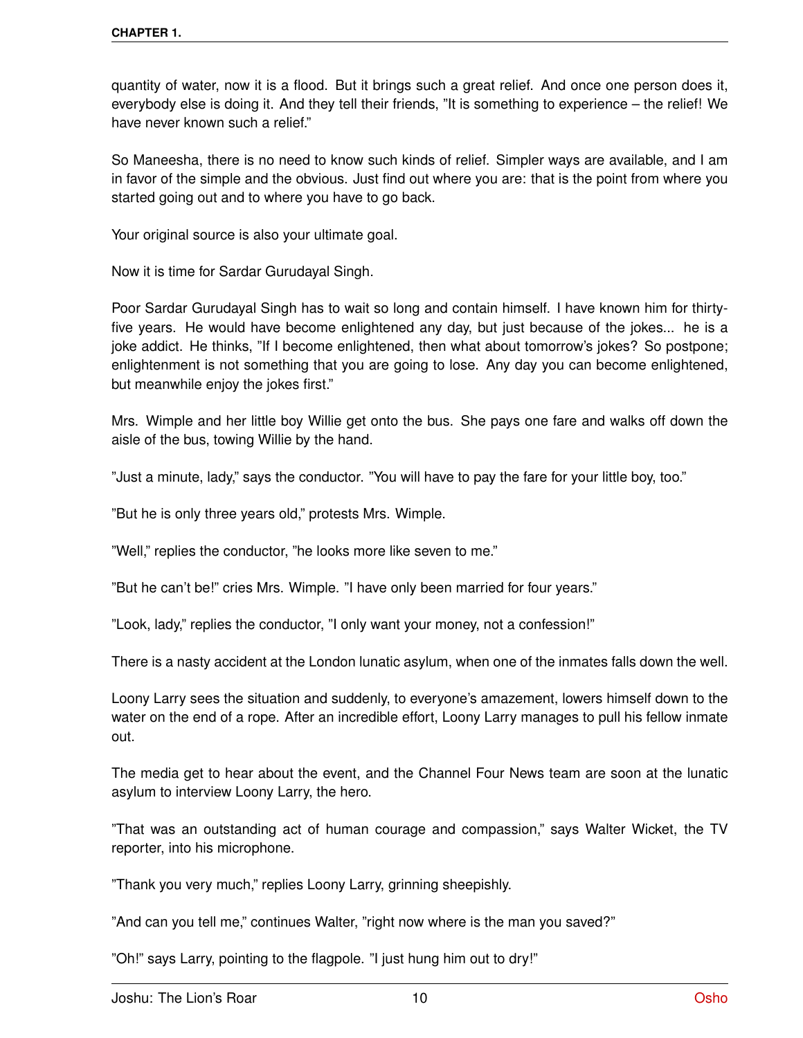quantity of water, now it is a flood. But it brings such a great relief. And once one person does it, everybody else is doing it. And they tell their friends, "It is something to experience – the relief! We have never known such a relief."

So Maneesha, there is no need to know such kinds of relief. Simpler ways are available, and I am in favor of the simple and the obvious. Just find out where you are: that is the point from where you started going out and to where you have to go back.

Your original source is also your ultimate goal.

Now it is time for Sardar Gurudayal Singh.

Poor Sardar Gurudayal Singh has to wait so long and contain himself. I have known him for thirty-five years. He would have become enlightened any day, but just because of the jokes... he is a joke addict. He thinks, "If I become enlightened, then what about tomorrow's jokes? So postpone; enlightenment is not something that you are going to lose. Any day you can become enlightened, but meanwhile enjoy the jokes first."

Mrs. Wimple and her little boy Willie get onto the bus. She pays one fare and walks off down the aisle of the bus, towing Willie by the hand.

"Just a minute, lady," says the conductor. "You will have to pay the fare for your little boy, too."

"But he is only three years old," protests Mrs. Wimple.

"Well," replies the conductor, "he looks more like seven to me."

"But he can't be!" cries Mrs. Wimple. "I have only been married for four years."

"Look, lady," replies the conductor, "I only want your money, not a confession!"

There is a nasty accident at the London lunatic asylum, when one of the inmates falls down the well.

Loony Larry sees the situation and suddenly, to everyone's amazement, lowers himself down to the water on the end of a rope. After an incredible effort, Loony Larry manages to pull his fellow inmate out.

The media get to hear about the event, and the Channel Four News team are soon at the lunatic asylum to interview Loony Larry, the hero.

"That was an outstanding act of human courage and compassion," says Walter Wicket, the TV reporter, into his microphone.

"Thank you very much," replies Loony Larry, grinning sheepishly.

"And can you tell me," continues Walter, "right now where is the man you saved?"

"Oh!" says Larry, pointing to the flagpole. "I just hung him out to dry!"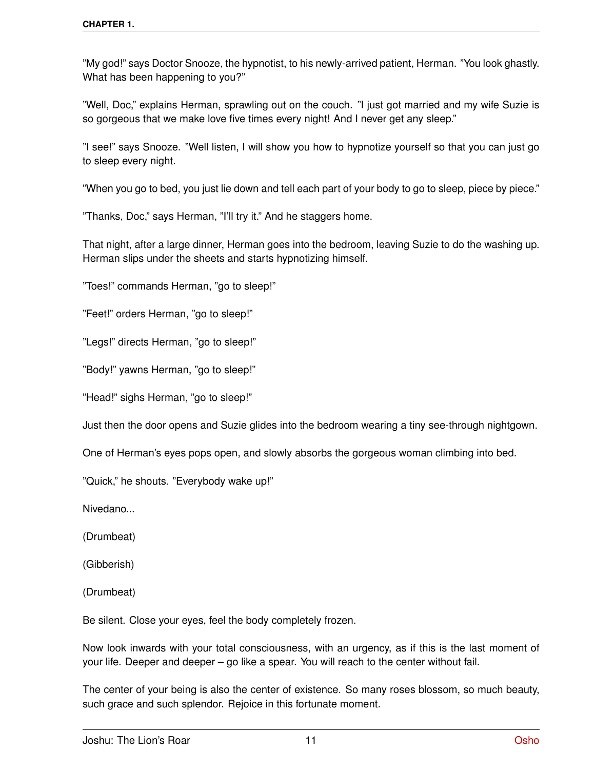"My god!" says Doctor Snooze, the hypnotist, to his newly-arrived patient, Herman. "You look ghastly. What has been happening to you?"

"Well, Doc," explains Herman, sprawling out on the couch. "I just got married and my wife Suzie is so gorgeous that we make love five times every night! And I never get any sleep."

"I see!" says Snooze. "Well listen, I will show you how to hypnotize yourself so that you can just go to sleep every night.

"When you go to bed, you just lie down and tell each part of your body to go to sleep, piece by piece."

"Thanks, Doc," says Herman, "I'll try it." And he staggers home.

That night, after a large dinner, Herman goes into the bedroom, leaving Suzie to do the washing up. Herman slips under the sheets and starts hypnotizing himself.

"Toes!" commands Herman, "go to sleep!"

"Feet!" orders Herman, "go to sleep!"

"Legs!" directs Herman, "go to sleep!"

"Body!" yawns Herman, "go to sleep!"

"Head!" sighs Herman, "go to sleep!"

Just then the door opens and Suzie glides into the bedroom wearing a tiny see-through nightgown.

One of Herman's eyes pops open, and slowly absorbs the gorgeous woman climbing into bed.

"Quick," he shouts. "Everybody wake up!"

Nivedano...

(Drumbeat)

(Gibberish)

(Drumbeat)

Be silent. Close your eyes, feel the body completely frozen.

Now look inwards with your total consciousness, with an urgency, as if this is the last moment of your life. Deeper and deeper – go like a spear. You will reach to the center without fail.

The center of your being is also the center of existence. So many roses blossom, so much beauty, such grace and such splendor. Rejoice in this fortunate moment.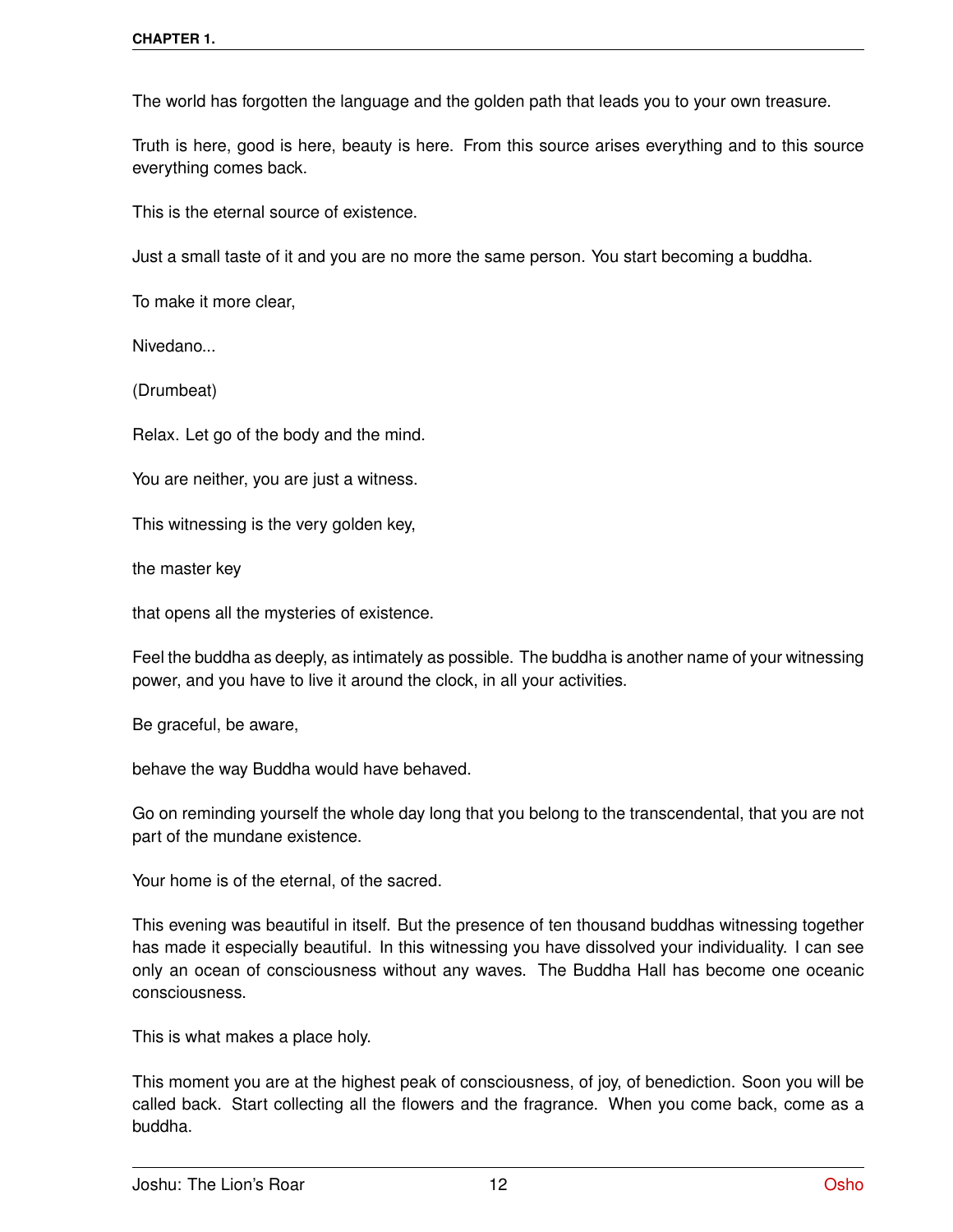The world has forgotten the language and the golden path that leads you to your own treasure.

Truth is here, good is here, beauty is here. From this source arises everything and to this source everything comes back.

This is the eternal source of existence.

Just a small taste of it and you are no more the same person. You start becoming a buddha.

To make it more clear,

Nivedano...

(Drumbeat)

Relax. Let go of the body and the mind.

You are neither, you are just a witness.

This witnessing is the very golden key,

the master key

that opens all the mysteries of existence.

Feel the buddha as deeply, as intimately as possible. The buddha is another name of your witnessing power, and you have to live it around the clock, in all your activities.

Be graceful, be aware,

behave the way Buddha would have behaved.

Go on reminding yourself the whole day long that you belong to the transcendental, that you are not part of the mundane existence.

Your home is of the eternal, of the sacred.

This evening was beautiful in itself. But the presence of ten thousand buddhas witnessing together has made it especially beautiful. In this witnessing you have dissolved your individuality. I can see only an ocean of consciousness without any waves. The Buddha Hall has become one oceanic consciousness.

This is what makes a place holy.

This moment you are at the highest peak of consciousness, of joy, of benediction. Soon you will be called back. Start collecting all the flowers and the fragrance. When you come back, come as a buddha.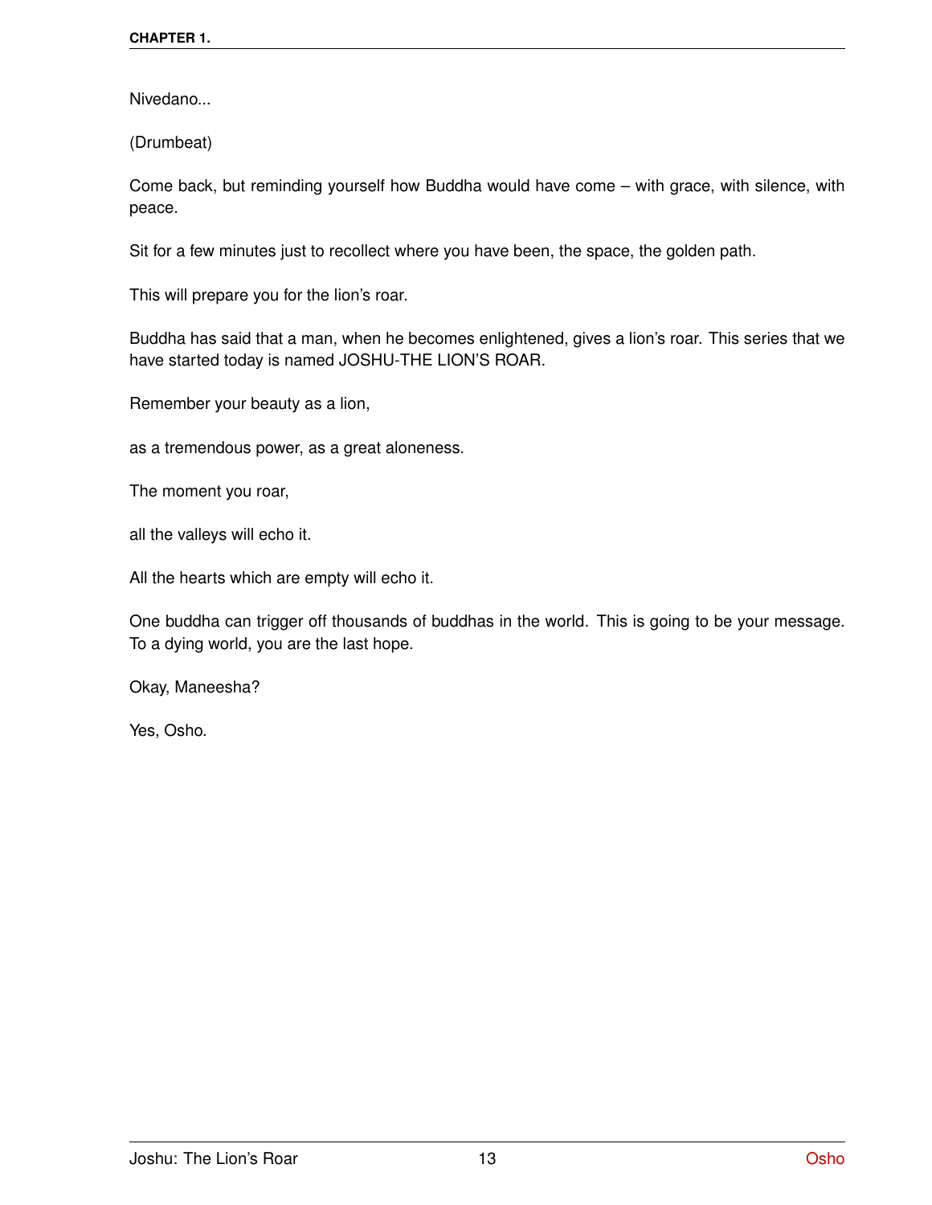Nivedano...

(Drumbeat)

Come back, but reminding yourself how Buddha would have come – with grace, with silence, with peace.

Sit for a few minutes just to recollect where you have been, the space, the golden path.

This will prepare you for the lion's roar.

Buddha has said that a man, when he becomes enlightened, gives a lion's roar. This series that we have started today is named JOSHU-THE LION'S ROAR.

Remember your beauty as a lion,

as a tremendous power, as a great aloneness.

The moment you roar,

all the valleys will echo it.

All the hearts which are empty will echo it.

One buddha can trigger off thousands of buddhas in the world. This is going to be your message. To a dying world, you are the last hope.

Okay, Maneesha?

Yes, Osho.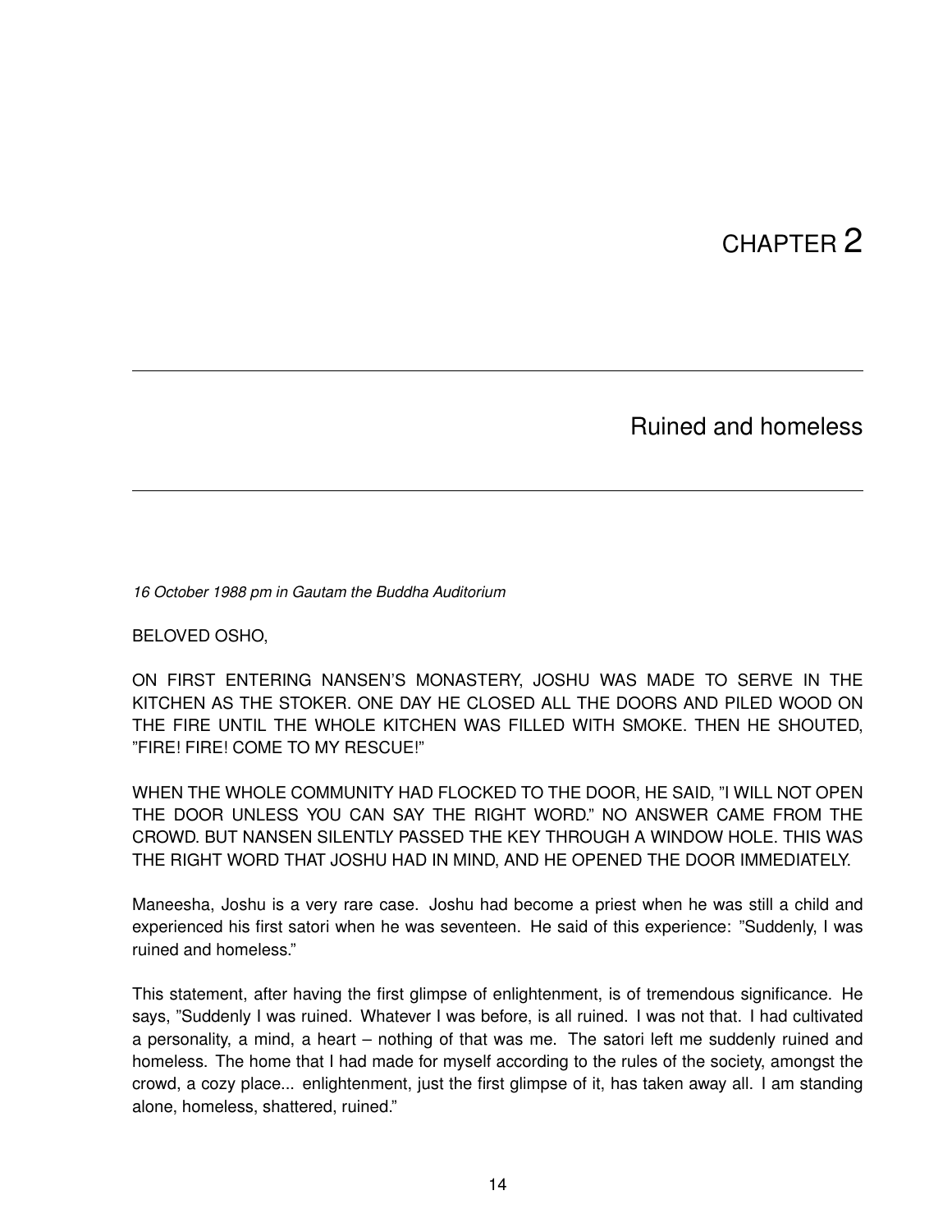# CHAPTER 2

## Ruined and homeless

*16 October 1988 pm in Gautam the Buddha Auditorium*

BELOVED OSHO,

ON FIRST ENTERING NANSEN'S MONASTERY, JOSHU WAS MADE TO SERVE IN THE KITCHEN AS THE STOKER. ONE DAY HE CLOSED ALL THE DOORS AND PILED WOOD ON THE FIRE UNTIL THE WHOLE KITCHEN WAS FILLED WITH SMOKE. THEN HE SHOUTED, "FIRE! FIRE! COME TO MY RESCUE!"

WHEN THE WHOLE COMMUNITY HAD FLOCKED TO THE DOOR, HE SAID, "I WILL NOT OPEN THE DOOR UNLESS YOU CAN SAY THE RIGHT WORD." NO ANSWER CAME FROM THE CROWD. BUT NANSEN SILENTLY PASSED THE KEY THROUGH A WINDOW HOLE. THIS WAS THE RIGHT WORD THAT JOSHU HAD IN MIND, AND HE OPENED THE DOOR IMMEDIATELY.

Maneesha, Joshu is a very rare case. Joshu had become a priest when he was still a child and experienced his first satori when he was seventeen. He said of this experience: "Suddenly, I was ruined and homeless."

This statement, after having the first glimpse of enlightenment, is of tremendous significance. He says, "Suddenly I was ruined. Whatever I was before, is all ruined. I was not that. I had cultivated a personality, a mind, a heart – nothing of that was me. The satori left me suddenly ruined and homeless. The home that I had made for myself according to the rules of the society, amongst the crowd, a cozy place... enlightenment, just the first glimpse of it, has taken away all. I am standing alone, homeless, shattered, ruined."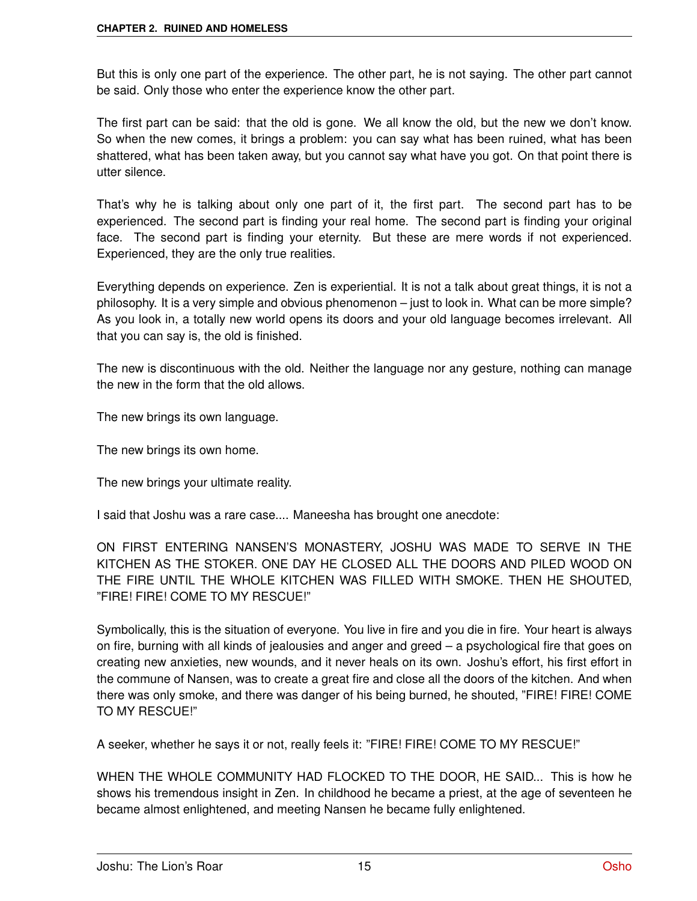But this is only one part of the experience. The other part, he is not saying. The other part cannot be said. Only those who enter the experience know the other part.

The first part can be said: that the old is gone. We all know the old, but the new we don't know. So when the new comes, it brings a problem: you can say what has been ruined, what has been shattered, what has been taken away, but you cannot say what have you got. On that point there is utter silence.

That's why he is talking about only one part of it, the first part. The second part has to be experienced. The second part is finding your real home. The second part is finding your original face. The second part is finding your eternity. But these are mere words if not experienced. Experienced, they are the only true realities.

Everything depends on experience. Zen is experiential. It is not a talk about great things, it is not a philosophy. It is a very simple and obvious phenomenon – just to look in. What can be more simple? As you look in, a totally new world opens its doors and your old language becomes irrelevant. All that you can say is, the old is finished.

The new is discontinuous with the old. Neither the language nor any gesture, nothing can manage the new in the form that the old allows.

The new brings its own language.

The new brings its own home.

The new brings your ultimate reality.

I said that Joshu was a rare case.... Maneesha has brought one anecdote:

ON FIRST ENTERING NANSEN'S MONASTERY, JOSHU WAS MADE TO SERVE IN THE KITCHEN AS THE STOKER. ONE DAY HE CLOSED ALL THE DOORS AND PILED WOOD ON THE FIRE UNTIL THE WHOLE KITCHEN WAS FILLED WITH SMOKE. THEN HE SHOUTED, "FIRE! FIRE! COME TO MY RESCUE!"

Symbolically, this is the situation of everyone. You live in fire and you die in fire. Your heart is always on fire, burning with all kinds of jealousies and anger and greed – a psychological fire that goes on creating new anxieties, new wounds, and it never heals on its own. Joshu's effort, his first effort in the commune of Nansen, was to create a great fire and close all the doors of the kitchen. And when there was only smoke, and there was danger of his being burned, he shouted, "FIRE! FIRE! COME TO MY RESCUE!"

A seeker, whether he says it or not, really feels it: "FIRE! FIRE! COME TO MY RESCUE!"

WHEN THE WHOLE COMMUNITY HAD FLOCKED TO THE DOOR, HE SAID... This is how he shows his tremendous insight in Zen. In childhood he became a priest, at the age of seventeen he became almost enlightened, and meeting Nansen he became fully enlightened.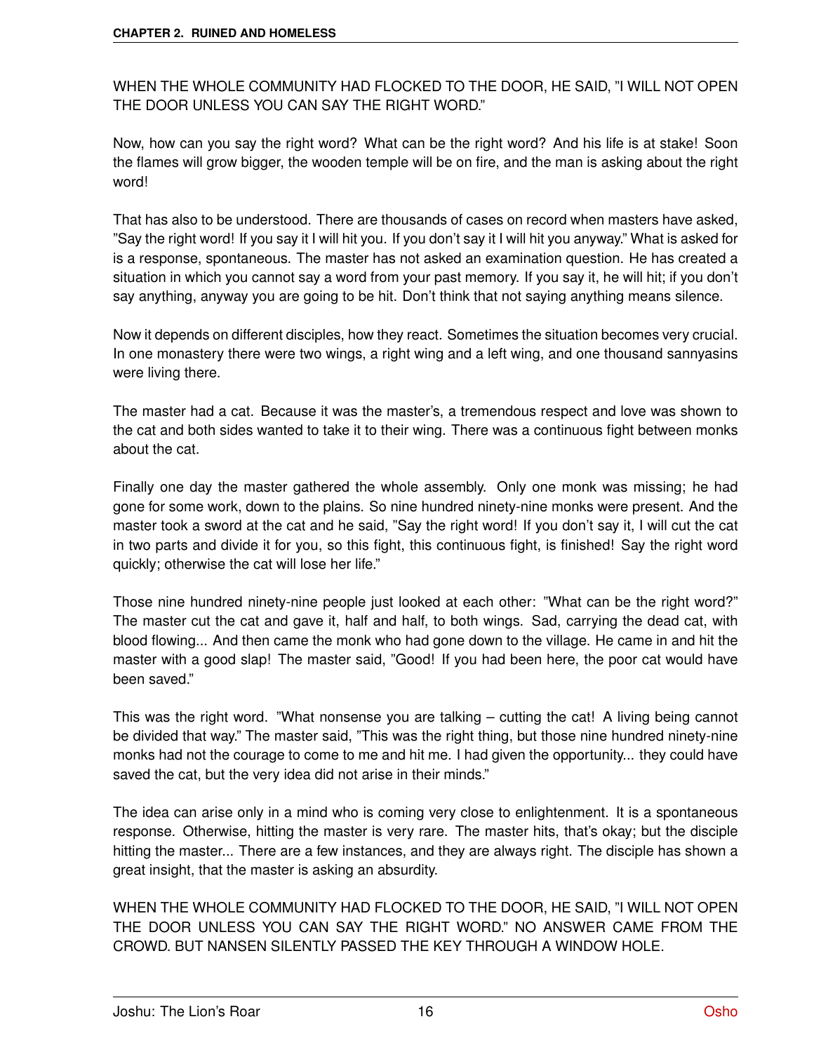WHEN THE WHOLE COMMUNITY HAD FLOCKED TO THE DOOR, HE SAID, "I WILL NOT OPEN THE DOOR UNLESS YOU CAN SAY THE RIGHT WORD."

Now, how can you say the right word? What can be the right word? And his life is at stake! Soon the flames will grow bigger, the wooden temple will be on fire, and the man is asking about the right word!

That has also to be understood. There are thousands of cases on record when masters have asked, "Say the right word! If you say it I will hit you. If you don't say it I will hit you anyway." What is asked for is a response, spontaneous. The master has not asked an examination question. He has created a situation in which you cannot say a word from your past memory. If you say it, he will hit; if you don't say anything, anyway you are going to be hit. Don't think that not saying anything means silence.

Now it depends on different disciples, how they react. Sometimes the situation becomes very crucial. In one monastery there were two wings, a right wing and a left wing, and one thousand sannyasins were living there.

The master had a cat. Because it was the master's, a tremendous respect and love was shown to the cat and both sides wanted to take it to their wing. There was a continuous fight between monks about the cat.

Finally one day the master gathered the whole assembly. Only one monk was missing; he had gone for some work, down to the plains. So nine hundred ninety-nine monks were present. And the master took a sword at the cat and he said, "Say the right word! If you don't say it, I will cut the cat in two parts and divide it for you, so this fight, this continuous fight, is finished! Say the right word quickly; otherwise the cat will lose her life."

Those nine hundred ninety-nine people just looked at each other: "What can be the right word?" The master cut the cat and gave it, half and half, to both wings. Sad, carrying the dead cat, with blood flowing... And then came the monk who had gone down to the village. He came in and hit the master with a good slap! The master said, "Good! If you had been here, the poor cat would have been saved."

This was the right word. "What nonsense you are talking – cutting the cat! A living being cannot be divided that way." The master said, "This was the right thing, but those nine hundred ninety-nine monks had not the courage to come to me and hit me. I had given the opportunity... they could have saved the cat, but the very idea did not arise in their minds."

The idea can arise only in a mind who is coming very close to enlightenment. It is a spontaneous response. Otherwise, hitting the master is very rare. The master hits, that's okay; but the disciple hitting the master... There are a few instances, and they are always right. The disciple has shown a great insight, that the master is asking an absurdity.

WHEN THE WHOLE COMMUNITY HAD FLOCKED TO THE DOOR, HE SAID, "I WILL NOT OPEN THE DOOR UNLESS YOU CAN SAY THE RIGHT WORD." NO ANSWER CAME FROM THE CROWD. BUT NANSEN SILENTLY PASSED THE KEY THROUGH A WINDOW HOLE.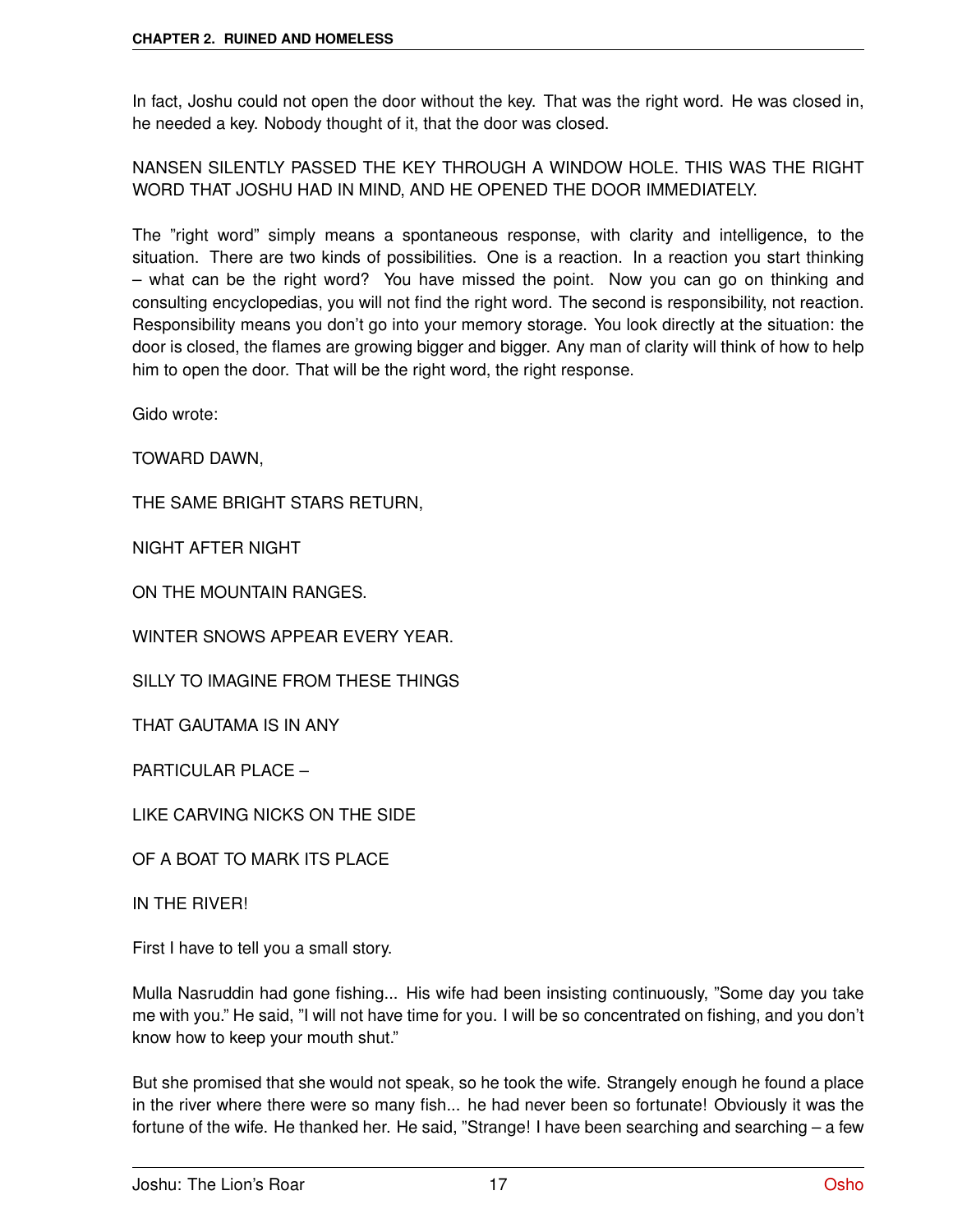In fact, Joshu could not open the door without the key. That was the right word. He was closed in, he needed a key. Nobody thought of it, that the door was closed.

NANSEN SILENTLY PASSED THE KEY THROUGH A WINDOW HOLE. THIS WAS THE RIGHT WORD THAT JOSHU HAD IN MIND, AND HE OPENED THE DOOR IMMEDIATELY.

The "right word" simply means a spontaneous response, with clarity and intelligence, to the situation. There are two kinds of possibilities. One is a reaction. In a reaction you start thinking – what can be the right word? You have missed the point. Now you can go on thinking and consulting encyclopedias, you will not find the right word. The second is responsibility, not reaction. Responsibility means you don't go into your memory storage. You look directly at the situation: the door is closed, the flames are growing bigger and bigger. Any man of clarity will think of how to help him to open the door. That will be the right word, the right response.

Gido wrote:

TOWARD DAWN,

THE SAME BRIGHT STARS RETURN,

NIGHT AFTER NIGHT

ON THE MOUNTAIN RANGES.

WINTER SNOWS APPEAR EVERY YEAR.

SILLY TO IMAGINE FROM THESE THINGS

THAT GAUTAMA IS IN ANY

PARTICULAR PLACE –

LIKE CARVING NICKS ON THE SIDE

OF A BOAT TO MARK ITS PLACE

IN THE RIVER!

First I have to tell you a small story.

Mulla Nasruddin had gone fishing... His wife had been insisting continuously, "Some day you take me with you." He said, "I will not have time for you. I will be so concentrated on fishing, and you don't know how to keep your mouth shut."

But she promised that she would not speak, so he took the wife. Strangely enough he found a place in the river where there were so many fish... he had never been so fortunate! Obviously it was the fortune of the wife. He thanked her. He said, "Strange! I have been searching and searching – a few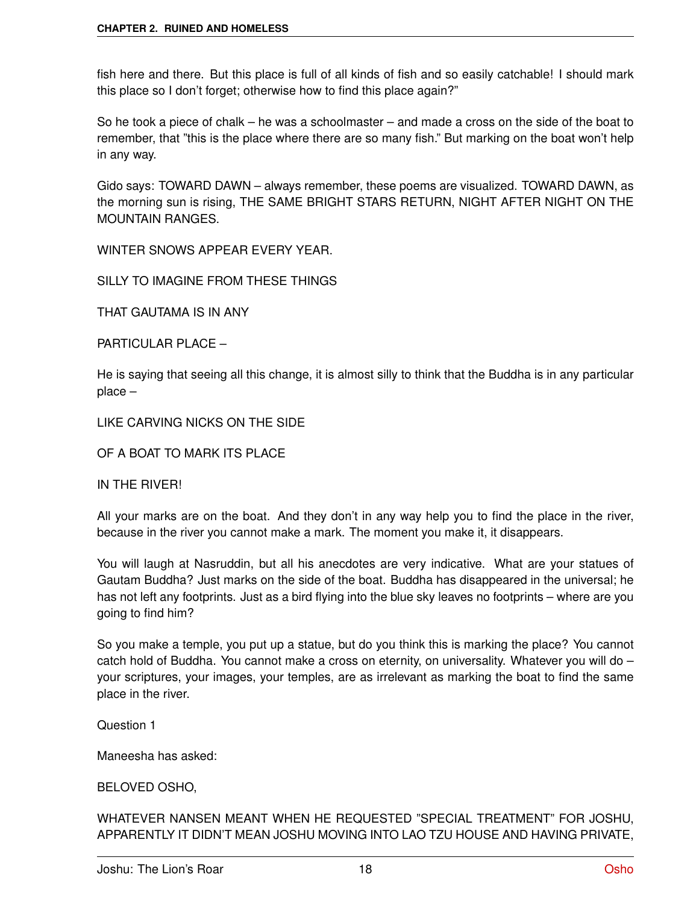fish here and there. But this place is full of all kinds of fish and so easily catchable! I should mark this place so I don't forget; otherwise how to find this place again?"

So he took a piece of chalk – he was a schoolmaster – and made a cross on the side of the boat to remember, that "this is the place where there are so many fish." But marking on the boat won't help in any way.

Gido says: TOWARD DAWN – always remember, these poems are visualized. TOWARD DAWN, as the morning sun is rising, THE SAME BRIGHT STARS RETURN, NIGHT AFTER NIGHT ON THE MOUNTAIN RANGES.

WINTER SNOWS APPEAR EVERY YEAR.

SILLY TO IMAGINE FROM THESE THINGS

THAT GAUTAMA IS IN ANY

PARTICULAR PLACE –

He is saying that seeing all this change, it is almost silly to think that the Buddha is in any particular place –

LIKE CARVING NICKS ON THE SIDE

OF A BOAT TO MARK ITS PLACE

IN THE RIVER!

All your marks are on the boat. And they don't in any way help you to find the place in the river, because in the river you cannot make a mark. The moment you make it, it disappears.

You will laugh at Nasruddin, but all his anecdotes are very indicative. What are your statues of Gautam Buddha? Just marks on the side of the boat. Buddha has disappeared in the universal; he has not left any footprints. Just as a bird flying into the blue sky leaves no footprints – where are you going to find him?

So you make a temple, you put up a statue, but do you think this is marking the place? You cannot catch hold of Buddha. You cannot make a cross on eternity, on universality. Whatever you will do – your scriptures, your images, your temples, are as irrelevant as marking the boat to find the same place in the river.

Question 1

Maneesha has asked:

BELOVED OSHO,

WHATEVER NANSEN MEANT WHEN HE REQUESTED "SPECIAL TREATMENT" FOR JOSHU, APPARENTLY IT DIDN'T MEAN JOSHU MOVING INTO LAO TZU HOUSE AND HAVING PRIVATE,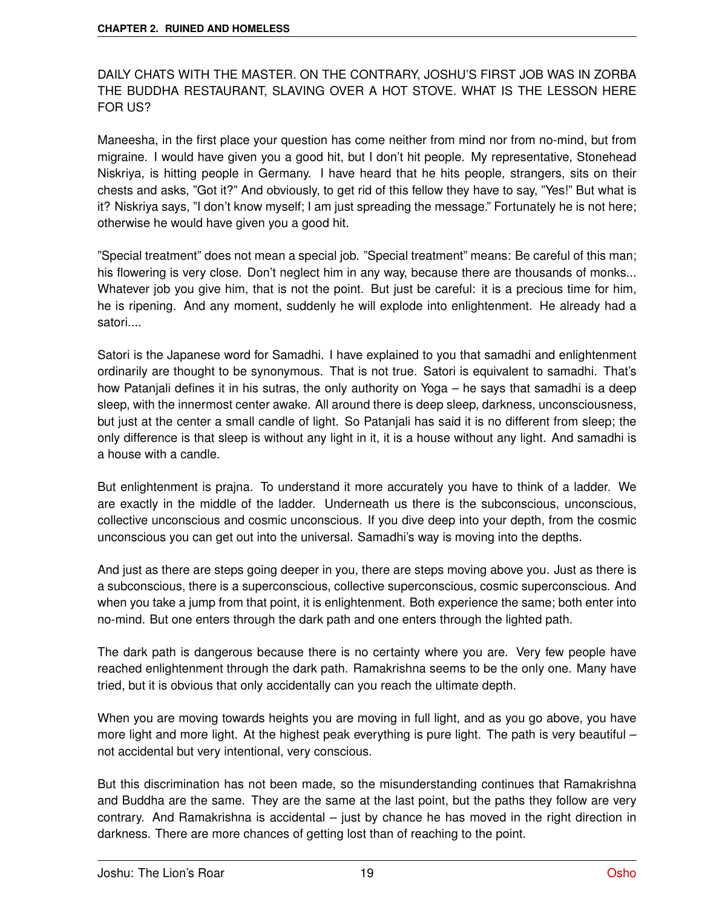DAILY CHATS WITH THE MASTER. ON THE CONTRARY, JOSHU'S FIRST JOB WAS IN ZORBA THE BUDDHA RESTAURANT, SLAVING OVER A HOT STOVE. WHAT IS THE LESSON HERE FOR US?

Maneesha, in the first place your question has come neither from mind nor from no-mind, but from migraine. I would have given you a good hit, but I don't hit people. My representative, Stonehead Niskriya, is hitting people in Germany. I have heard that he hits people, strangers, sits on their chests and asks, "Got it?" And obviously, to get rid of this fellow they have to say, "Yes!" But what is it? Niskriya says, "I don't know myself; I am just spreading the message." Fortunately he is not here; otherwise he would have given you a good hit.

"Special treatment" does not mean a special job. "Special treatment" means: Be careful of this man; his flowering is very close. Don't neglect him in any way, because there are thousands of monks... Whatever job you give him, that is not the point. But just be careful: it is a precious time for him, he is ripening. And any moment, suddenly he will explode into enlightenment. He already had a satori....

Satori is the Japanese word for Samadhi. I have explained to you that samadhi and enlightenment ordinarily are thought to be synonymous. That is not true. Satori is equivalent to samadhi. That's how Patanjali defines it in his sutras, the only authority on Yoga – he says that samadhi is a deep sleep, with the innermost center awake. All around there is deep sleep, darkness, unconsciousness, but just at the center a small candle of light. So Patanjali has said it is no different from sleep; the only difference is that sleep is without any light in it, it is a house without any light. And samadhi is a house with a candle.

But enlightenment is prajna. To understand it more accurately you have to think of a ladder. We are exactly in the middle of the ladder. Underneath us there is the subconscious, unconscious, collective unconscious and cosmic unconscious. If you dive deep into your depth, from the cosmic unconscious you can get out into the universal. Samadhi's way is moving into the depths.

And just as there are steps going deeper in you, there are steps moving above you. Just as there is a subconscious, there is a superconscious, collective superconscious, cosmic superconscious. And when you take a jump from that point, it is enlightenment. Both experience the same; both enter into no-mind. But one enters through the dark path and one enters through the lighted path.

The dark path is dangerous because there is no certainty where you are. Very few people have reached enlightenment through the dark path. Ramakrishna seems to be the only one. Many have tried, but it is obvious that only accidentally can you reach the ultimate depth.

When you are moving towards heights you are moving in full light, and as you go above, you have more light and more light. At the highest peak everything is pure light. The path is very beautiful – not accidental but very intentional, very conscious.

But this discrimination has not been made, so the misunderstanding continues that Ramakrishna and Buddha are the same. They are the same at the last point, but the paths they follow are very contrary. And Ramakrishna is accidental – just by chance he has moved in the right direction in darkness. There are more chances of getting lost than of reaching to the point.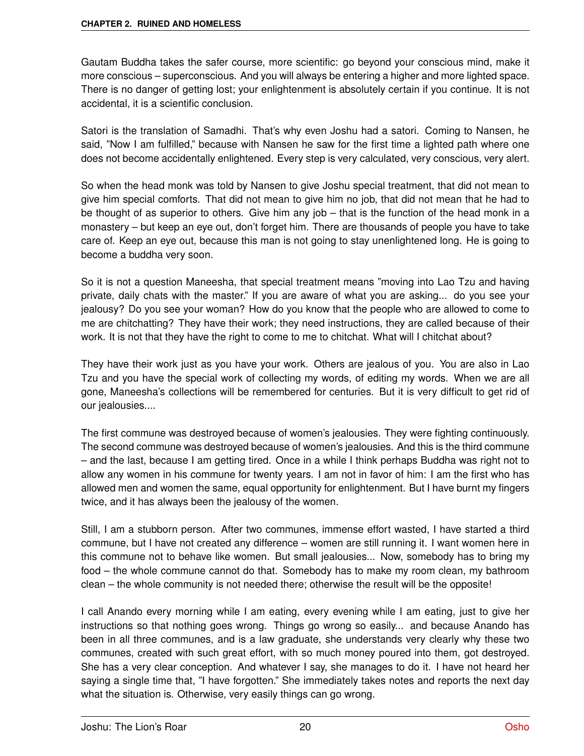Gautam Buddha takes the safer course, more scientific: go beyond your conscious mind, make it more conscious – superconscious. And you will always be entering a higher and more lighted space. There is no danger of getting lost; your enlightenment is absolutely certain if you continue. It is not accidental, it is a scientific conclusion.

Satori is the translation of Samadhi. That's why even Joshu had a satori. Coming to Nansen, he said, "Now I am fulfilled," because with Nansen he saw for the first time a lighted path where one does not become accidentally enlightened. Every step is very calculated, very conscious, very alert.

So when the head monk was told by Nansen to give Joshu special treatment, that did not mean to give him special comforts. That did not mean to give him no job, that did not mean that he had to be thought of as superior to others. Give him any job – that is the function of the head monk in a monastery – but keep an eye out, don't forget him. There are thousands of people you have to take care of. Keep an eye out, because this man is not going to stay unenlightened long. He is going to become a buddha very soon.

So it is not a question Maneesha, that special treatment means "moving into Lao Tzu and having private, daily chats with the master." If you are aware of what you are asking... do you see your jealousy? Do you see your woman? How do you know that the people who are allowed to come to me are chitchatting? They have their work; they need instructions, they are called because of their work. It is not that they have the right to come to me to chitchat. What will I chitchat about?

They have their work just as you have your work. Others are jealous of you. You are also in Lao Tzu and you have the special work of collecting my words, of editing my words. When we are all gone, Maneesha's collections will be remembered for centuries. But it is very difficult to get rid of our jealousies....

The first commune was destroyed because of women's jealousies. They were fighting continuously. The second commune was destroyed because of women's jealousies. And this is the third commune – and the last, because I am getting tired. Once in a while I think perhaps Buddha was right not to allow any women in his commune for twenty years. I am not in favor of him: I am the first who has allowed men and women the same, equal opportunity for enlightenment. But I have burnt my fingers twice, and it has always been the jealousy of the women.

Still, I am a stubborn person. After two communes, immense effort wasted, I have started a third commune, but I have not created any difference – women are still running it. I want women here in this commune not to behave like women. But small jealousies... Now, somebody has to bring my food – the whole commune cannot do that. Somebody has to make my room clean, my bathroom clean – the whole community is not needed there; otherwise the result will be the opposite!

I call Anando every morning while I am eating, every evening while I am eating, just to give her instructions so that nothing goes wrong. Things go wrong so easily... and because Anando has been in all three communes, and is a law graduate, she understands very clearly why these two communes, created with such great effort, with so much money poured into them, got destroyed. She has a very clear conception. And whatever I say, she manages to do it. I have not heard her saying a single time that, "I have forgotten." She immediately takes notes and reports the next day what the situation is. Otherwise, very easily things can go wrong.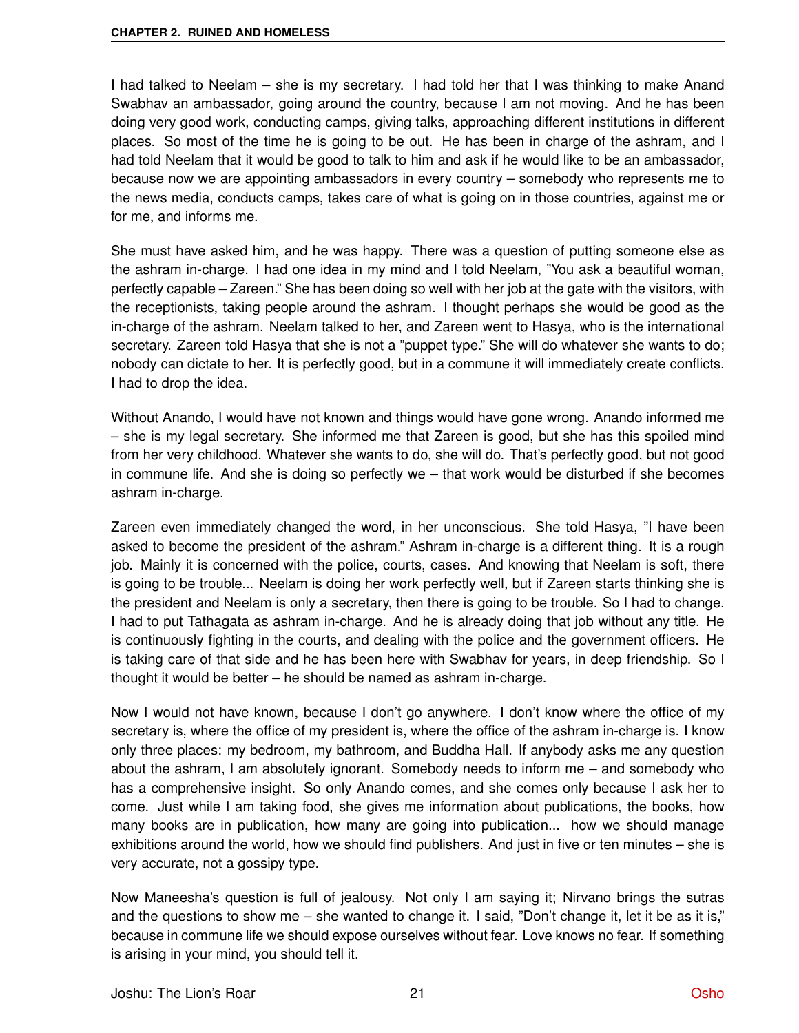I had talked to Neelam – she is my secretary. I had told her that I was thinking to make Anand Swabhav an ambassador, going around the country, because I am not moving. And he has been doing very good work, conducting camps, giving talks, approaching different institutions in different places. So most of the time he is going to be out. He has been in charge of the ashram, and I had told Neelam that it would be good to talk to him and ask if he would like to be an ambassador, because now we are appointing ambassadors in every country – somebody who represents me to the news media, conducts camps, takes care of what is going on in those countries, against me or for me, and informs me.

She must have asked him, and he was happy. There was a question of putting someone else as the ashram in-charge. I had one idea in my mind and I told Neelam, "You ask a beautiful woman, perfectly capable – Zareen." She has been doing so well with her job at the gate with the visitors, with the receptionists, taking people around the ashram. I thought perhaps she would be good as the in-charge of the ashram. Neelam talked to her, and Zareen went to Hasya, who is the international secretary. Zareen told Hasya that she is not a "puppet type." She will do whatever she wants to do; nobody can dictate to her. It is perfectly good, but in a commune it will immediately create conflicts. I had to drop the idea.

Without Anando, I would have not known and things would have gone wrong. Anando informed me – she is my legal secretary. She informed me that Zareen is good, but she has this spoiled mind from her very childhood. Whatever she wants to do, she will do. That's perfectly good, but not good in commune life. And she is doing so perfectly we – that work would be disturbed if she becomes ashram in-charge.

Zareen even immediately changed the word, in her unconscious. She told Hasya, "I have been asked to become the president of the ashram." Ashram in-charge is a different thing. It is a rough job. Mainly it is concerned with the police, courts, cases. And knowing that Neelam is soft, there is going to be trouble... Neelam is doing her work perfectly well, but if Zareen starts thinking she is the president and Neelam is only a secretary, then there is going to be trouble. So I had to change. I had to put Tathagata as ashram in-charge. And he is already doing that job without any title. He is continuously fighting in the courts, and dealing with the police and the government officers. He is taking care of that side and he has been here with Swabhav for years, in deep friendship. So I thought it would be better – he should be named as ashram in-charge.

Now I would not have known, because I don't go anywhere. I don't know where the office of my secretary is, where the office of my president is, where the office of the ashram in-charge is. I know only three places: my bedroom, my bathroom, and Buddha Hall. If anybody asks me any question about the ashram, I am absolutely ignorant. Somebody needs to inform me – and somebody who has a comprehensive insight. So only Anando comes, and she comes only because I ask her to come. Just while I am taking food, she gives me information about publications, the books, how many books are in publication, how many are going into publication... how we should manage exhibitions around the world, how we should find publishers. And just in five or ten minutes – she is very accurate, not a gossipy type.

Now Maneesha's question is full of jealousy. Not only I am saying it; Nirvano brings the sutras and the questions to show me – she wanted to change it. I said, "Don't change it, let it be as it is," because in commune life we should expose ourselves without fear. Love knows no fear. If something is arising in your mind, you should tell it.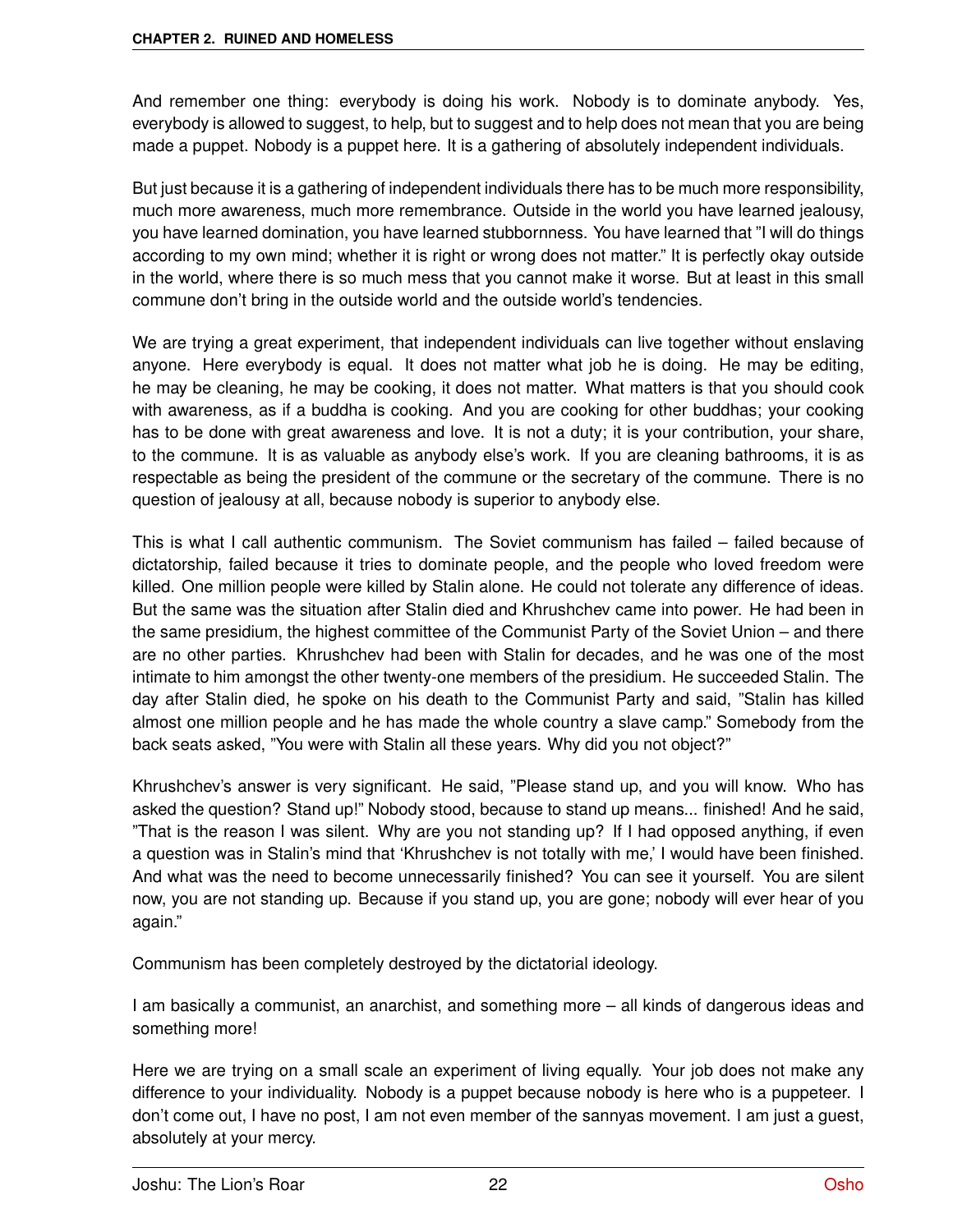And remember one thing: everybody is doing his work. Nobody is to dominate anybody. Yes, everybody is allowed to suggest, to help, but to suggest and to help does not mean that you are being made a puppet. Nobody is a puppet here. It is a gathering of absolutely independent individuals.

But just because it is a gathering of independent individuals there has to be much more responsibility, much more awareness, much more remembrance. Outside in the world you have learned jealousy, you have learned domination, you have learned stubbornness. You have learned that "I will do things according to my own mind; whether it is right or wrong does not matter." It is perfectly okay outside in the world, where there is so much mess that you cannot make it worse. But at least in this small commune don't bring in the outside world and the outside world's tendencies.

We are trying a great experiment, that independent individuals can live together without enslaving anyone. Here everybody is equal. It does not matter what job he is doing. He may be editing, he may be cleaning, he may be cooking, it does not matter. What matters is that you should cook with awareness, as if a buddha is cooking. And you are cooking for other buddhas; your cooking has to be done with great awareness and love. It is not a duty; it is your contribution, your share, to the commune. It is as valuable as anybody else's work. If you are cleaning bathrooms, it is as respectable as being the president of the commune or the secretary of the commune. There is no question of jealousy at all, because nobody is superior to anybody else.

This is what I call authentic communism. The Soviet communism has failed – failed because of dictatorship, failed because it tries to dominate people, and the people who loved freedom were killed. One million people were killed by Stalin alone. He could not tolerate any difference of ideas. But the same was the situation after Stalin died and Khrushchev came into power. He had been in the same presidium, the highest committee of the Communist Party of the Soviet Union – and there are no other parties. Khrushchev had been with Stalin for decades, and he was one of the most intimate to him amongst the other twenty-one members of the presidium. He succeeded Stalin. The day after Stalin died, he spoke on his death to the Communist Party and said, "Stalin has killed almost one million people and he has made the whole country a slave camp." Somebody from the back seats asked, "You were with Stalin all these years. Why did you not object?"

Khrushchev's answer is very significant. He said, "Please stand up, and you will know. Who has asked the question? Stand up!" Nobody stood, because to stand up means... finished! And he said, "That is the reason I was silent. Why are you not standing up? If I had opposed anything, if even a question was in Stalin's mind that 'Khrushchev is not totally with me,' I would have been finished. And what was the need to become unnecessarily finished? You can see it yourself. You are silent now, you are not standing up. Because if you stand up, you are gone; nobody will ever hear of you again."

Communism has been completely destroyed by the dictatorial ideology.

I am basically a communist, an anarchist, and something more – all kinds of dangerous ideas and something more!

Here we are trying on a small scale an experiment of living equally. Your job does not make any difference to your individuality. Nobody is a puppet because nobody is here who is a puppeteer. I don't come out, I have no post, I am not even member of the sannyas movement. I am just a guest, absolutely at your mercy.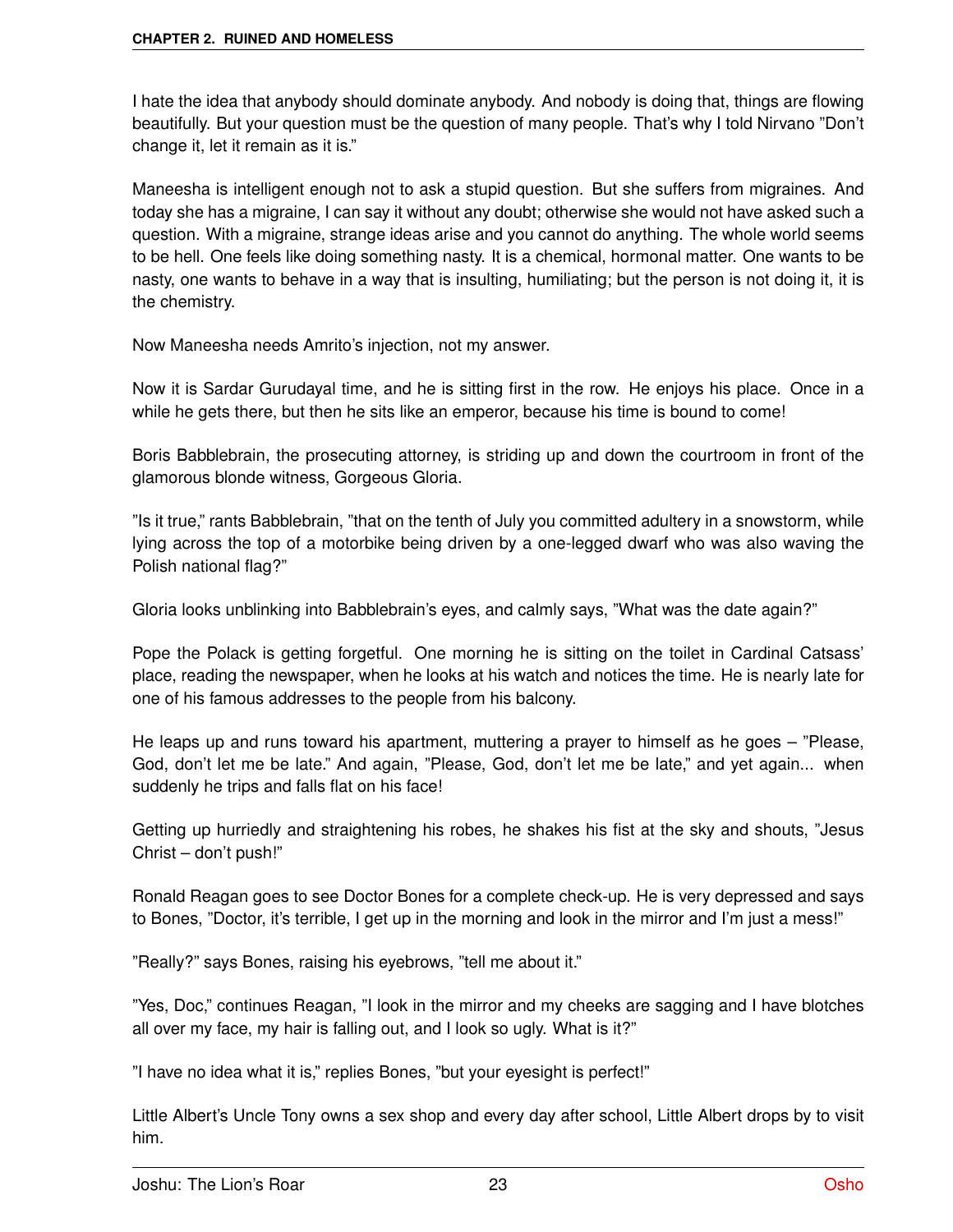I hate the idea that anybody should dominate anybody. And nobody is doing that, things are flowing beautifully. But your question must be the question of many people. That's why I told Nirvano "Don't change it, let it remain as it is."

Maneesha is intelligent enough not to ask a stupid question. But she suffers from migraines. And today she has a migraine, I can say it without any doubt; otherwise she would not have asked such a question. With a migraine, strange ideas arise and you cannot do anything. The whole world seems to be hell. One feels like doing something nasty. It is a chemical, hormonal matter. One wants to be nasty, one wants to behave in a way that is insulting, humiliating; but the person is not doing it, it is the chemistry.

Now Maneesha needs Amrito's injection, not my answer.

Now it is Sardar Gurudayal time, and he is sitting first in the row. He enjoys his place. Once in a while he gets there, but then he sits like an emperor, because his time is bound to come!

Boris Babblebrain, the prosecuting attorney, is striding up and down the courtroom in front of the glamorous blonde witness, Gorgeous Gloria.

"Is it true," rants Babblebrain, "that on the tenth of July you committed adultery in a snowstorm, while lying across the top of a motorbike being driven by a one-legged dwarf who was also waving the Polish national flag?"

Gloria looks unblinking into Babblebrain's eyes, and calmly says, "What was the date again?"

Pope the Polack is getting forgetful. One morning he is sitting on the toilet in Cardinal Catsass' place, reading the newspaper, when he looks at his watch and notices the time. He is nearly late for one of his famous addresses to the people from his balcony.

He leaps up and runs toward his apartment, muttering a prayer to himself as he goes – "Please, God, don't let me be late." And again, "Please, God, don't let me be late," and yet again... when suddenly he trips and falls flat on his face!

Getting up hurriedly and straightening his robes, he shakes his fist at the sky and shouts, "Jesus Christ – don't push!"

Ronald Reagan goes to see Doctor Bones for a complete check-up. He is very depressed and says to Bones, "Doctor, it's terrible, I get up in the morning and look in the mirror and I'm just a mess!"

"Really?" says Bones, raising his eyebrows, "tell me about it."

"Yes, Doc," continues Reagan, "I look in the mirror and my cheeks are sagging and I have blotches all over my face, my hair is falling out, and I look so ugly. What is it?"

"I have no idea what it is," replies Bones, "but your eyesight is perfect!"

Little Albert's Uncle Tony owns a sex shop and every day after school, Little Albert drops by to visit him.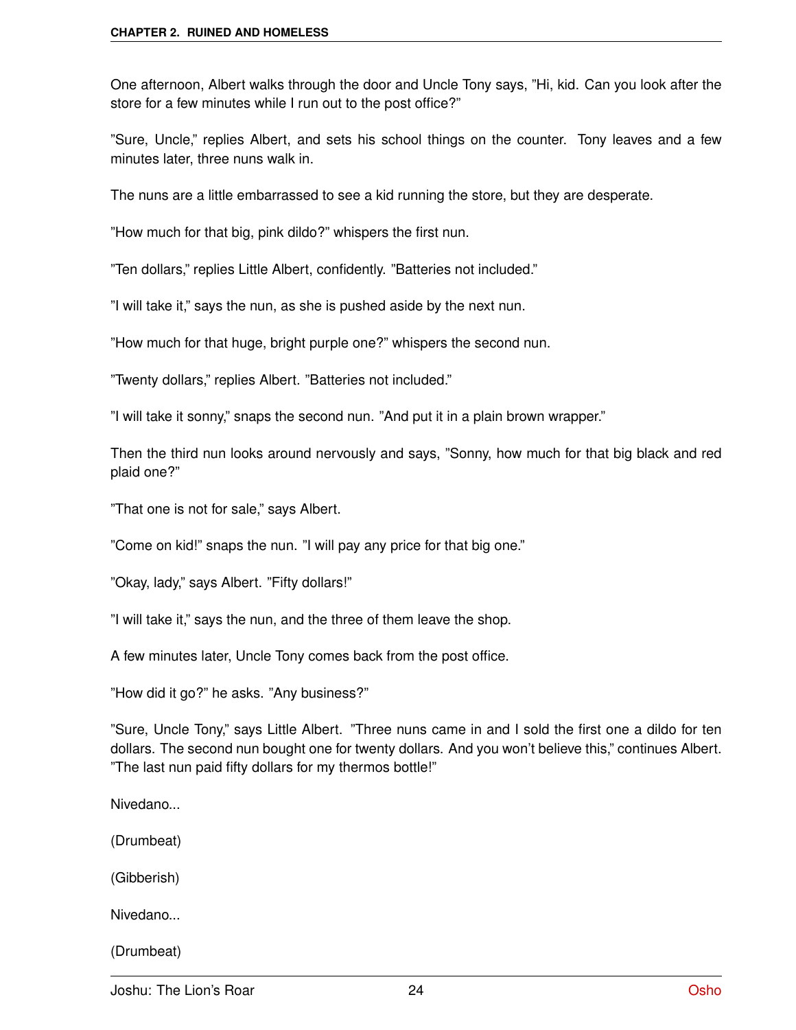One afternoon, Albert walks through the door and Uncle Tony says, "Hi, kid. Can you look after the store for a few minutes while I run out to the post office?"

"Sure, Uncle," replies Albert, and sets his school things on the counter. Tony leaves and a few minutes later, three nuns walk in.

The nuns are a little embarrassed to see a kid running the store, but they are desperate.

"How much for that big, pink dildo?" whispers the first nun.

"Ten dollars," replies Little Albert, confidently. "Batteries not included."

"I will take it," says the nun, as she is pushed aside by the next nun.

"How much for that huge, bright purple one?" whispers the second nun.

"Twenty dollars," replies Albert. "Batteries not included."

"I will take it sonny," snaps the second nun. "And put it in a plain brown wrapper."

Then the third nun looks around nervously and says, "Sonny, how much for that big black and red plaid one?"

"That one is not for sale," says Albert.

"Come on kid!" snaps the nun. "I will pay any price for that big one."

"Okay, lady," says Albert. "Fifty dollars!"

"I will take it," says the nun, and the three of them leave the shop.

A few minutes later, Uncle Tony comes back from the post office.

"How did it go?" he asks. "Any business?"

"Sure, Uncle Tony," says Little Albert. "Three nuns came in and I sold the first one a dildo for ten dollars. The second nun bought one for twenty dollars. And you won't believe this," continues Albert. "The last nun paid fifty dollars for my thermos bottle!"

Nivedano...

(Drumbeat)

(Gibberish)

Nivedano...

(Drumbeat)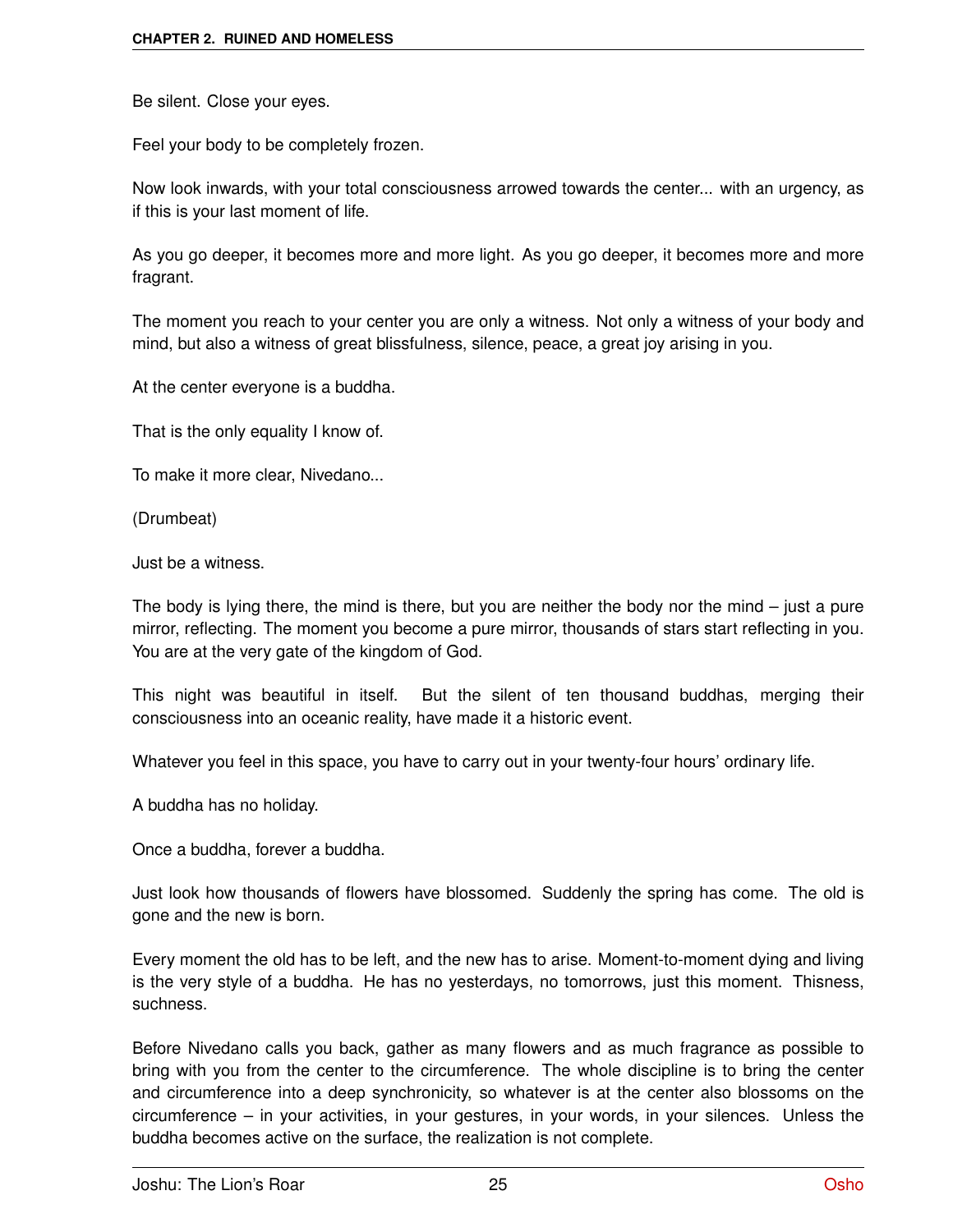Be silent. Close your eyes.

Feel your body to be completely frozen.

Now look inwards, with your total consciousness arrowed towards the center... with an urgency, as if this is your last moment of life.

As you go deeper, it becomes more and more light. As you go deeper, it becomes more and more fragrant.

The moment you reach to your center you are only a witness. Not only a witness of your body and mind, but also a witness of great blissfulness, silence, peace, a great joy arising in you.

At the center everyone is a buddha.

That is the only equality I know of.

To make it more clear, Nivedano...

(Drumbeat)

Just be a witness.

The body is lying there, the mind is there, but you are neither the body nor the mind – just a pure mirror, reflecting. The moment you become a pure mirror, thousands of stars start reflecting in you. You are at the very gate of the kingdom of God.

This night was beautiful in itself. But the silent of ten thousand buddhas, merging their consciousness into an oceanic reality, have made it a historic event.

Whatever you feel in this space, you have to carry out in your twenty-four hours' ordinary life.

A buddha has no holiday.

Once a buddha, forever a buddha.

Just look how thousands of flowers have blossomed. Suddenly the spring has come. The old is gone and the new is born.

Every moment the old has to be left, and the new has to arise. Moment-to-moment dying and living is the very style of a buddha. He has no yesterdays, no tomorrows, just this moment. Thisness, suchness.

Before Nivedano calls you back, gather as many flowers and as much fragrance as possible to bring with you from the center to the circumference. The whole discipline is to bring the center and circumference into a deep synchronicity, so whatever is at the center also blossoms on the circumference – in your activities, in your gestures, in your words, in your silences. Unless the buddha becomes active on the surface, the realization is not complete.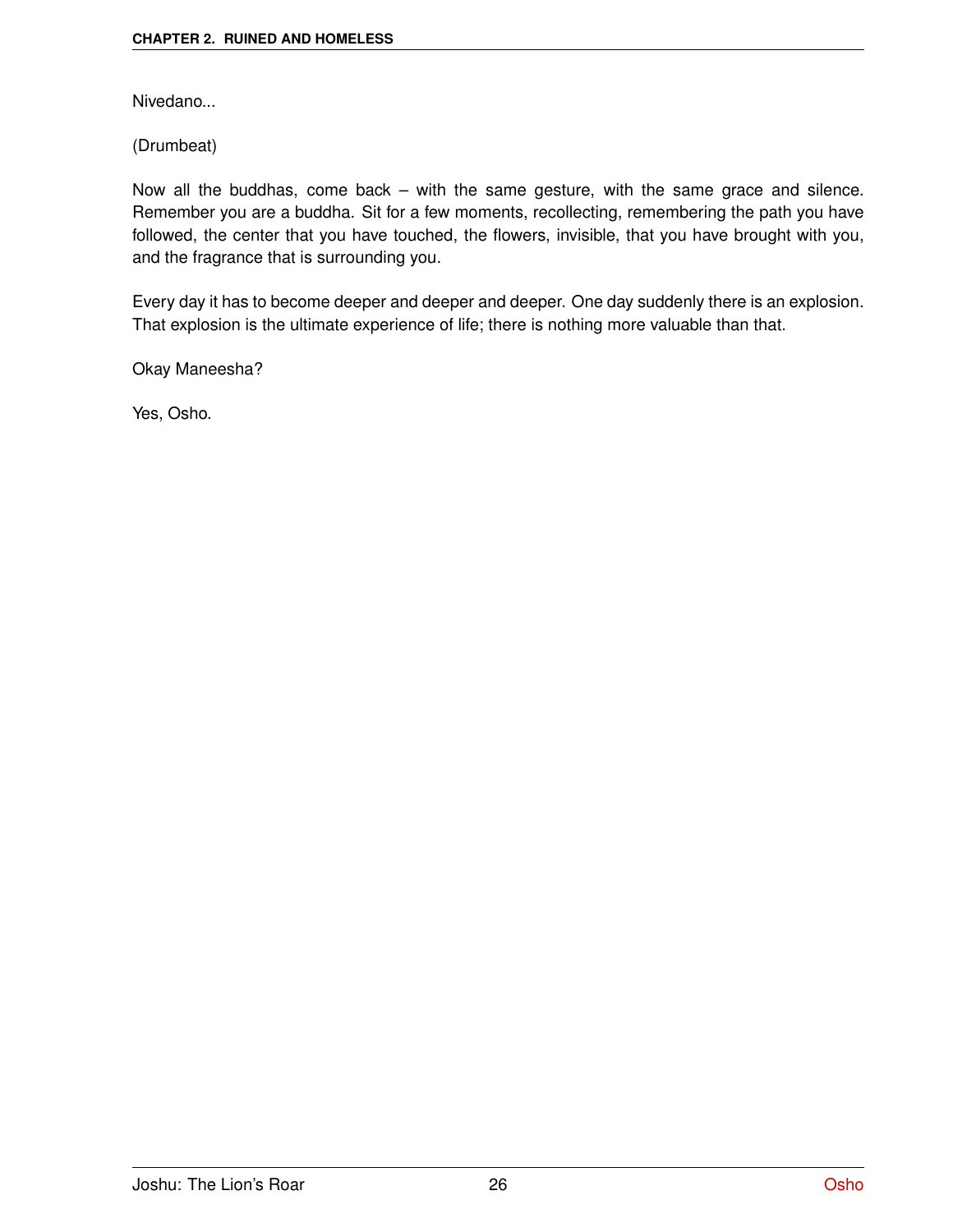Nivedano...

(Drumbeat)

Now all the buddhas, come back – with the same gesture, with the same grace and silence. Remember you are a buddha. Sit for a few moments, recollecting, remembering the path you have followed, the center that you have touched, the flowers, invisible, that you have brought with you, and the fragrance that is surrounding you.

Every day it has to become deeper and deeper and deeper. One day suddenly there is an explosion. That explosion is the ultimate experience of life; there is nothing more valuable than that.

Okay Maneesha?

Yes, Osho.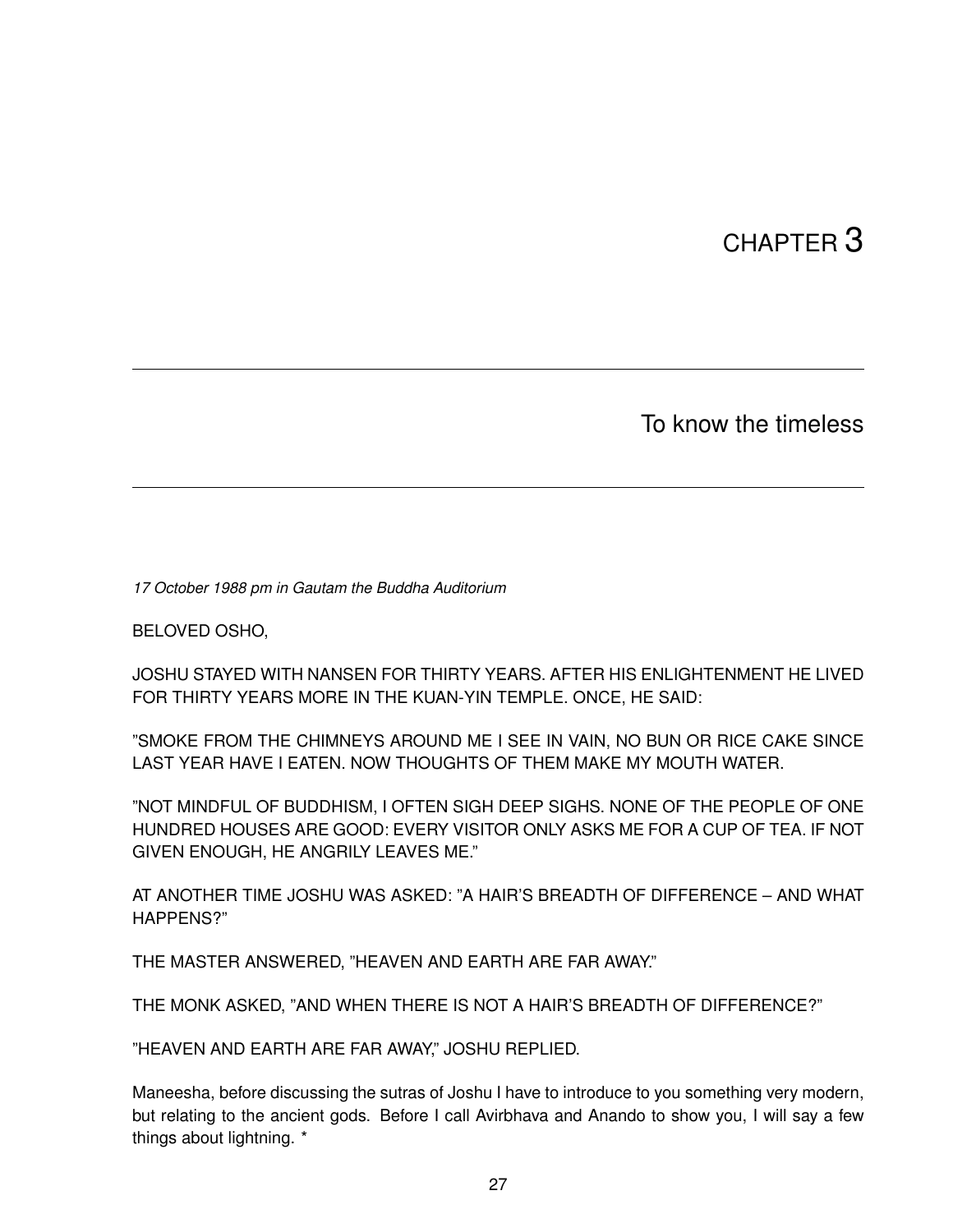# CHAPTER 3

## To know the timeless

*17 October 1988 pm in Gautam the Buddha Auditorium*

BELOVED OSHO,

JOSHU STAYED WITH NANSEN FOR THIRTY YEARS. AFTER HIS ENLIGHTENMENT HE LIVED FOR THIRTY YEARS MORE IN THE KUAN-YIN TEMPLE. ONCE, HE SAID:

"SMOKE FROM THE CHIMNEYS AROUND ME I SEE IN VAIN, NO BUN OR RICE CAKE SINCE LAST YEAR HAVE I EATEN. NOW THOUGHTS OF THEM MAKE MY MOUTH WATER.

"NOT MINDFUL OF BUDDHISM, I OFTEN SIGH DEEP SIGHS. NONE OF THE PEOPLE OF ONE HUNDRED HOUSES ARE GOOD: EVERY VISITOR ONLY ASKS ME FOR A CUP OF TEA. IF NOT GIVEN ENOUGH, HE ANGRILY LEAVES ME."

AT ANOTHER TIME JOSHU WAS ASKED: "A HAIR'S BREADTH OF DIFFERENCE – AND WHAT HAPPENS?"

THE MASTER ANSWERED, "HEAVEN AND EARTH ARE FAR AWAY."

THE MONK ASKED, "AND WHEN THERE IS NOT A HAIR'S BREADTH OF DIFFERENCE?"

"HEAVEN AND EARTH ARE FAR AWAY," JOSHU REPLIED.

Maneesha, before discussing the sutras of Joshu I have to introduce to you something very modern, but relating to the ancient gods. Before I call Avirbhava and Anando to show you, I will say a few things about lightning. *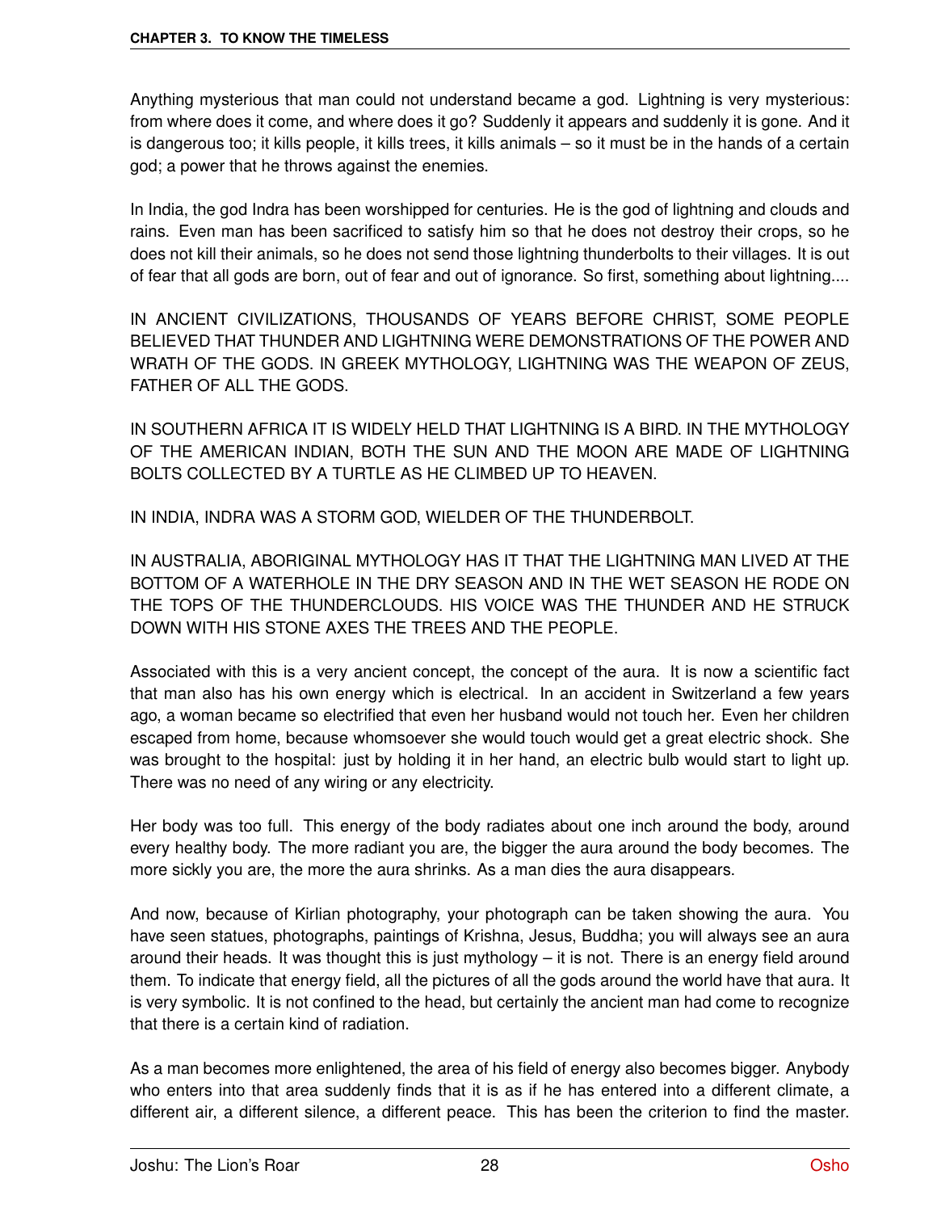Anything mysterious that man could not understand became a god. Lightning is very mysterious: from where does it come, and where does it go? Suddenly it appears and suddenly it is gone. And it is dangerous too; it kills people, it kills trees, it kills animals – so it must be in the hands of a certain god; a power that he throws against the enemies.

In India, the god Indra has been worshipped for centuries. He is the god of lightning and clouds and rains. Even man has been sacrificed to satisfy him so that he does not destroy their crops, so he does not kill their animals, so he does not send those lightning thunderbolts to their villages. It is out of fear that all gods are born, out of fear and out of ignorance. So first, something about lightning....

IN ANCIENT CIVILIZATIONS, THOUSANDS OF YEARS BEFORE CHRIST, SOME PEOPLE BELIEVED THAT THUNDER AND LIGHTNING WERE DEMONSTRATIONS OF THE POWER AND WRATH OF THE GODS. IN GREEK MYTHOLOGY, LIGHTNING WAS THE WEAPON OF ZEUS, FATHER OF ALL THE GODS.

IN SOUTHERN AFRICA IT IS WIDELY HELD THAT LIGHTNING IS A BIRD. IN THE MYTHOLOGY OF THE AMERICAN INDIAN, BOTH THE SUN AND THE MOON ARE MADE OF LIGHTNING BOLTS COLLECTED BY A TURTLE AS HE CLIMBED UP TO HEAVEN.

IN INDIA, INDRA WAS A STORM GOD, WIELDER OF THE THUNDERBOLT.

IN AUSTRALIA, ABORIGINAL MYTHOLOGY HAS IT THAT THE LIGHTNING MAN LIVED AT THE BOTTOM OF A WATERHOLE IN THE DRY SEASON AND IN THE WET SEASON HE RODE ON THE TOPS OF THE THUNDERCLOUDS. HIS VOICE WAS THE THUNDER AND HE STRUCK DOWN WITH HIS STONE AXES THE TREES AND THE PEOPLE.

Associated with this is a very ancient concept, the concept of the aura. It is now a scientific fact that man also has his own energy which is electrical. In an accident in Switzerland a few years ago, a woman became so electrified that even her husband would not touch her. Even her children escaped from home, because whomsoever she would touch would get a great electric shock. She was brought to the hospital: just by holding it in her hand, an electric bulb would start to light up. There was no need of any wiring or any electricity.

Her body was too full. This energy of the body radiates about one inch around the body, around every healthy body. The more radiant you are, the bigger the aura around the body becomes. The more sickly you are, the more the aura shrinks. As a man dies the aura disappears.

And now, because of Kirlian photography, your photograph can be taken showing the aura. You have seen statues, photographs, paintings of Krishna, Jesus, Buddha; you will always see an aura around their heads. It was thought this is just mythology – it is not. There is an energy field around them. To indicate that energy field, all the pictures of all the gods around the world have that aura. It is very symbolic. It is not confined to the head, but certainly the ancient man had come to recognize that there is a certain kind of radiation.

As a man becomes more enlightened, the area of his field of energy also becomes bigger. Anybody who enters into that area suddenly finds that it is as if he has entered into a different climate, a different air, a different silence, a different peace. This has been the criterion to find the master.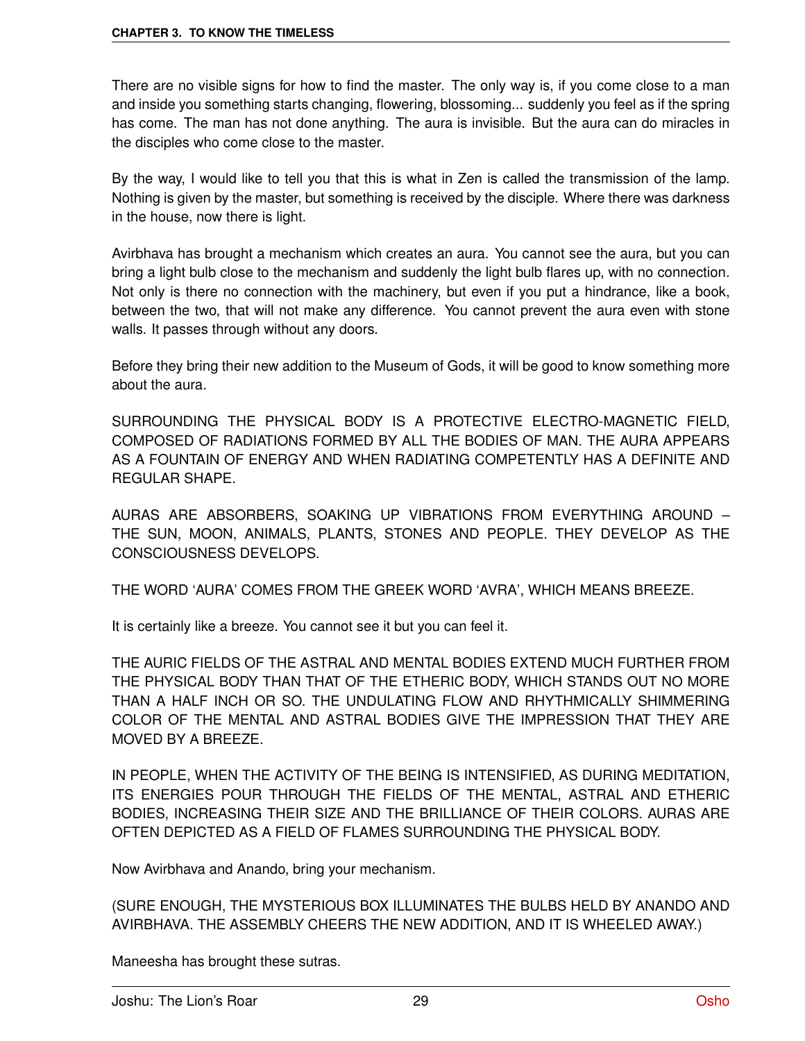There are no visible signs for how to find the master. The only way is, if you come close to a man and inside you something starts changing, flowering, blossoming... suddenly you feel as if the spring has come. The man has not done anything. The aura is invisible. But the aura can do miracles in the disciples who come close to the master.

By the way, I would like to tell you that this is what in Zen is called the transmission of the lamp. Nothing is given by the master, but something is received by the disciple. Where there was darkness in the house, now there is light.

Avirbhava has brought a mechanism which creates an aura. You cannot see the aura, but you can bring a light bulb close to the mechanism and suddenly the light bulb flares up, with no connection. Not only is there no connection with the machinery, but even if you put a hindrance, like a book, between the two, that will not make any difference. You cannot prevent the aura even with stone walls. It passes through without any doors.

Before they bring their new addition to the Museum of Gods, it will be good to know something more about the aura.

SURROUNDING THE PHYSICAL BODY IS A PROTECTIVE ELECTRO-MAGNETIC FIELD, COMPOSED OF RADIATIONS FORMED BY ALL THE BODIES OF MAN. THE AURA APPEARS AS A FOUNTAIN OF ENERGY AND WHEN RADIATING COMPETENTLY HAS A DEFINITE AND REGULAR SHAPE.

AURAS ARE ABSORBERS, SOAKING UP VIBRATIONS FROM EVERYTHING AROUND – THE SUN, MOON, ANIMALS, PLANTS, STONES AND PEOPLE. THEY DEVELOP AS THE CONSCIOUSNESS DEVELOPS.

THE WORD 'AURA' COMES FROM THE GREEK WORD 'AVRA', WHICH MEANS BREEZE.

It is certainly like a breeze. You cannot see it but you can feel it.

THE AURIC FIELDS OF THE ASTRAL AND MENTAL BODIES EXTEND MUCH FURTHER FROM THE PHYSICAL BODY THAN THAT OF THE ETHERIC BODY, WHICH STANDS OUT NO MORE THAN A HALF INCH OR SO. THE UNDULATING FLOW AND RHYTHMICALLY SHIMMERING COLOR OF THE MENTAL AND ASTRAL BODIES GIVE THE IMPRESSION THAT THEY ARE MOVED BY A BREEZE.

IN PEOPLE, WHEN THE ACTIVITY OF THE BEING IS INTENSIFIED, AS DURING MEDITATION, ITS ENERGIES POUR THROUGH THE FIELDS OF THE MENTAL, ASTRAL AND ETHERIC BODIES, INCREASING THEIR SIZE AND THE BRILLIANCE OF THEIR COLORS. AURAS ARE OFTEN DEPICTED AS A FIELD OF FLAMES SURROUNDING THE PHYSICAL BODY.

Now Avirbhava and Anando, bring your mechanism.

(SURE ENOUGH, THE MYSTERIOUS BOX ILLUMINATES THE BULBS HELD BY ANANDO AND AVIRBHAVA. THE ASSEMBLY CHEERS THE NEW ADDITION, AND IT IS WHEELED AWAY.)

Maneesha has brought these sutras.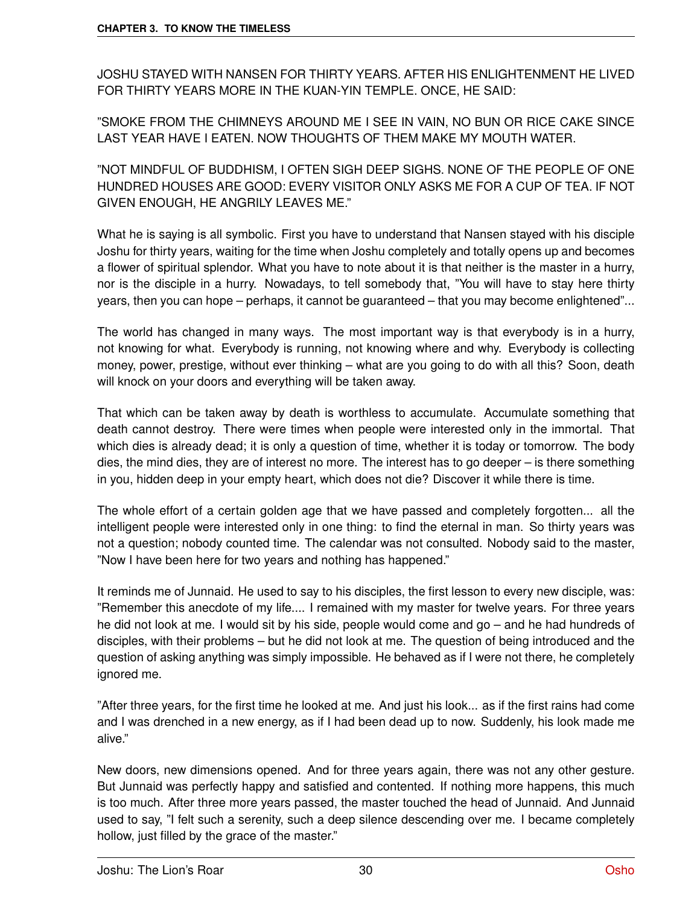JOSHU STAYED WITH NANSEN FOR THIRTY YEARS. AFTER HIS ENLIGHTENMENT HE LIVED FOR THIRTY YEARS MORE IN THE KUAN-YIN TEMPLE. ONCE, HE SAID:

"SMOKE FROM THE CHIMNEYS AROUND ME I SEE IN VAIN, NO BUN OR RICE CAKE SINCE LAST YEAR HAVE I EATEN. NOW THOUGHTS OF THEM MAKE MY MOUTH WATER.

"NOT MINDFUL OF BUDDHISM, I OFTEN SIGH DEEP SIGHS. NONE OF THE PEOPLE OF ONE HUNDRED HOUSES ARE GOOD: EVERY VISITOR ONLY ASKS ME FOR A CUP OF TEA. IF NOT GIVEN ENOUGH, HE ANGRILY LEAVES ME."

What he is saying is all symbolic. First you have to understand that Nansen stayed with his disciple Joshu for thirty years, waiting for the time when Joshu completely and totally opens up and becomes a flower of spiritual splendor. What you have to note about it is that neither is the master in a hurry, nor is the disciple in a hurry. Nowadays, to tell somebody that, "You will have to stay here thirty years, then you can hope – perhaps, it cannot be guaranteed – that you may become enlightened"...

The world has changed in many ways. The most important way is that everybody is in a hurry, not knowing for what. Everybody is running, not knowing where and why. Everybody is collecting money, power, prestige, without ever thinking – what are you going to do with all this? Soon, death will knock on your doors and everything will be taken away.

That which can be taken away by death is worthless to accumulate. Accumulate something that death cannot destroy. There were times when people were interested only in the immortal. That which dies is already dead; it is only a question of time, whether it is today or tomorrow. The body dies, the mind dies, they are of interest no more. The interest has to go deeper – is there something in you, hidden deep in your empty heart, which does not die? Discover it while there is time.

The whole effort of a certain golden age that we have passed and completely forgotten... all the intelligent people were interested only in one thing: to find the eternal in man. So thirty years was not a question; nobody counted time. The calendar was not consulted. Nobody said to the master, "Now I have been here for two years and nothing has happened."

It reminds me of Junnaid. He used to say to his disciples, the first lesson to every new disciple, was: "Remember this anecdote of my life.... I remained with my master for twelve years. For three years he did not look at me. I would sit by his side, people would come and go – and he had hundreds of disciples, with their problems – but he did not look at me. The question of being introduced and the question of asking anything was simply impossible. He behaved as if I were not there, he completely ignored me.

"After three years, for the first time he looked at me. And just his look... as if the first rains had come and I was drenched in a new energy, as if I had been dead up to now. Suddenly, his look made me alive."

New doors, new dimensions opened. And for three years again, there was not any other gesture. But Junnaid was perfectly happy and satisfied and contented. If nothing more happens, this much is too much. After three more years passed, the master touched the head of Junnaid. And Junnaid used to say, "I felt such a serenity, such a deep silence descending over me. I became completely hollow, just filled by the grace of the master."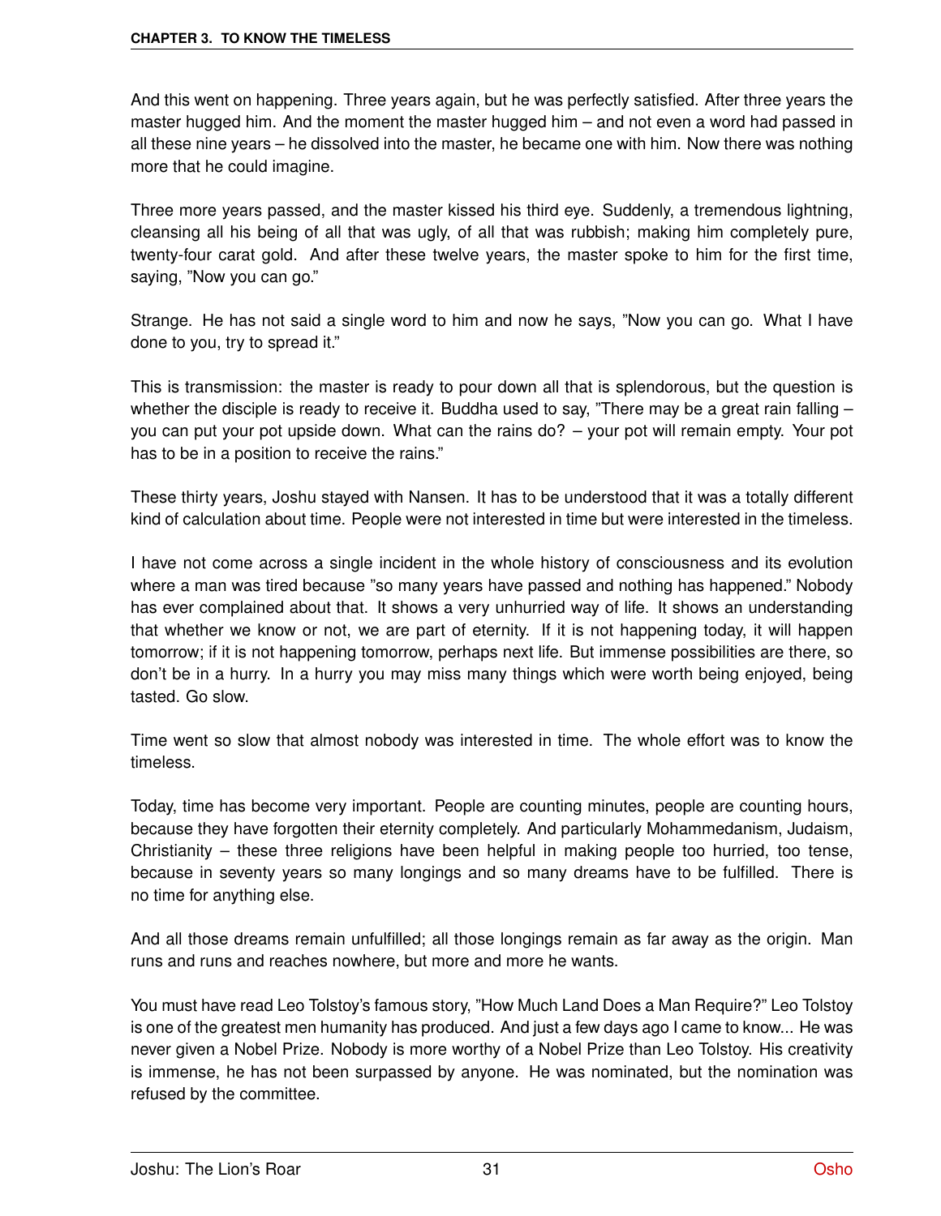And this went on happening. Three years again, but he was perfectly satisfied. After three years the master hugged him. And the moment the master hugged him – and not even a word had passed in all these nine years – he dissolved into the master, he became one with him. Now there was nothing more that he could imagine.

Three more years passed, and the master kissed his third eye. Suddenly, a tremendous lightning, cleansing all his being of all that was ugly, of all that was rubbish; making him completely pure, twenty-four carat gold. And after these twelve years, the master spoke to him for the first time, saying, "Now you can go."

Strange. He has not said a single word to him and now he says, "Now you can go. What I have done to you, try to spread it."

This is transmission: the master is ready to pour down all that is splendorous, but the question is whether the disciple is ready to receive it. Buddha used to say, "There may be a great rain falling – you can put your pot upside down. What can the rains do? – your pot will remain empty. Your pot has to be in a position to receive the rains."

These thirty years, Joshu stayed with Nansen. It has to be understood that it was a totally different kind of calculation about time. People were not interested in time but were interested in the timeless.

I have not come across a single incident in the whole history of consciousness and its evolution where a man was tired because "so many years have passed and nothing has happened." Nobody has ever complained about that. It shows a very unhurried way of life. It shows an understanding that whether we know or not, we are part of eternity. If it is not happening today, it will happen tomorrow; if it is not happening tomorrow, perhaps next life. But immense possibilities are there, so don't be in a hurry. In a hurry you may miss many things which were worth being enjoyed, being tasted. Go slow.

Time went so slow that almost nobody was interested in time. The whole effort was to know the timeless.

Today, time has become very important. People are counting minutes, people are counting hours, because they have forgotten their eternity completely. And particularly Mohammedanism, Judaism, Christianity – these three religions have been helpful in making people too hurried, too tense, because in seventy years so many longings and so many dreams have to be fulfilled. There is no time for anything else.

And all those dreams remain unfulfilled; all those longings remain as far away as the origin. Man runs and runs and reaches nowhere, but more and more he wants.

You must have read Leo Tolstoy's famous story, "How Much Land Does a Man Require?" Leo Tolstoy is one of the greatest men humanity has produced. And just a few days ago I came to know... He was never given a Nobel Prize. Nobody is more worthy of a Nobel Prize than Leo Tolstoy. His creativity is immense, he has not been surpassed by anyone. He was nominated, but the nomination was refused by the committee.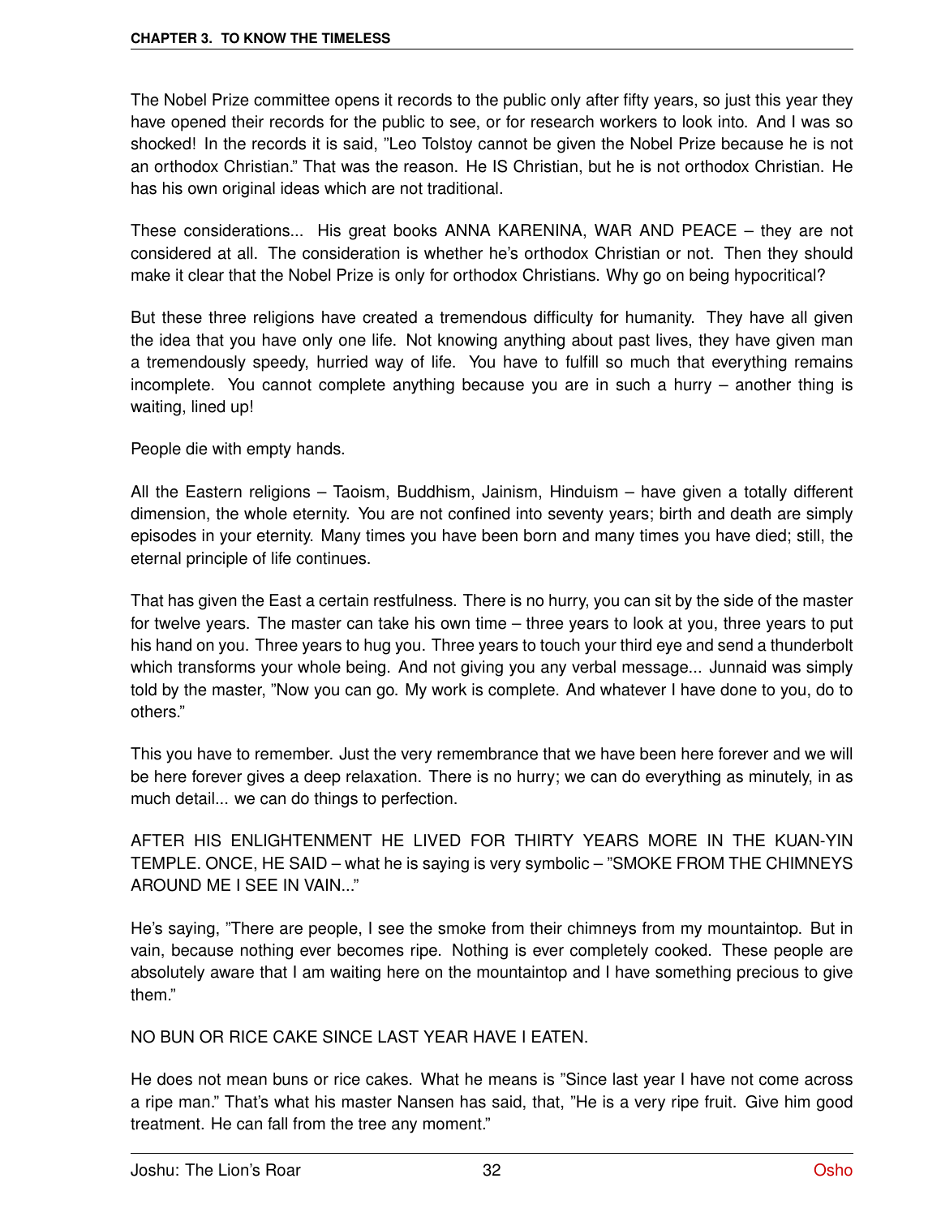The Nobel Prize committee opens it records to the public only after fifty years, so just this year they have opened their records for the public to see, or for research workers to look into. And I was so shocked! In the records it is said, "Leo Tolstoy cannot be given the Nobel Prize because he is not an orthodox Christian." That was the reason. He IS Christian, but he is not orthodox Christian. He has his own original ideas which are not traditional.

These considerations... His great books ANNA KARENINA, WAR AND PEACE – they are not considered at all. The consideration is whether he's orthodox Christian or not. Then they should make it clear that the Nobel Prize is only for orthodox Christians. Why go on being hypocritical?

But these three religions have created a tremendous difficulty for humanity. They have all given the idea that you have only one life. Not knowing anything about past lives, they have given man a tremendously speedy, hurried way of life. You have to fulfill so much that everything remains incomplete. You cannot complete anything because you are in such a hurry – another thing is waiting, lined up!

People die with empty hands.

All the Eastern religions – Taoism, Buddhism, Jainism, Hinduism – have given a totally different dimension, the whole eternity. You are not confined into seventy years; birth and death are simply episodes in your eternity. Many times you have been born and many times you have died; still, the eternal principle of life continues.

That has given the East a certain restfulness. There is no hurry, you can sit by the side of the master for twelve years. The master can take his own time – three years to look at you, three years to put his hand on you. Three years to hug you. Three years to touch your third eye and send a thunderbolt which transforms your whole being. And not giving you any verbal message... Junnaid was simply told by the master, "Now you can go. My work is complete. And whatever I have done to you, do to others."

This you have to remember. Just the very remembrance that we have been here forever and we will be here forever gives a deep relaxation. There is no hurry; we can do everything as minutely, in as much detail... we can do things to perfection.

AFTER HIS ENLIGHTENMENT HE LIVED FOR THIRTY YEARS MORE IN THE KUAN-YIN TEMPLE. ONCE, HE SAID – what he is saying is very symbolic – "SMOKE FROM THE CHIMNEYS AROUND ME I SEE IN VAIN..."

He's saying, "There are people, I see the smoke from their chimneys from my mountaintop. But in vain, because nothing ever becomes ripe. Nothing is ever completely cooked. These people are absolutely aware that I am waiting here on the mountaintop and I have something precious to give them."

NO BUN OR RICE CAKE SINCE LAST YEAR HAVE I EATEN.

He does not mean buns or rice cakes. What he means is "Since last year I have not come across a ripe man." That's what his master Nansen has said, that, "He is a very ripe fruit. Give him good treatment. He can fall from the tree any moment."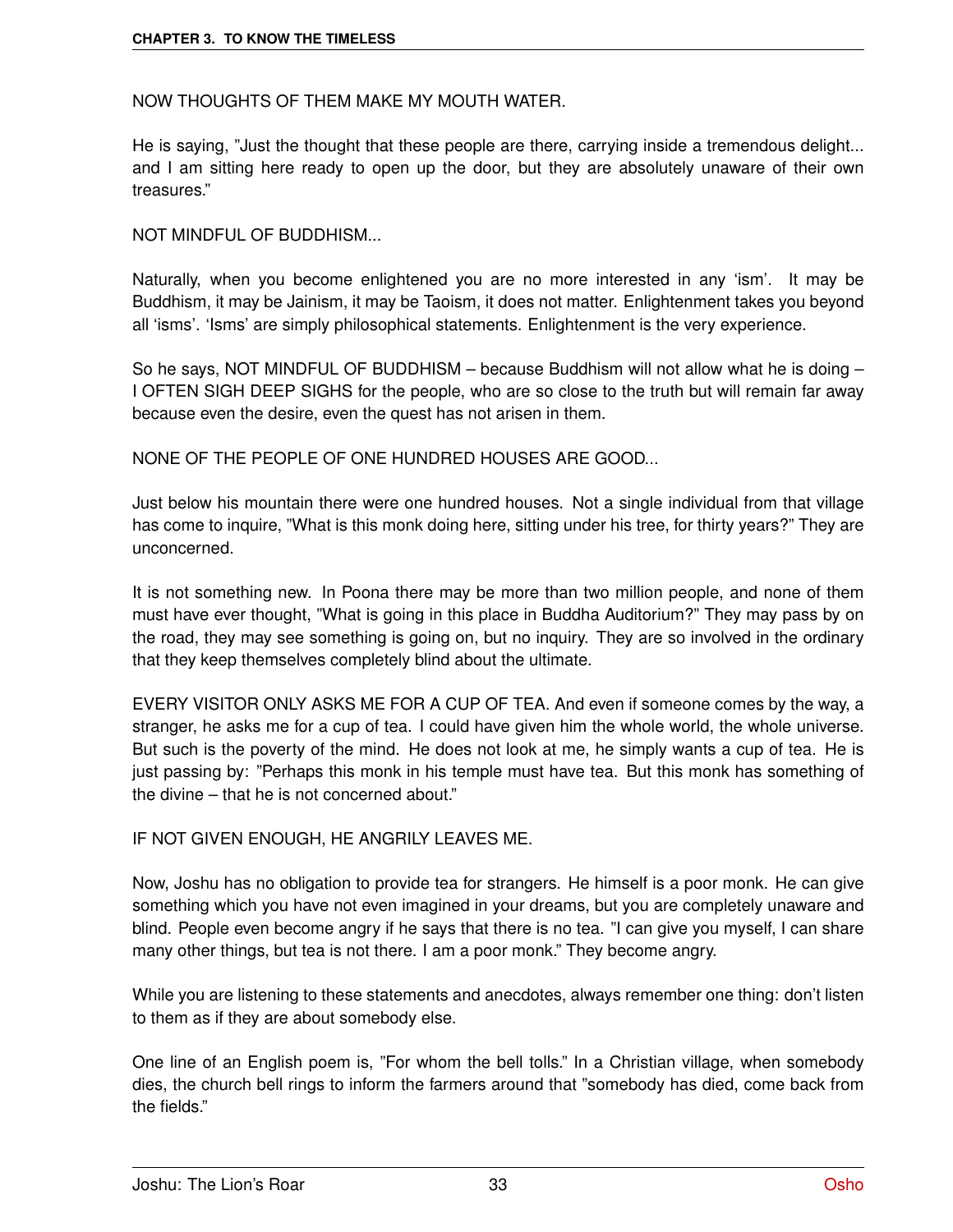NOW THOUGHTS OF THEM MAKE MY MOUTH WATER.

He is saying, "Just the thought that these people are there, carrying inside a tremendous delight... and I am sitting here ready to open up the door, but they are absolutely unaware of their own treasures."

NOT MINDFUL OF BUDDHISM...

Naturally, when you become enlightened you are no more interested in any 'ism'. It may be Buddhism, it may be Jainism, it may be Taoism, it does not matter. Enlightenment takes you beyond all 'isms'. 'Isms' are simply philosophical statements. Enlightenment is the very experience.

So he says, NOT MINDFUL OF BUDDHISM – because Buddhism will not allow what he is doing – I OFTEN SIGH DEEP SIGHS for the people, who are so close to the truth but will remain far away because even the desire, even the quest has not arisen in them.

NONE OF THE PEOPLE OF ONE HUNDRED HOUSES ARE GOOD...

Just below his mountain there were one hundred houses. Not a single individual from that village has come to inquire, "What is this monk doing here, sitting under his tree, for thirty years?" They are unconcerned.

It is not something new. In Poona there may be more than two million people, and none of them must have ever thought, "What is going in this place in Buddha Auditorium?" They may pass by on the road, they may see something is going on, but no inquiry. They are so involved in the ordinary that they keep themselves completely blind about the ultimate.

EVERY VISITOR ONLY ASKS ME FOR A CUP OF TEA. And even if someone comes by the way, a stranger, he asks me for a cup of tea. I could have given him the whole world, the whole universe. But such is the poverty of the mind. He does not look at me, he simply wants a cup of tea. He is just passing by: "Perhaps this monk in his temple must have tea. But this monk has something of the divine – that he is not concerned about."

IF NOT GIVEN ENOUGH, HE ANGRILY LEAVES ME.

Now, Joshu has no obligation to provide tea for strangers. He himself is a poor monk. He can give something which you have not even imagined in your dreams, but you are completely unaware and blind. People even become angry if he says that there is no tea. "I can give you myself, I can share many other things, but tea is not there. I am a poor monk." They become angry.

While you are listening to these statements and anecdotes, always remember one thing: don't listen to them as if they are about somebody else.

One line of an English poem is, "For whom the bell tolls." In a Christian village, when somebody dies, the church bell rings to inform the farmers around that "somebody has died, come back from the fields."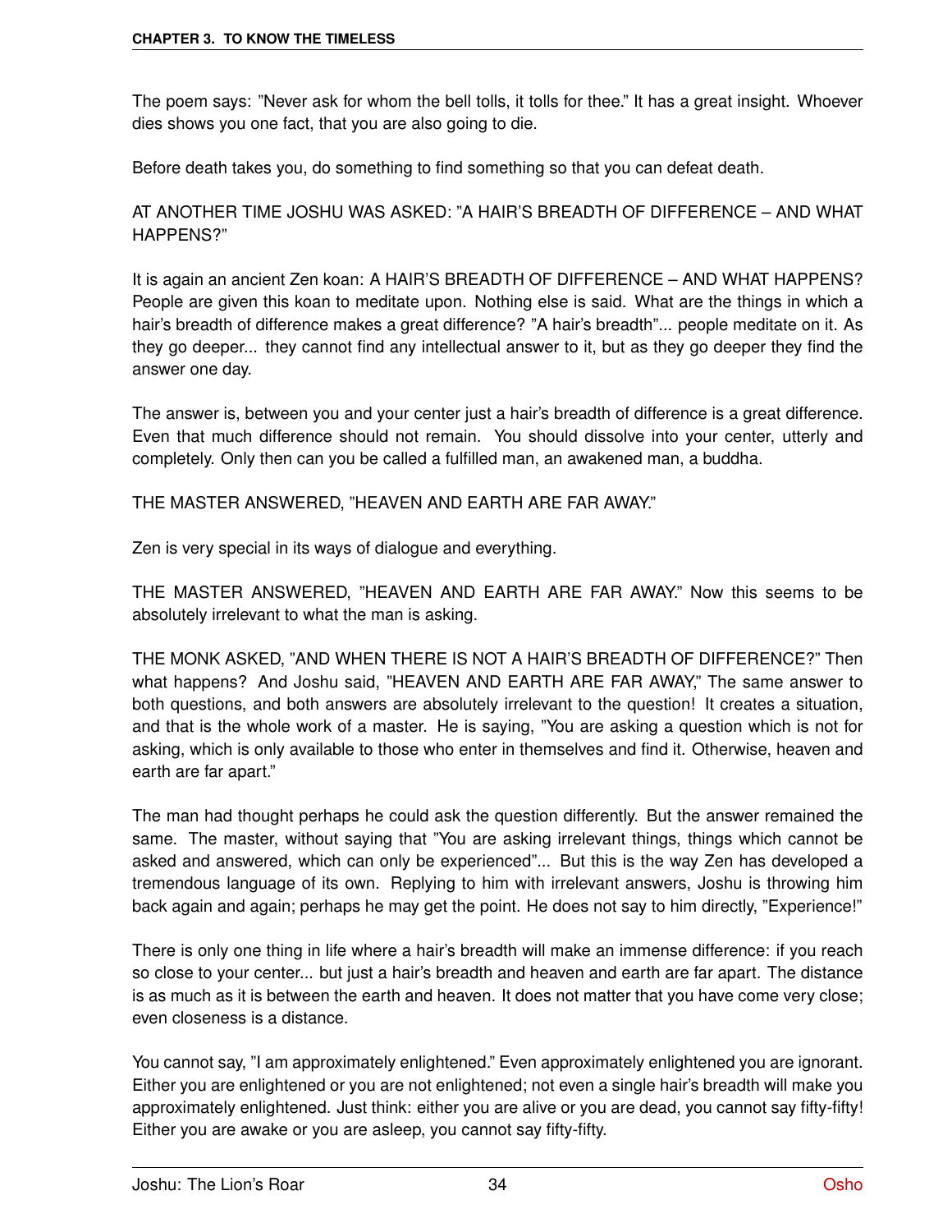The poem says: "Never ask for whom the bell tolls, it tolls for thee." It has a great insight. Whoever dies shows you one fact, that you are also going to die.

Before death takes you, do something to find something so that you can defeat death.

AT ANOTHER TIME JOSHU WAS ASKED: "A HAIR'S BREADTH OF DIFFERENCE – AND WHAT HAPPENS?"

It is again an ancient Zen koan: A HAIR'S BREADTH OF DIFFERENCE – AND WHAT HAPPENS? People are given this koan to meditate upon. Nothing else is said. What are the things in which a hair's breadth of difference makes a great difference? "A hair's breadth"... people meditate on it. As they go deeper... they cannot find any intellectual answer to it, but as they go deeper they find the answer one day.

The answer is, between you and your center just a hair's breadth of difference is a great difference. Even that much difference should not remain. You should dissolve into your center, utterly and completely. Only then can you be called a fulfilled man, an awakened man, a buddha.

THE MASTER ANSWERED, "HEAVEN AND EARTH ARE FAR AWAY."

Zen is very special in its ways of dialogue and everything.

THE MASTER ANSWERED, "HEAVEN AND EARTH ARE FAR AWAY." Now this seems to be absolutely irrelevant to what the man is asking.

THE MONK ASKED, "AND WHEN THERE IS NOT A HAIR'S BREADTH OF DIFFERENCE?" Then what happens? And Joshu said, "HEAVEN AND EARTH ARE FAR AWAY," The same answer to both questions, and both answers are absolutely irrelevant to the question! It creates a situation, and that is the whole work of a master. He is saying, "You are asking a question which is not for asking, which is only available to those who enter in themselves and find it. Otherwise, heaven and earth are far apart."

The man had thought perhaps he could ask the question differently. But the answer remained the same. The master, without saying that "You are asking irrelevant things, things which cannot be asked and answered, which can only be experienced"... But this is the way Zen has developed a tremendous language of its own. Replying to him with irrelevant answers, Joshu is throwing him back again and again; perhaps he may get the point. He does not say to him directly, "Experience!"

There is only one thing in life where a hair's breadth will make an immense difference: if you reach so close to your center... but just a hair's breadth and heaven and earth are far apart. The distance is as much as it is between the earth and heaven. It does not matter that you have come very close; even closeness is a distance.

You cannot say, "I am approximately enlightened." Even approximately enlightened you are ignorant. Either you are enlightened or you are not enlightened; not even a single hair's breadth will make you approximately enlightened. Just think: either you are alive or you are dead, you cannot say fifty-fifty! Either you are awake or you are asleep, you cannot say fifty-fifty.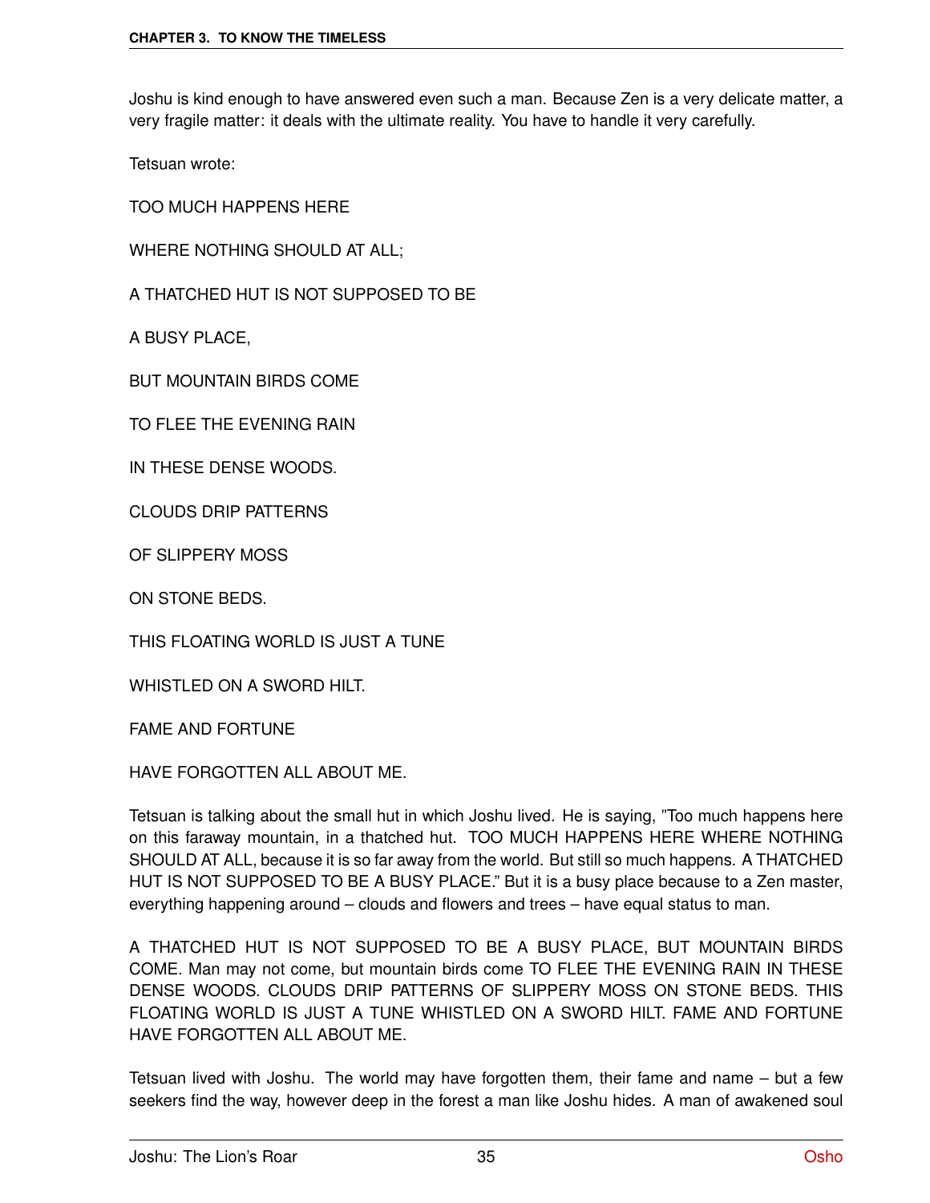Joshu is kind enough to have answered even such a man. Because Zen is a very delicate matter, a very fragile matter: it deals with the ultimate reality. You have to handle it very carefully.

Tetsuan wrote:

TOO MUCH HAPPENS HERE

WHERE NOTHING SHOULD AT ALL;

A THATCHED HUT IS NOT SUPPOSED TO BE

A BUSY PLACE,

BUT MOUNTAIN BIRDS COME

TO FLEE THE EVENING RAIN

IN THESE DENSE WOODS.

CLOUDS DRIP PATTERNS

OF SLIPPERY MOSS

ON STONE BEDS.

THIS FLOATING WORLD IS JUST A TUNE

WHISTLED ON A SWORD HILT.

FAME AND FORTUNE

HAVE FORGOTTEN ALL ABOUT ME.

Tetsuan is talking about the small hut in which Joshu lived. He is saying, "Too much happens here on this faraway mountain, in a thatched hut. TOO MUCH HAPPENS HERE WHERE NOTHING SHOULD AT ALL, because it is so far away from the world. But still so much happens. A THATCHED HUT IS NOT SUPPOSED TO BE A BUSY PLACE." But it is a busy place because to a Zen master, everything happening around – clouds and flowers and trees – have equal status to man.

A THATCHED HUT IS NOT SUPPOSED TO BE A BUSY PLACE, BUT MOUNTAIN BIRDS COME. Man may not come, but mountain birds come TO FLEE THE EVENING RAIN IN THESE DENSE WOODS. CLOUDS DRIP PATTERNS OF SLIPPERY MOSS ON STONE BEDS. THIS FLOATING WORLD IS JUST A TUNE WHISTLED ON A SWORD HILT. FAME AND FORTUNE HAVE FORGOTTEN ALL ABOUT ME.

Tetsuan lived with Joshu. The world may have forgotten them, their fame and name – but a few seekers find the way, however deep in the forest a man like Joshu hides. A man of awakened soul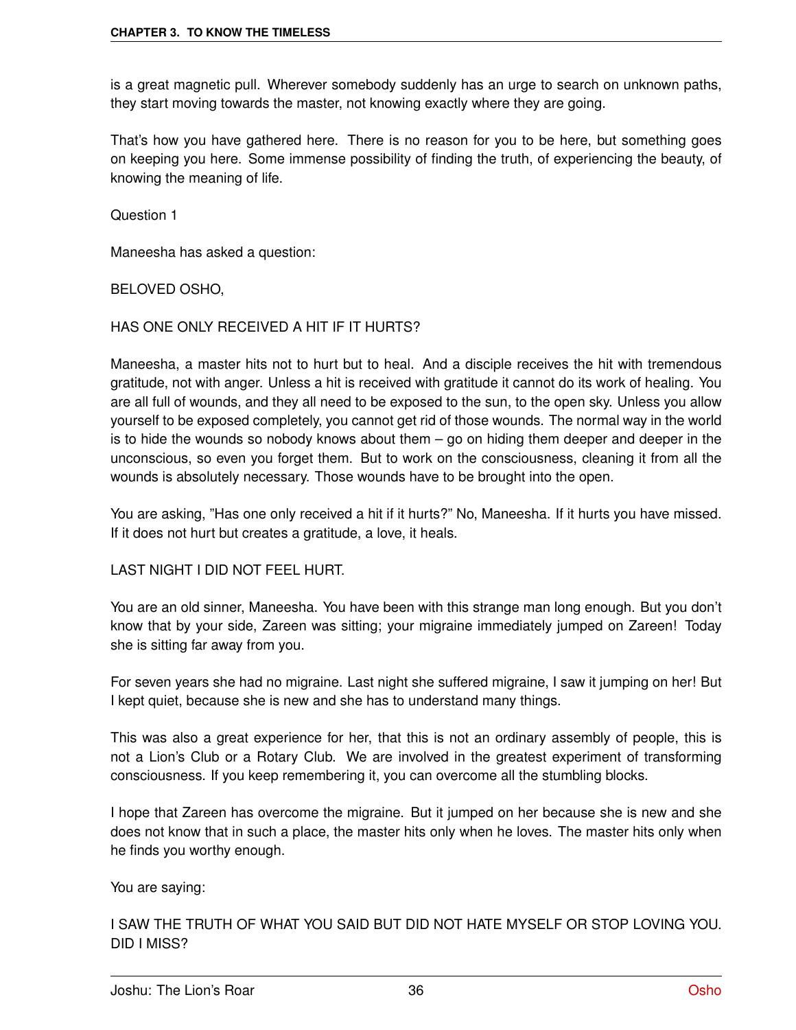is a great magnetic pull. Wherever somebody suddenly has an urge to search on unknown paths, they start moving towards the master, not knowing exactly where they are going.

That's how you have gathered here. There is no reason for you to be here, but something goes on keeping you here. Some immense possibility of finding the truth, of experiencing the beauty, of knowing the meaning of life.

Question 1

Maneesha has asked a question:

BELOVED OSHO,

HAS ONE ONLY RECEIVED A HIT IF IT HURTS?

Maneesha, a master hits not to hurt but to heal. And a disciple receives the hit with tremendous gratitude, not with anger. Unless a hit is received with gratitude it cannot do its work of healing. You are all full of wounds, and they all need to be exposed to the sun, to the open sky. Unless you allow yourself to be exposed completely, you cannot get rid of those wounds. The normal way in the world is to hide the wounds so nobody knows about them – go on hiding them deeper and deeper in the unconscious, so even you forget them. But to work on the consciousness, cleaning it from all the wounds is absolutely necessary. Those wounds have to be brought into the open.

You are asking, "Has one only received a hit if it hurts?" No, Maneesha. If it hurts you have missed. If it does not hurt but creates a gratitude, a love, it heals.

LAST NIGHT I DID NOT FEEL HURT.

You are an old sinner, Maneesha. You have been with this strange man long enough. But you don't know that by your side, Zareen was sitting; your migraine immediately jumped on Zareen! Today she is sitting far away from you.

For seven years she had no migraine. Last night she suffered migraine, I saw it jumping on her! But I kept quiet, because she is new and she has to understand many things.

This was also a great experience for her, that this is not an ordinary assembly of people, this is not a Lion's Club or a Rotary Club. We are involved in the greatest experiment of transforming consciousness. If you keep remembering it, you can overcome all the stumbling blocks.

I hope that Zareen has overcome the migraine. But it jumped on her because she is new and she does not know that in such a place, the master hits only when he loves. The master hits only when he finds you worthy enough.

You are saying:

I SAW THE TRUTH OF WHAT YOU SAID BUT DID NOT HATE MYSELF OR STOP LOVING YOU. DID I MISS?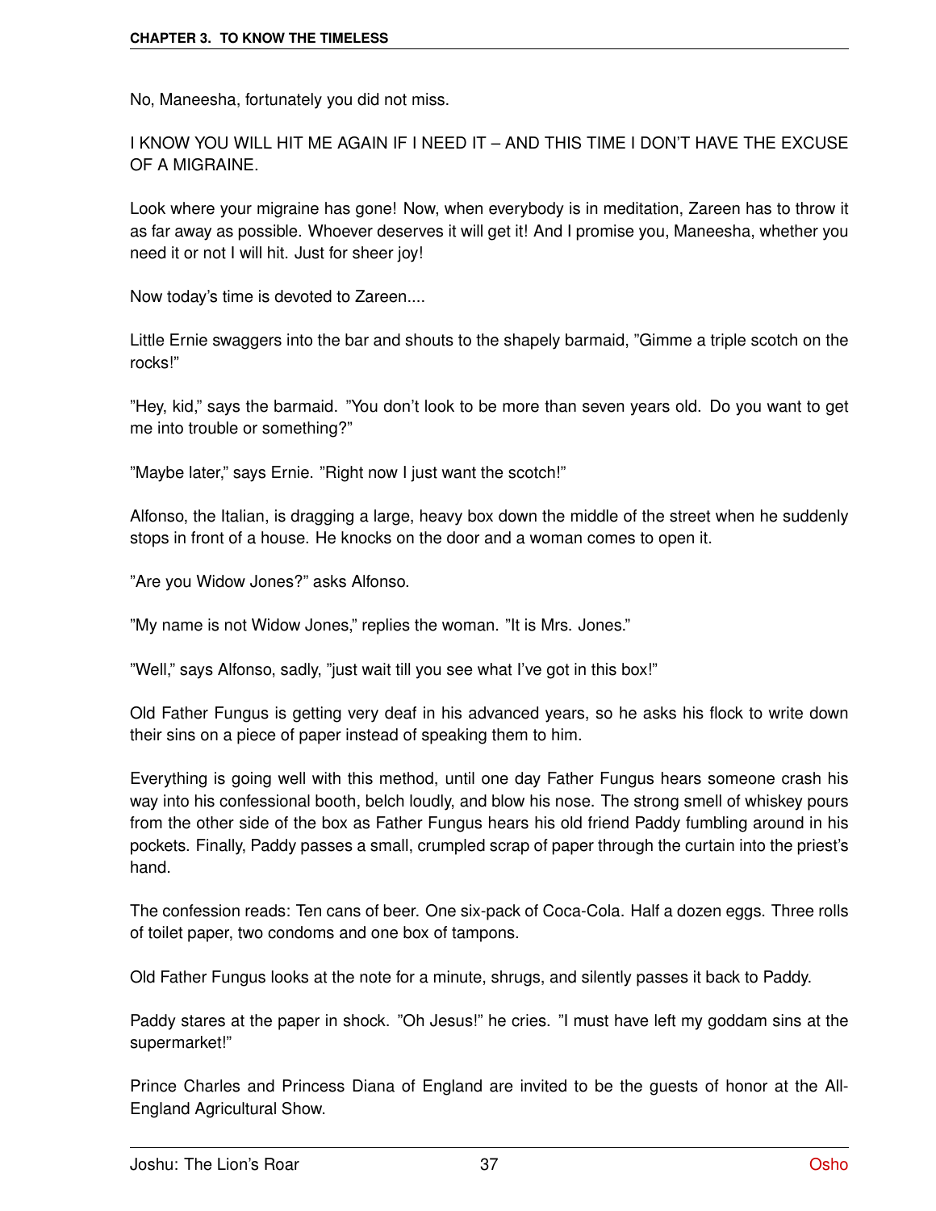No, Maneesha, fortunately you did not miss.

I KNOW YOU WILL HIT ME AGAIN IF I NEED IT – AND THIS TIME I DON'T HAVE THE EXCUSE OF A MIGRAINE.

Look where your migraine has gone! Now, when everybody is in meditation, Zareen has to throw it as far away as possible. Whoever deserves it will get it! And I promise you, Maneesha, whether you need it or not I will hit. Just for sheer joy!

Now today's time is devoted to Zareen....

Little Ernie swaggers into the bar and shouts to the shapely barmaid, "Gimme a triple scotch on the rocks!"

"Hey, kid," says the barmaid. "You don't look to be more than seven years old. Do you want to get me into trouble or something?"

"Maybe later," says Ernie. "Right now I just want the scotch!"

Alfonso, the Italian, is dragging a large, heavy box down the middle of the street when he suddenly stops in front of a house. He knocks on the door and a woman comes to open it.

"Are you Widow Jones?" asks Alfonso.

"My name is not Widow Jones," replies the woman. "It is Mrs. Jones."

"Well," says Alfonso, sadly, "just wait till you see what I've got in this box!"

Old Father Fungus is getting very deaf in his advanced years, so he asks his flock to write down their sins on a piece of paper instead of speaking them to him.

Everything is going well with this method, until one day Father Fungus hears someone crash his way into his confessional booth, belch loudly, and blow his nose. The strong smell of whiskey pours from the other side of the box as Father Fungus hears his old friend Paddy fumbling around in his pockets. Finally, Paddy passes a small, crumpled scrap of paper through the curtain into the priest's hand.

The confession reads: Ten cans of beer. One six-pack of Coca-Cola. Half a dozen eggs. Three rolls of toilet paper, two condoms and one box of tampons.

Old Father Fungus looks at the note for a minute, shrugs, and silently passes it back to Paddy.

Paddy stares at the paper in shock. "Oh Jesus!" he cries. "I must have left my goddam sins at the supermarket!"

Prince Charles and Princess Diana of England are invited to be the guests of honor at the All-England Agricultural Show.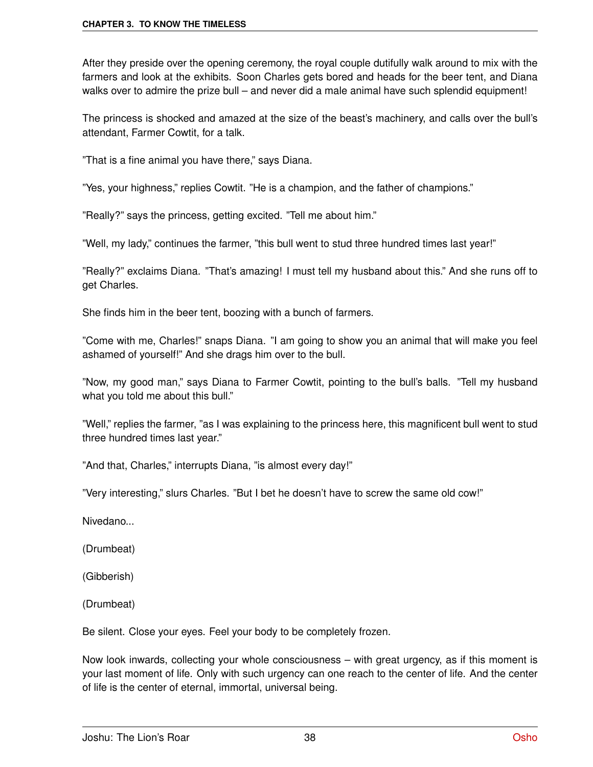After they preside over the opening ceremony, the royal couple dutifully walk around to mix with the farmers and look at the exhibits. Soon Charles gets bored and heads for the beer tent, and Diana walks over to admire the prize bull – and never did a male animal have such splendid equipment!

The princess is shocked and amazed at the size of the beast's machinery, and calls over the bull's attendant, Farmer Cowtit, for a talk.

"That is a fine animal you have there," says Diana.

"Yes, your highness," replies Cowtit. "He is a champion, and the father of champions."

"Really?" says the princess, getting excited. "Tell me about him."

"Well, my lady," continues the farmer, "this bull went to stud three hundred times last year!"

"Really?" exclaims Diana. "That's amazing! I must tell my husband about this." And she runs off to get Charles.

She finds him in the beer tent, boozing with a bunch of farmers.

"Come with me, Charles!" snaps Diana. "I am going to show you an animal that will make you feel ashamed of yourself!" And she drags him over to the bull.

"Now, my good man," says Diana to Farmer Cowtit, pointing to the bull's balls. "Tell my husband what you told me about this bull."

"Well," replies the farmer, "as I was explaining to the princess here, this magnificent bull went to stud three hundred times last year."

"And that, Charles," interrupts Diana, "is almost every day!"

"Very interesting," slurs Charles. "But I bet he doesn't have to screw the same old cow!"

Nivedano...

(Drumbeat)

(Gibberish)

(Drumbeat)

Be silent. Close your eyes. Feel your body to be completely frozen.

Now look inwards, collecting your whole consciousness – with great urgency, as if this moment is your last moment of life. Only with such urgency can one reach to the center of life. And the center of life is the center of eternal, immortal, universal being.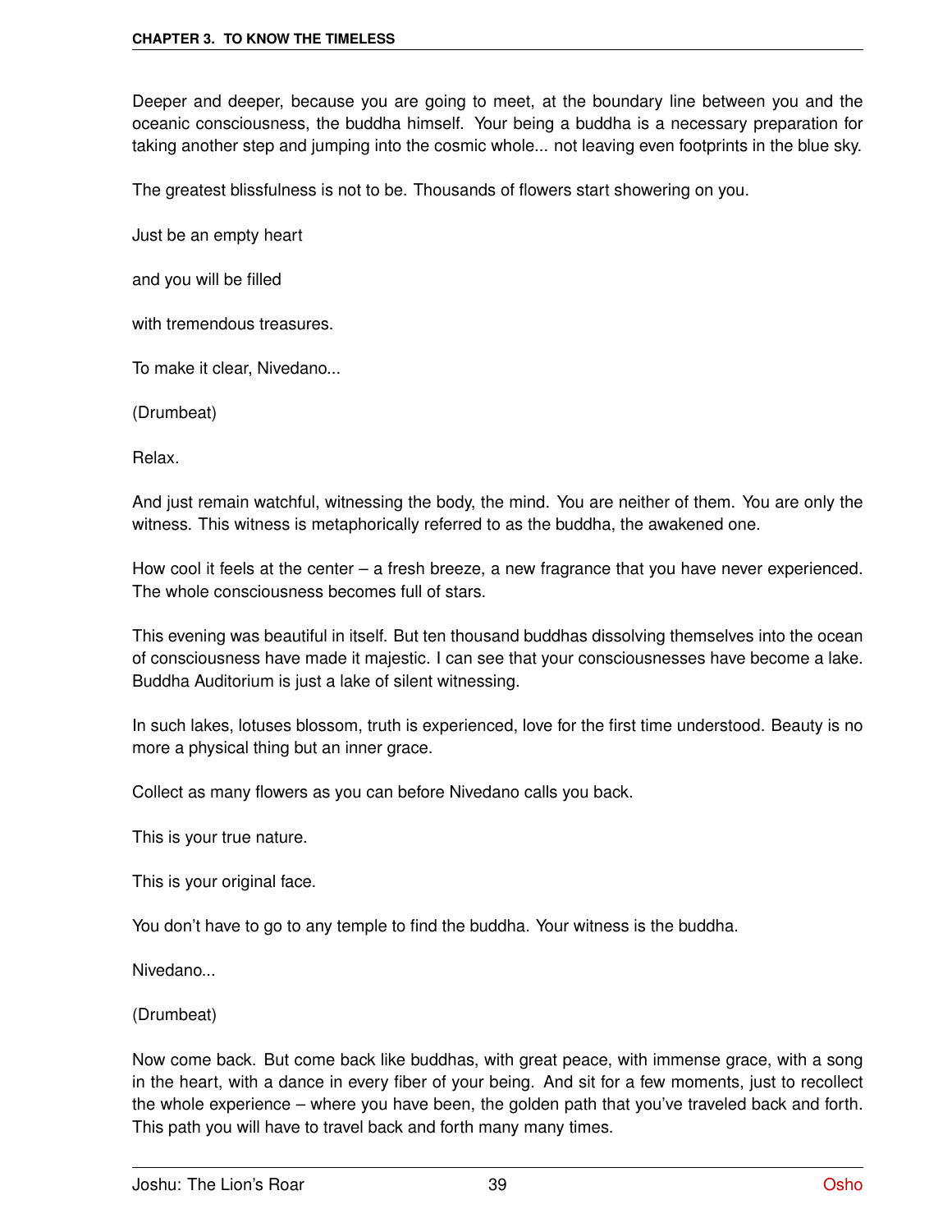Deeper and deeper, because you are going to meet, at the boundary line between you and the oceanic consciousness, the buddha himself. Your being a buddha is a necessary preparation for taking another step and jumping into the cosmic whole... not leaving even footprints in the blue sky.

The greatest blissfulness is not to be. Thousands of flowers start showering on you.

Just be an empty heart

and you will be filled

with tremendous treasures.

To make it clear, Nivedano...

(Drumbeat)

Relax.

And just remain watchful, witnessing the body, the mind. You are neither of them. You are only the witness. This witness is metaphorically referred to as the buddha, the awakened one.

How cool it feels at the center – a fresh breeze, a new fragrance that you have never experienced. The whole consciousness becomes full of stars.

This evening was beautiful in itself. But ten thousand buddhas dissolving themselves into the ocean of consciousness have made it majestic. I can see that your consciousnesses have become a lake. Buddha Auditorium is just a lake of silent witnessing.

In such lakes, lotuses blossom, truth is experienced, love for the first time understood. Beauty is no more a physical thing but an inner grace.

Collect as many flowers as you can before Nivedano calls you back.

This is your true nature.

This is your original face.

You don't have to go to any temple to find the buddha. Your witness is the buddha.

Nivedano...

(Drumbeat)

Now come back. But come back like buddhas, with great peace, with immense grace, with a song in the heart, with a dance in every fiber of your being. And sit for a few moments, just to recollect the whole experience – where you have been, the golden path that you've traveled back and forth. This path you will have to travel back and forth many many times.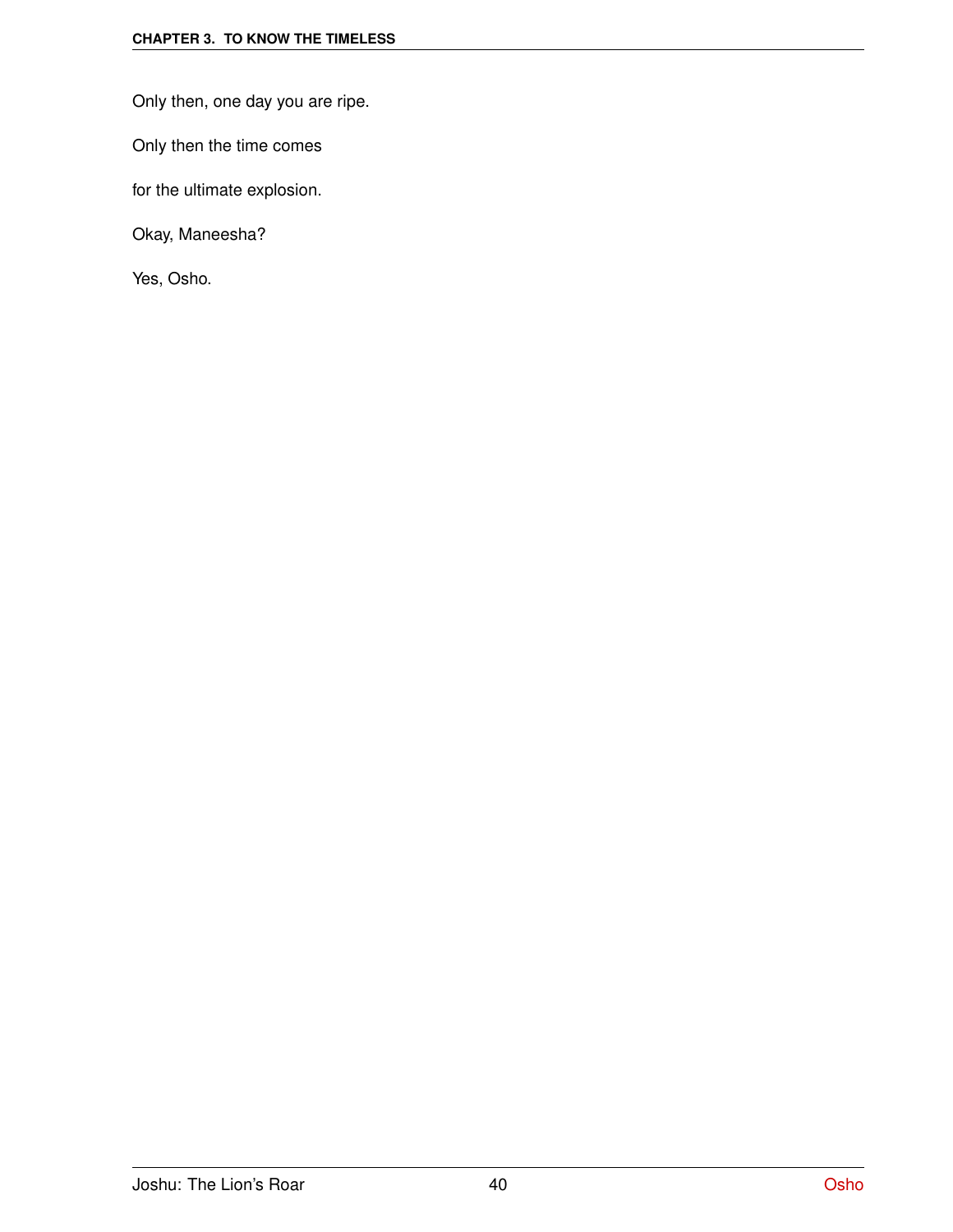Only then, one day you are ripe.

Only then the time comes

for the ultimate explosion.

Okay, Maneesha?

Yes, Osho.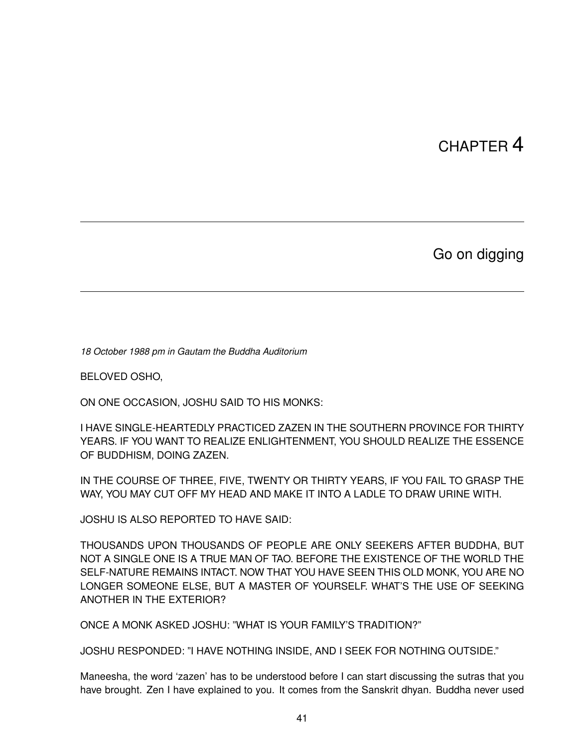# CHAPTER 4

## Go on digging

*18 October 1988 pm in Gautam the Buddha Auditorium*

BELOVED OSHO,

ON ONE OCCASION, JOSHU SAID TO HIS MONKS:

I HAVE SINGLE-HEARTEDLY PRACTICED ZAZEN IN THE SOUTHERN PROVINCE FOR THIRTY YEARS. IF YOU WANT TO REALIZE ENLIGHTENMENT, YOU SHOULD REALIZE THE ESSENCE OF BUDDHISM, DOING ZAZEN.

IN THE COURSE OF THREE, FIVE, TWENTY OR THIRTY YEARS, IF YOU FAIL TO GRASP THE WAY, YOU MAY CUT OFF MY HEAD AND MAKE IT INTO A LADLE TO DRAW URINE WITH.

JOSHU IS ALSO REPORTED TO HAVE SAID:

THOUSANDS UPON THOUSANDS OF PEOPLE ARE ONLY SEEKERS AFTER BUDDHA, BUT NOT A SINGLE ONE IS A TRUE MAN OF TAO. BEFORE THE EXISTENCE OF THE WORLD THE SELF-NATURE REMAINS INTACT. NOW THAT YOU HAVE SEEN THIS OLD MONK, YOU ARE NO LONGER SOMEONE ELSE, BUT A MASTER OF YOURSELF. WHAT'S THE USE OF SEEKING ANOTHER IN THE EXTERIOR?

ONCE A MONK ASKED JOSHU: "WHAT IS YOUR FAMILY'S TRADITION?"

JOSHU RESPONDED: "I HAVE NOTHING INSIDE, AND I SEEK FOR NOTHING OUTSIDE."

Maneesha, the word 'zazen' has to be understood before I can start discussing the sutras that you have brought. Zen I have explained to you. It comes from the Sanskrit dhyan. Buddha never used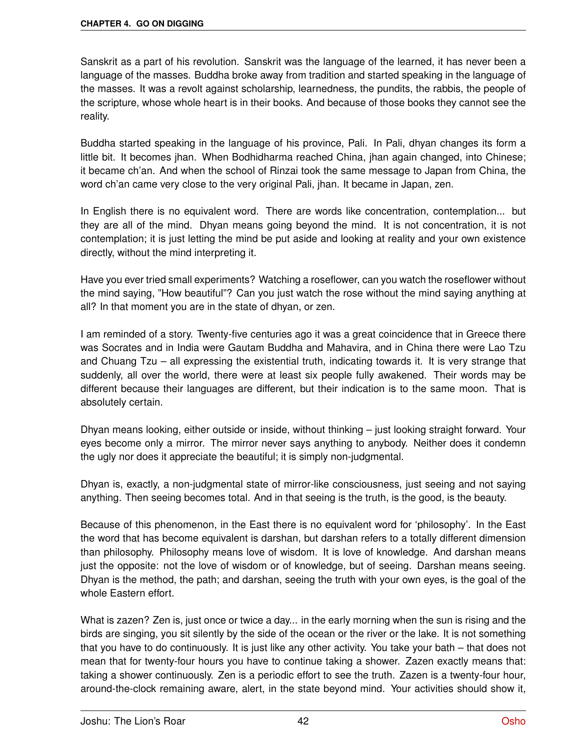Sanskrit as a part of his revolution. Sanskrit was the language of the learned, it has never been a language of the masses. Buddha broke away from tradition and started speaking in the language of the masses. It was a revolt against scholarship, learnedness, the pundits, the rabbis, the people of the scripture, whose whole heart is in their books. And because of those books they cannot see the reality.

Buddha started speaking in the language of his province, Pali. In Pali, dhyan changes its form a little bit. It becomes jhan. When Bodhidharma reached China, jhan again changed, into Chinese; it became ch'an. And when the school of Rinzai took the same message to Japan from China, the word ch'an came very close to the very original Pali, jhan. It became in Japan, zen.

In English there is no equivalent word. There are words like concentration, contemplation... but they are all of the mind. Dhyan means going beyond the mind. It is not concentration, it is not contemplation; it is just letting the mind be put aside and looking at reality and your own existence directly, without the mind interpreting it.

Have you ever tried small experiments? Watching a roseflower, can you watch the roseflower without the mind saying, "How beautiful"? Can you just watch the rose without the mind saying anything at all? In that moment you are in the state of dhyan, or zen.

I am reminded of a story. Twenty-five centuries ago it was a great coincidence that in Greece there was Socrates and in India were Gautam Buddha and Mahavira, and in China there were Lao Tzu and Chuang Tzu – all expressing the existential truth, indicating towards it. It is very strange that suddenly, all over the world, there were at least six people fully awakened. Their words may be different because their languages are different, but their indication is to the same moon. That is absolutely certain.

Dhyan means looking, either outside or inside, without thinking – just looking straight forward. Your eyes become only a mirror. The mirror never says anything to anybody. Neither does it condemn the ugly nor does it appreciate the beautiful; it is simply non-judgmental.

Dhyan is, exactly, a non-judgmental state of mirror-like consciousness, just seeing and not saying anything. Then seeing becomes total. And in that seeing is the truth, is the good, is the beauty.

Because of this phenomenon, in the East there is no equivalent word for 'philosophy'. In the East the word that has become equivalent is darshan, but darshan refers to a totally different dimension than philosophy. Philosophy means love of wisdom. It is love of knowledge. And darshan means just the opposite: not the love of wisdom or of knowledge, but of seeing. Darshan means seeing. Dhyan is the method, the path; and darshan, seeing the truth with your own eyes, is the goal of the whole Eastern effort.

What is zazen? Zen is, just once or twice a day... in the early morning when the sun is rising and the birds are singing, you sit silently by the side of the ocean or the river or the lake. It is not something that you have to do continuously. It is just like any other activity. You take your bath – that does not mean that for twenty-four hours you have to continue taking a shower. Zazen exactly means that: taking a shower continuously. Zen is a periodic effort to see the truth. Zazen is a twenty-four hour, around-the-clock remaining aware, alert, in the state beyond mind. Your activities should show it,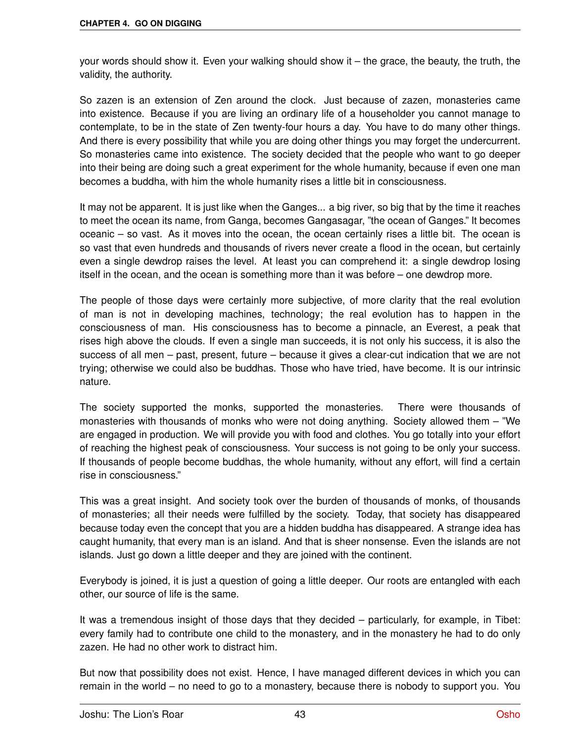your words should show it. Even your walking should show it – the grace, the beauty, the truth, the validity, the authority.

So zazen is an extension of Zen around the clock. Just because of zazen, monasteries came into existence. Because if you are living an ordinary life of a householder you cannot manage to contemplate, to be in the state of Zen twenty-four hours a day. You have to do many other things. And there is every possibility that while you are doing other things you may forget the undercurrent. So monasteries came into existence. The society decided that the people who want to go deeper into their being are doing such a great experiment for the whole humanity, because if even one man becomes a buddha, with him the whole humanity rises a little bit in consciousness.

It may not be apparent. It is just like when the Ganges... a big river, so big that by the time it reaches to meet the ocean its name, from Ganga, becomes Gangasagar, "the ocean of Ganges." It becomes oceanic – so vast. As it moves into the ocean, the ocean certainly rises a little bit. The ocean is so vast that even hundreds and thousands of rivers never create a flood in the ocean, but certainly even a single dewdrop raises the level. At least you can comprehend it: a single dewdrop losing itself in the ocean, and the ocean is something more than it was before – one dewdrop more.

The people of those days were certainly more subjective, of more clarity that the real evolution of man is not in developing machines, technology; the real evolution has to happen in the consciousness of man. His consciousness has to become a pinnacle, an Everest, a peak that rises high above the clouds. If even a single man succeeds, it is not only his success, it is also the success of all men – past, present, future – because it gives a clear-cut indication that we are not trying; otherwise we could also be buddhas. Those who have tried, have become. It is our intrinsic nature.

The society supported the monks, supported the monasteries. There were thousands of monasteries with thousands of monks who were not doing anything. Society allowed them – "We are engaged in production. We will provide you with food and clothes. You go totally into your effort of reaching the highest peak of consciousness. Your success is not going to be only your success. If thousands of people become buddhas, the whole humanity, without any effort, will find a certain rise in consciousness."

This was a great insight. And society took over the burden of thousands of monks, of thousands of monasteries; all their needs were fulfilled by the society. Today, that society has disappeared because today even the concept that you are a hidden buddha has disappeared. A strange idea has caught humanity, that every man is an island. And that is sheer nonsense. Even the islands are not islands. Just go down a little deeper and they are joined with the continent.

Everybody is joined, it is just a question of going a little deeper. Our roots are entangled with each other, our source of life is the same.

It was a tremendous insight of those days that they decided – particularly, for example, in Tibet: every family had to contribute one child to the monastery, and in the monastery he had to do only zazen. He had no other work to distract him.

But now that possibility does not exist. Hence, I have managed different devices in which you can remain in the world – no need to go to a monastery, because there is nobody to support you. You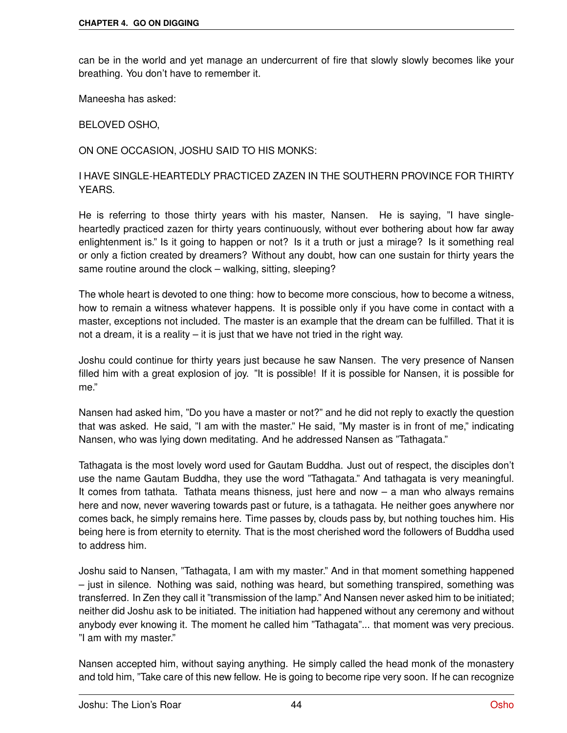can be in the world and yet manage an undercurrent of fire that slowly slowly becomes like your breathing. You don't have to remember it.

Maneesha has asked:

BELOVED OSHO,

ON ONE OCCASION, JOSHU SAID TO HIS MONKS:

I HAVE SINGLE-HEARTEDLY PRACTICED ZAZEN IN THE SOUTHERN PROVINCE FOR THIRTY YEARS.

He is referring to those thirty years with his master, Nansen. He is saying, "I have single-heartedly practiced zazen for thirty years continuously, without ever bothering about how far away enlightenment is." Is it going to happen or not? Is it a truth or just a mirage? Is it something real or only a fiction created by dreamers? Without any doubt, how can one sustain for thirty years the same routine around the clock – walking, sitting, sleeping?

The whole heart is devoted to one thing: how to become more conscious, how to become a witness, how to remain a witness whatever happens. It is possible only if you have come in contact with a master, exceptions not included. The master is an example that the dream can be fulfilled. That it is not a dream, it is a reality – it is just that we have not tried in the right way.

Joshu could continue for thirty years just because he saw Nansen. The very presence of Nansen filled him with a great explosion of joy. "It is possible! If it is possible for Nansen, it is possible for me."

Nansen had asked him, "Do you have a master or not?" and he did not reply to exactly the question that was asked. He said, "I am with the master." He said, "My master is in front of me," indicating Nansen, who was lying down meditating. And he addressed Nansen as "Tathagata."

Tathagata is the most lovely word used for Gautam Buddha. Just out of respect, the disciples don't use the name Gautam Buddha, they use the word "Tathagata." And tathagata is very meaningful. It comes from tathata. Tathata means thisness, just here and now – a man who always remains here and now, never wavering towards past or future, is a tathagata. He neither goes anywhere nor comes back, he simply remains here. Time passes by, clouds pass by, but nothing touches him. His being here is from eternity to eternity. That is the most cherished word the followers of Buddha used to address him.

Joshu said to Nansen, "Tathagata, I am with my master." And in that moment something happened – just in silence. Nothing was said, nothing was heard, but something transpired, something was transferred. In Zen they call it "transmission of the lamp." And Nansen never asked him to be initiated; neither did Joshu ask to be initiated. The initiation had happened without any ceremony and without anybody ever knowing it. The moment he called him "Tathagata"... that moment was very precious. "I am with my master."

Nansen accepted him, without saying anything. He simply called the head monk of the monastery and told him, "Take care of this new fellow. He is going to become ripe very soon. If he can recognize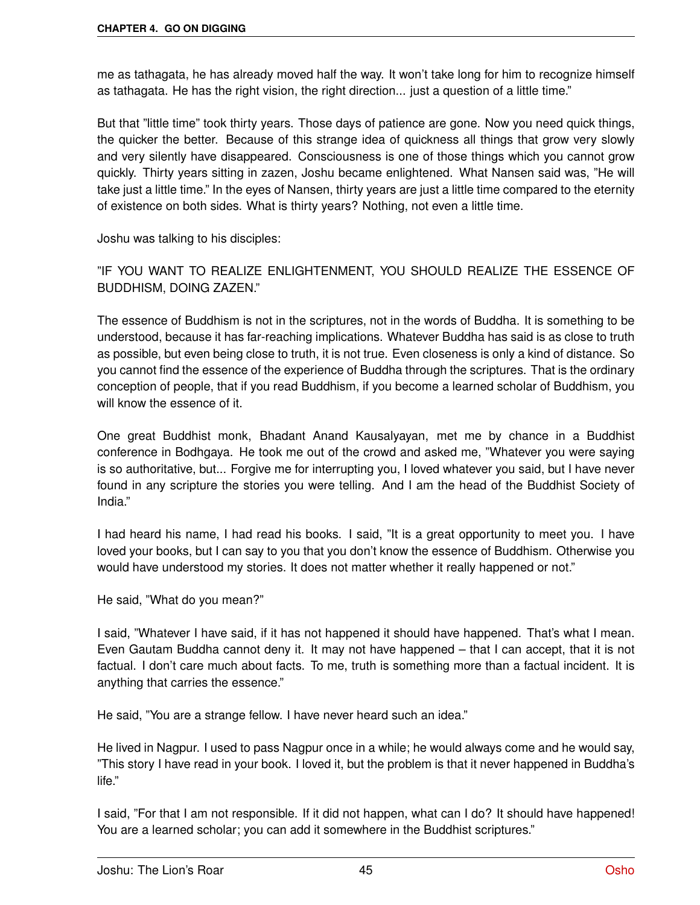me as tathagata, he has already moved half the way. It won't take long for him to recognize himself as tathagata. He has the right vision, the right direction... just a question of a little time."

But that "little time" took thirty years. Those days of patience are gone. Now you need quick things, the quicker the better. Because of this strange idea of quickness all things that grow very slowly and very silently have disappeared. Consciousness is one of those things which you cannot grow quickly. Thirty years sitting in zazen, Joshu became enlightened. What Nansen said was, "He will take just a little time." In the eyes of Nansen, thirty years are just a little time compared to the eternity of existence on both sides. What is thirty years? Nothing, not even a little time.

Joshu was talking to his disciples:

"IF YOU WANT TO REALIZE ENLIGHTENMENT, YOU SHOULD REALIZE THE ESSENCE OF BUDDHISM, DOING ZAZEN."

The essence of Buddhism is not in the scriptures, not in the words of Buddha. It is something to be understood, because it has far-reaching implications. Whatever Buddha has said is as close to truth as possible, but even being close to truth, it is not true. Even closeness is only a kind of distance. So you cannot find the essence of the experience of Buddha through the scriptures. That is the ordinary conception of people, that if you read Buddhism, if you become a learned scholar of Buddhism, you will know the essence of it.

One great Buddhist monk, Bhadant Anand Kausalyayan, met me by chance in a Buddhist conference in Bodhgaya. He took me out of the crowd and asked me, "Whatever you were saying is so authoritative, but... Forgive me for interrupting you, I loved whatever you said, but I have never found in any scripture the stories you were telling. And I am the head of the Buddhist Society of India."

I had heard his name, I had read his books. I said, "It is a great opportunity to meet you. I have loved your books, but I can say to you that you don't know the essence of Buddhism. Otherwise you would have understood my stories. It does not matter whether it really happened or not."

He said, "What do you mean?"

I said, "Whatever I have said, if it has not happened it should have happened. That's what I mean. Even Gautam Buddha cannot deny it. It may not have happened – that I can accept, that it is not factual. I don't care much about facts. To me, truth is something more than a factual incident. It is anything that carries the essence."

He said, "You are a strange fellow. I have never heard such an idea."

He lived in Nagpur. I used to pass Nagpur once in a while; he would always come and he would say, "This story I have read in your book. I loved it, but the problem is that it never happened in Buddha's life."

I said, "For that I am not responsible. If it did not happen, what can I do? It should have happened! You are a learned scholar; you can add it somewhere in the Buddhist scriptures."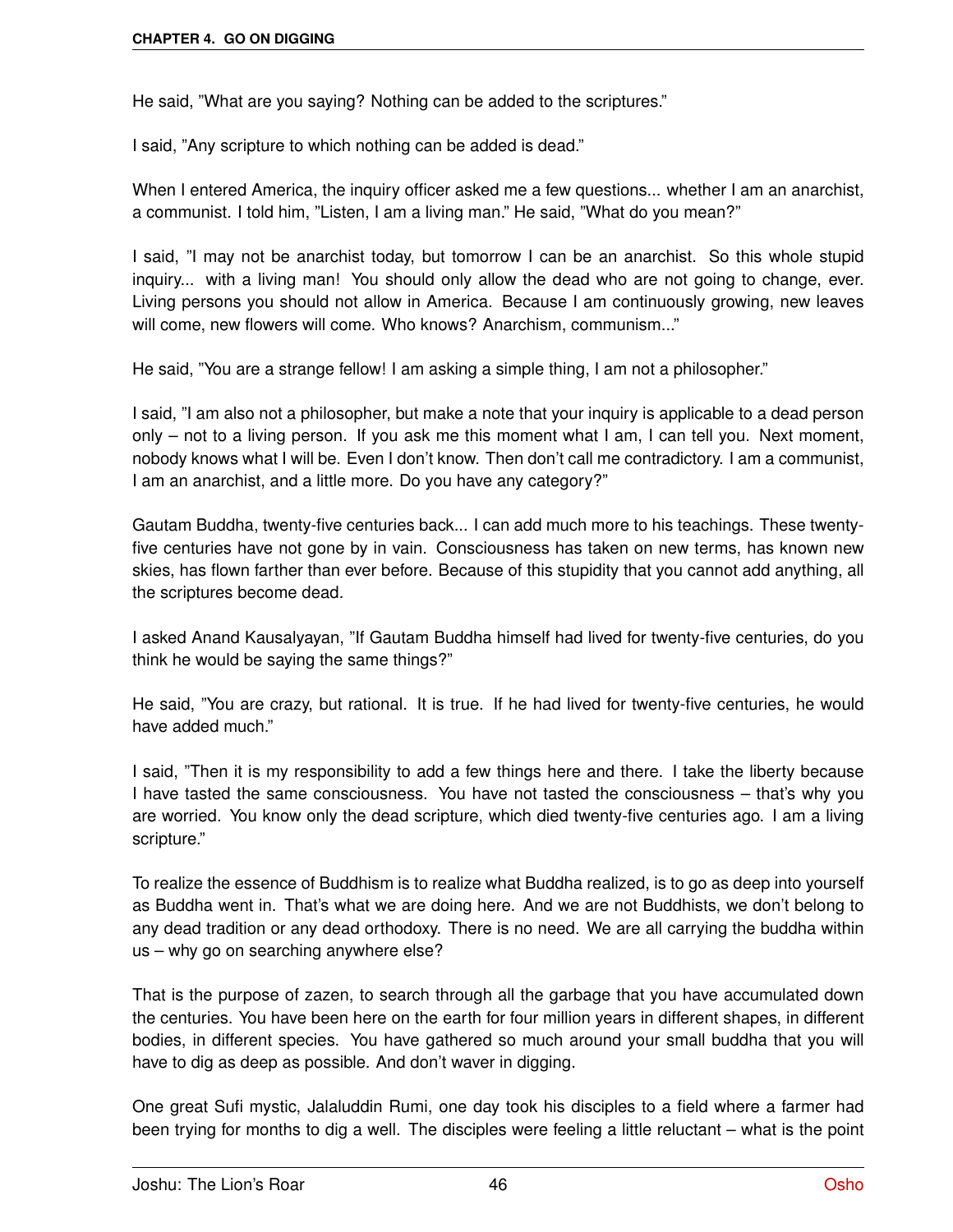He said, "What are you saying? Nothing can be added to the scriptures."

I said, "Any scripture to which nothing can be added is dead."

When I entered America, the inquiry officer asked me a few questions... whether I am an anarchist, a communist. I told him, "Listen, I am a living man." He said, "What do you mean?"

I said, "I may not be anarchist today, but tomorrow I can be an anarchist. So this whole stupid inquiry... with a living man! You should only allow the dead who are not going to change, ever. Living persons you should not allow in America. Because I am continuously growing, new leaves will come, new flowers will come. Who knows? Anarchism, communism..."

He said, "You are a strange fellow! I am asking a simple thing, I am not a philosopher."

I said, "I am also not a philosopher, but make a note that your inquiry is applicable to a dead person only – not to a living person. If you ask me this moment what I am, I can tell you. Next moment, nobody knows what I will be. Even I don't know. Then don't call me contradictory. I am a communist, I am an anarchist, and a little more. Do you have any category?"

Gautam Buddha, twenty-five centuries back... I can add much more to his teachings. These twenty-five centuries have not gone by in vain. Consciousness has taken on new terms, has known new skies, has flown farther than ever before. Because of this stupidity that you cannot add anything, all the scriptures become dead.

I asked Anand Kausalyayan, "If Gautam Buddha himself had lived for twenty-five centuries, do you think he would be saying the same things?"

He said, "You are crazy, but rational. It is true. If he had lived for twenty-five centuries, he would have added much."

I said, "Then it is my responsibility to add a few things here and there. I take the liberty because I have tasted the same consciousness. You have not tasted the consciousness – that's why you are worried. You know only the dead scripture, which died twenty-five centuries ago. I am a living scripture."

To realize the essence of Buddhism is to realize what Buddha realized, is to go as deep into yourself as Buddha went in. That's what we are doing here. And we are not Buddhists, we don't belong to any dead tradition or any dead orthodoxy. There is no need. We are all carrying the buddha within us – why go on searching anywhere else?

That is the purpose of zazen, to search through all the garbage that you have accumulated down the centuries. You have been here on the earth for four million years in different shapes, in different bodies, in different species. You have gathered so much around your small buddha that you will have to dig as deep as possible. And don't waver in digging.

One great Sufi mystic, Jalaluddin Rumi, one day took his disciples to a field where a farmer had been trying for months to dig a well. The disciples were feeling a little reluctant – what is the point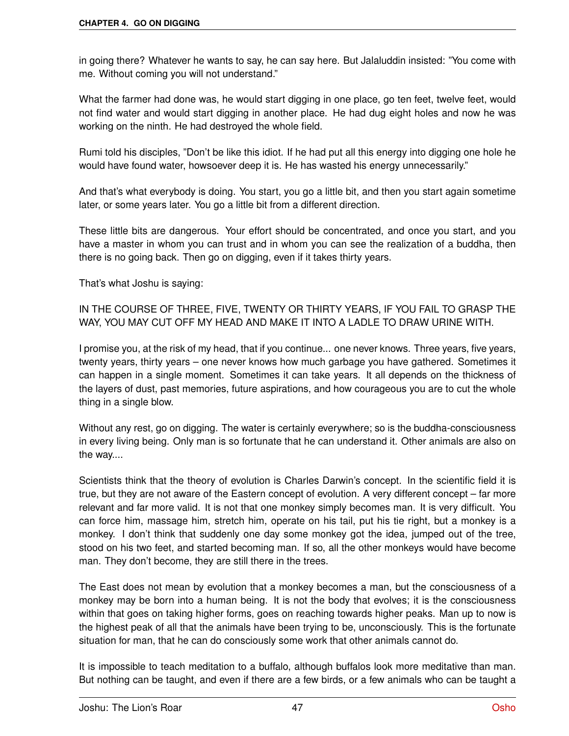in going there? Whatever he wants to say, he can say here. But Jalaluddin insisted: "You come with me. Without coming you will not understand."

What the farmer had done was, he would start digging in one place, go ten feet, twelve feet, would not find water and would start digging in another place. He had dug eight holes and now he was working on the ninth. He had destroyed the whole field.

Rumi told his disciples, "Don't be like this idiot. If he had put all this energy into digging one hole he would have found water, howsoever deep it is. He has wasted his energy unnecessarily."

And that's what everybody is doing. You start, you go a little bit, and then you start again sometime later, or some years later. You go a little bit from a different direction.

These little bits are dangerous. Your effort should be concentrated, and once you start, and you have a master in whom you can trust and in whom you can see the realization of a buddha, then there is no going back. Then go on digging, even if it takes thirty years.

That's what Joshu is saying:

IN THE COURSE OF THREE, FIVE, TWENTY OR THIRTY YEARS, IF YOU FAIL TO GRASP THE WAY, YOU MAY CUT OFF MY HEAD AND MAKE IT INTO A LADLE TO DRAW URINE WITH.

I promise you, at the risk of my head, that if you continue... one never knows. Three years, five years, twenty years, thirty years – one never knows how much garbage you have gathered. Sometimes it can happen in a single moment. Sometimes it can take years. It all depends on the thickness of the layers of dust, past memories, future aspirations, and how courageous you are to cut the whole thing in a single blow.

Without any rest, go on digging. The water is certainly everywhere; so is the buddha-consciousness in every living being. Only man is so fortunate that he can understand it. Other animals are also on the way....

Scientists think that the theory of evolution is Charles Darwin's concept. In the scientific field it is true, but they are not aware of the Eastern concept of evolution. A very different concept – far more relevant and far more valid. It is not that one monkey simply becomes man. It is very difficult. You can force him, massage him, stretch him, operate on his tail, put his tie right, but a monkey is a monkey. I don't think that suddenly one day some monkey got the idea, jumped out of the tree, stood on his two feet, and started becoming man. If so, all the other monkeys would have become man. They don't become, they are still there in the trees.

The East does not mean by evolution that a monkey becomes a man, but the consciousness of a monkey may be born into a human being. It is not the body that evolves; it is the consciousness within that goes on taking higher forms, goes on reaching towards higher peaks. Man up to now is the highest peak of all that the animals have been trying to be, unconsciously. This is the fortunate situation for man, that he can do consciously some work that other animals cannot do.

It is impossible to teach meditation to a buffalo, although buffalos look more meditative than man. But nothing can be taught, and even if there are a few birds, or a few animals who can be taught a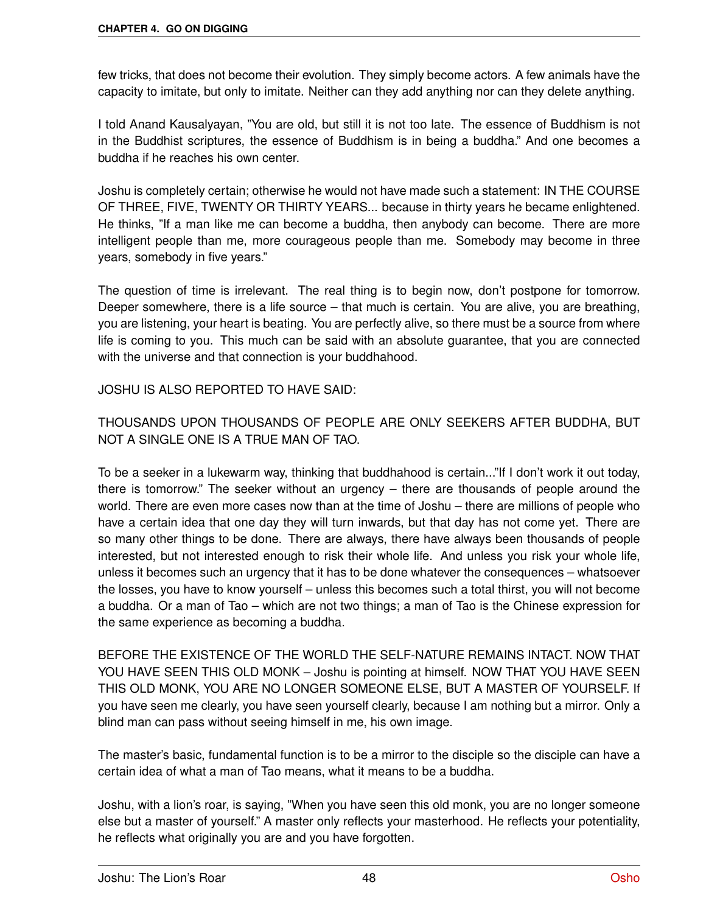few tricks, that does not become their evolution. They simply become actors. A few animals have the capacity to imitate, but only to imitate. Neither can they add anything nor can they delete anything.

I told Anand Kausalyayan, "You are old, but still it is not too late. The essence of Buddhism is not in the Buddhist scriptures, the essence of Buddhism is in being a buddha." And one becomes a buddha if he reaches his own center.

Joshu is completely certain; otherwise he would not have made such a statement: IN THE COURSE OF THREE, FIVE, TWENTY OR THIRTY YEARS... because in thirty years he became enlightened. He thinks, "If a man like me can become a buddha, then anybody can become. There are more intelligent people than me, more courageous people than me. Somebody may become in three years, somebody in five years."

The question of time is irrelevant. The real thing is to begin now, don't postpone for tomorrow. Deeper somewhere, there is a life source – that much is certain. You are alive, you are breathing, you are listening, your heart is beating. You are perfectly alive, so there must be a source from where life is coming to you. This much can be said with an absolute guarantee, that you are connected with the universe and that connection is your buddhahood.

JOSHU IS ALSO REPORTED TO HAVE SAID:

THOUSANDS UPON THOUSANDS OF PEOPLE ARE ONLY SEEKERS AFTER BUDDHA, BUT NOT A SINGLE ONE IS A TRUE MAN OF TAO.

To be a seeker in a lukewarm way, thinking that buddhahood is certain..."If I don't work it out today, there is tomorrow." The seeker without an urgency – there are thousands of people around the world. There are even more cases now than at the time of Joshu – there are millions of people who have a certain idea that one day they will turn inwards, but that day has not come yet. There are so many other things to be done. There are always, there have always been thousands of people interested, but not interested enough to risk their whole life. And unless you risk your whole life, unless it becomes such an urgency that it has to be done whatever the consequences – whatsoever the losses, you have to know yourself – unless this becomes such a total thirst, you will not become a buddha. Or a man of Tao – which are not two things; a man of Tao is the Chinese expression for the same experience as becoming a buddha.

BEFORE THE EXISTENCE OF THE WORLD THE SELF-NATURE REMAINS INTACT. NOW THAT YOU HAVE SEEN THIS OLD MONK – Joshu is pointing at himself. NOW THAT YOU HAVE SEEN THIS OLD MONK, YOU ARE NO LONGER SOMEONE ELSE, BUT A MASTER OF YOURSELF. If you have seen me clearly, you have seen yourself clearly, because I am nothing but a mirror. Only a blind man can pass without seeing himself in me, his own image.

The master's basic, fundamental function is to be a mirror to the disciple so the disciple can have a certain idea of what a man of Tao means, what it means to be a buddha.

Joshu, with a lion's roar, is saying, "When you have seen this old monk, you are no longer someone else but a master of yourself." A master only reflects your masterhood. He reflects your potentiality, he reflects what originally you are and you have forgotten.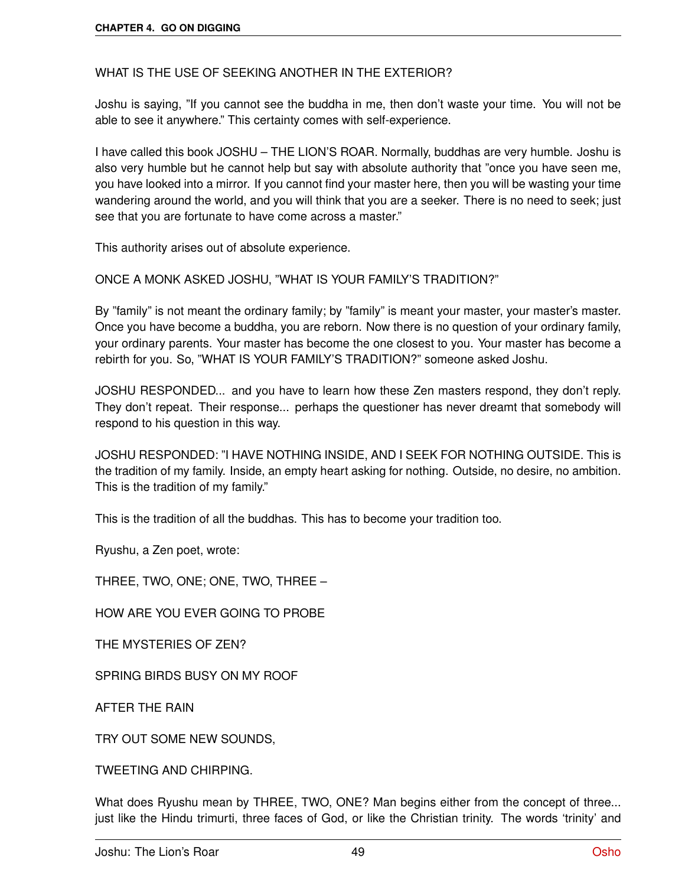WHAT IS THE USE OF SEEKING ANOTHER IN THE EXTERIOR?

Joshu is saying, "If you cannot see the buddha in me, then don't waste your time. You will not be able to see it anywhere." This certainty comes with self-experience.

I have called this book JOSHU – THE LION'S ROAR. Normally, buddhas are very humble. Joshu is also very humble but he cannot help but say with absolute authority that "once you have seen me, you have looked into a mirror. If you cannot find your master here, then you will be wasting your time wandering around the world, and you will think that you are a seeker. There is no need to seek; just see that you are fortunate to have come across a master."

This authority arises out of absolute experience.

ONCE A MONK ASKED JOSHU, "WHAT IS YOUR FAMILY'S TRADITION?"

By "family" is not meant the ordinary family; by "family" is meant your master, your master's master. Once you have become a buddha, you are reborn. Now there is no question of your ordinary family, your ordinary parents. Your master has become the one closest to you. Your master has become a rebirth for you. So, "WHAT IS YOUR FAMILY'S TRADITION?" someone asked Joshu.

JOSHU RESPONDED... and you have to learn how these Zen masters respond, they don't reply. They don't repeat. Their response... perhaps the questioner has never dreamt that somebody will respond to his question in this way.

JOSHU RESPONDED: "I HAVE NOTHING INSIDE, AND I SEEK FOR NOTHING OUTSIDE. This is the tradition of my family. Inside, an empty heart asking for nothing. Outside, no desire, no ambition. This is the tradition of my family."

This is the tradition of all the buddhas. This has to become your tradition too.

Ryushu, a Zen poet, wrote:

THREE, TWO, ONE; ONE, TWO, THREE –

HOW ARE YOU EVER GOING TO PROBE

THE MYSTERIES OF ZEN?

SPRING BIRDS BUSY ON MY ROOF

AFTER THE RAIN

TRY OUT SOME NEW SOUNDS,

TWEETING AND CHIRPING.

What does Ryushu mean by THREE, TWO, ONE? Man begins either from the concept of three... just like the Hindu trimurti, three faces of God, or like the Christian trinity. The words 'trinity' and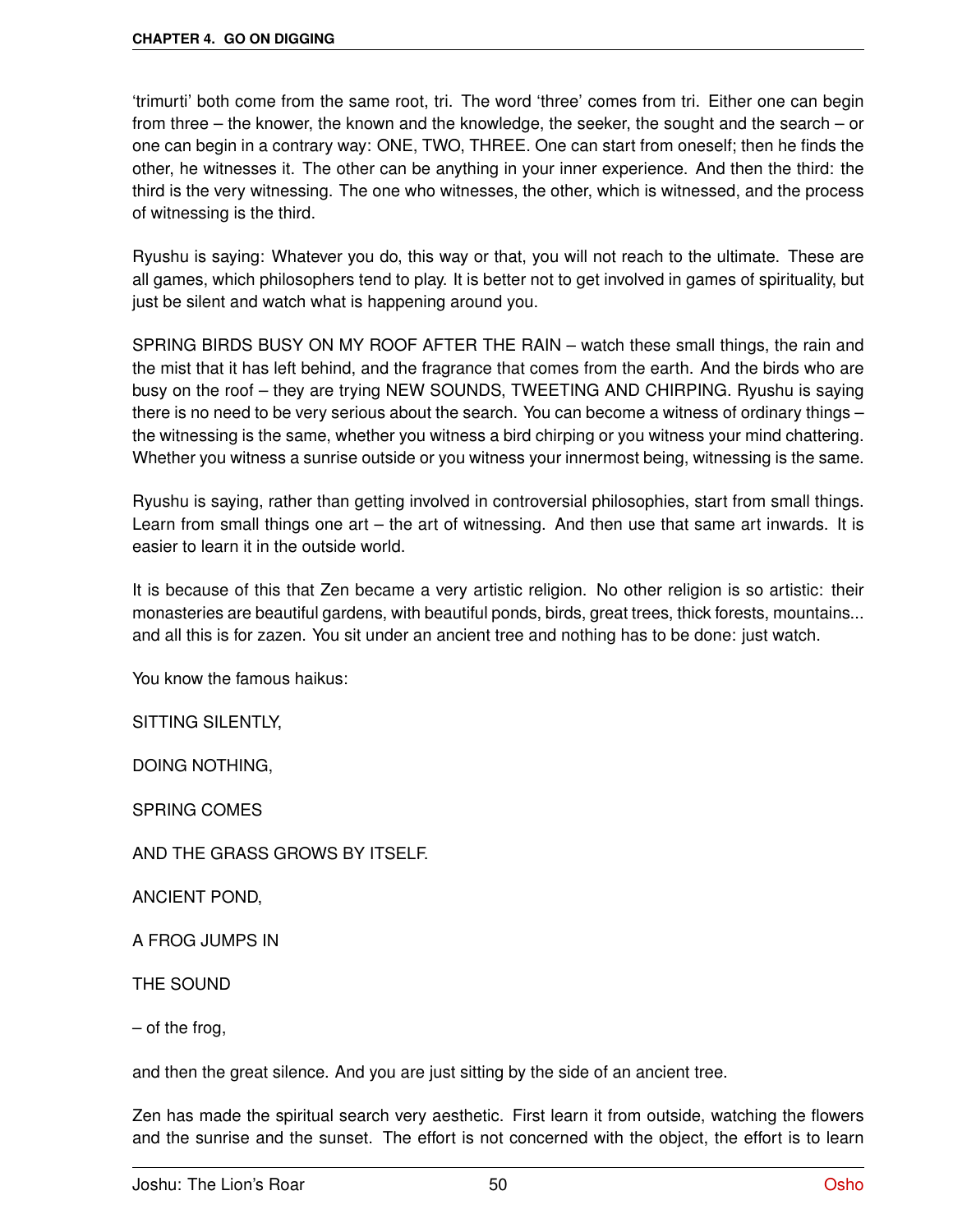'trimurti' both come from the same root, tri. The word 'three' comes from tri. Either one can begin from three – the knower, the known and the knowledge, the seeker, the sought and the search – or one can begin in a contrary way: ONE, TWO, THREE. One can start from oneself; then he finds the other, he witnesses it. The other can be anything in your inner experience. And then the third: the third is the very witnessing. The one who witnesses, the other, which is witnessed, and the process of witnessing is the third.

Ryushu is saying: Whatever you do, this way or that, you will not reach to the ultimate. These are all games, which philosophers tend to play. It is better not to get involved in games of spirituality, but just be silent and watch what is happening around you.

SPRING BIRDS BUSY ON MY ROOF AFTER THE RAIN – watch these small things, the rain and the mist that it has left behind, and the fragrance that comes from the earth. And the birds who are busy on the roof – they are trying NEW SOUNDS, TWEETING AND CHIRPING. Ryushu is saying there is no need to be very serious about the search. You can become a witness of ordinary things – the witnessing is the same, whether you witness a bird chirping or you witness your mind chattering. Whether you witness a sunrise outside or you witness your innermost being, witnessing is the same.

Ryushu is saying, rather than getting involved in controversial philosophies, start from small things. Learn from small things one art – the art of witnessing. And then use that same art inwards. It is easier to learn it in the outside world.

It is because of this that Zen became a very artistic religion. No other religion is so artistic: their monasteries are beautiful gardens, with beautiful ponds, birds, great trees, thick forests, mountains... and all this is for zazen. You sit under an ancient tree and nothing has to be done: just watch.

You know the famous haikus:

SITTING SILENTLY,

DOING NOTHING,

SPRING COMES

AND THE GRASS GROWS BY ITSELF.

ANCIENT POND,

A FROG JUMPS IN

THE SOUND

– of the frog,

and then the great silence. And you are just sitting by the side of an ancient tree.

Zen has made the spiritual search very aesthetic. First learn it from outside, watching the flowers and the sunrise and the sunset. The effort is not concerned with the object, the effort is to learn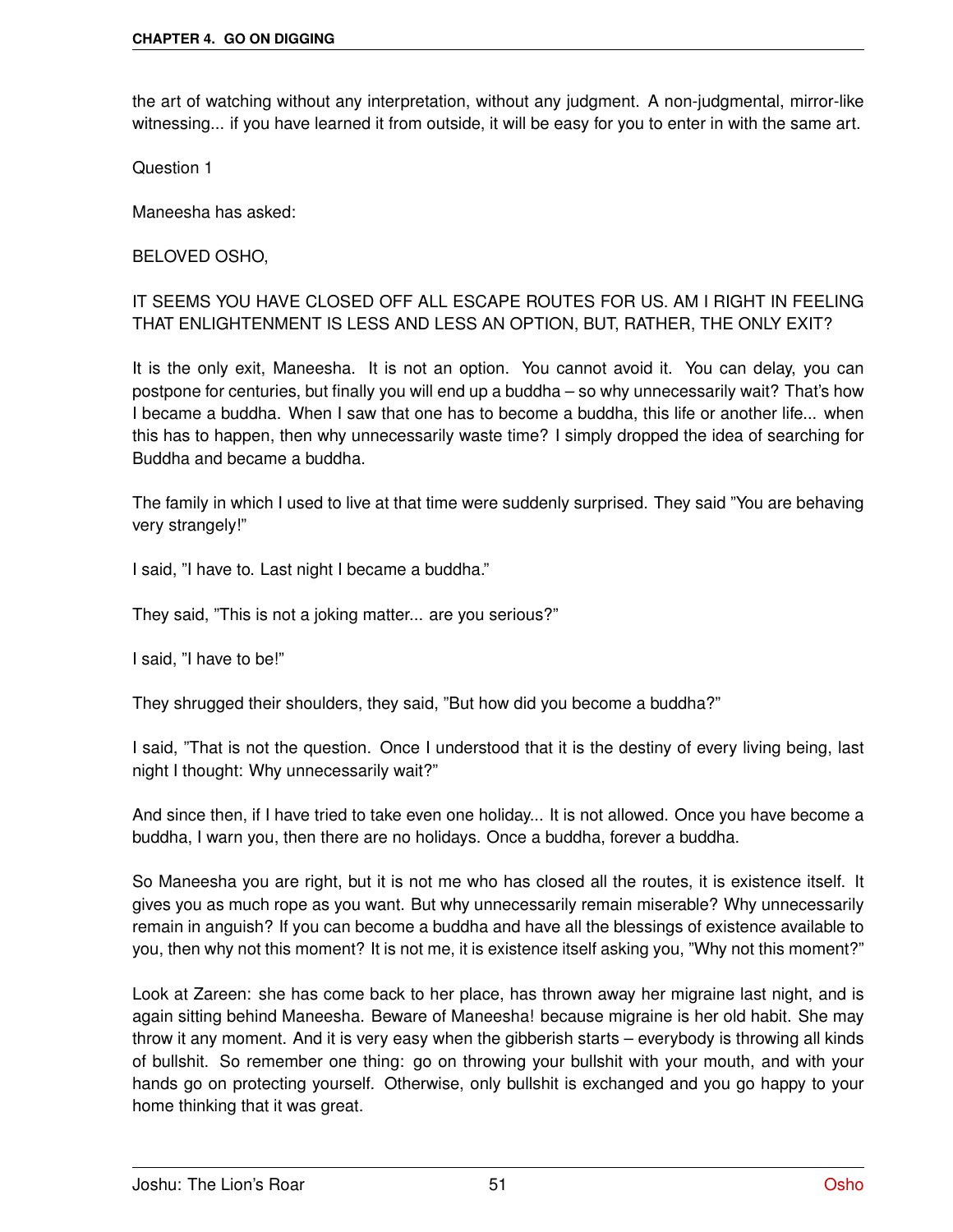the art of watching without any interpretation, without any judgment. A non-judgmental, mirror-like witnessing... if you have learned it from outside, it will be easy for you to enter in with the same art.

Question 1

Maneesha has asked:

BELOVED OSHO,

IT SEEMS YOU HAVE CLOSED OFF ALL ESCAPE ROUTES FOR US. AM I RIGHT IN FEELING THAT ENLIGHTENMENT IS LESS AND LESS AN OPTION, BUT, RATHER, THE ONLY EXIT?

It is the only exit, Maneesha. It is not an option. You cannot avoid it. You can delay, you can postpone for centuries, but finally you will end up a buddha – so why unnecessarily wait? That's how I became a buddha. When I saw that one has to become a buddha, this life or another life... when this has to happen, then why unnecessarily waste time? I simply dropped the idea of searching for Buddha and became a buddha.

The family in which I used to live at that time were suddenly surprised. They said "You are behaving very strangely!"

I said, "I have to. Last night I became a buddha."

They said, "This is not a joking matter... are you serious?"

I said, "I have to be!"

They shrugged their shoulders, they said, "But how did you become a buddha?"

I said, "That is not the question. Once I understood that it is the destiny of every living being, last night I thought: Why unnecessarily wait?"

And since then, if I have tried to take even one holiday... It is not allowed. Once you have become a buddha, I warn you, then there are no holidays. Once a buddha, forever a buddha.

So Maneesha you are right, but it is not me who has closed all the routes, it is existence itself. It gives you as much rope as you want. But why unnecessarily remain miserable? Why unnecessarily remain in anguish? If you can become a buddha and have all the blessings of existence available to you, then why not this moment? It is not me, it is existence itself asking you, "Why not this moment?"

Look at Zareen: she has come back to her place, has thrown away her migraine last night, and is again sitting behind Maneesha. Beware of Maneesha! because migraine is her old habit. She may throw it any moment. And it is very easy when the gibberish starts – everybody is throwing all kinds of bullshit. So remember one thing: go on throwing your bullshit with your mouth, and with your hands go on protecting yourself. Otherwise, only bullshit is exchanged and you go happy to your home thinking that it was great.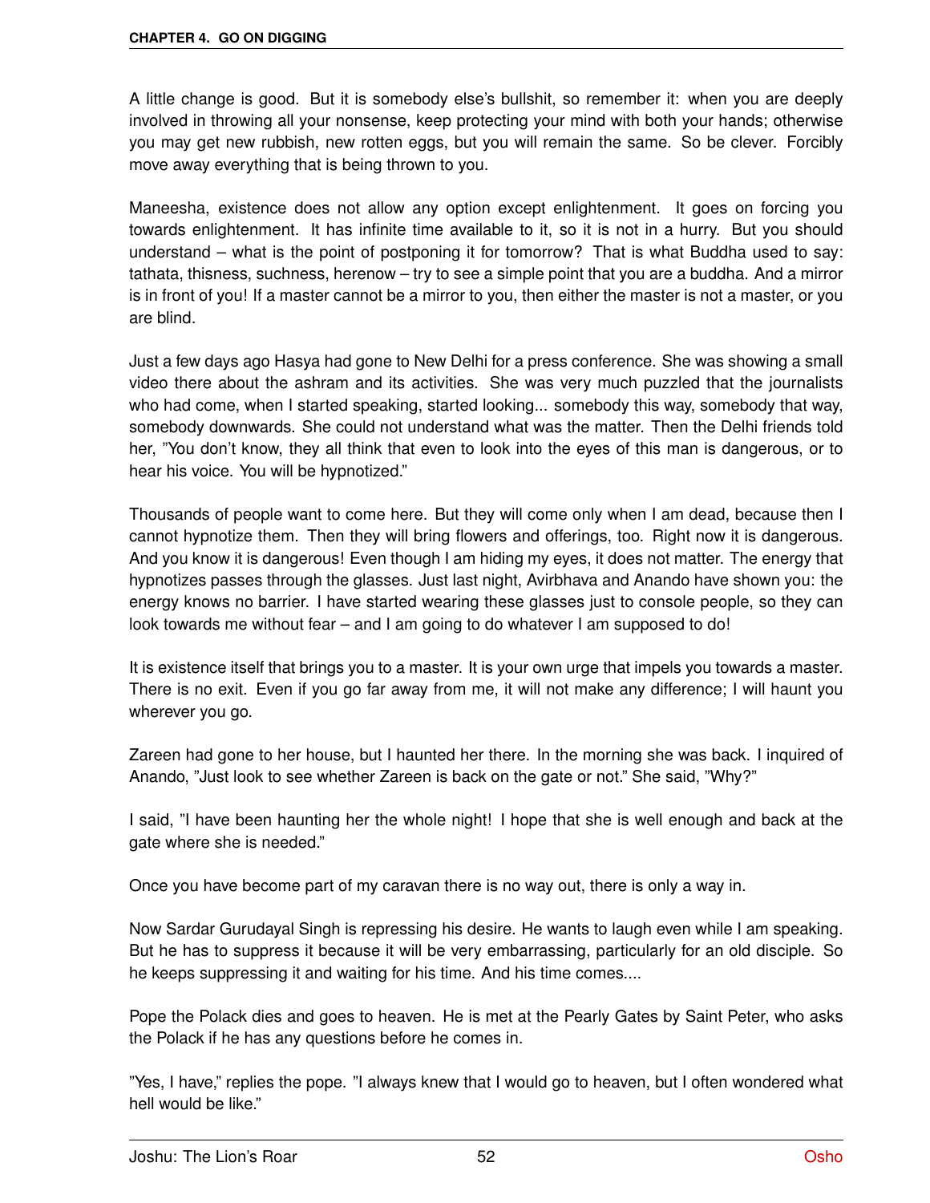A little change is good. But it is somebody else's bullshit, so remember it: when you are deeply involved in throwing all your nonsense, keep protecting your mind with both your hands; otherwise you may get new rubbish, new rotten eggs, but you will remain the same. So be clever. Forcibly move away everything that is being thrown to you.

Maneesha, existence does not allow any option except enlightenment. It goes on forcing you towards enlightenment. It has infinite time available to it, so it is not in a hurry. But you should understand – what is the point of postponing it for tomorrow? That is what Buddha used to say: tathata, thisness, suchness, herenow – try to see a simple point that you are a buddha. And a mirror is in front of you! If a master cannot be a mirror to you, then either the master is not a master, or you are blind.

Just a few days ago Hasya had gone to New Delhi for a press conference. She was showing a small video there about the ashram and its activities. She was very much puzzled that the journalists who had come, when I started speaking, started looking... somebody this way, somebody that way, somebody downwards. She could not understand what was the matter. Then the Delhi friends told her, "You don't know, they all think that even to look into the eyes of this man is dangerous, or to hear his voice. You will be hypnotized."

Thousands of people want to come here. But they will come only when I am dead, because then I cannot hypnotize them. Then they will bring flowers and offerings, too. Right now it is dangerous. And you know it is dangerous! Even though I am hiding my eyes, it does not matter. The energy that hypnotizes passes through the glasses. Just last night, Avirbhava and Anando have shown you: the energy knows no barrier. I have started wearing these glasses just to console people, so they can look towards me without fear – and I am going to do whatever I am supposed to do!

It is existence itself that brings you to a master. It is your own urge that impels you towards a master. There is no exit. Even if you go far away from me, it will not make any difference; I will haunt you wherever you go.

Zareen had gone to her house, but I haunted her there. In the morning she was back. I inquired of Anando, "Just look to see whether Zareen is back on the gate or not." She said, "Why?"

I said, "I have been haunting her the whole night! I hope that she is well enough and back at the gate where she is needed."

Once you have become part of my caravan there is no way out, there is only a way in.

Now Sardar Gurudayal Singh is repressing his desire. He wants to laugh even while I am speaking. But he has to suppress it because it will be very embarrassing, particularly for an old disciple. So he keeps suppressing it and waiting for his time. And his time comes....

Pope the Polack dies and goes to heaven. He is met at the Pearly Gates by Saint Peter, who asks the Polack if he has any questions before he comes in.

"Yes, I have," replies the pope. "I always knew that I would go to heaven, but I often wondered what hell would be like."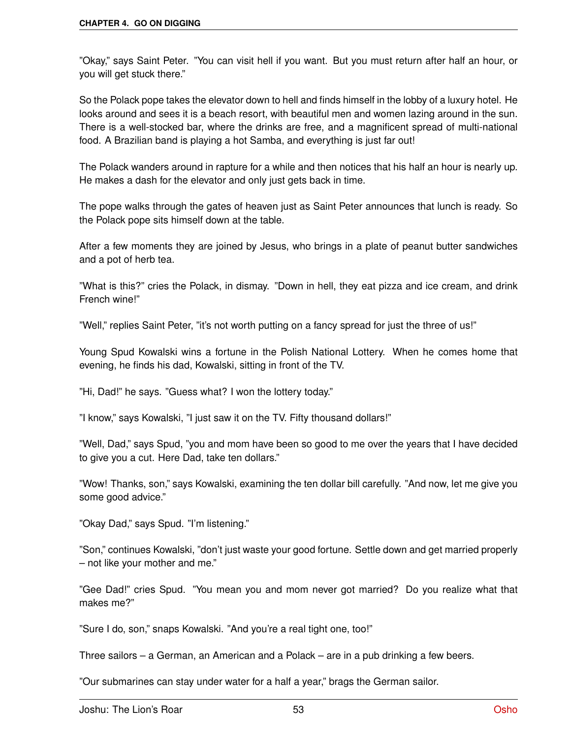"Okay," says Saint Peter. "You can visit hell if you want. But you must return after half an hour, or you will get stuck there."

So the Polack pope takes the elevator down to hell and finds himself in the lobby of a luxury hotel. He looks around and sees it is a beach resort, with beautiful men and women lazing around in the sun. There is a well-stocked bar, where the drinks are free, and a magnificent spread of multi-national food. A Brazilian band is playing a hot Samba, and everything is just far out!

The Polack wanders around in rapture for a while and then notices that his half an hour is nearly up. He makes a dash for the elevator and only just gets back in time.

The pope walks through the gates of heaven just as Saint Peter announces that lunch is ready. So the Polack pope sits himself down at the table.

After a few moments they are joined by Jesus, who brings in a plate of peanut butter sandwiches and a pot of herb tea.

"What is this?" cries the Polack, in dismay. "Down in hell, they eat pizza and ice cream, and drink French wine!"

"Well," replies Saint Peter, "it's not worth putting on a fancy spread for just the three of us!"

Young Spud Kowalski wins a fortune in the Polish National Lottery. When he comes home that evening, he finds his dad, Kowalski, sitting in front of the TV.

"Hi, Dad!" he says. "Guess what? I won the lottery today."

"I know," says Kowalski, "I just saw it on the TV. Fifty thousand dollars!"

"Well, Dad," says Spud, "you and mom have been so good to me over the years that I have decided to give you a cut. Here Dad, take ten dollars."

"Wow! Thanks, son," says Kowalski, examining the ten dollar bill carefully. "And now, let me give you some good advice."

"Okay Dad," says Spud. "I'm listening."

"Son," continues Kowalski, "don't just waste your good fortune. Settle down and get married properly – not like your mother and me."

"Gee Dad!" cries Spud. "You mean you and mom never got married? Do you realize what that makes me?"

"Sure I do, son," snaps Kowalski. "And you're a real tight one, too!"

Three sailors – a German, an American and a Polack – are in a pub drinking a few beers.

"Our submarines can stay under water for a half a year," brags the German sailor.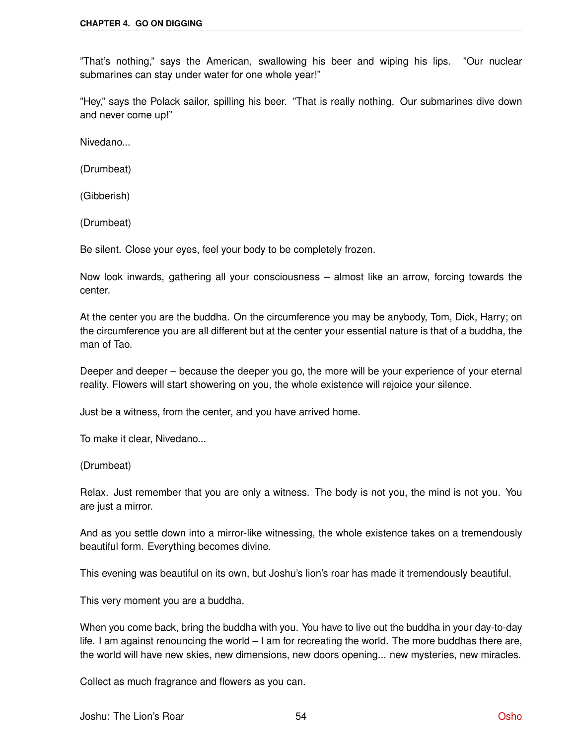"That's nothing," says the American, swallowing his beer and wiping his lips. "Our nuclear submarines can stay under water for one whole year!"

"Hey," says the Polack sailor, spilling his beer. "That is really nothing. Our submarines dive down and never come up!"

Nivedano...

(Drumbeat)

(Gibberish)

(Drumbeat)

Be silent. Close your eyes, feel your body to be completely frozen.

Now look inwards, gathering all your consciousness – almost like an arrow, forcing towards the center.

At the center you are the buddha. On the circumference you may be anybody, Tom, Dick, Harry; on the circumference you are all different but at the center your essential nature is that of a buddha, the man of Tao.

Deeper and deeper – because the deeper you go, the more will be your experience of your eternal reality. Flowers will start showering on you, the whole existence will rejoice your silence.

Just be a witness, from the center, and you have arrived home.

To make it clear, Nivedano...

(Drumbeat)

Relax. Just remember that you are only a witness. The body is not you, the mind is not you. You are just a mirror.

And as you settle down into a mirror-like witnessing, the whole existence takes on a tremendously beautiful form. Everything becomes divine.

This evening was beautiful on its own, but Joshu's lion's roar has made it tremendously beautiful.

This very moment you are a buddha.

When you come back, bring the buddha with you. You have to live out the buddha in your day-to-day life. I am against renouncing the world – I am for recreating the world. The more buddhas there are, the world will have new skies, new dimensions, new doors opening... new mysteries, new miracles.

Collect as much fragrance and flowers as you can.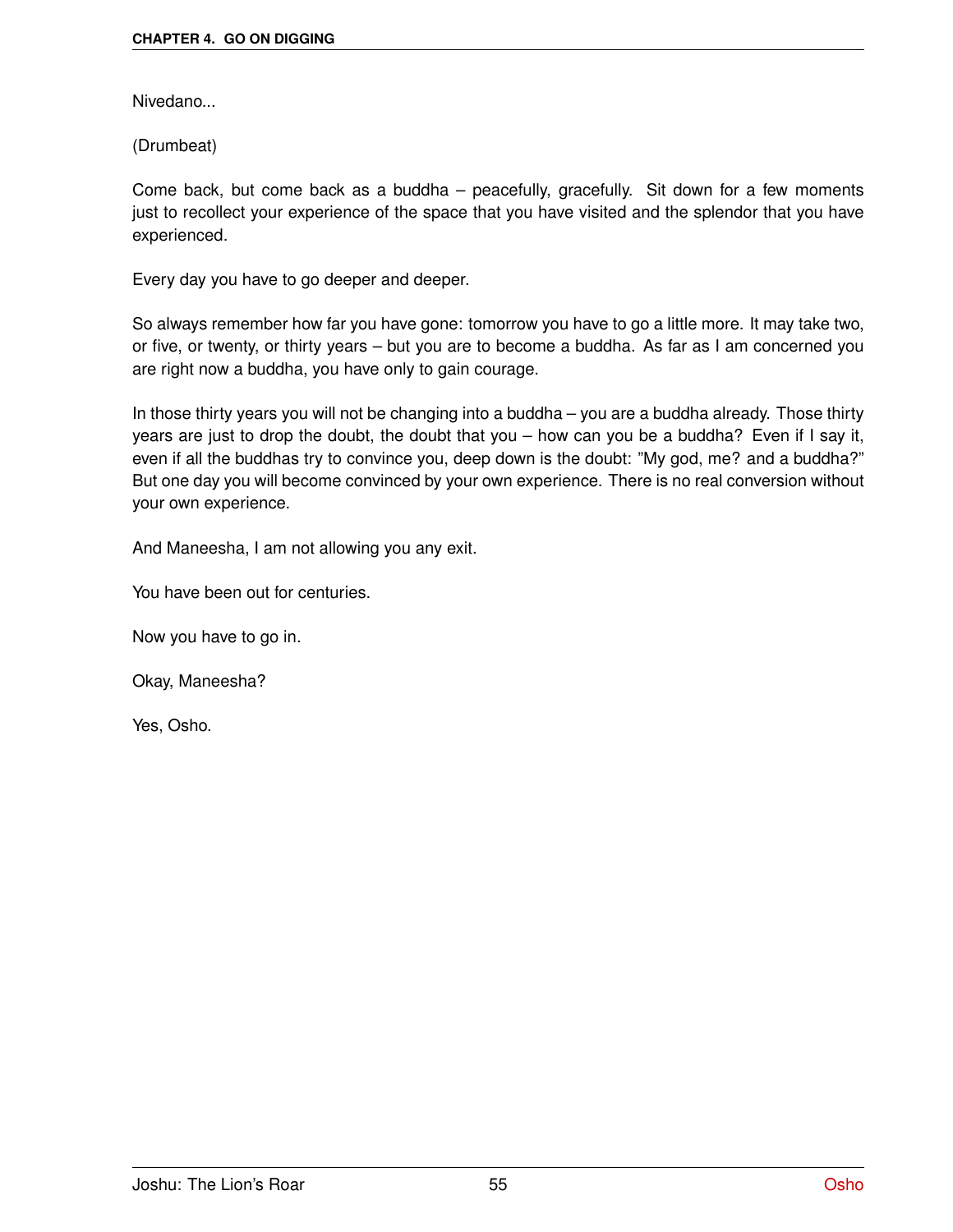Nivedano...

(Drumbeat)

Come back, but come back as a buddha – peacefully, gracefully. Sit down for a few moments just to recollect your experience of the space that you have visited and the splendor that you have experienced.

Every day you have to go deeper and deeper.

So always remember how far you have gone: tomorrow you have to go a little more. It may take two, or five, or twenty, or thirty years – but you are to become a buddha. As far as I am concerned you are right now a buddha, you have only to gain courage.

In those thirty years you will not be changing into a buddha – you are a buddha already. Those thirty years are just to drop the doubt, the doubt that you – how can you be a buddha? Even if I say it, even if all the buddhas try to convince you, deep down is the doubt: "My god, me? and a buddha?" But one day you will become convinced by your own experience. There is no real conversion without your own experience.

And Maneesha, I am not allowing you any exit.

You have been out for centuries.

Now you have to go in.

Okay, Maneesha?

Yes, Osho.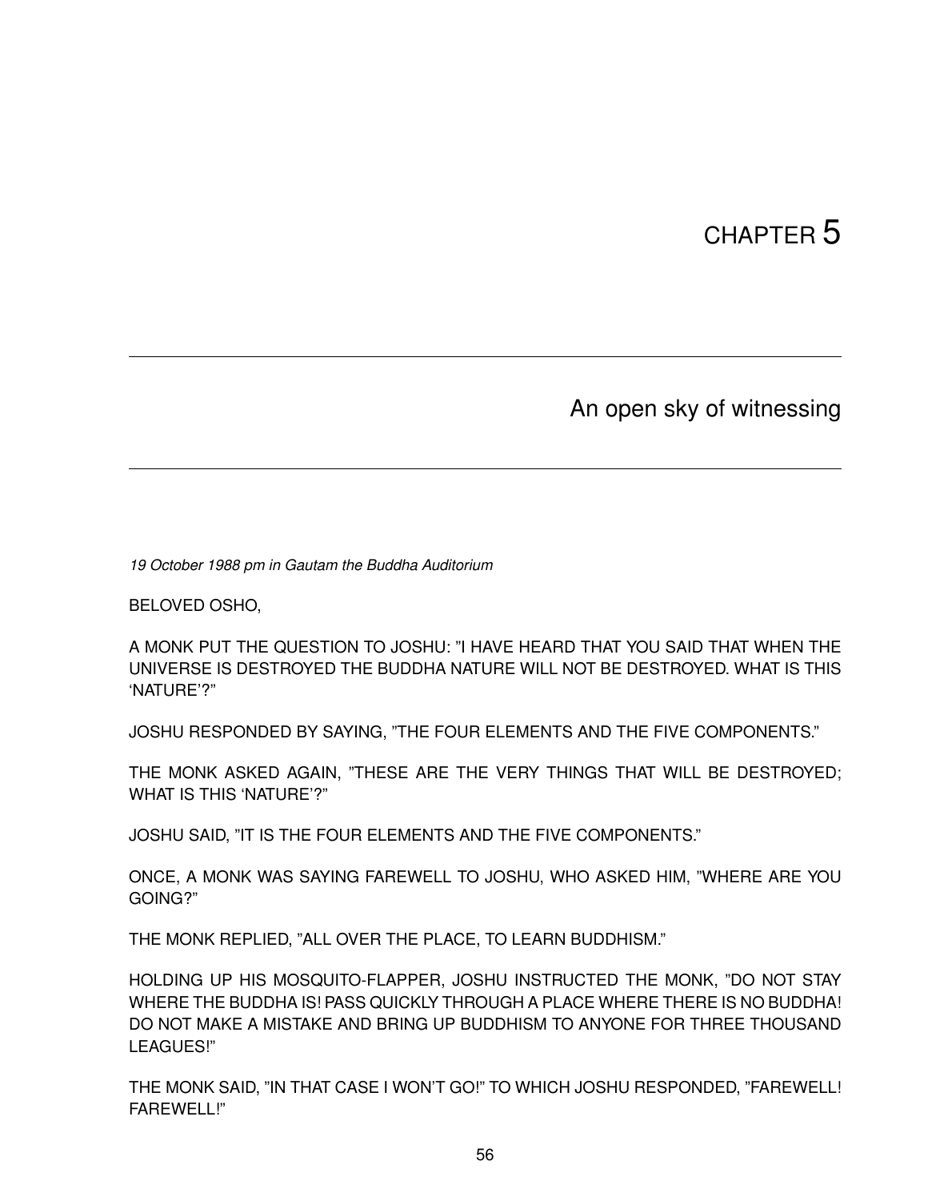# CHAPTER 5

## An open sky of witnessing

*19 October 1988 pm in Gautam the Buddha Auditorium*

BELOVED OSHO,

A MONK PUT THE QUESTION TO JOSHU: "I HAVE HEARD THAT YOU SAID THAT WHEN THE UNIVERSE IS DESTROYED THE BUDDHA NATURE WILL NOT BE DESTROYED. WHAT IS THIS 'NATURE'?"

JOSHU RESPONDED BY SAYING, "THE FOUR ELEMENTS AND THE FIVE COMPONENTS."

THE MONK ASKED AGAIN, "THESE ARE THE VERY THINGS THAT WILL BE DESTROYED; WHAT IS THIS 'NATURE'?"

JOSHU SAID, "IT IS THE FOUR ELEMENTS AND THE FIVE COMPONENTS."

ONCE, A MONK WAS SAYING FAREWELL TO JOSHU, WHO ASKED HIM, "WHERE ARE YOU GOING?"

THE MONK REPLIED, "ALL OVER THE PLACE, TO LEARN BUDDHISM."

HOLDING UP HIS MOSQUITO-FLAPPER, JOSHU INSTRUCTED THE MONK, "DO NOT STAY WHERE THE BUDDHA IS! PASS QUICKLY THROUGH A PLACE WHERE THERE IS NO BUDDHA! DO NOT MAKE A MISTAKE AND BRING UP BUDDHISM TO ANYONE FOR THREE THOUSAND LEAGUES!"

THE MONK SAID, "IN THAT CASE I WON'T GO!" TO WHICH JOSHU RESPONDED, "FAREWELL! FAREWELL!"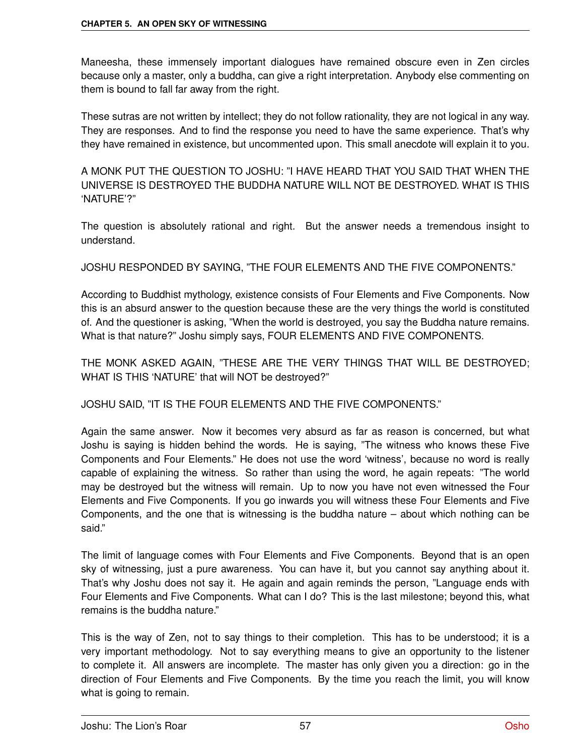Maneesha, these immensely important dialogues have remained obscure even in Zen circles because only a master, only a buddha, can give a right interpretation. Anybody else commenting on them is bound to fall far away from the right.

These sutras are not written by intellect; they do not follow rationality, they are not logical in any way. They are responses. And to find the response you need to have the same experience. That's why they have remained in existence, but uncommented upon. This small anecdote will explain it to you.

A MONK PUT THE QUESTION TO JOSHU: "I HAVE HEARD THAT YOU SAID THAT WHEN THE UNIVERSE IS DESTROYED THE BUDDHA NATURE WILL NOT BE DESTROYED. WHAT IS THIS 'NATURE'?"

The question is absolutely rational and right. But the answer needs a tremendous insight to understand.

JOSHU RESPONDED BY SAYING, "THE FOUR ELEMENTS AND THE FIVE COMPONENTS."

According to Buddhist mythology, existence consists of Four Elements and Five Components. Now this is an absurd answer to the question because these are the very things the world is constituted of. And the questioner is asking, "When the world is destroyed, you say the Buddha nature remains. What is that nature?" Joshu simply says, FOUR ELEMENTS AND FIVE COMPONENTS.

THE MONK ASKED AGAIN, "THESE ARE THE VERY THINGS THAT WILL BE DESTROYED; WHAT IS THIS 'NATURE' that will NOT be destroyed?"

JOSHU SAID, "IT IS THE FOUR ELEMENTS AND THE FIVE COMPONENTS."

Again the same answer. Now it becomes very absurd as far as reason is concerned, but what Joshu is saying is hidden behind the words. He is saying, "The witness who knows these Five Components and Four Elements." He does not use the word 'witness', because no word is really capable of explaining the witness. So rather than using the word, he again repeats: "The world may be destroyed but the witness will remain. Up to now you have not even witnessed the Four Elements and Five Components. If you go inwards you will witness these Four Elements and Five Components, and the one that is witnessing is the buddha nature – about which nothing can be said."

The limit of language comes with Four Elements and Five Components. Beyond that is an open sky of witnessing, just a pure awareness. You can have it, but you cannot say anything about it. That's why Joshu does not say it. He again and again reminds the person, "Language ends with Four Elements and Five Components. What can I do? This is the last milestone; beyond this, what remains is the buddha nature."

This is the way of Zen, not to say things to their completion. This has to be understood; it is a very important methodology. Not to say everything means to give an opportunity to the listener to complete it. All answers are incomplete. The master has only given you a direction: go in the direction of Four Elements and Five Components. By the time you reach the limit, you will know what is going to remain.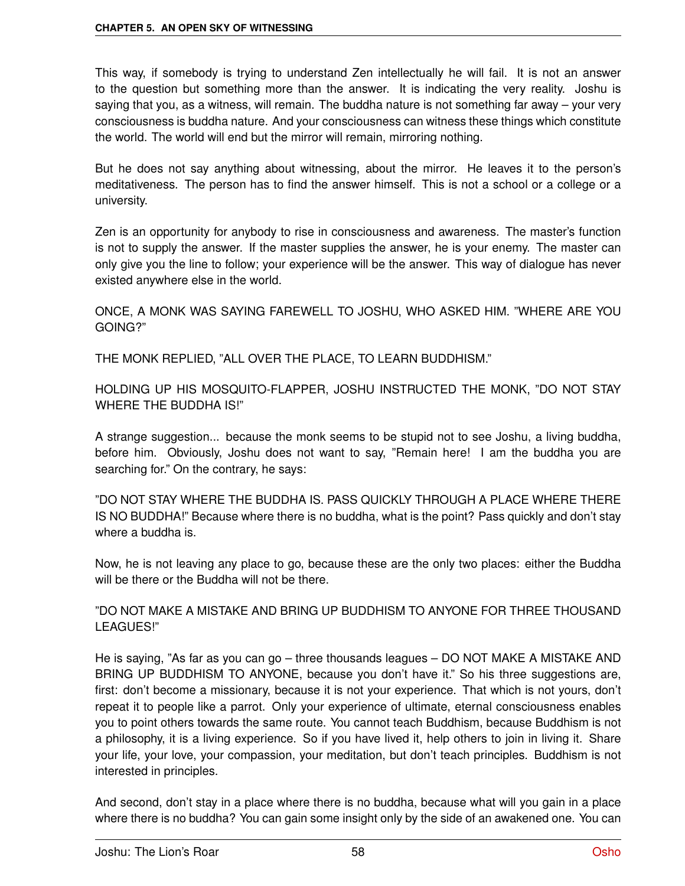This way, if somebody is trying to understand Zen intellectually he will fail. It is not an answer to the question but something more than the answer. It is indicating the very reality. Joshu is saying that you, as a witness, will remain. The buddha nature is not something far away – your very consciousness is buddha nature. And your consciousness can witness these things which constitute the world. The world will end but the mirror will remain, mirroring nothing.

But he does not say anything about witnessing, about the mirror. He leaves it to the person's meditativeness. The person has to find the answer himself. This is not a school or a college or a university.

Zen is an opportunity for anybody to rise in consciousness and awareness. The master's function is not to supply the answer. If the master supplies the answer, he is your enemy. The master can only give you the line to follow; your experience will be the answer. This way of dialogue has never existed anywhere else in the world.

ONCE, A MONK WAS SAYING FAREWELL TO JOSHU, WHO ASKED HIM. "WHERE ARE YOU GOING?"

THE MONK REPLIED, "ALL OVER THE PLACE, TO LEARN BUDDHISM."

HOLDING UP HIS MOSQUITO-FLAPPER, JOSHU INSTRUCTED THE MONK, "DO NOT STAY WHERE THE BUDDHA IS!"

A strange suggestion... because the monk seems to be stupid not to see Joshu, a living buddha, before him. Obviously, Joshu does not want to say, "Remain here! I am the buddha you are searching for." On the contrary, he says:

"DO NOT STAY WHERE THE BUDDHA IS. PASS QUICKLY THROUGH A PLACE WHERE THERE IS NO BUDDHA!" Because where there is no buddha, what is the point? Pass quickly and don't stay where a buddha is.

Now, he is not leaving any place to go, because these are the only two places: either the Buddha will be there or the Buddha will not be there.

"DO NOT MAKE A MISTAKE AND BRING UP BUDDHISM TO ANYONE FOR THREE THOUSAND LEAGUES!"

He is saying, "As far as you can go – three thousands leagues – DO NOT MAKE A MISTAKE AND BRING UP BUDDHISM TO ANYONE, because you don't have it." So his three suggestions are, first: don't become a missionary, because it is not your experience. That which is not yours, don't repeat it to people like a parrot. Only your experience of ultimate, eternal consciousness enables you to point others towards the same route. You cannot teach Buddhism, because Buddhism is not a philosophy, it is a living experience. So if you have lived it, help others to join in living it. Share your life, your love, your compassion, your meditation, but don't teach principles. Buddhism is not interested in principles.

And second, don't stay in a place where there is no buddha, because what will you gain in a place where there is no buddha? You can gain some insight only by the side of an awakened one. You can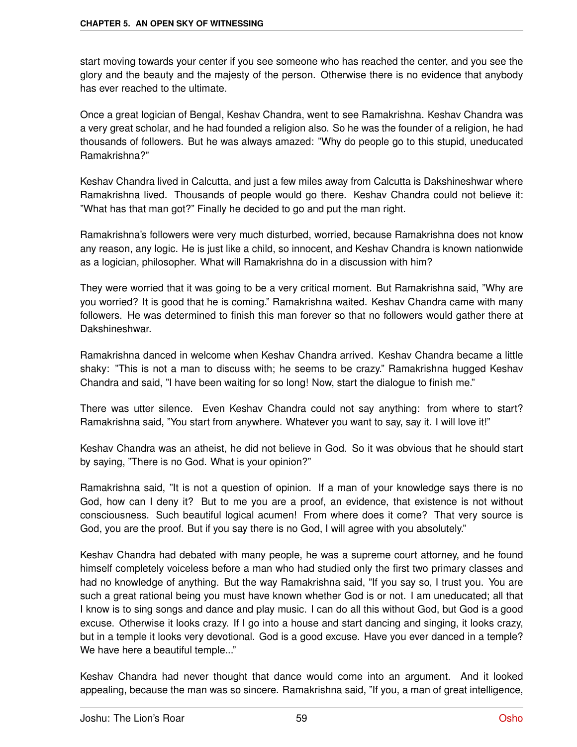start moving towards your center if you see someone who has reached the center, and you see the glory and the beauty and the majesty of the person. Otherwise there is no evidence that anybody has ever reached to the ultimate.

Once a great logician of Bengal, Keshav Chandra, went to see Ramakrishna. Keshav Chandra was a very great scholar, and he had founded a religion also. So he was the founder of a religion, he had thousands of followers. But he was always amazed: "Why do people go to this stupid, uneducated Ramakrishna?"

Keshav Chandra lived in Calcutta, and just a few miles away from Calcutta is Dakshineshwar where Ramakrishna lived. Thousands of people would go there. Keshav Chandra could not believe it: "What has that man got?" Finally he decided to go and put the man right.

Ramakrishna's followers were very much disturbed, worried, because Ramakrishna does not know any reason, any logic. He is just like a child, so innocent, and Keshav Chandra is known nationwide as a logician, philosopher. What will Ramakrishna do in a discussion with him?

They were worried that it was going to be a very critical moment. But Ramakrishna said, "Why are you worried? It is good that he is coming." Ramakrishna waited. Keshav Chandra came with many followers. He was determined to finish this man forever so that no followers would gather there at Dakshineshwar.

Ramakrishna danced in welcome when Keshav Chandra arrived. Keshav Chandra became a little shaky: "This is not a man to discuss with; he seems to be crazy." Ramakrishna hugged Keshav Chandra and said, "I have been waiting for so long! Now, start the dialogue to finish me."

There was utter silence. Even Keshav Chandra could not say anything: from where to start? Ramakrishna said, "You start from anywhere. Whatever you want to say, say it. I will love it!"

Keshav Chandra was an atheist, he did not believe in God. So it was obvious that he should start by saying, "There is no God. What is your opinion?"

Ramakrishna said, "It is not a question of opinion. If a man of your knowledge says there is no God, how can I deny it? But to me you are a proof, an evidence, that existence is not without consciousness. Such beautiful logical acumen! From where does it come? That very source is God, you are the proof. But if you say there is no God, I will agree with you absolutely."

Keshav Chandra had debated with many people, he was a supreme court attorney, and he found himself completely voiceless before a man who had studied only the first two primary classes and had no knowledge of anything. But the way Ramakrishna said, "If you say so, I trust you. You are such a great rational being you must have known whether God is or not. I am uneducated; all that I know is to sing songs and dance and play music. I can do all this without God, but God is a good excuse. Otherwise it looks crazy. If I go into a house and start dancing and singing, it looks crazy, but in a temple it looks very devotional. God is a good excuse. Have you ever danced in a temple? We have here a beautiful temple..."

Keshav Chandra had never thought that dance would come into an argument. And it looked appealing, because the man was so sincere. Ramakrishna said, "If you, a man of great intelligence,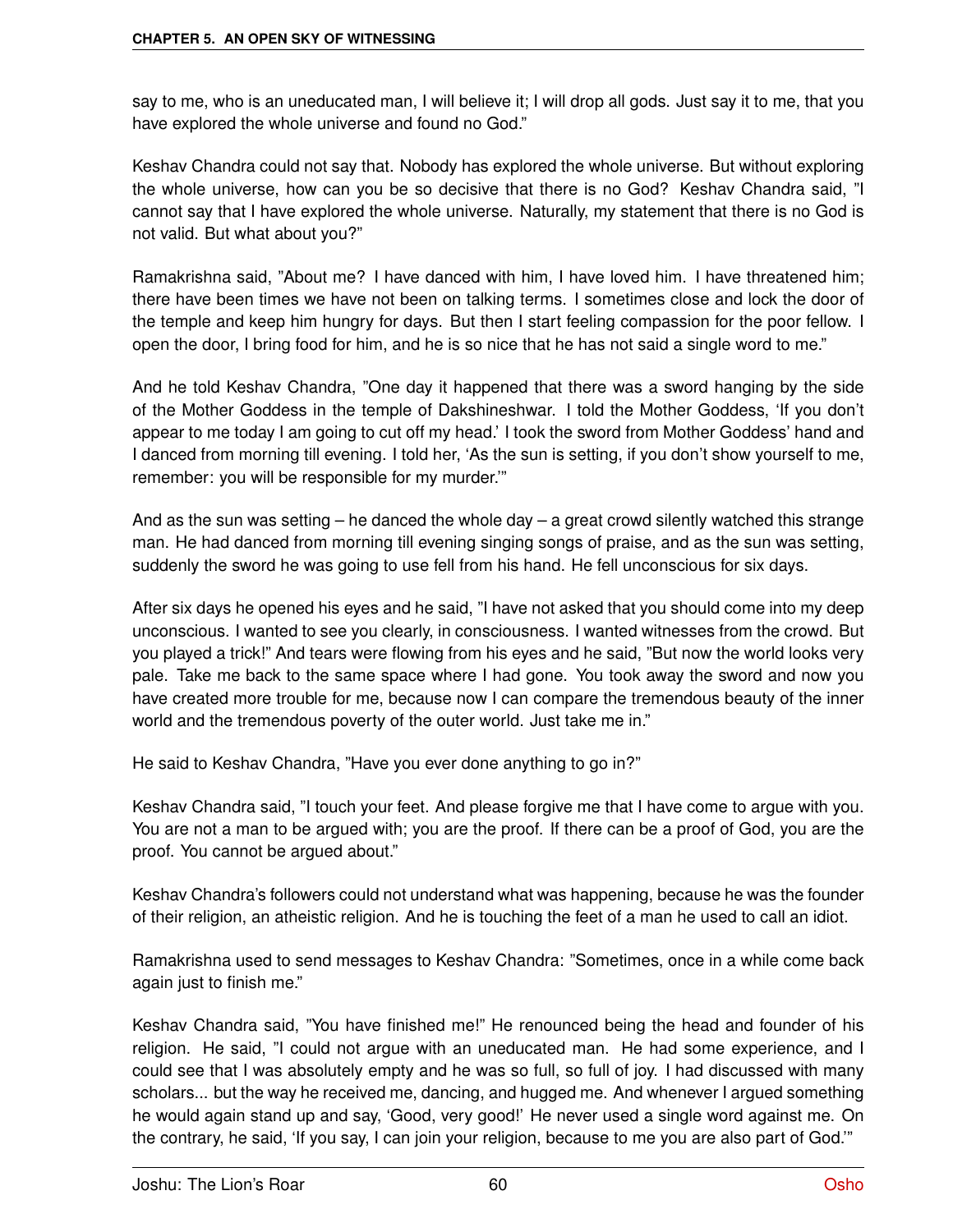say to me, who is an uneducated man, I will believe it; I will drop all gods. Just say it to me, that you have explored the whole universe and found no God."

Keshav Chandra could not say that. Nobody has explored the whole universe. But without exploring the whole universe, how can you be so decisive that there is no God? Keshav Chandra said, "I cannot say that I have explored the whole universe. Naturally, my statement that there is no God is not valid. But what about you?"

Ramakrishna said, "About me? I have danced with him, I have loved him. I have threatened him; there have been times we have not been on talking terms. I sometimes close and lock the door of the temple and keep him hungry for days. But then I start feeling compassion for the poor fellow. I open the door, I bring food for him, and he is so nice that he has not said a single word to me."

And he told Keshav Chandra, "One day it happened that there was a sword hanging by the side of the Mother Goddess in the temple of Dakshineshwar. I told the Mother Goddess, 'If you don't appear to me today I am going to cut off my head.' I took the sword from Mother Goddess' hand and I danced from morning till evening. I told her, 'As the sun is setting, if you don't show yourself to me, remember: you will be responsible for my murder.'"

And as the sun was setting – he danced the whole day – a great crowd silently watched this strange man. He had danced from morning till evening singing songs of praise, and as the sun was setting, suddenly the sword he was going to use fell from his hand. He fell unconscious for six days.

After six days he opened his eyes and he said, "I have not asked that you should come into my deep unconscious. I wanted to see you clearly, in consciousness. I wanted witnesses from the crowd. But you played a trick!" And tears were flowing from his eyes and he said, "But now the world looks very pale. Take me back to the same space where I had gone. You took away the sword and now you have created more trouble for me, because now I can compare the tremendous beauty of the inner world and the tremendous poverty of the outer world. Just take me in."

He said to Keshav Chandra, "Have you ever done anything to go in?"

Keshav Chandra said, "I touch your feet. And please forgive me that I have come to argue with you. You are not a man to be argued with; you are the proof. If there can be a proof of God, you are the proof. You cannot be argued about."

Keshav Chandra's followers could not understand what was happening, because he was the founder of their religion, an atheistic religion. And he is touching the feet of a man he used to call an idiot.

Ramakrishna used to send messages to Keshav Chandra: "Sometimes, once in a while come back again just to finish me."

Keshav Chandra said, "You have finished me!" He renounced being the head and founder of his religion. He said, "I could not argue with an uneducated man. He had some experience, and I could see that I was absolutely empty and he was so full, so full of joy. I had discussed with many scholars... but the way he received me, dancing, and hugged me. And whenever I argued something he would again stand up and say, 'Good, very good!' He never used a single word against me. On the contrary, he said, 'If you say, I can join your religion, because to me you are also part of God.'"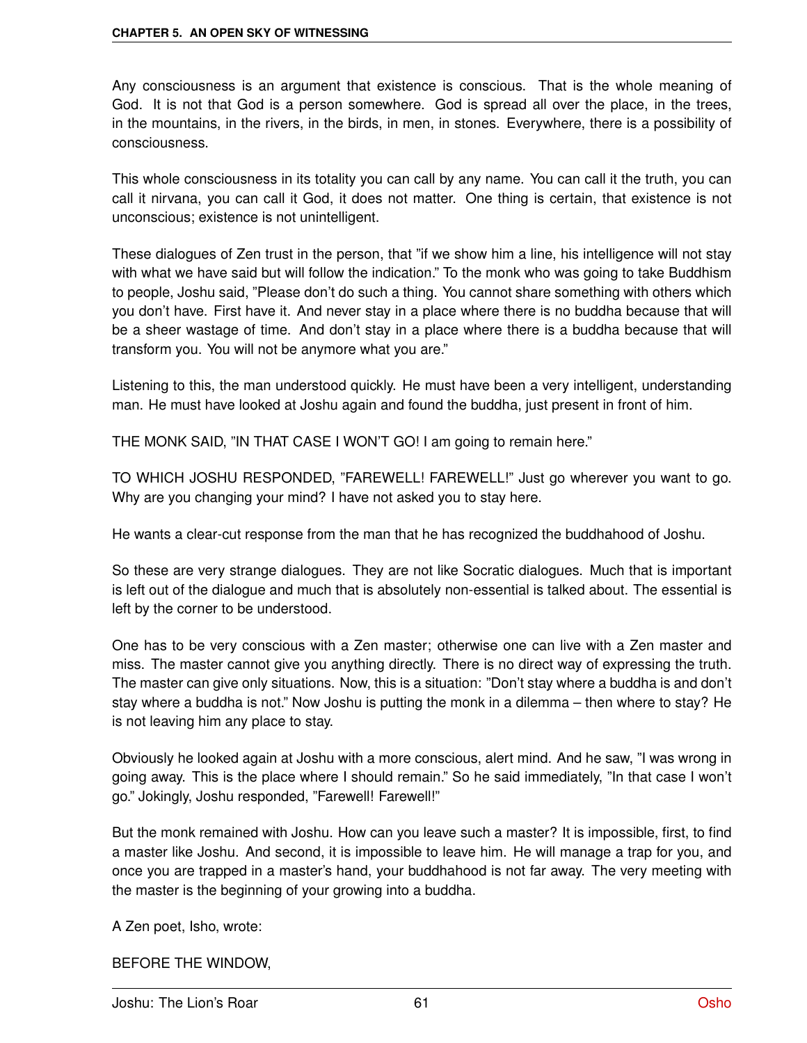Any consciousness is an argument that existence is conscious. That is the whole meaning of God. It is not that God is a person somewhere. God is spread all over the place, in the trees, in the mountains, in the rivers, in the birds, in men, in stones. Everywhere, there is a possibility of consciousness.

This whole consciousness in its totality you can call by any name. You can call it the truth, you can call it nirvana, you can call it God, it does not matter. One thing is certain, that existence is not unconscious; existence is not unintelligent.

These dialogues of Zen trust in the person, that "if we show him a line, his intelligence will not stay with what we have said but will follow the indication." To the monk who was going to take Buddhism to people, Joshu said, "Please don't do such a thing. You cannot share something with others which you don't have. First have it. And never stay in a place where there is no buddha because that will be a sheer wastage of time. And don't stay in a place where there is a buddha because that will transform you. You will not be anymore what you are."

Listening to this, the man understood quickly. He must have been a very intelligent, understanding man. He must have looked at Joshu again and found the buddha, just present in front of him.

THE MONK SAID, "IN THAT CASE I WON'T GO! I am going to remain here."

TO WHICH JOSHU RESPONDED, "FAREWELL! FAREWELL!" Just go wherever you want to go. Why are you changing your mind? I have not asked you to stay here.

He wants a clear-cut response from the man that he has recognized the buddhahood of Joshu.

So these are very strange dialogues. They are not like Socratic dialogues. Much that is important is left out of the dialogue and much that is absolutely non-essential is talked about. The essential is left by the corner to be understood.

One has to be very conscious with a Zen master; otherwise one can live with a Zen master and miss. The master cannot give you anything directly. There is no direct way of expressing the truth. The master can give only situations. Now, this is a situation: "Don't stay where a buddha is and don't stay where a buddha is not." Now Joshu is putting the monk in a dilemma – then where to stay? He is not leaving him any place to stay.

Obviously he looked again at Joshu with a more conscious, alert mind. And he saw, "I was wrong in going away. This is the place where I should remain." So he said immediately, "In that case I won't go." Jokingly, Joshu responded, "Farewell! Farewell!"

But the monk remained with Joshu. How can you leave such a master? It is impossible, first, to find a master like Joshu. And second, it is impossible to leave him. He will manage a trap for you, and once you are trapped in a master's hand, your buddhahood is not far away. The very meeting with the master is the beginning of your growing into a buddha.

A Zen poet, Isho, wrote:

BEFORE THE WINDOW,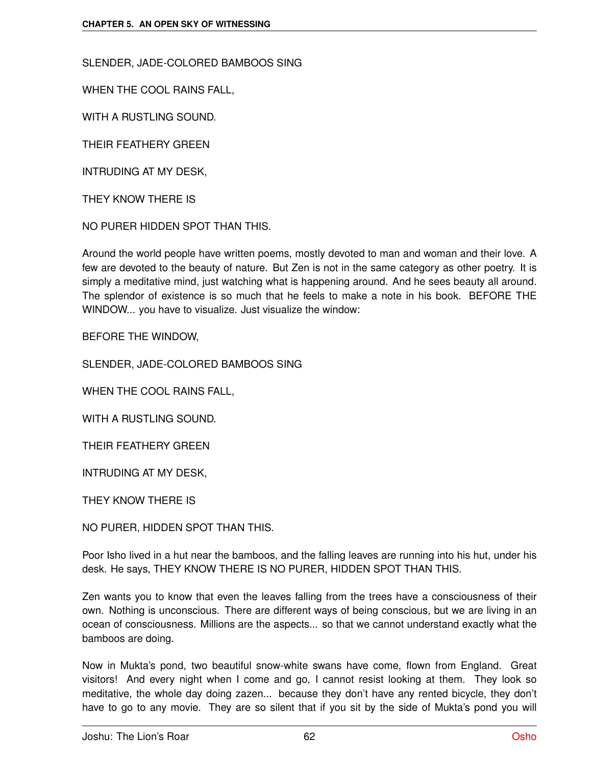SLENDER, JADE-COLORED BAMBOOS SING

WHEN THE COOL RAINS FALL,

WITH A RUSTLING SOUND.

THEIR FEATHERY GREEN

INTRUDING AT MY DESK,

THEY KNOW THERE IS

NO PURER HIDDEN SPOT THAN THIS.

Around the world people have written poems, mostly devoted to man and woman and their love. A few are devoted to the beauty of nature. But Zen is not in the same category as other poetry. It is simply a meditative mind, just watching what is happening around. And he sees beauty all around. The splendor of existence is so much that he feels to make a note in his book. BEFORE THE WINDOW... you have to visualize. Just visualize the window:

BEFORE THE WINDOW,

SLENDER, JADE-COLORED BAMBOOS SING

WHEN THE COOL RAINS FALL,

WITH A RUSTLING SOUND.

THEIR FEATHERY GREEN

INTRUDING AT MY DESK,

THEY KNOW THERE IS

NO PURER, HIDDEN SPOT THAN THIS.

Poor Isho lived in a hut near the bamboos, and the falling leaves are running into his hut, under his desk. He says, THEY KNOW THERE IS NO PURER, HIDDEN SPOT THAN THIS.

Zen wants you to know that even the leaves falling from the trees have a consciousness of their own. Nothing is unconscious. There are different ways of being conscious, but we are living in an ocean of consciousness. Millions are the aspects... so that we cannot understand exactly what the bamboos are doing.

Now in Mukta's pond, two beautiful snow-white swans have come, flown from England. Great visitors! And every night when I come and go, I cannot resist looking at them. They look so meditative, the whole day doing zazen... because they don't have any rented bicycle, they don't have to go to any movie. They are so silent that if you sit by the side of Mukta's pond you will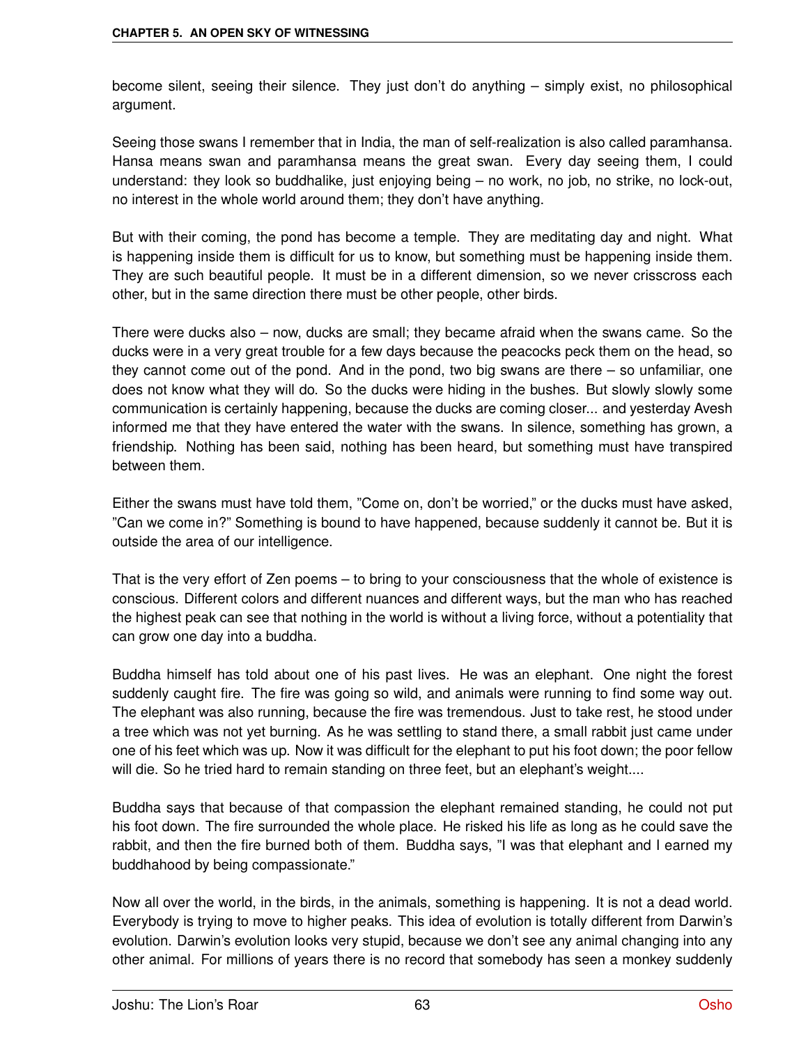become silent, seeing their silence. They just don't do anything – simply exist, no philosophical argument.

Seeing those swans I remember that in India, the man of self-realization is also called paramhansa. Hansa means swan and paramhansa means the great swan. Every day seeing them, I could understand: they look so buddhalike, just enjoying being – no work, no job, no strike, no lock-out, no interest in the whole world around them; they don't have anything.

But with their coming, the pond has become a temple. They are meditating day and night. What is happening inside them is difficult for us to know, but something must be happening inside them. They are such beautiful people. It must be in a different dimension, so we never crisscross each other, but in the same direction there must be other people, other birds.

There were ducks also – now, ducks are small; they became afraid when the swans came. So the ducks were in a very great trouble for a few days because the peacocks peck them on the head, so they cannot come out of the pond. And in the pond, two big swans are there – so unfamiliar, one does not know what they will do. So the ducks were hiding in the bushes. But slowly slowly some communication is certainly happening, because the ducks are coming closer... and yesterday Avesh informed me that they have entered the water with the swans. In silence, something has grown, a friendship. Nothing has been said, nothing has been heard, but something must have transpired between them.

Either the swans must have told them, "Come on, don't be worried," or the ducks must have asked, "Can we come in?" Something is bound to have happened, because suddenly it cannot be. But it is outside the area of our intelligence.

That is the very effort of Zen poems – to bring to your consciousness that the whole of existence is conscious. Different colors and different nuances and different ways, but the man who has reached the highest peak can see that nothing in the world is without a living force, without a potentiality that can grow one day into a buddha.

Buddha himself has told about one of his past lives. He was an elephant. One night the forest suddenly caught fire. The fire was going so wild, and animals were running to find some way out. The elephant was also running, because the fire was tremendous. Just to take rest, he stood under a tree which was not yet burning. As he was settling to stand there, a small rabbit just came under one of his feet which was up. Now it was difficult for the elephant to put his foot down; the poor fellow will die. So he tried hard to remain standing on three feet, but an elephant's weight....

Buddha says that because of that compassion the elephant remained standing, he could not put his foot down. The fire surrounded the whole place. He risked his life as long as he could save the rabbit, and then the fire burned both of them. Buddha says, "I was that elephant and I earned my buddhahood by being compassionate."

Now all over the world, in the birds, in the animals, something is happening. It is not a dead world. Everybody is trying to move to higher peaks. This idea of evolution is totally different from Darwin's evolution. Darwin's evolution looks very stupid, because we don't see any animal changing into any other animal. For millions of years there is no record that somebody has seen a monkey suddenly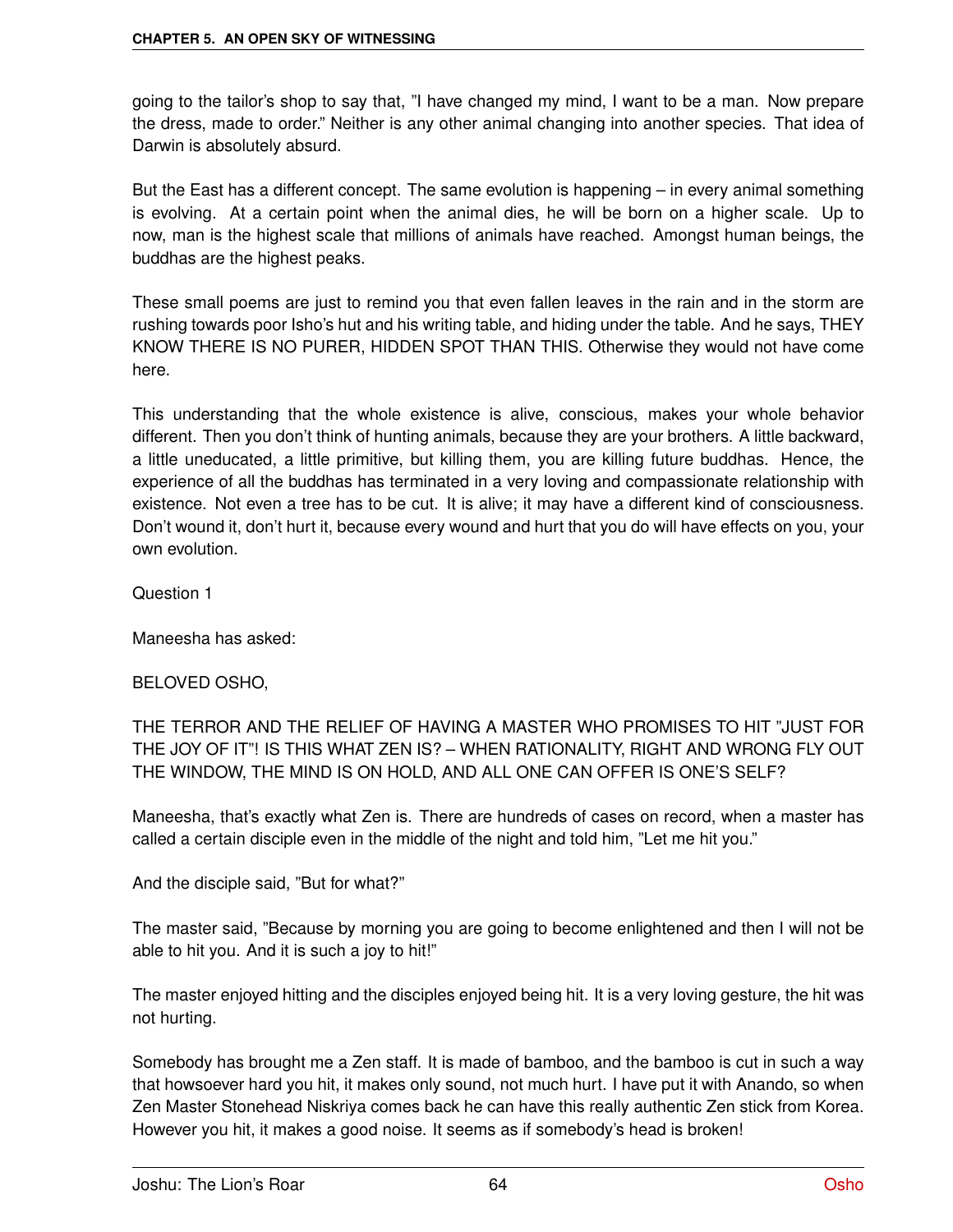going to the tailor's shop to say that, "I have changed my mind, I want to be a man. Now prepare the dress, made to order." Neither is any other animal changing into another species. That idea of Darwin is absolutely absurd.

But the East has a different concept. The same evolution is happening – in every animal something is evolving. At a certain point when the animal dies, he will be born on a higher scale. Up to now, man is the highest scale that millions of animals have reached. Amongst human beings, the buddhas are the highest peaks.

These small poems are just to remind you that even fallen leaves in the rain and in the storm are rushing towards poor Isho's hut and his writing table, and hiding under the table. And he says, THEY KNOW THERE IS NO PURER, HIDDEN SPOT THAN THIS. Otherwise they would not have come here.

This understanding that the whole existence is alive, conscious, makes your whole behavior different. Then you don't think of hunting animals, because they are your brothers. A little backward, a little uneducated, a little primitive, but killing them, you are killing future buddhas. Hence, the experience of all the buddhas has terminated in a very loving and compassionate relationship with existence. Not even a tree has to be cut. It is alive; it may have a different kind of consciousness. Don't wound it, don't hurt it, because every wound and hurt that you do will have effects on you, your own evolution.

Question 1

Maneesha has asked:

BELOVED OSHO,

THE TERROR AND THE RELIEF OF HAVING A MASTER WHO PROMISES TO HIT "JUST FOR THE JOY OF IT"! IS THIS WHAT ZEN IS? – WHEN RATIONALITY, RIGHT AND WRONG FLY OUT THE WINDOW, THE MIND IS ON HOLD, AND ALL ONE CAN OFFER IS ONE'S SELF?

Maneesha, that's exactly what Zen is. There are hundreds of cases on record, when a master has called a certain disciple even in the middle of the night and told him, "Let me hit you."

And the disciple said, "But for what?"

The master said, "Because by morning you are going to become enlightened and then I will not be able to hit you. And it is such a joy to hit!"

The master enjoyed hitting and the disciples enjoyed being hit. It is a very loving gesture, the hit was not hurting.

Somebody has brought me a Zen staff. It is made of bamboo, and the bamboo is cut in such a way that howsoever hard you hit, it makes only sound, not much hurt. I have put it with Anando, so when Zen Master Stonehead Niskriya comes back he can have this really authentic Zen stick from Korea. However you hit, it makes a good noise. It seems as if somebody's head is broken!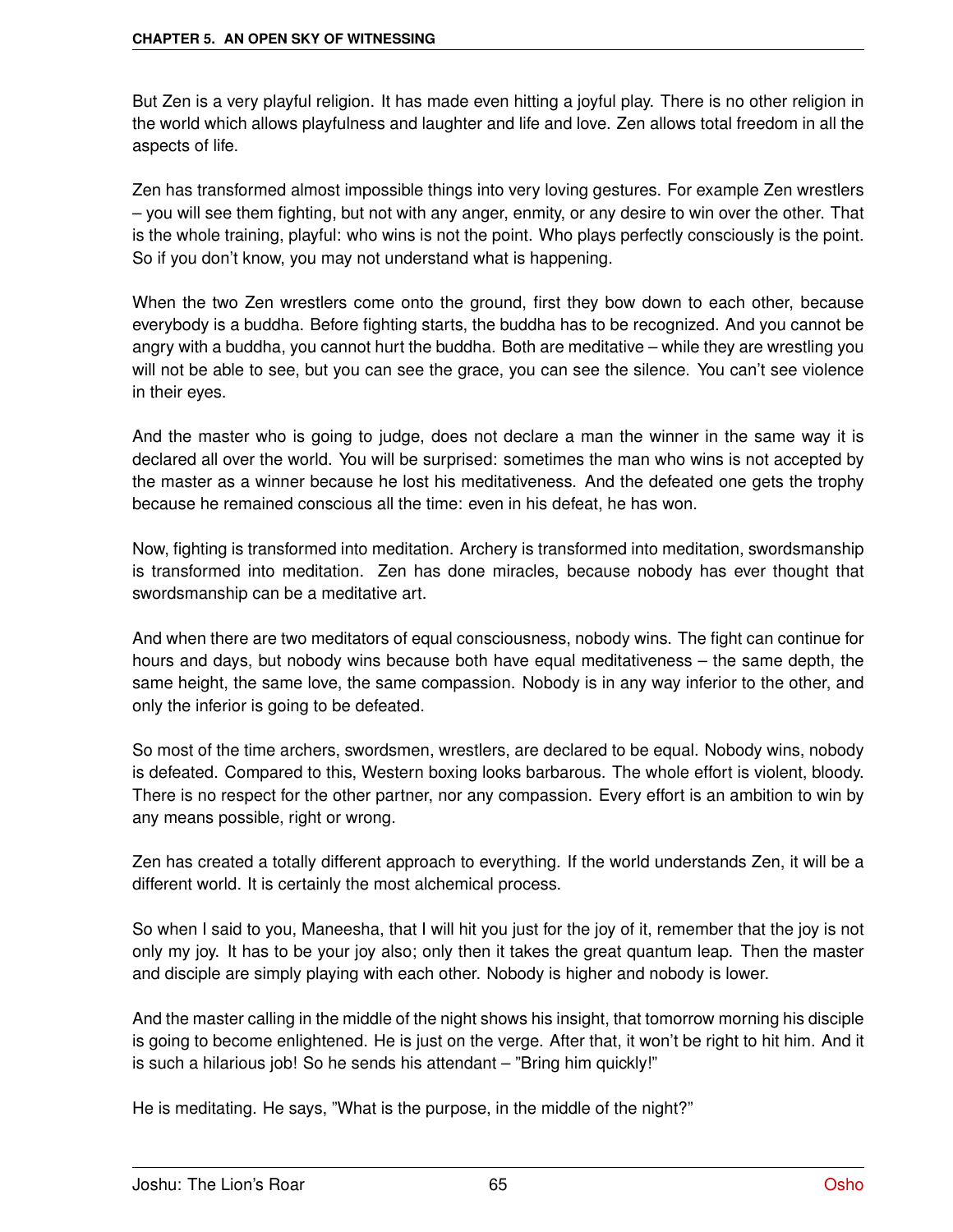But Zen is a very playful religion. It has made even hitting a joyful play. There is no other religion in the world which allows playfulness and laughter and life and love. Zen allows total freedom in all the aspects of life.

Zen has transformed almost impossible things into very loving gestures. For example Zen wrestlers – you will see them fighting, but not with any anger, enmity, or any desire to win over the other. That is the whole training, playful: who wins is not the point. Who plays perfectly consciously is the point. So if you don't know, you may not understand what is happening.

When the two Zen wrestlers come onto the ground, first they bow down to each other, because everybody is a buddha. Before fighting starts, the buddha has to be recognized. And you cannot be angry with a buddha, you cannot hurt the buddha. Both are meditative – while they are wrestling you will not be able to see, but you can see the grace, you can see the silence. You can't see violence in their eyes.

And the master who is going to judge, does not declare a man the winner in the same way it is declared all over the world. You will be surprised: sometimes the man who wins is not accepted by the master as a winner because he lost his meditativeness. And the defeated one gets the trophy because he remained conscious all the time: even in his defeat, he has won.

Now, fighting is transformed into meditation. Archery is transformed into meditation, swordsmanship is transformed into meditation. Zen has done miracles, because nobody has ever thought that swordsmanship can be a meditative art.

And when there are two meditators of equal consciousness, nobody wins. The fight can continue for hours and days, but nobody wins because both have equal meditativeness – the same depth, the same height, the same love, the same compassion. Nobody is in any way inferior to the other, and only the inferior is going to be defeated.

So most of the time archers, swordsmen, wrestlers, are declared to be equal. Nobody wins, nobody is defeated. Compared to this, Western boxing looks barbarous. The whole effort is violent, bloody. There is no respect for the other partner, nor any compassion. Every effort is an ambition to win by any means possible, right or wrong.

Zen has created a totally different approach to everything. If the world understands Zen, it will be a different world. It is certainly the most alchemical process.

So when I said to you, Maneesha, that I will hit you just for the joy of it, remember that the joy is not only my joy. It has to be your joy also; only then it takes the great quantum leap. Then the master and disciple are simply playing with each other. Nobody is higher and nobody is lower.

And the master calling in the middle of the night shows his insight, that tomorrow morning his disciple is going to become enlightened. He is just on the verge. After that, it won't be right to hit him. And it is such a hilarious job! So he sends his attendant – "Bring him quickly!"

He is meditating. He says, "What is the purpose, in the middle of the night?"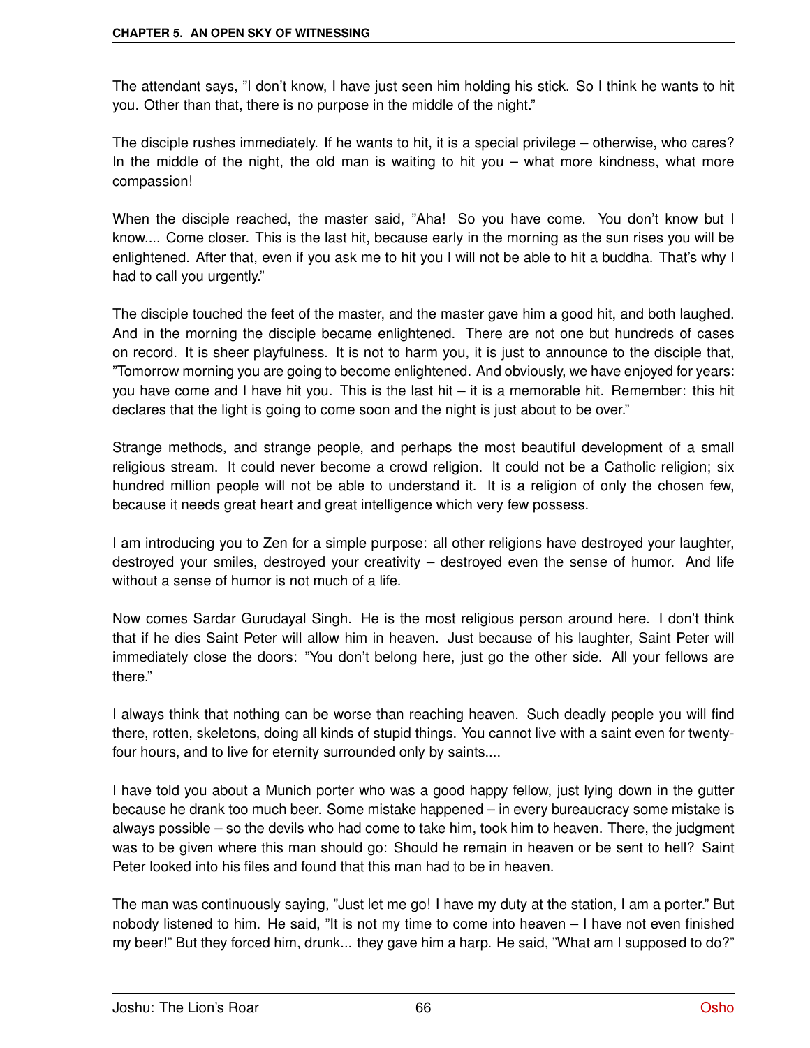The attendant says, "I don't know, I have just seen him holding his stick. So I think he wants to hit you. Other than that, there is no purpose in the middle of the night."

The disciple rushes immediately. If he wants to hit, it is a special privilege – otherwise, who cares? In the middle of the night, the old man is waiting to hit you – what more kindness, what more compassion!

When the disciple reached, the master said, "Aha! So you have come. You don't know but I know.... Come closer. This is the last hit, because early in the morning as the sun rises you will be enlightened. After that, even if you ask me to hit you I will not be able to hit a buddha. That's why I had to call you urgently."

The disciple touched the feet of the master, and the master gave him a good hit, and both laughed. And in the morning the disciple became enlightened. There are not one but hundreds of cases on record. It is sheer playfulness. It is not to harm you, it is just to announce to the disciple that, "Tomorrow morning you are going to become enlightened. And obviously, we have enjoyed for years: you have come and I have hit you. This is the last hit – it is a memorable hit. Remember: this hit declares that the light is going to come soon and the night is just about to be over."

Strange methods, and strange people, and perhaps the most beautiful development of a small religious stream. It could never become a crowd religion. It could not be a Catholic religion; six hundred million people will not be able to understand it. It is a religion of only the chosen few, because it needs great heart and great intelligence which very few possess.

I am introducing you to Zen for a simple purpose: all other religions have destroyed your laughter, destroyed your smiles, destroyed your creativity – destroyed even the sense of humor. And life without a sense of humor is not much of a life.

Now comes Sardar Gurudayal Singh. He is the most religious person around here. I don't think that if he dies Saint Peter will allow him in heaven. Just because of his laughter, Saint Peter will immediately close the doors: "You don't belong here, just go the other side. All your fellows are there."

I always think that nothing can be worse than reaching heaven. Such deadly people you will find there, rotten, skeletons, doing all kinds of stupid things. You cannot live with a saint even for twenty-four hours, and to live for eternity surrounded only by saints....

I have told you about a Munich porter who was a good happy fellow, just lying down in the gutter because he drank too much beer. Some mistake happened – in every bureaucracy some mistake is always possible – so the devils who had come to take him, took him to heaven. There, the judgment was to be given where this man should go: Should he remain in heaven or be sent to hell? Saint Peter looked into his files and found that this man had to be in heaven.

The man was continuously saying, "Just let me go! I have my duty at the station, I am a porter." But nobody listened to him. He said, "It is not my time to come into heaven – I have not even finished my beer!" But they forced him, drunk... they gave him a harp. He said, "What am I supposed to do?"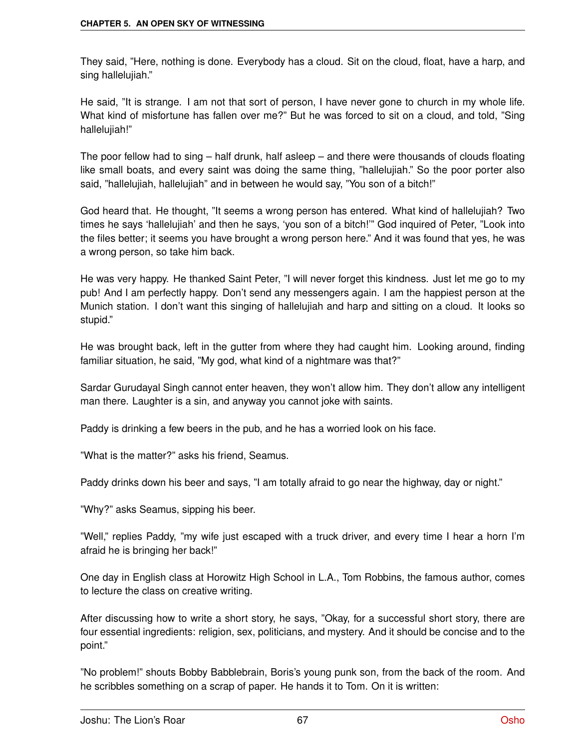They said, "Here, nothing is done. Everybody has a cloud. Sit on the cloud, float, have a harp, and sing hallelujiah."

He said, "It is strange. I am not that sort of person, I have never gone to church in my whole life. What kind of misfortune has fallen over me?" But he was forced to sit on a cloud, and told, "Sing hallelujiah!"

The poor fellow had to sing – half drunk, half asleep – and there were thousands of clouds floating like small boats, and every saint was doing the same thing, "hallelujiah." So the poor porter also said, "hallelujiah, hallelujiah" and in between he would say, "You son of a bitch!"

God heard that. He thought, "It seems a wrong person has entered. What kind of hallelujiah? Two times he says 'hallelujiah' and then he says, 'you son of a bitch!'" God inquired of Peter, "Look into the files better; it seems you have brought a wrong person here." And it was found that yes, he was a wrong person, so take him back.

He was very happy. He thanked Saint Peter, "I will never forget this kindness. Just let me go to my pub! And I am perfectly happy. Don't send any messengers again. I am the happiest person at the Munich station. I don't want this singing of hallelujiah and harp and sitting on a cloud. It looks so stupid."

He was brought back, left in the gutter from where they had caught him. Looking around, finding familiar situation, he said, "My god, what kind of a nightmare was that?"

Sardar Gurudayal Singh cannot enter heaven, they won't allow him. They don't allow any intelligent man there. Laughter is a sin, and anyway you cannot joke with saints.

Paddy is drinking a few beers in the pub, and he has a worried look on his face.

"What is the matter?" asks his friend, Seamus.

Paddy drinks down his beer and says, "I am totally afraid to go near the highway, day or night."

"Why?" asks Seamus, sipping his beer.

"Well," replies Paddy, "my wife just escaped with a truck driver, and every time I hear a horn I'm afraid he is bringing her back!"

One day in English class at Horowitz High School in L.A., Tom Robbins, the famous author, comes to lecture the class on creative writing.

After discussing how to write a short story, he says, "Okay, for a successful short story, there are four essential ingredients: religion, sex, politicians, and mystery. And it should be concise and to the point."

"No problem!" shouts Bobby Babblebrain, Boris's young punk son, from the back of the room. And he scribbles something on a scrap of paper. He hands it to Tom. On it is written: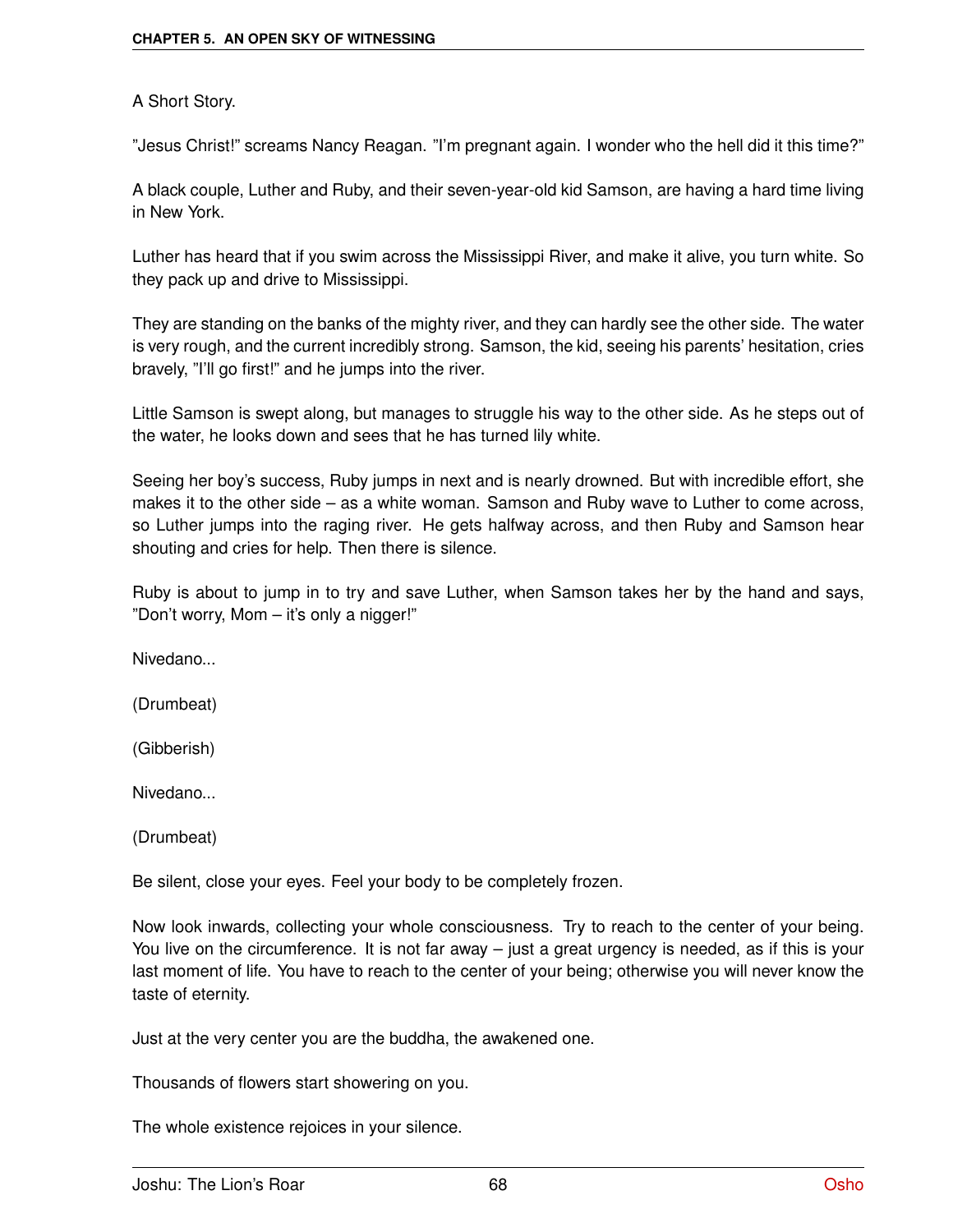A Short Story.

"Jesus Christ!" screams Nancy Reagan. "I'm pregnant again. I wonder who the hell did it this time?"

A black couple, Luther and Ruby, and their seven-year-old kid Samson, are having a hard time living in New York.

Luther has heard that if you swim across the Mississippi River, and make it alive, you turn white. So they pack up and drive to Mississippi.

They are standing on the banks of the mighty river, and they can hardly see the other side. The water is very rough, and the current incredibly strong. Samson, the kid, seeing his parents' hesitation, cries bravely, "I'll go first!" and he jumps into the river.

Little Samson is swept along, but manages to struggle his way to the other side. As he steps out of the water, he looks down and sees that he has turned lily white.

Seeing her boy's success, Ruby jumps in next and is nearly drowned. But with incredible effort, she makes it to the other side – as a white woman. Samson and Ruby wave to Luther to come across, so Luther jumps into the raging river. He gets halfway across, and then Ruby and Samson hear shouting and cries for help. Then there is silence.

Ruby is about to jump in to try and save Luther, when Samson takes her by the hand and says, "Don't worry, Mom – it's only a nigger!"

Nivedano...

(Drumbeat)

(Gibberish)

Nivedano...

(Drumbeat)

Be silent, close your eyes. Feel your body to be completely frozen.

Now look inwards, collecting your whole consciousness. Try to reach to the center of your being. You live on the circumference. It is not far away – just a great urgency is needed, as if this is your last moment of life. You have to reach to the center of your being; otherwise you will never know the taste of eternity.

Just at the very center you are the buddha, the awakened one.

Thousands of flowers start showering on you.

The whole existence rejoices in your silence.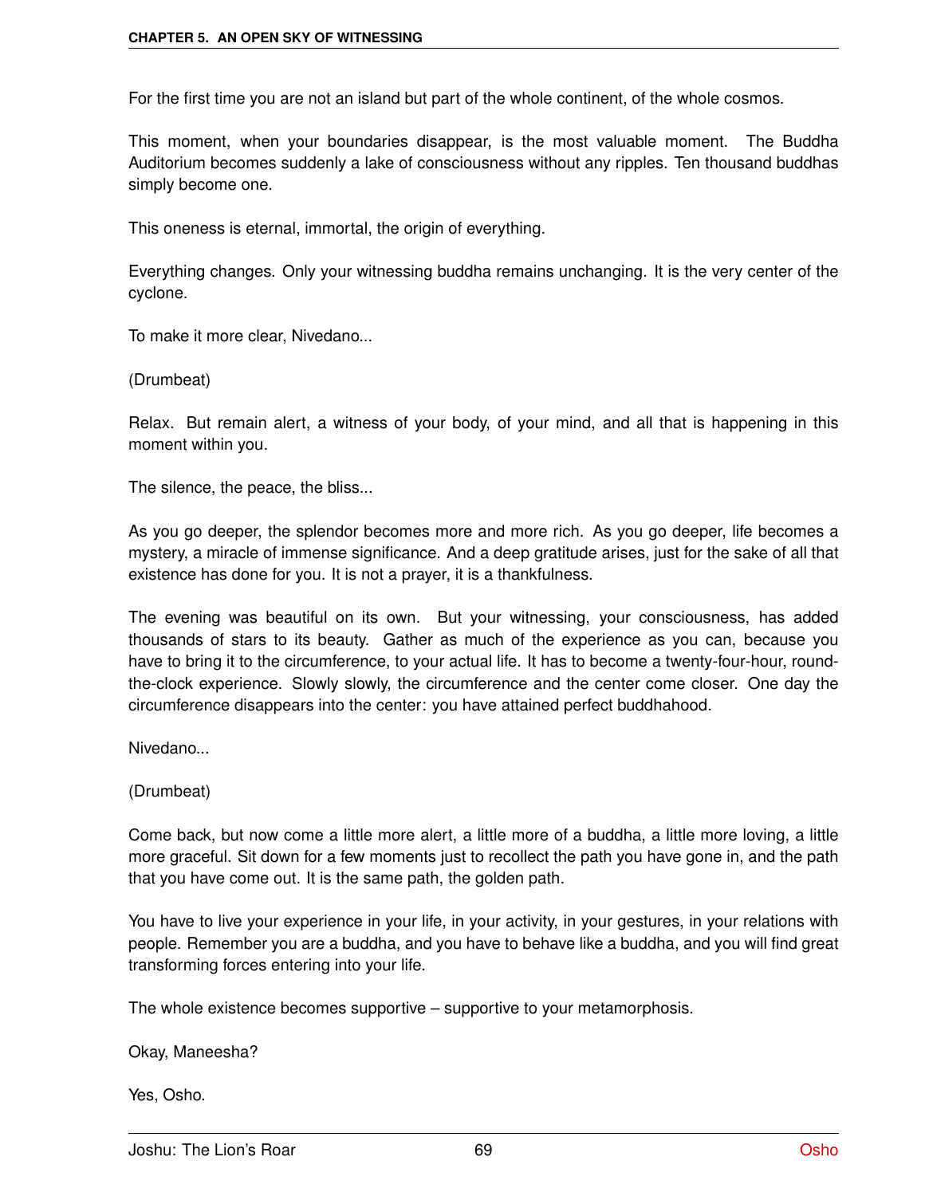For the first time you are not an island but part of the whole continent, of the whole cosmos.

This moment, when your boundaries disappear, is the most valuable moment. The Buddha Auditorium becomes suddenly a lake of consciousness without any ripples. Ten thousand buddhas simply become one.

This oneness is eternal, immortal, the origin of everything.

Everything changes. Only your witnessing buddha remains unchanging. It is the very center of the cyclone.

To make it more clear, Nivedano...

(Drumbeat)

Relax. But remain alert, a witness of your body, of your mind, and all that is happening in this moment within you.

The silence, the peace, the bliss...

As you go deeper, the splendor becomes more and more rich. As you go deeper, life becomes a mystery, a miracle of immense significance. And a deep gratitude arises, just for the sake of all that existence has done for you. It is not a prayer, it is a thankfulness.

The evening was beautiful on its own. But your witnessing, your consciousness, has added thousands of stars to its beauty. Gather as much of the experience as you can, because you have to bring it to the circumference, to your actual life. It has to become a twenty-four-hour, round-the-clock experience. Slowly slowly, the circumference and the center come closer. One day the circumference disappears into the center: you have attained perfect buddhahood.

Nivedano...

(Drumbeat)

Come back, but now come a little more alert, a little more of a buddha, a little more loving, a little more graceful. Sit down for a few moments just to recollect the path you have gone in, and the path that you have come out. It is the same path, the golden path.

You have to live your experience in your life, in your activity, in your gestures, in your relations with people. Remember you are a buddha, and you have to behave like a buddha, and you will find great transforming forces entering into your life.

The whole existence becomes supportive – supportive to your metamorphosis.

Okay, Maneesha?

Yes, Osho.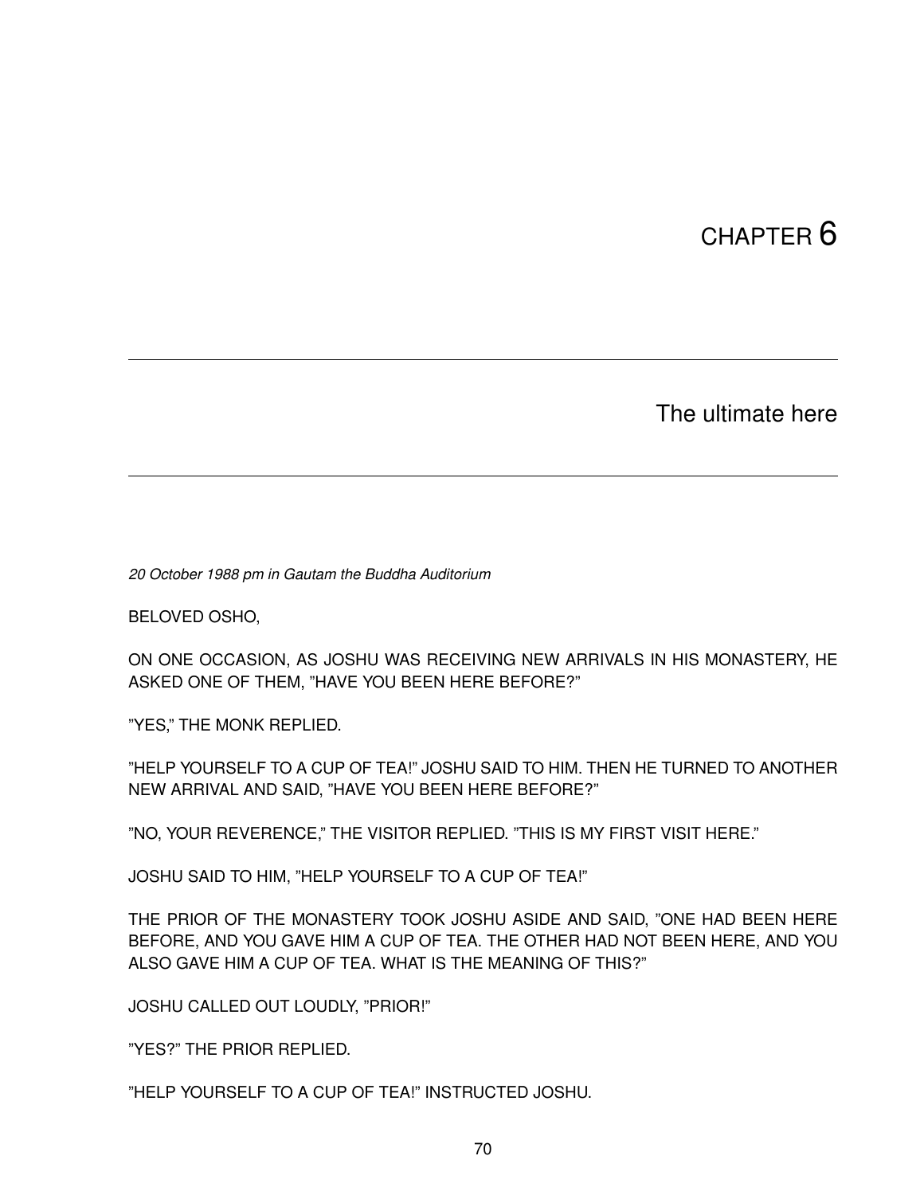# CHAPTER 6

## The ultimate here

*20 October 1988 pm in Gautam the Buddha Auditorium*

BELOVED OSHO,

ON ONE OCCASION, AS JOSHU WAS RECEIVING NEW ARRIVALS IN HIS MONASTERY, HE ASKED ONE OF THEM, "HAVE YOU BEEN HERE BEFORE?"

"YES," THE MONK REPLIED.

"HELP YOURSELF TO A CUP OF TEA!" JOSHU SAID TO HIM. THEN HE TURNED TO ANOTHER NEW ARRIVAL AND SAID, "HAVE YOU BEEN HERE BEFORE?"

"NO, YOUR REVERENCE," THE VISITOR REPLIED. "THIS IS MY FIRST VISIT HERE."

JOSHU SAID TO HIM, "HELP YOURSELF TO A CUP OF TEA!"

THE PRIOR OF THE MONASTERY TOOK JOSHU ASIDE AND SAID, "ONE HAD BEEN HERE BEFORE, AND YOU GAVE HIM A CUP OF TEA. THE OTHER HAD NOT BEEN HERE, AND YOU ALSO GAVE HIM A CUP OF TEA. WHAT IS THE MEANING OF THIS?"

JOSHU CALLED OUT LOUDLY, "PRIOR!"

"YES?" THE PRIOR REPLIED.

"HELP YOURSELF TO A CUP OF TEA!" INSTRUCTED JOSHU.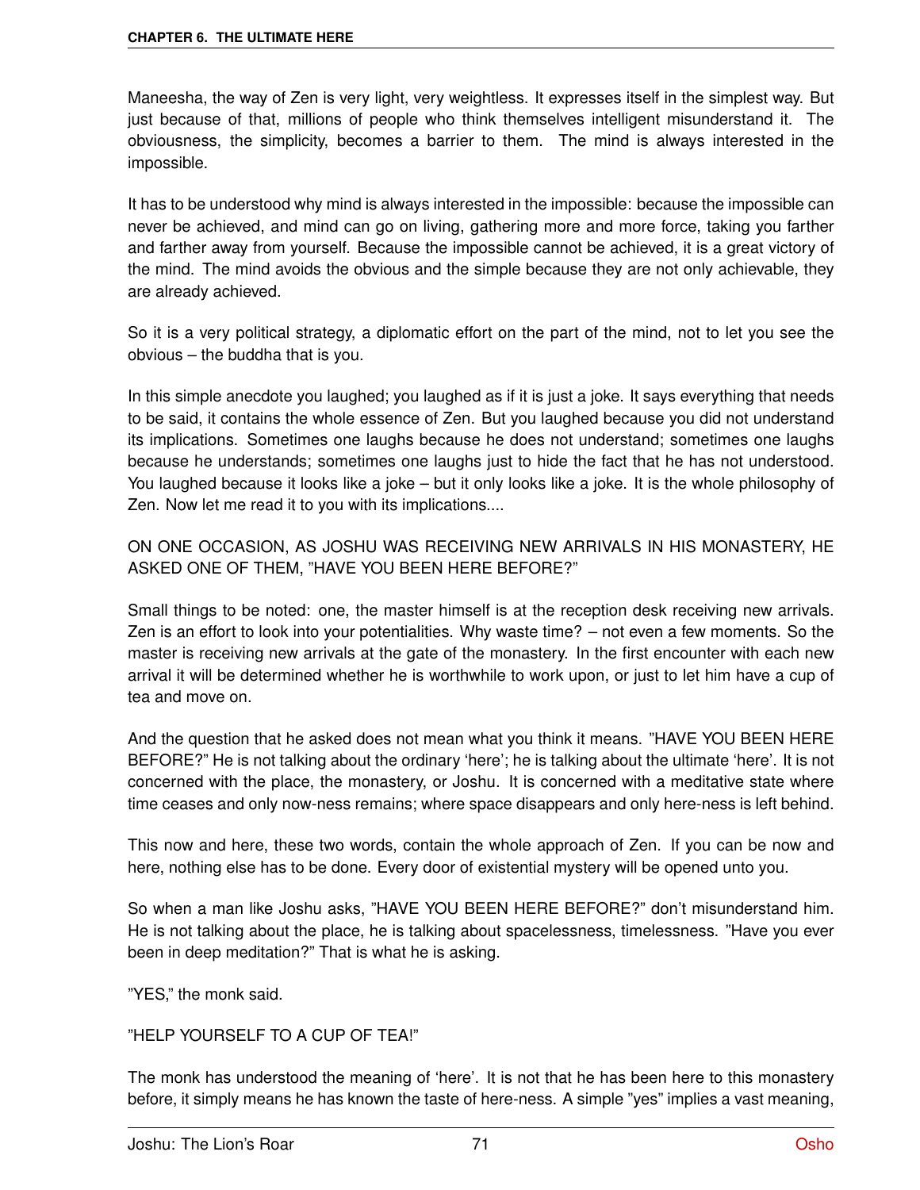Maneesha, the way of Zen is very light, very weightless. It expresses itself in the simplest way. But just because of that, millions of people who think themselves intelligent misunderstand it. The obviousness, the simplicity, becomes a barrier to them. The mind is always interested in the impossible.

It has to be understood why mind is always interested in the impossible: because the impossible can never be achieved, and mind can go on living, gathering more and more force, taking you farther and farther away from yourself. Because the impossible cannot be achieved, it is a great victory of the mind. The mind avoids the obvious and the simple because they are not only achievable, they are already achieved.

So it is a very political strategy, a diplomatic effort on the part of the mind, not to let you see the obvious – the buddha that is you.

In this simple anecdote you laughed; you laughed as if it is just a joke. It says everything that needs to be said, it contains the whole essence of Zen. But you laughed because you did not understand its implications. Sometimes one laughs because he does not understand; sometimes one laughs because he understands; sometimes one laughs just to hide the fact that he has not understood. You laughed because it looks like a joke – but it only looks like a joke. It is the whole philosophy of Zen. Now let me read it to you with its implications....

ON ONE OCCASION, AS JOSHU WAS RECEIVING NEW ARRIVALS IN HIS MONASTERY, HE ASKED ONE OF THEM, "HAVE YOU BEEN HERE BEFORE?"

Small things to be noted: one, the master himself is at the reception desk receiving new arrivals. Zen is an effort to look into your potentialities. Why waste time? – not even a few moments. So the master is receiving new arrivals at the gate of the monastery. In the first encounter with each new arrival it will be determined whether he is worthwhile to work upon, or just to let him have a cup of tea and move on.

And the question that he asked does not mean what you think it means. "HAVE YOU BEEN HERE BEFORE?" He is not talking about the ordinary 'here'; he is talking about the ultimate 'here'. It is not concerned with the place, the monastery, or Joshu. It is concerned with a meditative state where time ceases and only now-ness remains; where space disappears and only here-ness is left behind.

This now and here, these two words, contain the whole approach of Zen. If you can be now and here, nothing else has to be done. Every door of existential mystery will be opened unto you.

So when a man like Joshu asks, "HAVE YOU BEEN HERE BEFORE?" don't misunderstand him. He is not talking about the place, he is talking about spacelessness, timelessness. "Have you ever been in deep meditation?" That is what he is asking.

"YES," the monk said.

"HELP YOURSELF TO A CUP OF TEA!"

The monk has understood the meaning of 'here'. It is not that he has been here to this monastery before, it simply means he has known the taste of here-ness. A simple "yes" implies a vast meaning,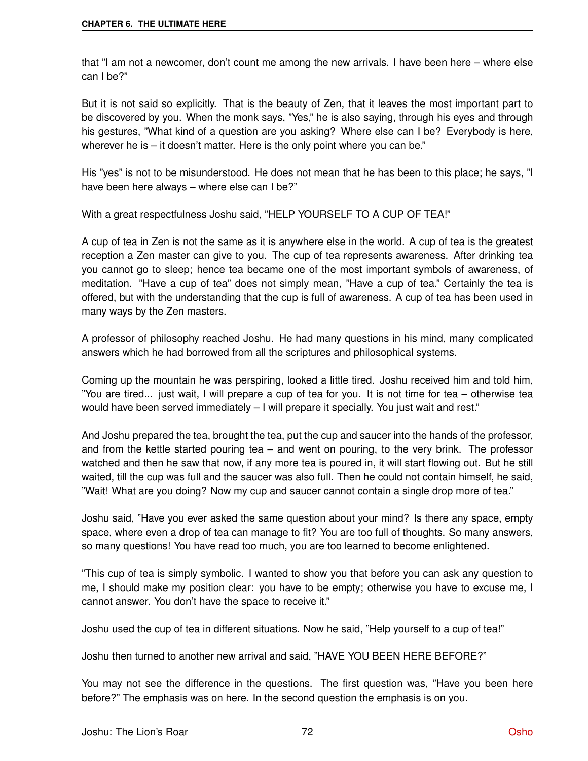that "I am not a newcomer, don't count me among the new arrivals. I have been here – where else can I be?"

But it is not said so explicitly. That is the beauty of Zen, that it leaves the most important part to be discovered by you. When the monk says, "Yes," he is also saying, through his eyes and through his gestures, "What kind of a question are you asking? Where else can I be? Everybody is here, wherever he is – it doesn't matter. Here is the only point where you can be."

His "yes" is not to be misunderstood. He does not mean that he has been to this place; he says, "I have been here always – where else can I be?"

With a great respectfulness Joshu said, "HELP YOURSELF TO A CUP OF TEA!"

A cup of tea in Zen is not the same as it is anywhere else in the world. A cup of tea is the greatest reception a Zen master can give to you. The cup of tea represents awareness. After drinking tea you cannot go to sleep; hence tea became one of the most important symbols of awareness, of meditation. "Have a cup of tea" does not simply mean, "Have a cup of tea." Certainly the tea is offered, but with the understanding that the cup is full of awareness. A cup of tea has been used in many ways by the Zen masters.

A professor of philosophy reached Joshu. He had many questions in his mind, many complicated answers which he had borrowed from all the scriptures and philosophical systems.

Coming up the mountain he was perspiring, looked a little tired. Joshu received him and told him, "You are tired... just wait, I will prepare a cup of tea for you. It is not time for tea – otherwise tea would have been served immediately – I will prepare it specially. You just wait and rest."

And Joshu prepared the tea, brought the tea, put the cup and saucer into the hands of the professor, and from the kettle started pouring tea – and went on pouring, to the very brink. The professor watched and then he saw that now, if any more tea is poured in, it will start flowing out. But he still waited, till the cup was full and the saucer was also full. Then he could not contain himself, he said, "Wait! What are you doing? Now my cup and saucer cannot contain a single drop more of tea."

Joshu said, "Have you ever asked the same question about your mind? Is there any space, empty space, where even a drop of tea can manage to fit? You are too full of thoughts. So many answers, so many questions! You have read too much, you are too learned to become enlightened.

"This cup of tea is simply symbolic. I wanted to show you that before you can ask any question to me, I should make my position clear: you have to be empty; otherwise you have to excuse me, I cannot answer. You don't have the space to receive it."

Joshu used the cup of tea in different situations. Now he said, "Help yourself to a cup of tea!"

Joshu then turned to another new arrival and said, "HAVE YOU BEEN HERE BEFORE?"

You may not see the difference in the questions. The first question was, "Have you been here before?" The emphasis was on here. In the second question the emphasis is on you.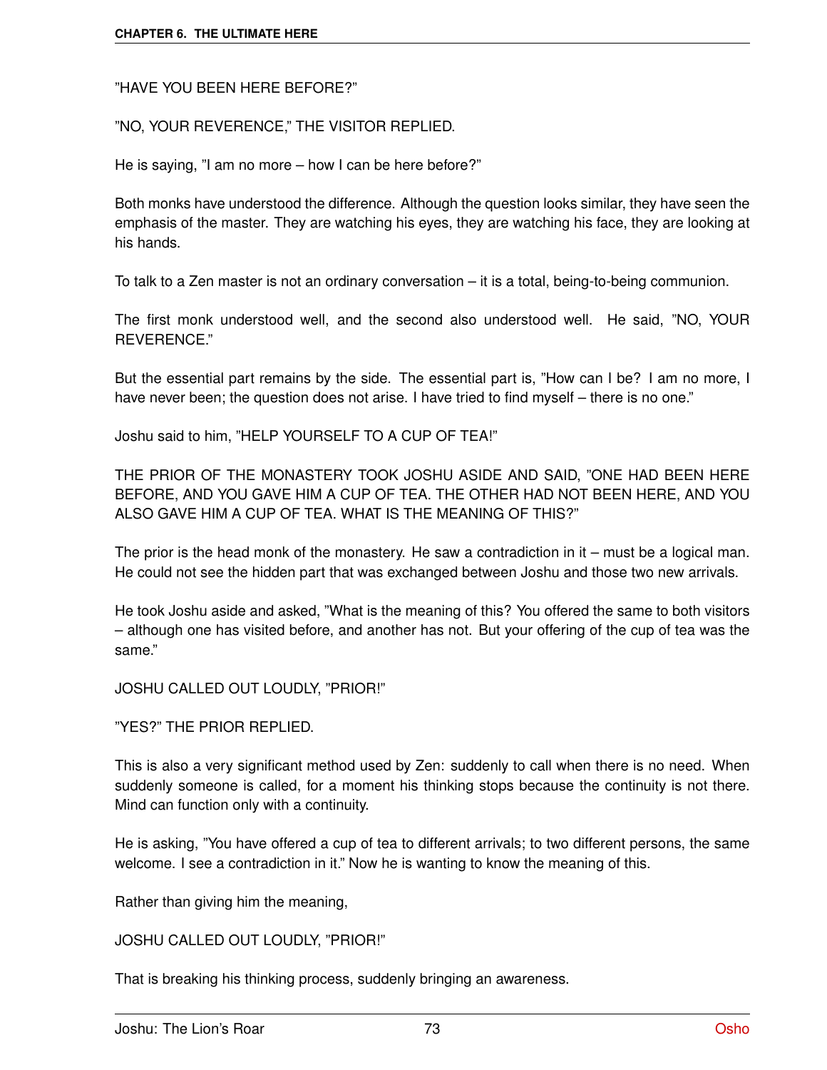"HAVE YOU BEEN HERE BEFORE?"

"NO, YOUR REVERENCE," THE VISITOR REPLIED.

He is saying, "I am no more – how I can be here before?"

Both monks have understood the difference. Although the question looks similar, they have seen the emphasis of the master. They are watching his eyes, they are watching his face, they are looking at his hands.

To talk to a Zen master is not an ordinary conversation – it is a total, being-to-being communion.

The first monk understood well, and the second also understood well. He said, "NO, YOUR REVERENCE."

But the essential part remains by the side. The essential part is, "How can I be? I am no more, I have never been; the question does not arise. I have tried to find myself – there is no one."

Joshu said to him, "HELP YOURSELF TO A CUP OF TEA!"

THE PRIOR OF THE MONASTERY TOOK JOSHU ASIDE AND SAID, "ONE HAD BEEN HERE BEFORE, AND YOU GAVE HIM A CUP OF TEA. THE OTHER HAD NOT BEEN HERE, AND YOU ALSO GAVE HIM A CUP OF TEA. WHAT IS THE MEANING OF THIS?"

The prior is the head monk of the monastery. He saw a contradiction in it – must be a logical man. He could not see the hidden part that was exchanged between Joshu and those two new arrivals.

He took Joshu aside and asked, "What is the meaning of this? You offered the same to both visitors – although one has visited before, and another has not. But your offering of the cup of tea was the same."

JOSHU CALLED OUT LOUDLY, "PRIOR!"

"YES?" THE PRIOR REPLIED.

This is also a very significant method used by Zen: suddenly to call when there is no need. When suddenly someone is called, for a moment his thinking stops because the continuity is not there. Mind can function only with a continuity.

He is asking, "You have offered a cup of tea to different arrivals; to two different persons, the same welcome. I see a contradiction in it." Now he is wanting to know the meaning of this.

Rather than giving him the meaning,

JOSHU CALLED OUT LOUDLY, "PRIOR!"

That is breaking his thinking process, suddenly bringing an awareness.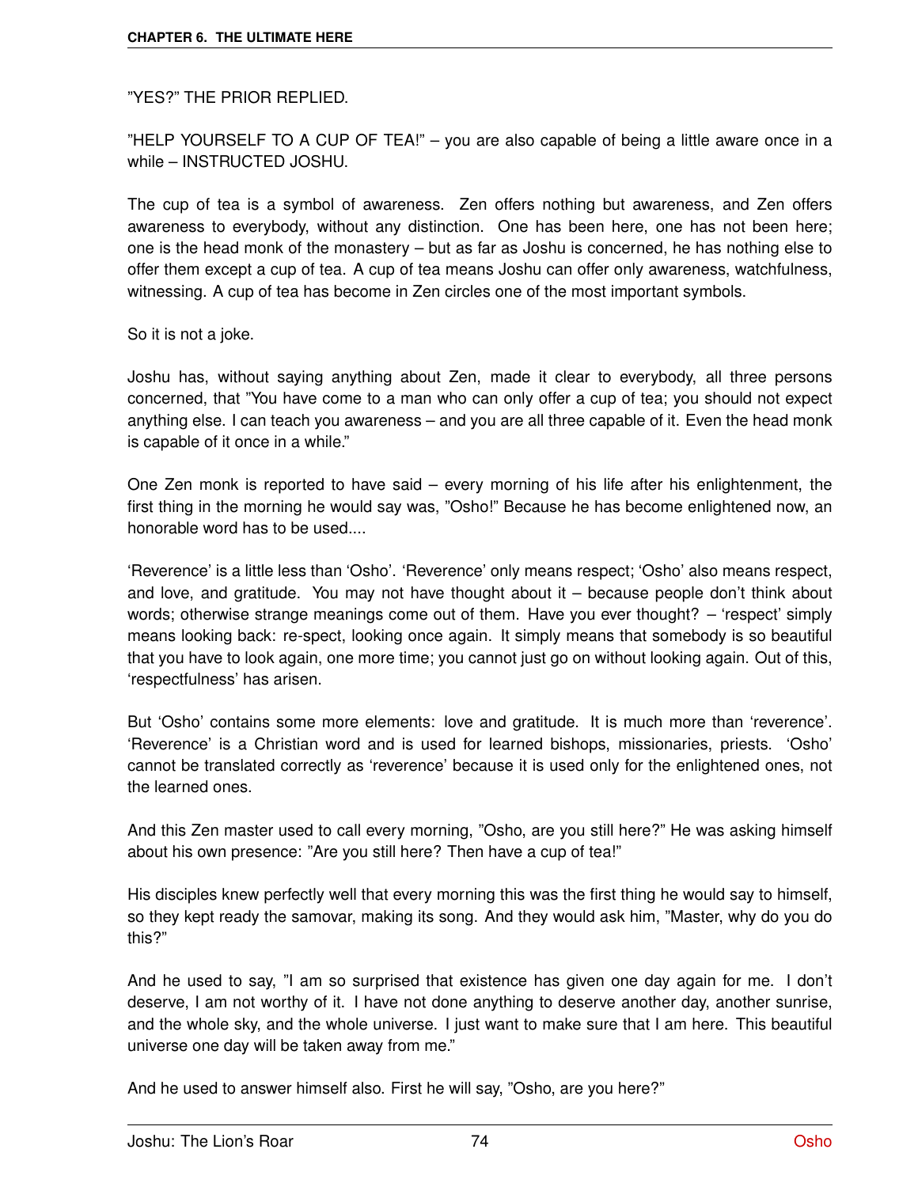"YES?" THE PRIOR REPLIED.

"HELP YOURSELF TO A CUP OF TEA!" – you are also capable of being a little aware once in a while – INSTRUCTED JOSHU.

The cup of tea is a symbol of awareness. Zen offers nothing but awareness, and Zen offers awareness to everybody, without any distinction. One has been here, one has not been here; one is the head monk of the monastery – but as far as Joshu is concerned, he has nothing else to offer them except a cup of tea. A cup of tea means Joshu can offer only awareness, watchfulness, witnessing. A cup of tea has become in Zen circles one of the most important symbols.

So it is not a joke.

Joshu has, without saying anything about Zen, made it clear to everybody, all three persons concerned, that "You have come to a man who can only offer a cup of tea; you should not expect anything else. I can teach you awareness – and you are all three capable of it. Even the head monk is capable of it once in a while."

One Zen monk is reported to have said – every morning of his life after his enlightenment, the first thing in the morning he would say was, "Osho!" Because he has become enlightened now, an honorable word has to be used....

'Reverence' is a little less than 'Osho'. 'Reverence' only means respect; 'Osho' also means respect, and love, and gratitude. You may not have thought about it – because people don't think about words; otherwise strange meanings come out of them. Have you ever thought? – 'respect' simply means looking back: re-spect, looking once again. It simply means that somebody is so beautiful that you have to look again, one more time; you cannot just go on without looking again. Out of this, 'respectfulness' has arisen.

But 'Osho' contains some more elements: love and gratitude. It is much more than 'reverence'. 'Reverence' is a Christian word and is used for learned bishops, missionaries, priests. 'Osho' cannot be translated correctly as 'reverence' because it is used only for the enlightened ones, not the learned ones.

And this Zen master used to call every morning, "Osho, are you still here?" He was asking himself about his own presence: "Are you still here? Then have a cup of tea!"

His disciples knew perfectly well that every morning this was the first thing he would say to himself, so they kept ready the samovar, making its song. And they would ask him, "Master, why do you do this?"

And he used to say, "I am so surprised that existence has given one day again for me. I don't deserve, I am not worthy of it. I have not done anything to deserve another day, another sunrise, and the whole sky, and the whole universe. I just want to make sure that I am here. This beautiful universe one day will be taken away from me."

And he used to answer himself also. First he will say, "Osho, are you here?"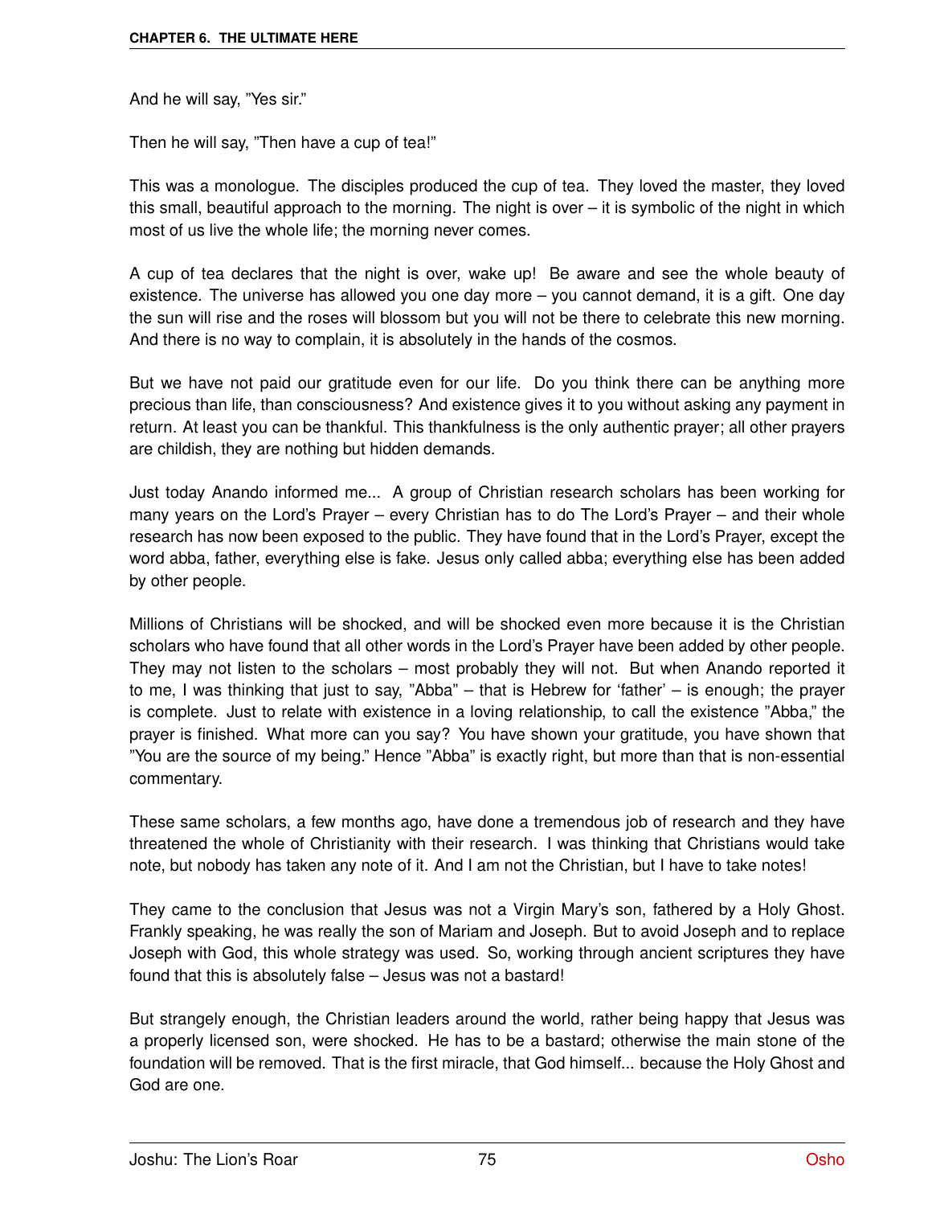And he will say, "Yes sir."

Then he will say, "Then have a cup of tea!"

This was a monologue. The disciples produced the cup of tea. They loved the master, they loved this small, beautiful approach to the morning. The night is over – it is symbolic of the night in which most of us live the whole life; the morning never comes.

A cup of tea declares that the night is over, wake up! Be aware and see the whole beauty of existence. The universe has allowed you one day more – you cannot demand, it is a gift. One day the sun will rise and the roses will blossom but you will not be there to celebrate this new morning. And there is no way to complain, it is absolutely in the hands of the cosmos.

But we have not paid our gratitude even for our life. Do you think there can be anything more precious than life, than consciousness? And existence gives it to you without asking any payment in return. At least you can be thankful. This thankfulness is the only authentic prayer; all other prayers are childish, they are nothing but hidden demands.

Just today Anando informed me... A group of Christian research scholars has been working for many years on the Lord's Prayer – every Christian has to do The Lord's Prayer – and their whole research has now been exposed to the public. They have found that in the Lord's Prayer, except the word abba, father, everything else is fake. Jesus only called abba; everything else has been added by other people.

Millions of Christians will be shocked, and will be shocked even more because it is the Christian scholars who have found that all other words in the Lord's Prayer have been added by other people. They may not listen to the scholars – most probably they will not. But when Anando reported it to me, I was thinking that just to say, "Abba" – that is Hebrew for 'father' – is enough; the prayer is complete. Just to relate with existence in a loving relationship, to call the existence "Abba," the prayer is finished. What more can you say? You have shown your gratitude, you have shown that "You are the source of my being." Hence "Abba" is exactly right, but more than that is non-essential commentary.

These same scholars, a few months ago, have done a tremendous job of research and they have threatened the whole of Christianity with their research. I was thinking that Christians would take note, but nobody has taken any note of it. And I am not the Christian, but I have to take notes!

They came to the conclusion that Jesus was not a Virgin Mary's son, fathered by a Holy Ghost. Frankly speaking, he was really the son of Mariam and Joseph. But to avoid Joseph and to replace Joseph with God, this whole strategy was used. So, working through ancient scriptures they have found that this is absolutely false – Jesus was not a bastard!

But strangely enough, the Christian leaders around the world, rather being happy that Jesus was a properly licensed son, were shocked. He has to be a bastard; otherwise the main stone of the foundation will be removed. That is the first miracle, that God himself... because the Holy Ghost and God are one.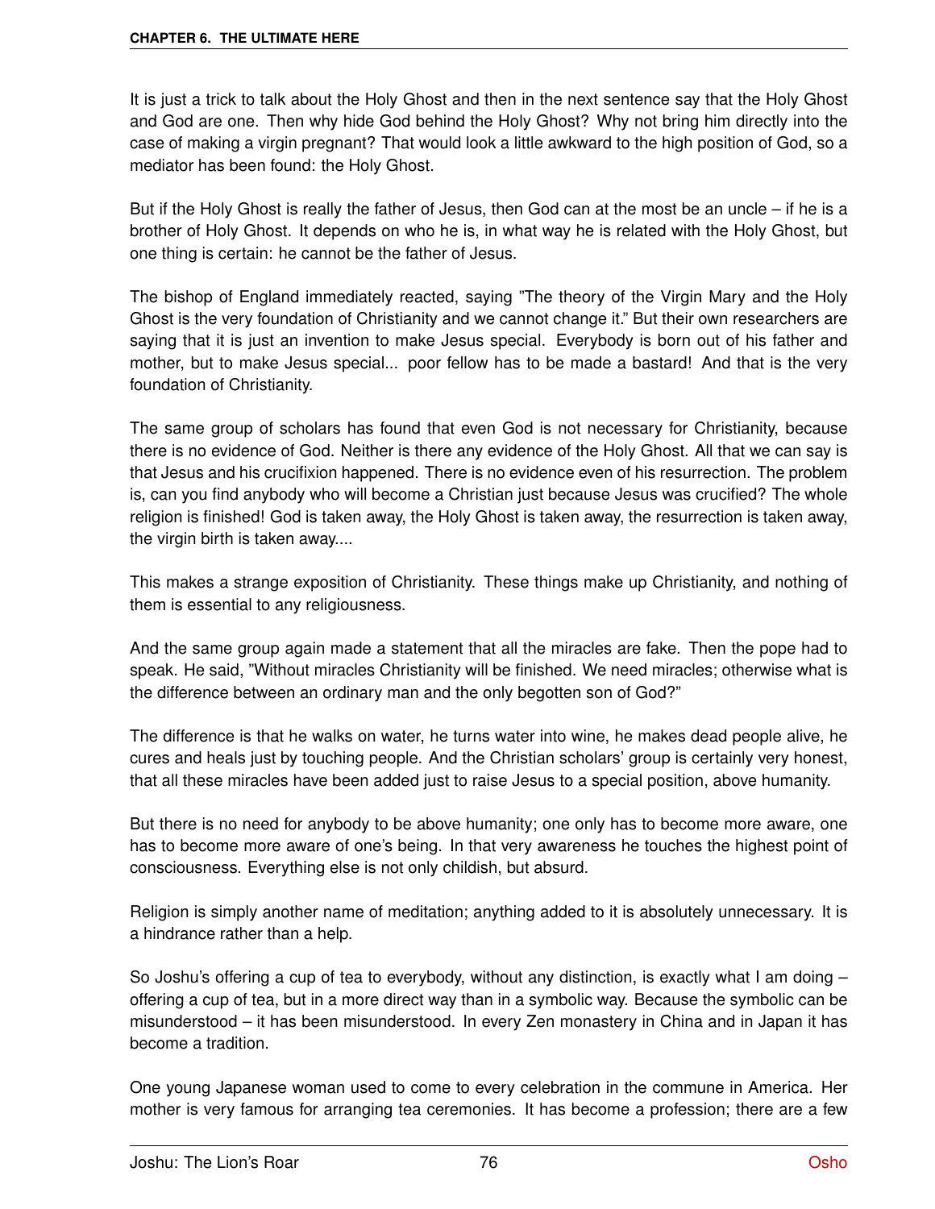It is just a trick to talk about the Holy Ghost and then in the next sentence say that the Holy Ghost and God are one. Then why hide God behind the Holy Ghost? Why not bring him directly into the case of making a virgin pregnant? That would look a little awkward to the high position of God, so a mediator has been found: the Holy Ghost.

But if the Holy Ghost is really the father of Jesus, then God can at the most be an uncle – if he is a brother of Holy Ghost. It depends on who he is, in what way he is related with the Holy Ghost, but one thing is certain: he cannot be the father of Jesus.

The bishop of England immediately reacted, saying "The theory of the Virgin Mary and the Holy Ghost is the very foundation of Christianity and we cannot change it." But their own researchers are saying that it is just an invention to make Jesus special. Everybody is born out of his father and mother, but to make Jesus special... poor fellow has to be made a bastard! And that is the very foundation of Christianity.

The same group of scholars has found that even God is not necessary for Christianity, because there is no evidence of God. Neither is there any evidence of the Holy Ghost. All that we can say is that Jesus and his crucifixion happened. There is no evidence even of his resurrection. The problem is, can you find anybody who will become a Christian just because Jesus was crucified? The whole religion is finished! God is taken away, the Holy Ghost is taken away, the resurrection is taken away, the virgin birth is taken away....

This makes a strange exposition of Christianity. These things make up Christianity, and nothing of them is essential to any religiousness.

And the same group again made a statement that all the miracles are fake. Then the pope had to speak. He said, "Without miracles Christianity will be finished. We need miracles; otherwise what is the difference between an ordinary man and the only begotten son of God?"

The difference is that he walks on water, he turns water into wine, he makes dead people alive, he cures and heals just by touching people. And the Christian scholars' group is certainly very honest, that all these miracles have been added just to raise Jesus to a special position, above humanity.

But there is no need for anybody to be above humanity; one only has to become more aware, one has to become more aware of one's being. In that very awareness he touches the highest point of consciousness. Everything else is not only childish, but absurd.

Religion is simply another name of meditation; anything added to it is absolutely unnecessary. It is a hindrance rather than a help.

So Joshu's offering a cup of tea to everybody, without any distinction, is exactly what I am doing – offering a cup of tea, but in a more direct way than in a symbolic way. Because the symbolic can be misunderstood – it has been misunderstood. In every Zen monastery in China and in Japan it has become a tradition.

One young Japanese woman used to come to every celebration in the commune in America. Her mother is very famous for arranging tea ceremonies. It has become a profession; there are a few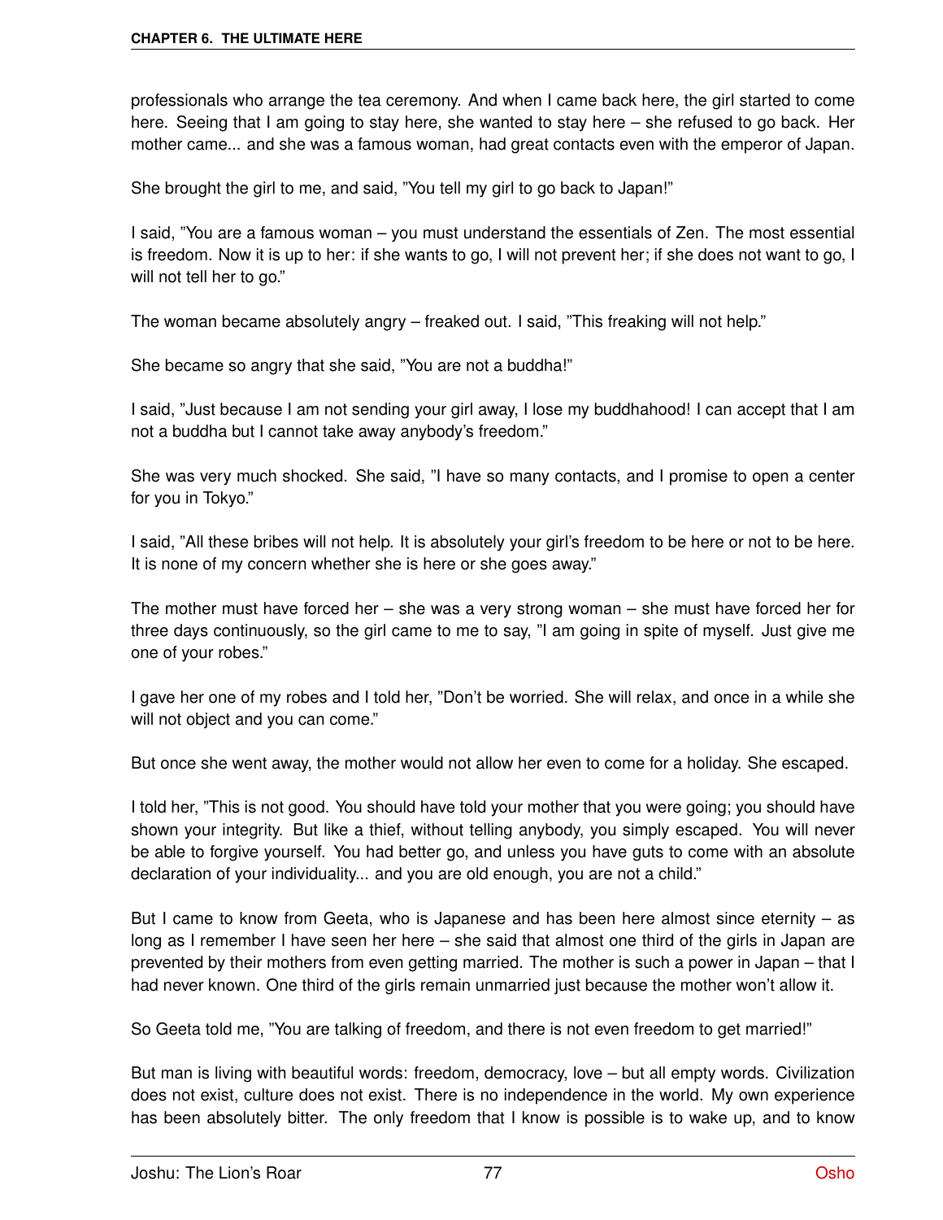professionals who arrange the tea ceremony. And when I came back here, the girl started to come here. Seeing that I am going to stay here, she wanted to stay here – she refused to go back. Her mother came... and she was a famous woman, had great contacts even with the emperor of Japan.

She brought the girl to me, and said, "You tell my girl to go back to Japan!"

I said, "You are a famous woman – you must understand the essentials of Zen. The most essential is freedom. Now it is up to her: if she wants to go, I will not prevent her; if she does not want to go, I will not tell her to go."

The woman became absolutely angry – freaked out. I said, "This freaking will not help."

She became so angry that she said, "You are not a buddha!"

I said, "Just because I am not sending your girl away, I lose my buddhahood! I can accept that I am not a buddha but I cannot take away anybody's freedom."

She was very much shocked. She said, "I have so many contacts, and I promise to open a center for you in Tokyo."

I said, "All these bribes will not help. It is absolutely your girl's freedom to be here or not to be here. It is none of my concern whether she is here or she goes away."

The mother must have forced her – she was a very strong woman – she must have forced her for three days continuously, so the girl came to me to say, "I am going in spite of myself. Just give me one of your robes."

I gave her one of my robes and I told her, "Don't be worried. She will relax, and once in a while she will not object and you can come."

But once she went away, the mother would not allow her even to come for a holiday. She escaped.

I told her, "This is not good. You should have told your mother that you were going; you should have shown your integrity. But like a thief, without telling anybody, you simply escaped. You will never be able to forgive yourself. You had better go, and unless you have guts to come with an absolute declaration of your individuality... and you are old enough, you are not a child."

But I came to know from Geeta, who is Japanese and has been here almost since eternity – as long as I remember I have seen her here – she said that almost one third of the girls in Japan are prevented by their mothers from even getting married. The mother is such a power in Japan – that I had never known. One third of the girls remain unmarried just because the mother won't allow it.

So Geeta told me, "You are talking of freedom, and there is not even freedom to get married!"

But man is living with beautiful words: freedom, democracy, love – but all empty words. Civilization does not exist, culture does not exist. There is no independence in the world. My own experience has been absolutely bitter. The only freedom that I know is possible is to wake up, and to know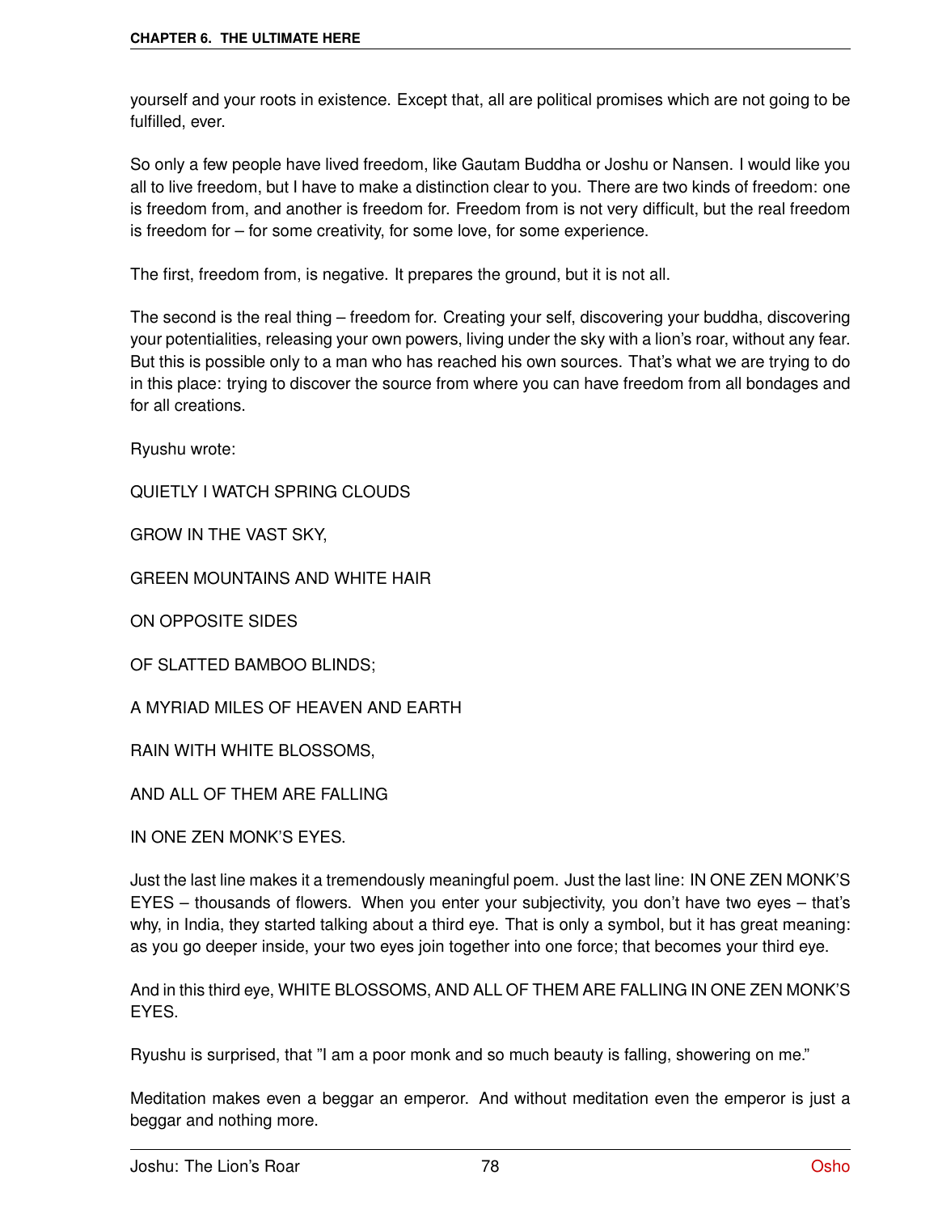yourself and your roots in existence. Except that, all are political promises which are not going to be fulfilled, ever.

So only a few people have lived freedom, like Gautam Buddha or Joshu or Nansen. I would like you all to live freedom, but I have to make a distinction clear to you. There are two kinds of freedom: one is freedom from, and another is freedom for. Freedom from is not very difficult, but the real freedom is freedom for – for some creativity, for some love, for some experience.

The first, freedom from, is negative. It prepares the ground, but it is not all.

The second is the real thing – freedom for. Creating your self, discovering your buddha, discovering your potentialities, releasing your own powers, living under the sky with a lion's roar, without any fear. But this is possible only to a man who has reached his own sources. That's what we are trying to do in this place: trying to discover the source from where you can have freedom from all bondages and for all creations.

Ryushu wrote:

QUIETLY I WATCH SPRING CLOUDS

GROW IN THE VAST SKY,

GREEN MOUNTAINS AND WHITE HAIR

ON OPPOSITE SIDES

OF SLATTED BAMBOO BLINDS;

A MYRIAD MILES OF HEAVEN AND EARTH

RAIN WITH WHITE BLOSSOMS,

AND ALL OF THEM ARE FALLING

IN ONE ZEN MONK'S EYES.

Just the last line makes it a tremendously meaningful poem. Just the last line: IN ONE ZEN MONK'S EYES – thousands of flowers. When you enter your subjectivity, you don't have two eyes – that's why, in India, they started talking about a third eye. That is only a symbol, but it has great meaning: as you go deeper inside, your two eyes join together into one force; that becomes your third eye.

And in this third eye, WHITE BLOSSOMS, AND ALL OF THEM ARE FALLING IN ONE ZEN MONK'S EYES.

Ryushu is surprised, that "I am a poor monk and so much beauty is falling, showering on me."

Meditation makes even a beggar an emperor. And without meditation even the emperor is just a beggar and nothing more.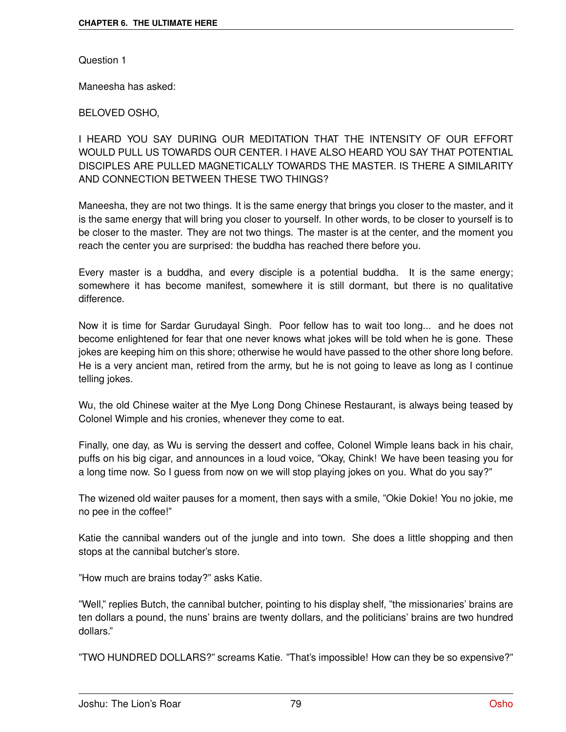Question 1

Maneesha has asked:

BELOVED OSHO,

I HEARD YOU SAY DURING OUR MEDITATION THAT THE INTENSITY OF OUR EFFORT WOULD PULL US TOWARDS OUR CENTER. I HAVE ALSO HEARD YOU SAY THAT POTENTIAL DISCIPLES ARE PULLED MAGNETICALLY TOWARDS THE MASTER. IS THERE A SIMILARITY AND CONNECTION BETWEEN THESE TWO THINGS?

Maneesha, they are not two things. It is the same energy that brings you closer to the master, and it is the same energy that will bring you closer to yourself. In other words, to be closer to yourself is to be closer to the master. They are not two things. The master is at the center, and the moment you reach the center you are surprised: the buddha has reached there before you.

Every master is a buddha, and every disciple is a potential buddha. It is the same energy; somewhere it has become manifest, somewhere it is still dormant, but there is no qualitative difference.

Now it is time for Sardar Gurudayal Singh. Poor fellow has to wait too long... and he does not become enlightened for fear that one never knows what jokes will be told when he is gone. These jokes are keeping him on this shore; otherwise he would have passed to the other shore long before. He is a very ancient man, retired from the army, but he is not going to leave as long as I continue telling jokes.

Wu, the old Chinese waiter at the Mye Long Dong Chinese Restaurant, is always being teased by Colonel Wimple and his cronies, whenever they come to eat.

Finally, one day, as Wu is serving the dessert and coffee, Colonel Wimple leans back in his chair, puffs on his big cigar, and announces in a loud voice, "Okay, Chink! We have been teasing you for a long time now. So I guess from now on we will stop playing jokes on you. What do you say?"

The wizened old waiter pauses for a moment, then says with a smile, "Okie Dokie! You no jokie, me no pee in the coffee!"

Katie the cannibal wanders out of the jungle and into town. She does a little shopping and then stops at the cannibal butcher's store.

"How much are brains today?" asks Katie.

"Well," replies Butch, the cannibal butcher, pointing to his display shelf, "the missionaries' brains are ten dollars a pound, the nuns' brains are twenty dollars, and the politicians' brains are two hundred dollars."

"TWO HUNDRED DOLLARS?" screams Katie. "That's impossible! How can they be so expensive?"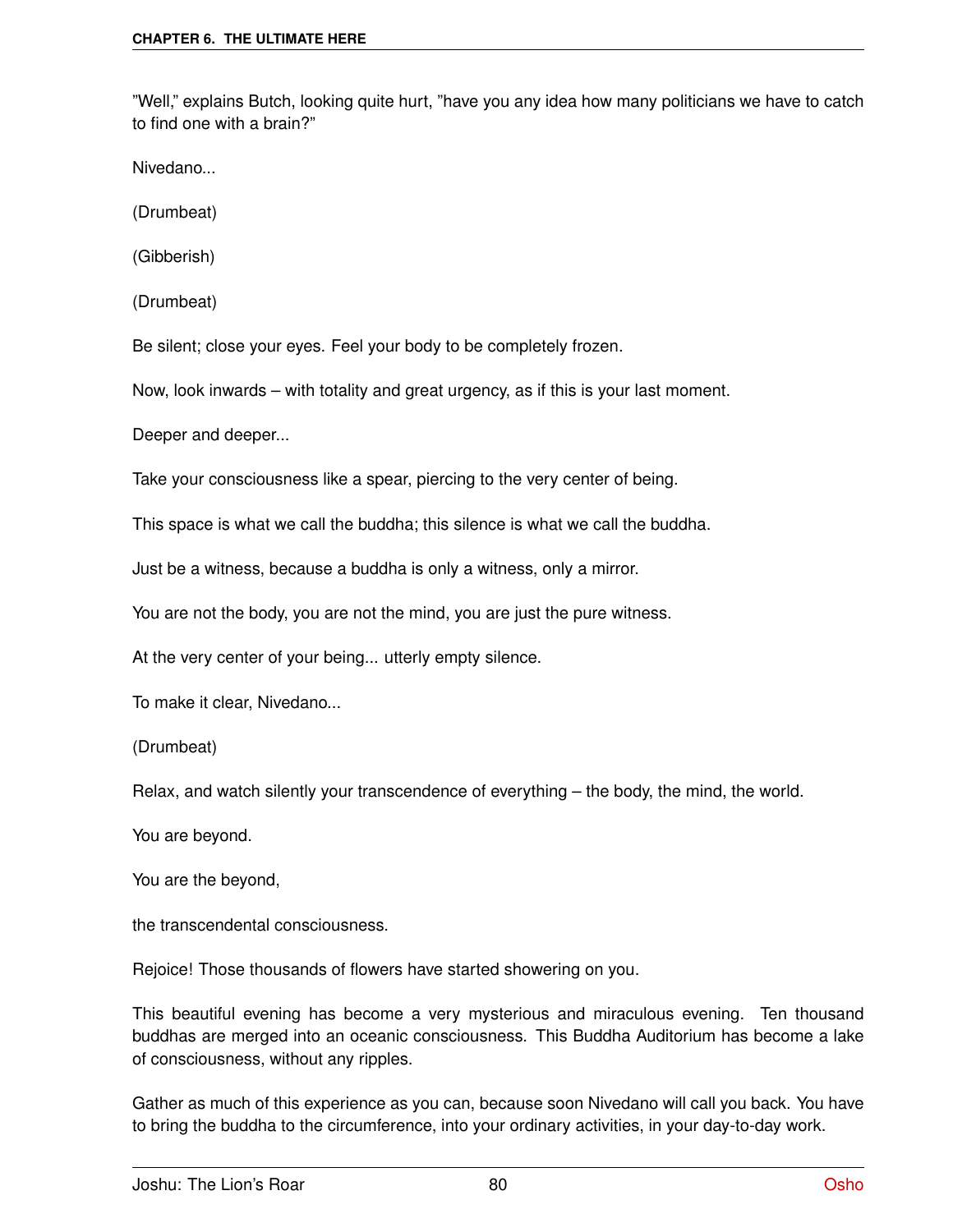"Well," explains Butch, looking quite hurt, "have you any idea how many politicians we have to catch to find one with a brain?"

Nivedano...

(Drumbeat)

(Gibberish)

(Drumbeat)

Be silent; close your eyes. Feel your body to be completely frozen.

Now, look inwards – with totality and great urgency, as if this is your last moment.

Deeper and deeper...

Take your consciousness like a spear, piercing to the very center of being.

This space is what we call the buddha; this silence is what we call the buddha.

Just be a witness, because a buddha is only a witness, only a mirror.

You are not the body, you are not the mind, you are just the pure witness.

At the very center of your being... utterly empty silence.

To make it clear, Nivedano...

(Drumbeat)

Relax, and watch silently your transcendence of everything – the body, the mind, the world.

You are beyond.

You are the beyond,

the transcendental consciousness.

Rejoice! Those thousands of flowers have started showering on you.

This beautiful evening has become a very mysterious and miraculous evening. Ten thousand buddhas are merged into an oceanic consciousness. This Buddha Auditorium has become a lake of consciousness, without any ripples.

Gather as much of this experience as you can, because soon Nivedano will call you back. You have to bring the buddha to the circumference, into your ordinary activities, in your day-to-day work.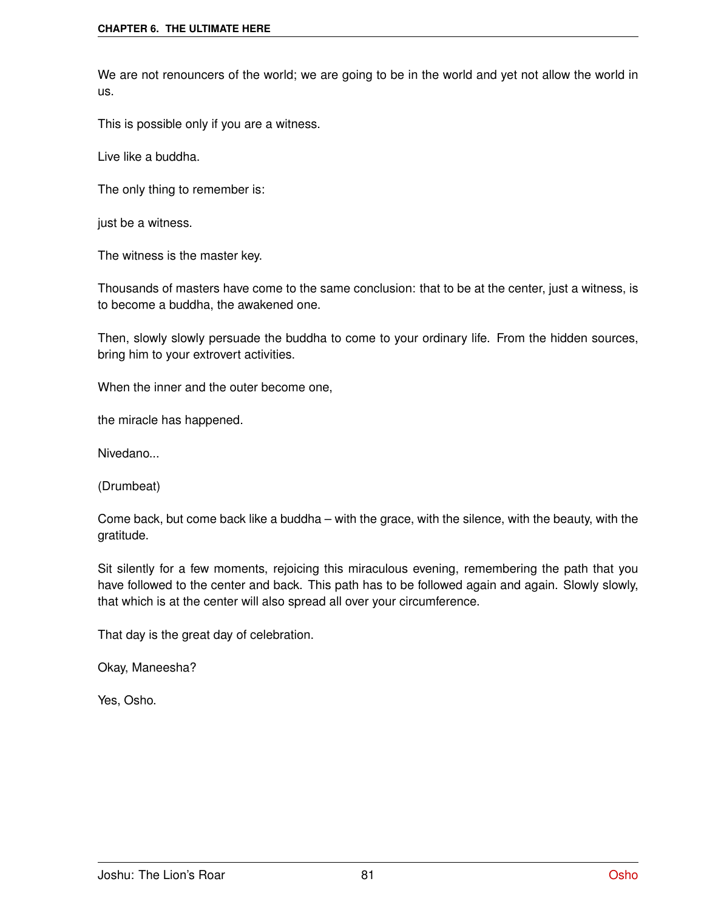We are not renouncers of the world; we are going to be in the world and yet not allow the world in us.

This is possible only if you are a witness.

Live like a buddha.

The only thing to remember is:

just be a witness.

The witness is the master key.

Thousands of masters have come to the same conclusion: that to be at the center, just a witness, is to become a buddha, the awakened one.

Then, slowly slowly persuade the buddha to come to your ordinary life. From the hidden sources, bring him to your extrovert activities.

When the inner and the outer become one,

the miracle has happened.

Nivedano...

(Drumbeat)

Come back, but come back like a buddha – with the grace, with the silence, with the beauty, with the gratitude.

Sit silently for a few moments, rejoicing this miraculous evening, remembering the path that you have followed to the center and back. This path has to be followed again and again. Slowly slowly, that which is at the center will also spread all over your circumference.

That day is the great day of celebration.

Okay, Maneesha?

Yes, Osho.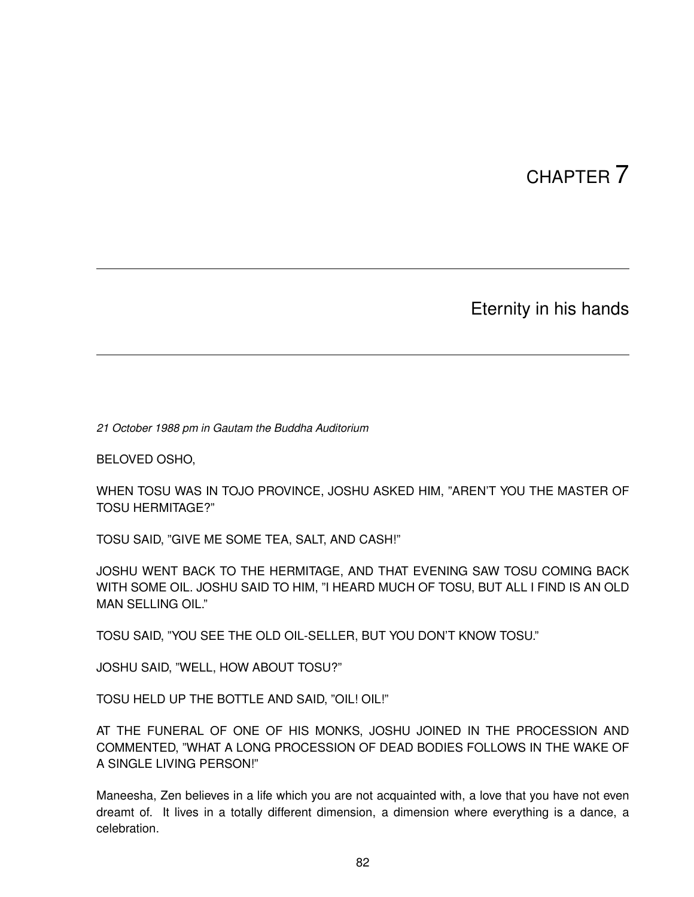# CHAPTER 7

## Eternity in his hands

*21 October 1988 pm in Gautam the Buddha Auditorium*

BELOVED OSHO,

WHEN TOSU WAS IN TOJO PROVINCE, JOSHU ASKED HIM, "AREN'T YOU THE MASTER OF TOSU HERMITAGE?"

TOSU SAID, "GIVE ME SOME TEA, SALT, AND CASH!"

JOSHU WENT BACK TO THE HERMITAGE, AND THAT EVENING SAW TOSU COMING BACK WITH SOME OIL. JOSHU SAID TO HIM, "I HEARD MUCH OF TOSU, BUT ALL I FIND IS AN OLD MAN SELLING OIL."

TOSU SAID, "YOU SEE THE OLD OIL-SELLER, BUT YOU DON'T KNOW TOSU."

JOSHU SAID, "WELL, HOW ABOUT TOSU?"

TOSU HELD UP THE BOTTLE AND SAID, "OIL! OIL!"

AT THE FUNERAL OF ONE OF HIS MONKS, JOSHU JOINED IN THE PROCESSION AND COMMENTED, "WHAT A LONG PROCESSION OF DEAD BODIES FOLLOWS IN THE WAKE OF A SINGLE LIVING PERSON!"

Maneesha, Zen believes in a life which you are not acquainted with, a love that you have not even dreamt of. It lives in a totally different dimension, a dimension where everything is a dance, a celebration.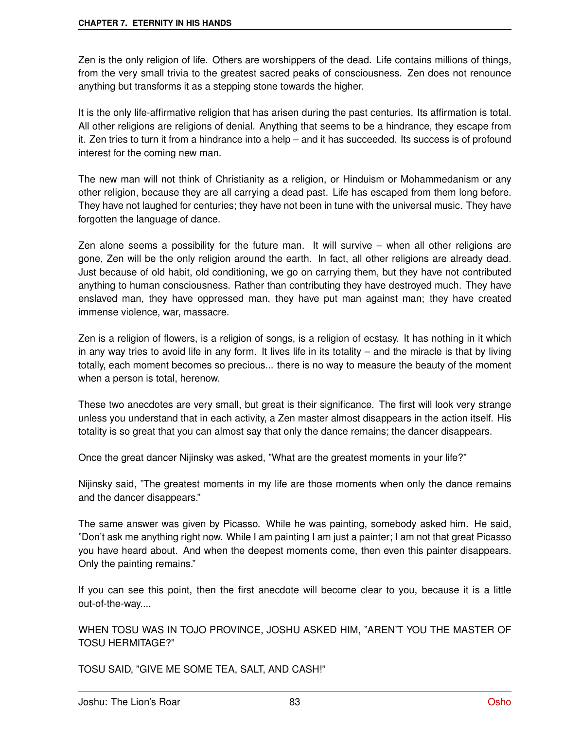Zen is the only religion of life. Others are worshippers of the dead. Life contains millions of things, from the very small trivia to the greatest sacred peaks of consciousness. Zen does not renounce anything but transforms it as a stepping stone towards the higher.

It is the only life-affirmative religion that has arisen during the past centuries. Its affirmation is total. All other religions are religions of denial. Anything that seems to be a hindrance, they escape from it. Zen tries to turn it from a hindrance into a help – and it has succeeded. Its success is of profound interest for the coming new man.

The new man will not think of Christianity as a religion, or Hinduism or Mohammedanism or any other religion, because they are all carrying a dead past. Life has escaped from them long before. They have not laughed for centuries; they have not been in tune with the universal music. They have forgotten the language of dance.

Zen alone seems a possibility for the future man. It will survive – when all other religions are gone, Zen will be the only religion around the earth. In fact, all other religions are already dead. Just because of old habit, old conditioning, we go on carrying them, but they have not contributed anything to human consciousness. Rather than contributing they have destroyed much. They have enslaved man, they have oppressed man, they have put man against man; they have created immense violence, war, massacre.

Zen is a religion of flowers, is a religion of songs, is a religion of ecstasy. It has nothing in it which in any way tries to avoid life in any form. It lives life in its totality – and the miracle is that by living totally, each moment becomes so precious... there is no way to measure the beauty of the moment when a person is total, herenow.

These two anecdotes are very small, but great is their significance. The first will look very strange unless you understand that in each activity, a Zen master almost disappears in the action itself. His totality is so great that you can almost say that only the dance remains; the dancer disappears.

Once the great dancer Nijinsky was asked, "What are the greatest moments in your life?"

Nijinsky said, "The greatest moments in my life are those moments when only the dance remains and the dancer disappears."

The same answer was given by Picasso. While he was painting, somebody asked him. He said, "Don't ask me anything right now. While I am painting I am just a painter; I am not that great Picasso you have heard about. And when the deepest moments come, then even this painter disappears. Only the painting remains."

If you can see this point, then the first anecdote will become clear to you, because it is a little out-of-the-way....

WHEN TOSU WAS IN TOJO PROVINCE, JOSHU ASKED HIM, "AREN'T YOU THE MASTER OF TOSU HERMITAGE?"

TOSU SAID, "GIVE ME SOME TEA, SALT, AND CASH!"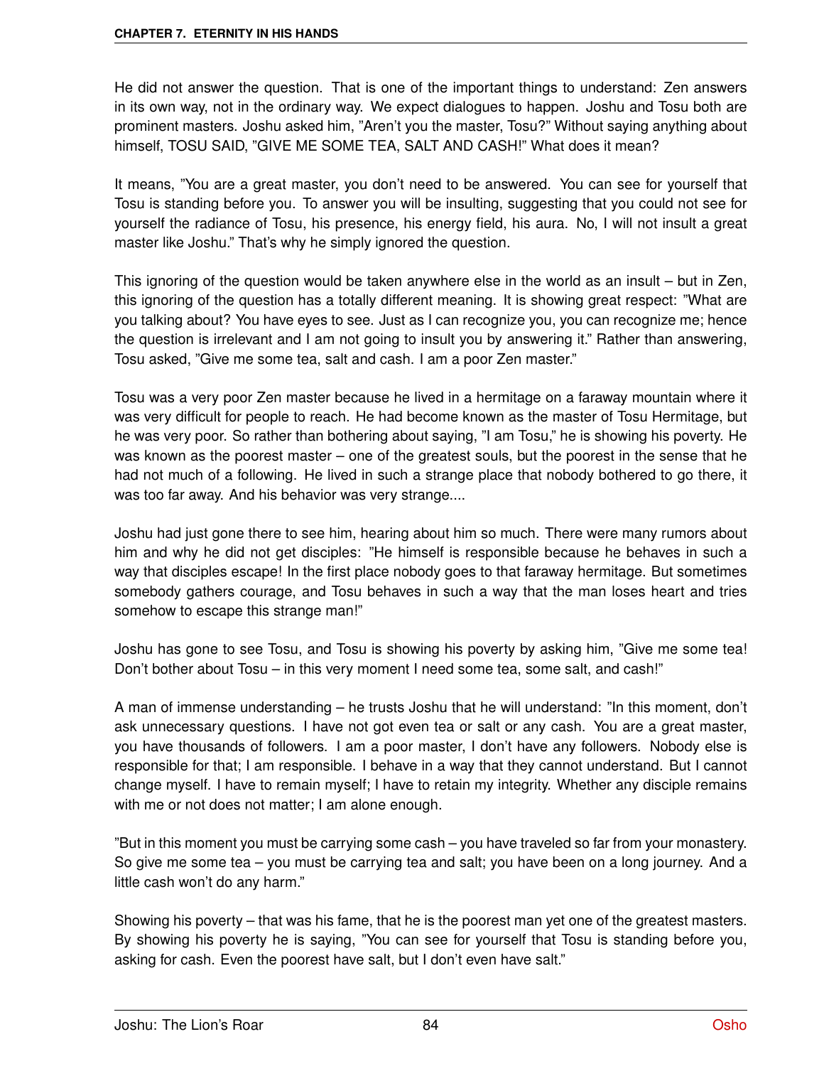He did not answer the question. That is one of the important things to understand: Zen answers in its own way, not in the ordinary way. We expect dialogues to happen. Joshu and Tosu both are prominent masters. Joshu asked him, "Aren't you the master, Tosu?" Without saying anything about himself, TOSU SAID, "GIVE ME SOME TEA, SALT AND CASH!" What does it mean?

It means, "You are a great master, you don't need to be answered. You can see for yourself that Tosu is standing before you. To answer you will be insulting, suggesting that you could not see for yourself the radiance of Tosu, his presence, his energy field, his aura. No, I will not insult a great master like Joshu." That's why he simply ignored the question.

This ignoring of the question would be taken anywhere else in the world as an insult – but in Zen, this ignoring of the question has a totally different meaning. It is showing great respect: "What are you talking about? You have eyes to see. Just as I can recognize you, you can recognize me; hence the question is irrelevant and I am not going to insult you by answering it." Rather than answering, Tosu asked, "Give me some tea, salt and cash. I am a poor Zen master."

Tosu was a very poor Zen master because he lived in a hermitage on a faraway mountain where it was very difficult for people to reach. He had become known as the master of Tosu Hermitage, but he was very poor. So rather than bothering about saying, "I am Tosu," he is showing his poverty. He was known as the poorest master – one of the greatest souls, but the poorest in the sense that he had not much of a following. He lived in such a strange place that nobody bothered to go there, it was too far away. And his behavior was very strange....

Joshu had just gone there to see him, hearing about him so much. There were many rumors about him and why he did not get disciples: "He himself is responsible because he behaves in such a way that disciples escape! In the first place nobody goes to that faraway hermitage. But sometimes somebody gathers courage, and Tosu behaves in such a way that the man loses heart and tries somehow to escape this strange man!"

Joshu has gone to see Tosu, and Tosu is showing his poverty by asking him, "Give me some tea! Don't bother about Tosu – in this very moment I need some tea, some salt, and cash!"

A man of immense understanding – he trusts Joshu that he will understand: "In this moment, don't ask unnecessary questions. I have not got even tea or salt or any cash. You are a great master, you have thousands of followers. I am a poor master, I don't have any followers. Nobody else is responsible for that; I am responsible. I behave in a way that they cannot understand. But I cannot change myself. I have to remain myself; I have to retain my integrity. Whether any disciple remains with me or not does not matter; I am alone enough.

"But in this moment you must be carrying some cash – you have traveled so far from your monastery. So give me some tea – you must be carrying tea and salt; you have been on a long journey. And a little cash won't do any harm."

Showing his poverty – that was his fame, that he is the poorest man yet one of the greatest masters. By showing his poverty he is saying, "You can see for yourself that Tosu is standing before you, asking for cash. Even the poorest have salt, but I don't even have salt."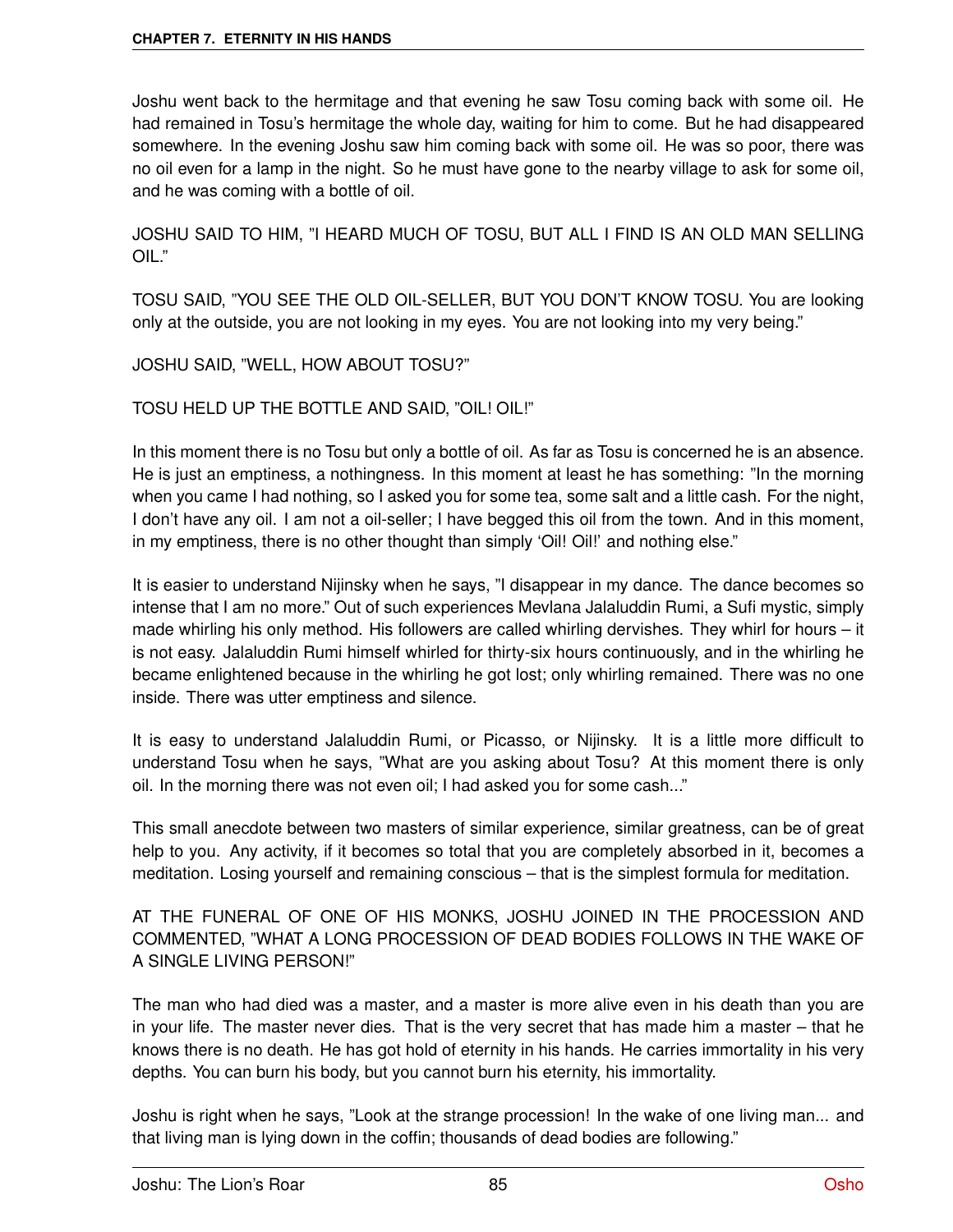Joshu went back to the hermitage and that evening he saw Tosu coming back with some oil. He had remained in Tosu's hermitage the whole day, waiting for him to come. But he had disappeared somewhere. In the evening Joshu saw him coming back with some oil. He was so poor, there was no oil even for a lamp in the night. So he must have gone to the nearby village to ask for some oil, and he was coming with a bottle of oil.

JOSHU SAID TO HIM, "I HEARD MUCH OF TOSU, BUT ALL I FIND IS AN OLD MAN SELLING OIL."

TOSU SAID, "YOU SEE THE OLD OIL-SELLER, BUT YOU DON'T KNOW TOSU. You are looking only at the outside, you are not looking in my eyes. You are not looking into my very being."

JOSHU SAID, "WELL, HOW ABOUT TOSU?"

TOSU HELD UP THE BOTTLE AND SAID, "OIL! OIL!"

In this moment there is no Tosu but only a bottle of oil. As far as Tosu is concerned he is an absence. He is just an emptiness, a nothingness. In this moment at least he has something: "In the morning when you came I had nothing, so I asked you for some tea, some salt and a little cash. For the night, I don't have any oil. I am not a oil-seller; I have begged this oil from the town. And in this moment, in my emptiness, there is no other thought than simply 'Oil! Oil!' and nothing else."

It is easier to understand Nijinsky when he says, "I disappear in my dance. The dance becomes so intense that I am no more." Out of such experiences Mevlana Jalaluddin Rumi, a Sufi mystic, simply made whirling his only method. His followers are called whirling dervishes. They whirl for hours – it is not easy. Jalaluddin Rumi himself whirled for thirty-six hours continuously, and in the whirling he became enlightened because in the whirling he got lost; only whirling remained. There was no one inside. There was utter emptiness and silence.

It is easy to understand Jalaluddin Rumi, or Picasso, or Nijinsky. It is a little more difficult to understand Tosu when he says, "What are you asking about Tosu? At this moment there is only oil. In the morning there was not even oil; I had asked you for some cash..."

This small anecdote between two masters of similar experience, similar greatness, can be of great help to you. Any activity, if it becomes so total that you are completely absorbed in it, becomes a meditation. Losing yourself and remaining conscious – that is the simplest formula for meditation.

AT THE FUNERAL OF ONE OF HIS MONKS, JOSHU JOINED IN THE PROCESSION AND COMMENTED, "WHAT A LONG PROCESSION OF DEAD BODIES FOLLOWS IN THE WAKE OF A SINGLE LIVING PERSON!"

The man who had died was a master, and a master is more alive even in his death than you are in your life. The master never dies. That is the very secret that has made him a master – that he knows there is no death. He has got hold of eternity in his hands. He carries immortality in his very depths. You can burn his body, but you cannot burn his eternity, his immortality.

Joshu is right when he says, "Look at the strange procession! In the wake of one living man... and that living man is lying down in the coffin; thousands of dead bodies are following."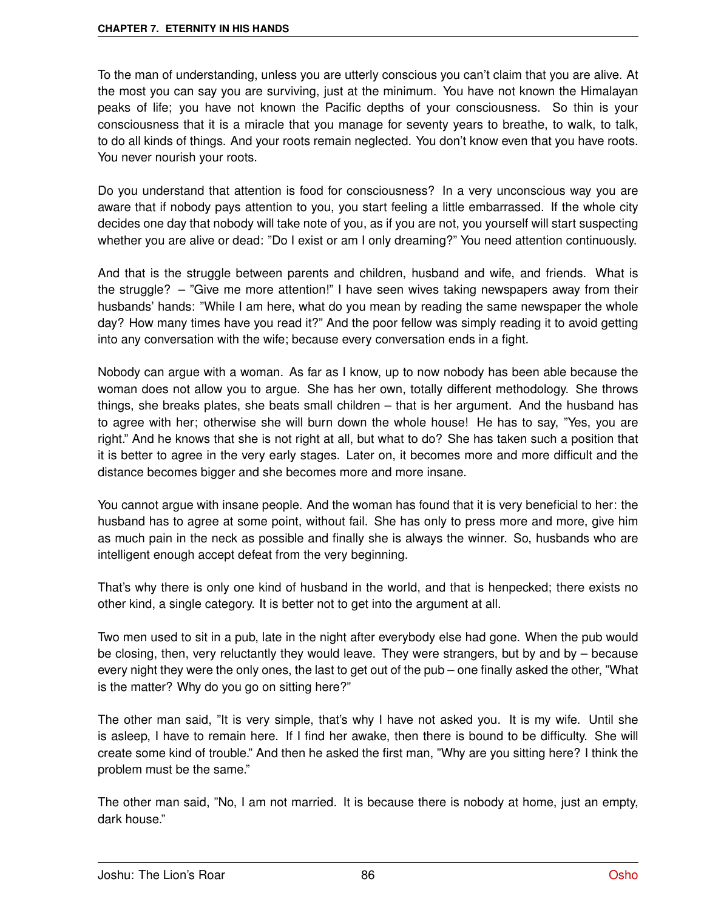To the man of understanding, unless you are utterly conscious you can't claim that you are alive. At the most you can say you are surviving, just at the minimum. You have not known the Himalayan peaks of life; you have not known the Pacific depths of your consciousness. So thin is your consciousness that it is a miracle that you manage for seventy years to breathe, to walk, to talk, to do all kinds of things. And your roots remain neglected. You don't know even that you have roots. You never nourish your roots.

Do you understand that attention is food for consciousness? In a very unconscious way you are aware that if nobody pays attention to you, you start feeling a little embarrassed. If the whole city decides one day that nobody will take note of you, as if you are not, you yourself will start suspecting whether you are alive or dead: "Do I exist or am I only dreaming?" You need attention continuously.

And that is the struggle between parents and children, husband and wife, and friends. What is the struggle? – "Give me more attention!" I have seen wives taking newspapers away from their husbands' hands: "While I am here, what do you mean by reading the same newspaper the whole day? How many times have you read it?" And the poor fellow was simply reading it to avoid getting into any conversation with the wife; because every conversation ends in a fight.

Nobody can argue with a woman. As far as I know, up to now nobody has been able because the woman does not allow you to argue. She has her own, totally different methodology. She throws things, she breaks plates, she beats small children – that is her argument. And the husband has to agree with her; otherwise she will burn down the whole house! He has to say, "Yes, you are right." And he knows that she is not right at all, but what to do? She has taken such a position that it is better to agree in the very early stages. Later on, it becomes more and more difficult and the distance becomes bigger and she becomes more and more insane.

You cannot argue with insane people. And the woman has found that it is very beneficial to her: the husband has to agree at some point, without fail. She has only to press more and more, give him as much pain in the neck as possible and finally she is always the winner. So, husbands who are intelligent enough accept defeat from the very beginning.

That's why there is only one kind of husband in the world, and that is henpecked; there exists no other kind, a single category. It is better not to get into the argument at all.

Two men used to sit in a pub, late in the night after everybody else had gone. When the pub would be closing, then, very reluctantly they would leave. They were strangers, but by and by – because every night they were the only ones, the last to get out of the pub – one finally asked the other, "What is the matter? Why do you go on sitting here?"

The other man said, "It is very simple, that's why I have not asked you. It is my wife. Until she is asleep, I have to remain here. If I find her awake, then there is bound to be difficulty. She will create some kind of trouble." And then he asked the first man, "Why are you sitting here? I think the problem must be the same."

The other man said, "No, I am not married. It is because there is nobody at home, just an empty, dark house."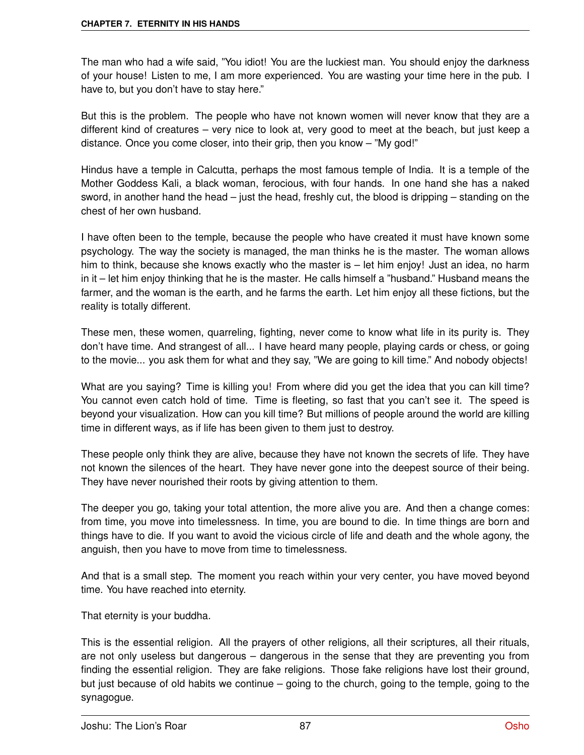The man who had a wife said, "You idiot! You are the luckiest man. You should enjoy the darkness of your house! Listen to me, I am more experienced. You are wasting your time here in the pub. I have to, but you don't have to stay here."

But this is the problem. The people who have not known women will never know that they are a different kind of creatures – very nice to look at, very good to meet at the beach, but just keep a distance. Once you come closer, into their grip, then you know – "My god!"

Hindus have a temple in Calcutta, perhaps the most famous temple of India. It is a temple of the Mother Goddess Kali, a black woman, ferocious, with four hands. In one hand she has a naked sword, in another hand the head – just the head, freshly cut, the blood is dripping – standing on the chest of her own husband.

I have often been to the temple, because the people who have created it must have known some psychology. The way the society is managed, the man thinks he is the master. The woman allows him to think, because she knows exactly who the master is – let him enjoy! Just an idea, no harm in it – let him enjoy thinking that he is the master. He calls himself a "husband." Husband means the farmer, and the woman is the earth, and he farms the earth. Let him enjoy all these fictions, but the reality is totally different.

These men, these women, quarreling, fighting, never come to know what life in its purity is. They don't have time. And strangest of all... I have heard many people, playing cards or chess, or going to the movie... you ask them for what and they say, "We are going to kill time." And nobody objects!

What are you saying? Time is killing you! From where did you get the idea that you can kill time? You cannot even catch hold of time. Time is fleeting, so fast that you can't see it. The speed is beyond your visualization. How can you kill time? But millions of people around the world are killing time in different ways, as if life has been given to them just to destroy.

These people only think they are alive, because they have not known the secrets of life. They have not known the silences of the heart. They have never gone into the deepest source of their being. They have never nourished their roots by giving attention to them.

The deeper you go, taking your total attention, the more alive you are. And then a change comes: from time, you move into timelessness. In time, you are bound to die. In time things are born and things have to die. If you want to avoid the vicious circle of life and death and the whole agony, the anguish, then you have to move from time to timelessness.

And that is a small step. The moment you reach within your very center, you have moved beyond time. You have reached into eternity.

That eternity is your buddha.

This is the essential religion. All the prayers of other religions, all their scriptures, all their rituals, are not only useless but dangerous – dangerous in the sense that they are preventing you from finding the essential religion. They are fake religions. Those fake religions have lost their ground, but just because of old habits we continue – going to the church, going to the temple, going to the synagogue.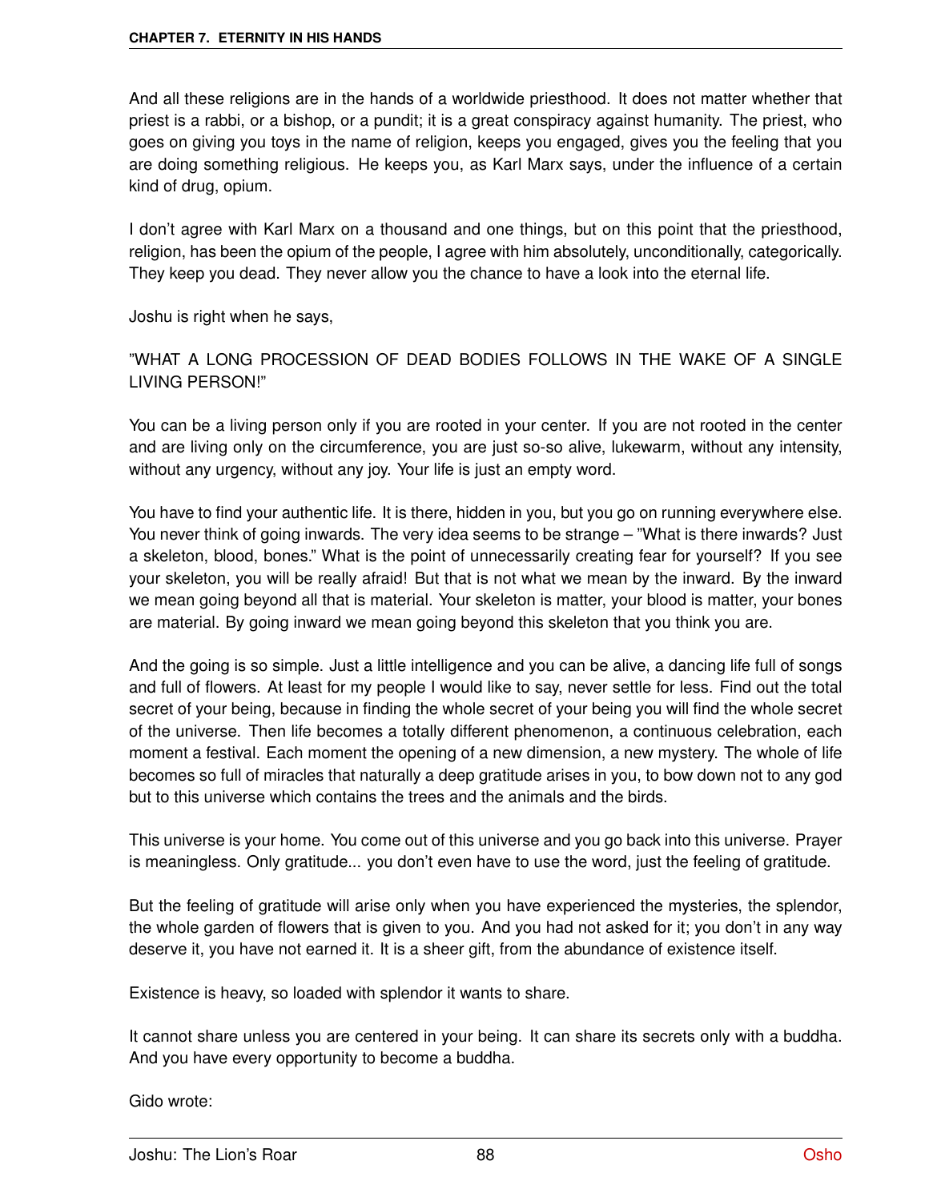And all these religions are in the hands of a worldwide priesthood. It does not matter whether that priest is a rabbi, or a bishop, or a pundit; it is a great conspiracy against humanity. The priest, who goes on giving you toys in the name of religion, keeps you engaged, gives you the feeling that you are doing something religious. He keeps you, as Karl Marx says, under the influence of a certain kind of drug, opium.

I don't agree with Karl Marx on a thousand and one things, but on this point that the priesthood, religion, has been the opium of the people, I agree with him absolutely, unconditionally, categorically. They keep you dead. They never allow you the chance to have a look into the eternal life.

Joshu is right when he says,

"WHAT A LONG PROCESSION OF DEAD BODIES FOLLOWS IN THE WAKE OF A SINGLE LIVING PERSON!"

You can be a living person only if you are rooted in your center. If you are not rooted in the center and are living only on the circumference, you are just so-so alive, lukewarm, without any intensity, without any urgency, without any joy. Your life is just an empty word.

You have to find your authentic life. It is there, hidden in you, but you go on running everywhere else. You never think of going inwards. The very idea seems to be strange – "What is there inwards? Just a skeleton, blood, bones." What is the point of unnecessarily creating fear for yourself? If you see your skeleton, you will be really afraid! But that is not what we mean by the inward. By the inward we mean going beyond all that is material. Your skeleton is matter, your blood is matter, your bones are material. By going inward we mean going beyond this skeleton that you think you are.

And the going is so simple. Just a little intelligence and you can be alive, a dancing life full of songs and full of flowers. At least for my people I would like to say, never settle for less. Find out the total secret of your being, because in finding the whole secret of your being you will find the whole secret of the universe. Then life becomes a totally different phenomenon, a continuous celebration, each moment a festival. Each moment the opening of a new dimension, a new mystery. The whole of life becomes so full of miracles that naturally a deep gratitude arises in you, to bow down not to any god but to this universe which contains the trees and the animals and the birds.

This universe is your home. You come out of this universe and you go back into this universe. Prayer is meaningless. Only gratitude... you don't even have to use the word, just the feeling of gratitude.

But the feeling of gratitude will arise only when you have experienced the mysteries, the splendor, the whole garden of flowers that is given to you. And you had not asked for it; you don't in any way deserve it, you have not earned it. It is a sheer gift, from the abundance of existence itself.

Existence is heavy, so loaded with splendor it wants to share.

It cannot share unless you are centered in your being. It can share its secrets only with a buddha. And you have every opportunity to become a buddha.

Gido wrote: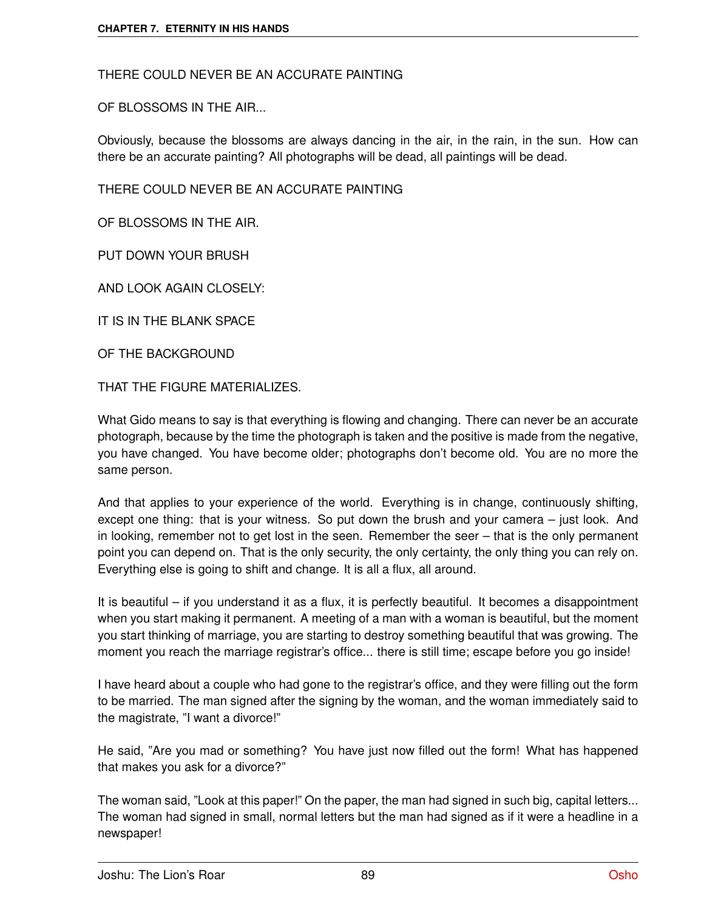THERE COULD NEVER BE AN ACCURATE PAINTING

OF BLOSSOMS IN THE AIR...

Obviously, because the blossoms are always dancing in the air, in the rain, in the sun. How can there be an accurate painting? All photographs will be dead, all paintings will be dead.

THERE COULD NEVER BE AN ACCURATE PAINTING

OF BLOSSOMS IN THE AIR.

PUT DOWN YOUR BRUSH

AND LOOK AGAIN CLOSELY:

IT IS IN THE BLANK SPACE

OF THE BACKGROUND

THAT THE FIGURE MATERIALIZES.

What Gido means to say is that everything is flowing and changing. There can never be an accurate photograph, because by the time the photograph is taken and the positive is made from the negative, you have changed. You have become older; photographs don't become old. You are no more the same person.

And that applies to your experience of the world. Everything is in change, continuously shifting, except one thing: that is your witness. So put down the brush and your camera – just look. And in looking, remember not to get lost in the seen. Remember the seer – that is the only permanent point you can depend on. That is the only security, the only certainty, the only thing you can rely on. Everything else is going to shift and change. It is all a flux, all around.

It is beautiful – if you understand it as a flux, it is perfectly beautiful. It becomes a disappointment when you start making it permanent. A meeting of a man with a woman is beautiful, but the moment you start thinking of marriage, you are starting to destroy something beautiful that was growing. The moment you reach the marriage registrar's office... there is still time; escape before you go inside!

I have heard about a couple who had gone to the registrar's office, and they were filling out the form to be married. The man signed after the signing by the woman, and the woman immediately said to the magistrate, "I want a divorce!"

He said, "Are you mad or something? You have just now filled out the form! What has happened that makes you ask for a divorce?"

The woman said, "Look at this paper!" On the paper, the man had signed in such big, capital letters... The woman had signed in small, normal letters but the man had signed as if it were a headline in a newspaper!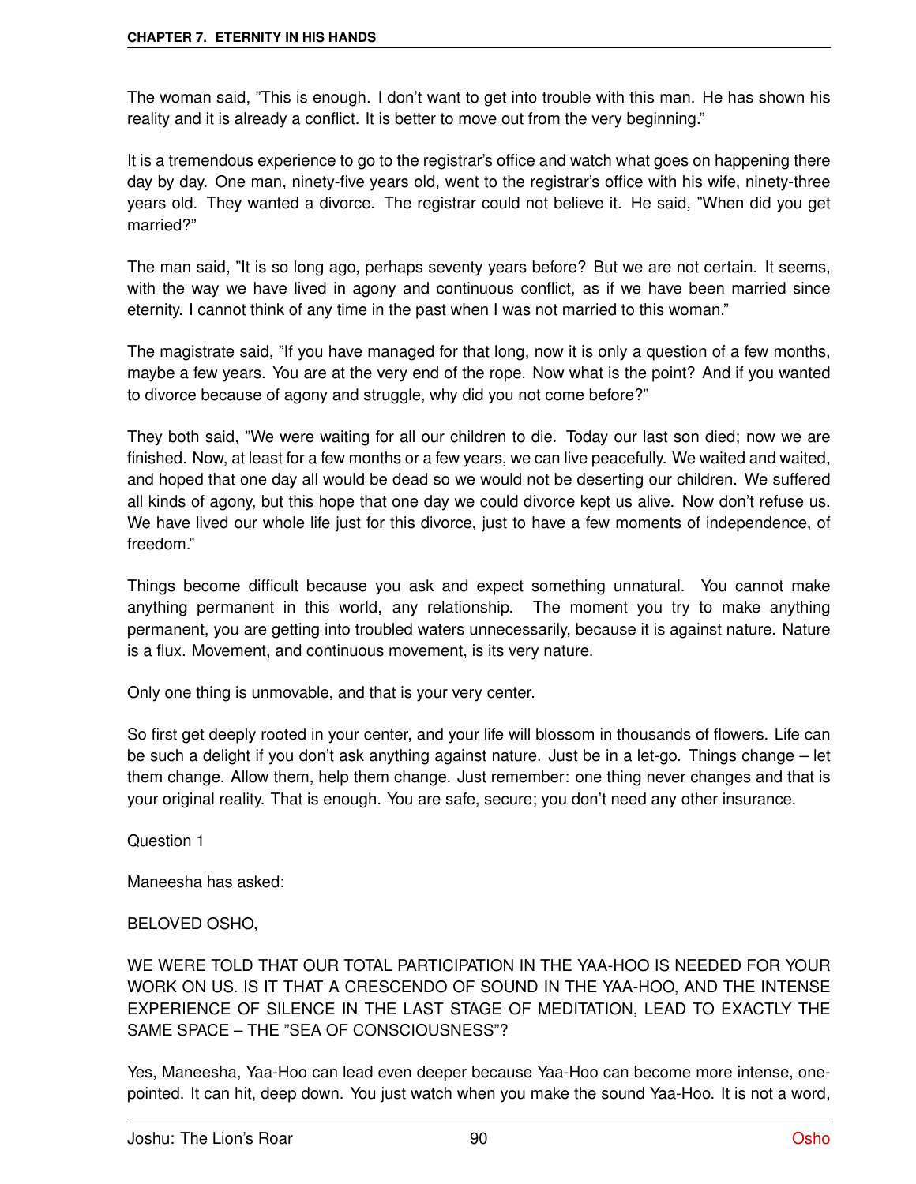The woman said, "This is enough. I don't want to get into trouble with this man. He has shown his reality and it is already a conflict. It is better to move out from the very beginning."

It is a tremendous experience to go to the registrar's office and watch what goes on happening there day by day. One man, ninety-five years old, went to the registrar's office with his wife, ninety-three years old. They wanted a divorce. The registrar could not believe it. He said, "When did you get married?"

The man said, "It is so long ago, perhaps seventy years before? But we are not certain. It seems, with the way we have lived in agony and continuous conflict, as if we have been married since eternity. I cannot think of any time in the past when I was not married to this woman."

The magistrate said, "If you have managed for that long, now it is only a question of a few months, maybe a few years. You are at the very end of the rope. Now what is the point? And if you wanted to divorce because of agony and struggle, why did you not come before?"

They both said, "We were waiting for all our children to die. Today our last son died; now we are finished. Now, at least for a few months or a few years, we can live peacefully. We waited and waited, and hoped that one day all would be dead so we would not be deserting our children. We suffered all kinds of agony, but this hope that one day we could divorce kept us alive. Now don't refuse us. We have lived our whole life just for this divorce, just to have a few moments of independence, of freedom."

Things become difficult because you ask and expect something unnatural. You cannot make anything permanent in this world, any relationship. The moment you try to make anything permanent, you are getting into troubled waters unnecessarily, because it is against nature. Nature is a flux. Movement, and continuous movement, is its very nature.

Only one thing is unmovable, and that is your very center.

So first get deeply rooted in your center, and your life will blossom in thousands of flowers. Life can be such a delight if you don't ask anything against nature. Just be in a let-go. Things change – let them change. Allow them, help them change. Just remember: one thing never changes and that is your original reality. That is enough. You are safe, secure; you don't need any other insurance.

Question 1

Maneesha has asked:

BELOVED OSHO,

WE WERE TOLD THAT OUR TOTAL PARTICIPATION IN THE YAA-HOO IS NEEDED FOR YOUR WORK ON US. IS IT THAT A CRESCENDO OF SOUND IN THE YAA-HOO, AND THE INTENSE EXPERIENCE OF SILENCE IN THE LAST STAGE OF MEDITATION, LEAD TO EXACTLY THE SAME SPACE – THE "SEA OF CONSCIOUSNESS"?

Yes, Maneesha, Yaa-Hoo can lead even deeper because Yaa-Hoo can become more intense, one-pointed. It can hit, deep down. You just watch when you make the sound Yaa-Hoo. It is not a word,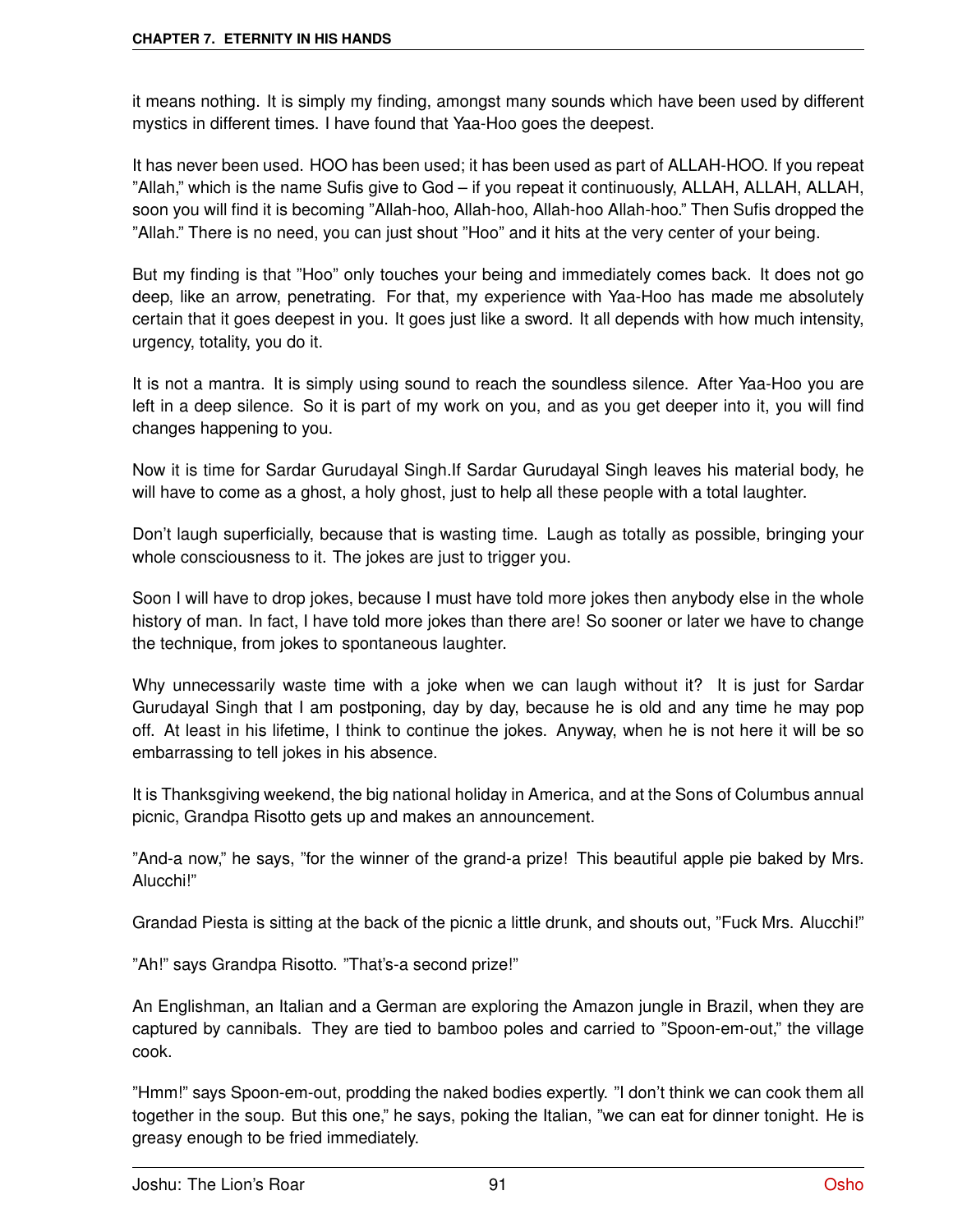it means nothing. It is simply my finding, amongst many sounds which have been used by different mystics in different times. I have found that Yaa-Hoo goes the deepest.

It has never been used. HOO has been used; it has been used as part of ALLAH-HOO. If you repeat "Allah," which is the name Sufis give to God – if you repeat it continuously, ALLAH, ALLAH, ALLAH, soon you will find it is becoming "Allah-hoo, Allah-hoo, Allah-hoo Allah-hoo." Then Sufis dropped the "Allah." There is no need, you can just shout "Hoo" and it hits at the very center of your being.

But my finding is that "Hoo" only touches your being and immediately comes back. It does not go deep, like an arrow, penetrating. For that, my experience with Yaa-Hoo has made me absolutely certain that it goes deepest in you. It goes just like a sword. It all depends with how much intensity, urgency, totality, you do it.

It is not a mantra. It is simply using sound to reach the soundless silence. After Yaa-Hoo you are left in a deep silence. So it is part of my work on you, and as you get deeper into it, you will find changes happening to you.

Now it is time for Sardar Gurudayal Singh.If Sardar Gurudayal Singh leaves his material body, he will have to come as a ghost, a holy ghost, just to help all these people with a total laughter.

Don't laugh superficially, because that is wasting time. Laugh as totally as possible, bringing your whole consciousness to it. The jokes are just to trigger you.

Soon I will have to drop jokes, because I must have told more jokes then anybody else in the whole history of man. In fact, I have told more jokes than there are! So sooner or later we have to change the technique, from jokes to spontaneous laughter.

Why unnecessarily waste time with a joke when we can laugh without it? It is just for Sardar Gurudayal Singh that I am postponing, day by day, because he is old and any time he may pop off. At least in his lifetime, I think to continue the jokes. Anyway, when he is not here it will be so embarrassing to tell jokes in his absence.

It is Thanksgiving weekend, the big national holiday in America, and at the Sons of Columbus annual picnic, Grandpa Risotto gets up and makes an announcement.

"And-a now," he says, "for the winner of the grand-a prize! This beautiful apple pie baked by Mrs. Alucchi!"

Grandad Piesta is sitting at the back of the picnic a little drunk, and shouts out, "Fuck Mrs. Alucchi!"

"Ah!" says Grandpa Risotto. "That's-a second prize!"

An Englishman, an Italian and a German are exploring the Amazon jungle in Brazil, when they are captured by cannibals. They are tied to bamboo poles and carried to "Spoon-em-out," the village cook.

"Hmm!" says Spoon-em-out, prodding the naked bodies expertly. "I don't think we can cook them all together in the soup. But this one," he says, poking the Italian, "we can eat for dinner tonight. He is greasy enough to be fried immediately.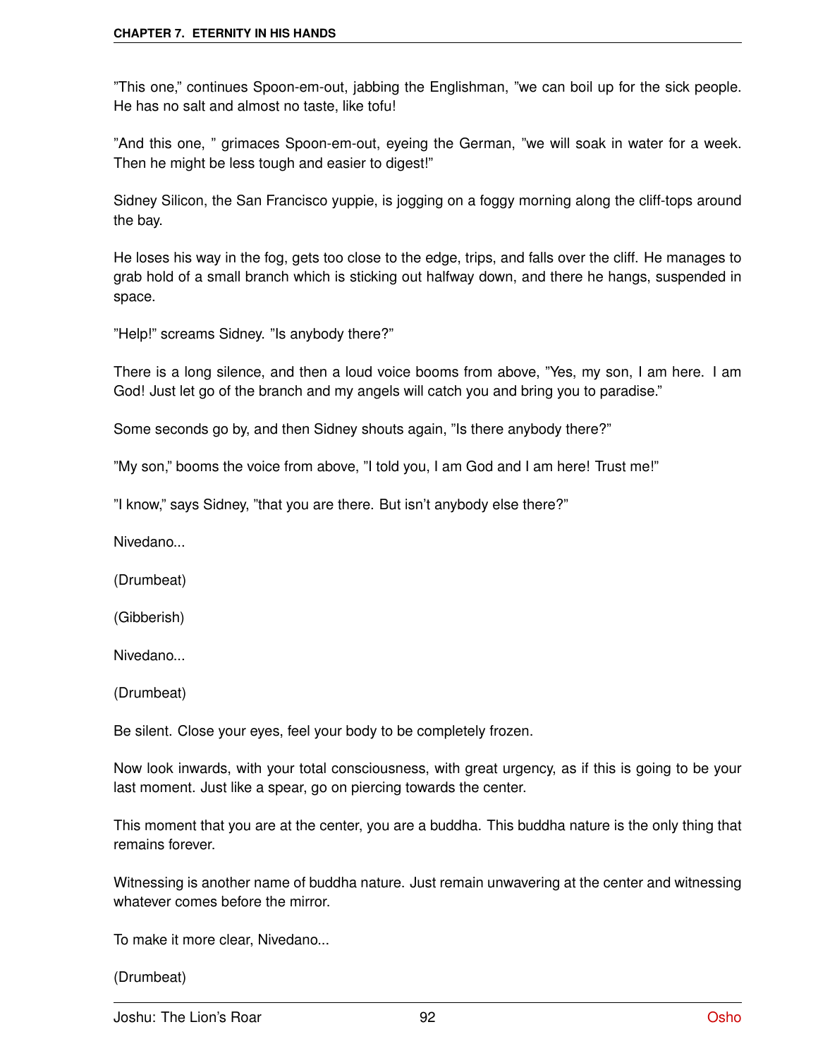"This one," continues Spoon-em-out, jabbing the Englishman, "we can boil up for the sick people. He has no salt and almost no taste, like tofu!

"And this one, " grimaces Spoon-em-out, eyeing the German, "we will soak in water for a week. Then he might be less tough and easier to digest!"

Sidney Silicon, the San Francisco yuppie, is jogging on a foggy morning along the cliff-tops around the bay.

He loses his way in the fog, gets too close to the edge, trips, and falls over the cliff. He manages to grab hold of a small branch which is sticking out halfway down, and there he hangs, suspended in space.

"Help!" screams Sidney. "Is anybody there?"

There is a long silence, and then a loud voice booms from above, "Yes, my son, I am here. I am God! Just let go of the branch and my angels will catch you and bring you to paradise."

Some seconds go by, and then Sidney shouts again, "Is there anybody there?"

"My son," booms the voice from above, "I told you, I am God and I am here! Trust me!"

"I know," says Sidney, "that you are there. But isn't anybody else there?"

Nivedano...

(Drumbeat)

(Gibberish)

Nivedano...

(Drumbeat)

Be silent. Close your eyes, feel your body to be completely frozen.

Now look inwards, with your total consciousness, with great urgency, as if this is going to be your last moment. Just like a spear, go on piercing towards the center.

This moment that you are at the center, you are a buddha. This buddha nature is the only thing that remains forever.

Witnessing is another name of buddha nature. Just remain unwavering at the center and witnessing whatever comes before the mirror.

To make it more clear, Nivedano...

(Drumbeat)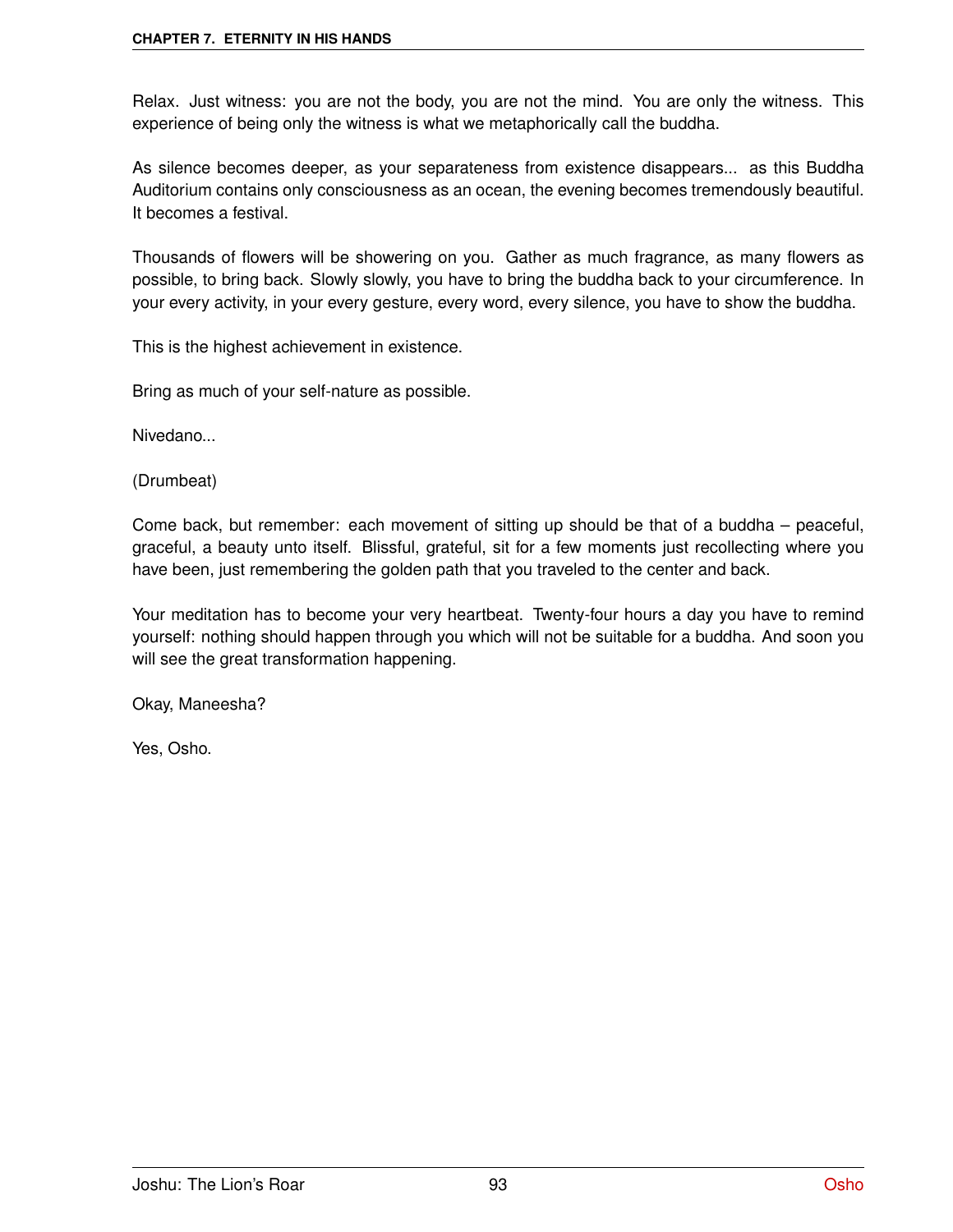Relax. Just witness: you are not the body, you are not the mind. You are only the witness. This experience of being only the witness is what we metaphorically call the buddha.

As silence becomes deeper, as your separateness from existence disappears... as this Buddha Auditorium contains only consciousness as an ocean, the evening becomes tremendously beautiful. It becomes a festival.

Thousands of flowers will be showering on you. Gather as much fragrance, as many flowers as possible, to bring back. Slowly slowly, you have to bring the buddha back to your circumference. In your every activity, in your every gesture, every word, every silence, you have to show the buddha.

This is the highest achievement in existence.

Bring as much of your self-nature as possible.

Nivedano...

(Drumbeat)

Come back, but remember: each movement of sitting up should be that of a buddha – peaceful, graceful, a beauty unto itself. Blissful, grateful, sit for a few moments just recollecting where you have been, just remembering the golden path that you traveled to the center and back.

Your meditation has to become your very heartbeat. Twenty-four hours a day you have to remind yourself: nothing should happen through you which will not be suitable for a buddha. And soon you will see the great transformation happening.

Okay, Maneesha?

Yes, Osho.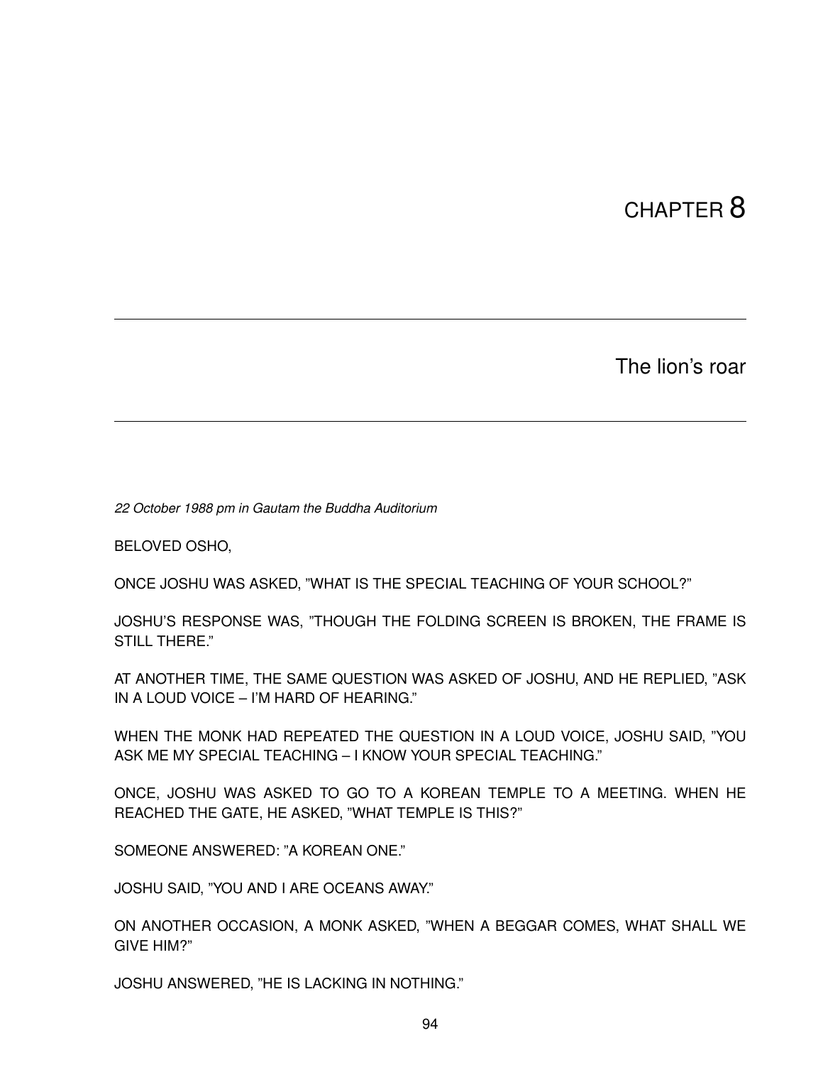# CHAPTER 8

## The lion's roar

*22 October 1988 pm in Gautam the Buddha Auditorium*

BELOVED OSHO,

ONCE JOSHU WAS ASKED, "WHAT IS THE SPECIAL TEACHING OF YOUR SCHOOL?"

JOSHU'S RESPONSE WAS, "THOUGH THE FOLDING SCREEN IS BROKEN, THE FRAME IS STILL THERE."

AT ANOTHER TIME, THE SAME QUESTION WAS ASKED OF JOSHU, AND HE REPLIED, "ASK IN A LOUD VOICE – I'M HARD OF HEARING."

WHEN THE MONK HAD REPEATED THE QUESTION IN A LOUD VOICE, JOSHU SAID, "YOU ASK ME MY SPECIAL TEACHING – I KNOW YOUR SPECIAL TEACHING."

ONCE, JOSHU WAS ASKED TO GO TO A KOREAN TEMPLE TO A MEETING. WHEN HE REACHED THE GATE, HE ASKED, "WHAT TEMPLE IS THIS?"

SOMEONE ANSWERED: "A KOREAN ONE."

JOSHU SAID, "YOU AND I ARE OCEANS AWAY."

ON ANOTHER OCCASION, A MONK ASKED, "WHEN A BEGGAR COMES, WHAT SHALL WE GIVE HIM?"

JOSHU ANSWERED, "HE IS LACKING IN NOTHING."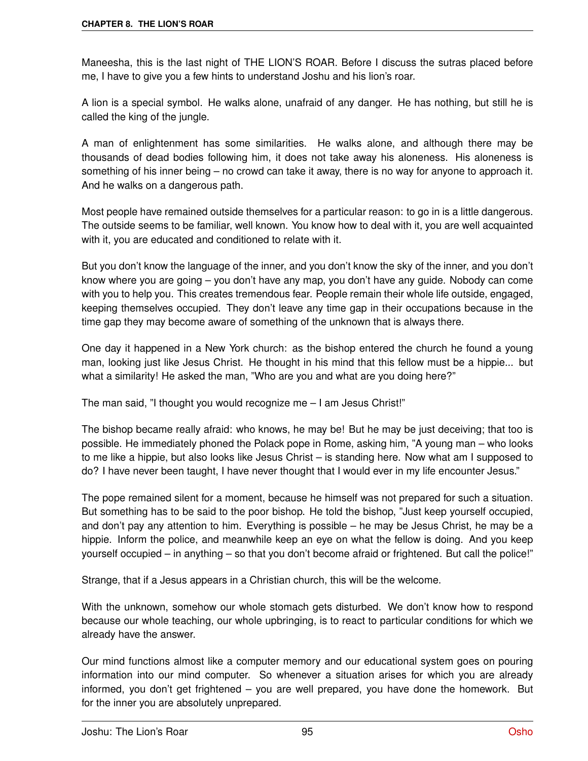Maneesha, this is the last night of THE LION'S ROAR. Before I discuss the sutras placed before me, I have to give you a few hints to understand Joshu and his lion's roar.

A lion is a special symbol. He walks alone, unafraid of any danger. He has nothing, but still he is called the king of the jungle.

A man of enlightenment has some similarities. He walks alone, and although there may be thousands of dead bodies following him, it does not take away his aloneness. His aloneness is something of his inner being – no crowd can take it away, there is no way for anyone to approach it. And he walks on a dangerous path.

Most people have remained outside themselves for a particular reason: to go in is a little dangerous. The outside seems to be familiar, well known. You know how to deal with it, you are well acquainted with it, you are educated and conditioned to relate with it.

But you don't know the language of the inner, and you don't know the sky of the inner, and you don't know where you are going – you don't have any map, you don't have any guide. Nobody can come with you to help you. This creates tremendous fear. People remain their whole life outside, engaged, keeping themselves occupied. They don't leave any time gap in their occupations because in the time gap they may become aware of something of the unknown that is always there.

One day it happened in a New York church: as the bishop entered the church he found a young man, looking just like Jesus Christ. He thought in his mind that this fellow must be a hippie... but what a similarity! He asked the man, "Who are you and what are you doing here?"

The man said, "I thought you would recognize me – I am Jesus Christ!"

The bishop became really afraid: who knows, he may be! But he may be just deceiving; that too is possible. He immediately phoned the Polack pope in Rome, asking him, "A young man – who looks to me like a hippie, but also looks like Jesus Christ – is standing here. Now what am I supposed to do? I have never been taught, I have never thought that I would ever in my life encounter Jesus."

The pope remained silent for a moment, because he himself was not prepared for such a situation. But something has to be said to the poor bishop. He told the bishop, "Just keep yourself occupied, and don't pay any attention to him. Everything is possible – he may be Jesus Christ, he may be a hippie. Inform the police, and meanwhile keep an eye on what the fellow is doing. And you keep yourself occupied – in anything – so that you don't become afraid or frightened. But call the police!"

Strange, that if a Jesus appears in a Christian church, this will be the welcome.

With the unknown, somehow our whole stomach gets disturbed. We don't know how to respond because our whole teaching, our whole upbringing, is to react to particular conditions for which we already have the answer.

Our mind functions almost like a computer memory and our educational system goes on pouring information into our mind computer. So whenever a situation arises for which you are already informed, you don't get frightened – you are well prepared, you have done the homework. But for the inner you are absolutely unprepared.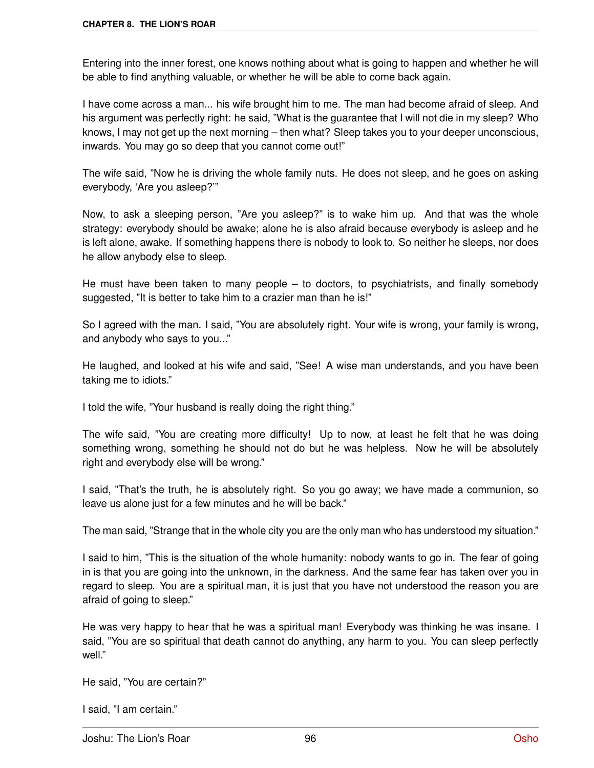Entering into the inner forest, one knows nothing about what is going to happen and whether he will be able to find anything valuable, or whether he will be able to come back again.

I have come across a man... his wife brought him to me. The man had become afraid of sleep. And his argument was perfectly right: he said, "What is the guarantee that I will not die in my sleep? Who knows, I may not get up the next morning – then what? Sleep takes you to your deeper unconscious, inwards. You may go so deep that you cannot come out!"

The wife said, "Now he is driving the whole family nuts. He does not sleep, and he goes on asking everybody, 'Are you asleep?'"

Now, to ask a sleeping person, "Are you asleep?" is to wake him up. And that was the whole strategy: everybody should be awake; alone he is also afraid because everybody is asleep and he is left alone, awake. If something happens there is nobody to look to. So neither he sleeps, nor does he allow anybody else to sleep.

He must have been taken to many people – to doctors, to psychiatrists, and finally somebody suggested, "It is better to take him to a crazier man than he is!"

So I agreed with the man. I said, "You are absolutely right. Your wife is wrong, your family is wrong, and anybody who says to you..."

He laughed, and looked at his wife and said, "See! A wise man understands, and you have been taking me to idiots."

I told the wife, "Your husband is really doing the right thing."

The wife said, "You are creating more difficulty! Up to now, at least he felt that he was doing something wrong, something he should not do but he was helpless. Now he will be absolutely right and everybody else will be wrong."

I said, "That's the truth, he is absolutely right. So you go away; we have made a communion, so leave us alone just for a few minutes and he will be back."

The man said, "Strange that in the whole city you are the only man who has understood my situation."

I said to him, "This is the situation of the whole humanity: nobody wants to go in. The fear of going in is that you are going into the unknown, in the darkness. And the same fear has taken over you in regard to sleep. You are a spiritual man, it is just that you have not understood the reason you are afraid of going to sleep."

He was very happy to hear that he was a spiritual man! Everybody was thinking he was insane. I said, "You are so spiritual that death cannot do anything, any harm to you. You can sleep perfectly well."

He said, "You are certain?"

I said, "I am certain."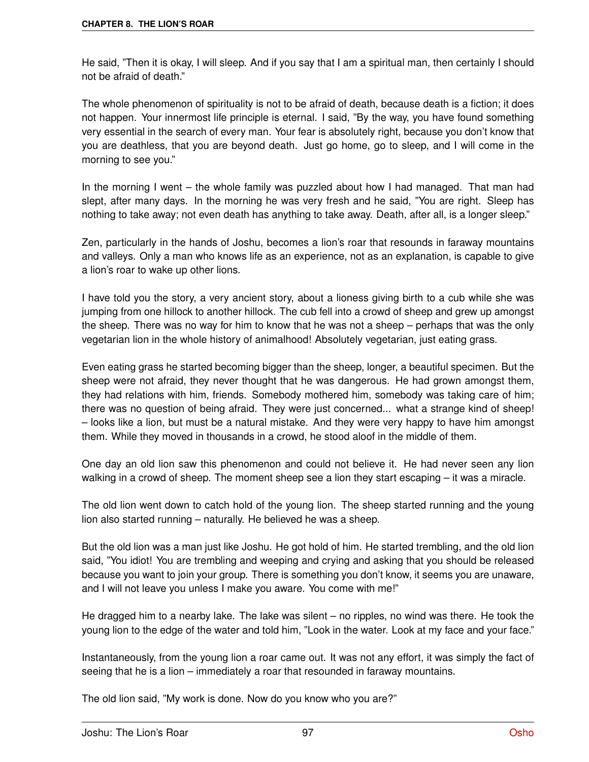He said, "Then it is okay, I will sleep. And if you say that I am a spiritual man, then certainly I should not be afraid of death."

The whole phenomenon of spirituality is not to be afraid of death, because death is a fiction; it does not happen. Your innermost life principle is eternal. I said, "By the way, you have found something very essential in the search of every man. Your fear is absolutely right, because you don't know that you are deathless, that you are beyond death. Just go home, go to sleep, and I will come in the morning to see you."

In the morning I went – the whole family was puzzled about how I had managed. That man had slept, after many days. In the morning he was very fresh and he said, "You are right. Sleep has nothing to take away; not even death has anything to take away. Death, after all, is a longer sleep."

Zen, particularly in the hands of Joshu, becomes a lion's roar that resounds in faraway mountains and valleys. Only a man who knows life as an experience, not as an explanation, is capable to give a lion's roar to wake up other lions.

I have told you the story, a very ancient story, about a lioness giving birth to a cub while she was jumping from one hillock to another hillock. The cub fell into a crowd of sheep and grew up amongst the sheep. There was no way for him to know that he was not a sheep – perhaps that was the only vegetarian lion in the whole history of animalhood! Absolutely vegetarian, just eating grass.

Even eating grass he started becoming bigger than the sheep, longer, a beautiful specimen. But the sheep were not afraid, they never thought that he was dangerous. He had grown amongst them, they had relations with him, friends. Somebody mothered him, somebody was taking care of him; there was no question of being afraid. They were just concerned... what a strange kind of sheep! – looks like a lion, but must be a natural mistake. And they were very happy to have him amongst them. While they moved in thousands in a crowd, he stood aloof in the middle of them.

One day an old lion saw this phenomenon and could not believe it. He had never seen any lion walking in a crowd of sheep. The moment sheep see a lion they start escaping – it was a miracle.

The old lion went down to catch hold of the young lion. The sheep started running and the young lion also started running – naturally. He believed he was a sheep.

But the old lion was a man just like Joshu. He got hold of him. He started trembling, and the old lion said, "You idiot! You are trembling and weeping and crying and asking that you should be released because you want to join your group. There is something you don't know, it seems you are unaware, and I will not leave you unless I make you aware. You come with me!"

He dragged him to a nearby lake. The lake was silent – no ripples, no wind was there. He took the young lion to the edge of the water and told him, "Look in the water. Look at my face and your face."

Instantaneously, from the young lion a roar came out. It was not any effort, it was simply the fact of seeing that he is a lion – immediately a roar that resounded in faraway mountains.

The old lion said, "My work is done. Now do you know who you are?"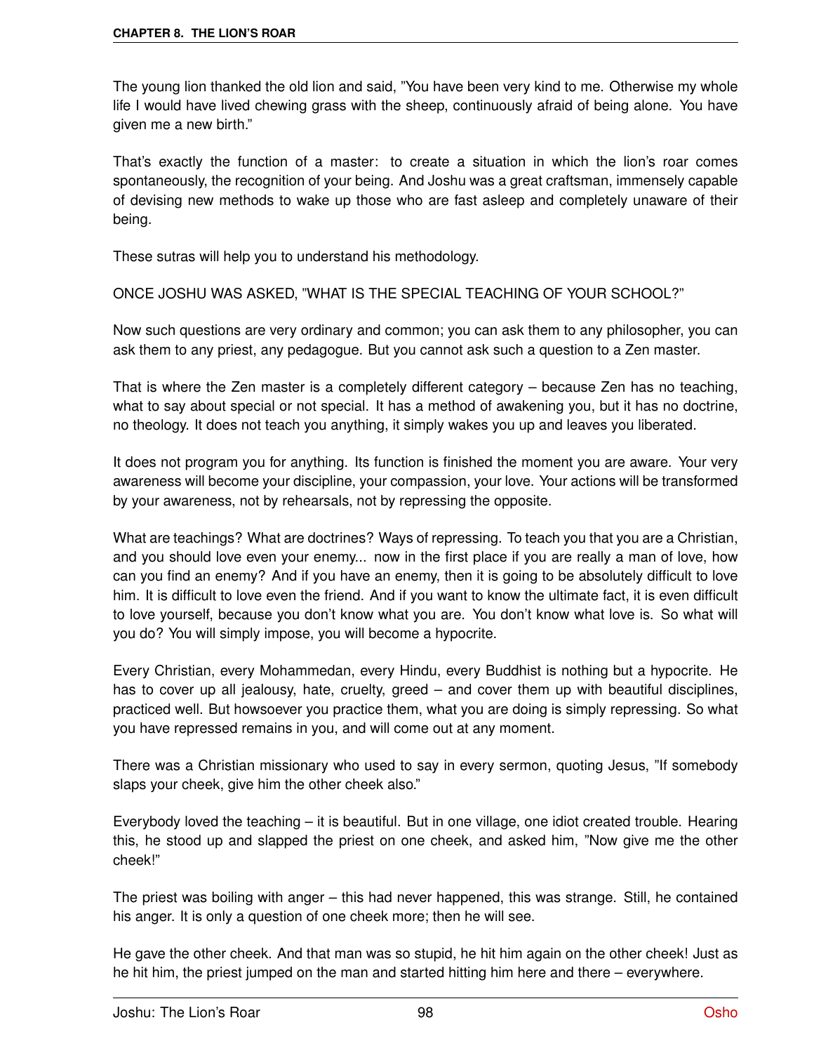The young lion thanked the old lion and said, "You have been very kind to me. Otherwise my whole life I would have lived chewing grass with the sheep, continuously afraid of being alone. You have given me a new birth."

That's exactly the function of a master: to create a situation in which the lion's roar comes spontaneously, the recognition of your being. And Joshu was a great craftsman, immensely capable of devising new methods to wake up those who are fast asleep and completely unaware of their being.

These sutras will help you to understand his methodology.

ONCE JOSHU WAS ASKED, "WHAT IS THE SPECIAL TEACHING OF YOUR SCHOOL?"

Now such questions are very ordinary and common; you can ask them to any philosopher, you can ask them to any priest, any pedagogue. But you cannot ask such a question to a Zen master.

That is where the Zen master is a completely different category – because Zen has no teaching, what to say about special or not special. It has a method of awakening you, but it has no doctrine, no theology. It does not teach you anything, it simply wakes you up and leaves you liberated.

It does not program you for anything. Its function is finished the moment you are aware. Your very awareness will become your discipline, your compassion, your love. Your actions will be transformed by your awareness, not by rehearsals, not by repressing the opposite.

What are teachings? What are doctrines? Ways of repressing. To teach you that you are a Christian, and you should love even your enemy... now in the first place if you are really a man of love, how can you find an enemy? And if you have an enemy, then it is going to be absolutely difficult to love him. It is difficult to love even the friend. And if you want to know the ultimate fact, it is even difficult to love yourself, because you don't know what you are. You don't know what love is. So what will you do? You will simply impose, you will become a hypocrite.

Every Christian, every Mohammedan, every Hindu, every Buddhist is nothing but a hypocrite. He has to cover up all jealousy, hate, cruelty, greed – and cover them up with beautiful disciplines, practiced well. But howsoever you practice them, what you are doing is simply repressing. So what you have repressed remains in you, and will come out at any moment.

There was a Christian missionary who used to say in every sermon, quoting Jesus, "If somebody slaps your cheek, give him the other cheek also."

Everybody loved the teaching – it is beautiful. But in one village, one idiot created trouble. Hearing this, he stood up and slapped the priest on one cheek, and asked him, "Now give me the other cheek!"

The priest was boiling with anger – this had never happened, this was strange. Still, he contained his anger. It is only a question of one cheek more; then he will see.

He gave the other cheek. And that man was so stupid, he hit him again on the other cheek! Just as he hit him, the priest jumped on the man and started hitting him here and there – everywhere.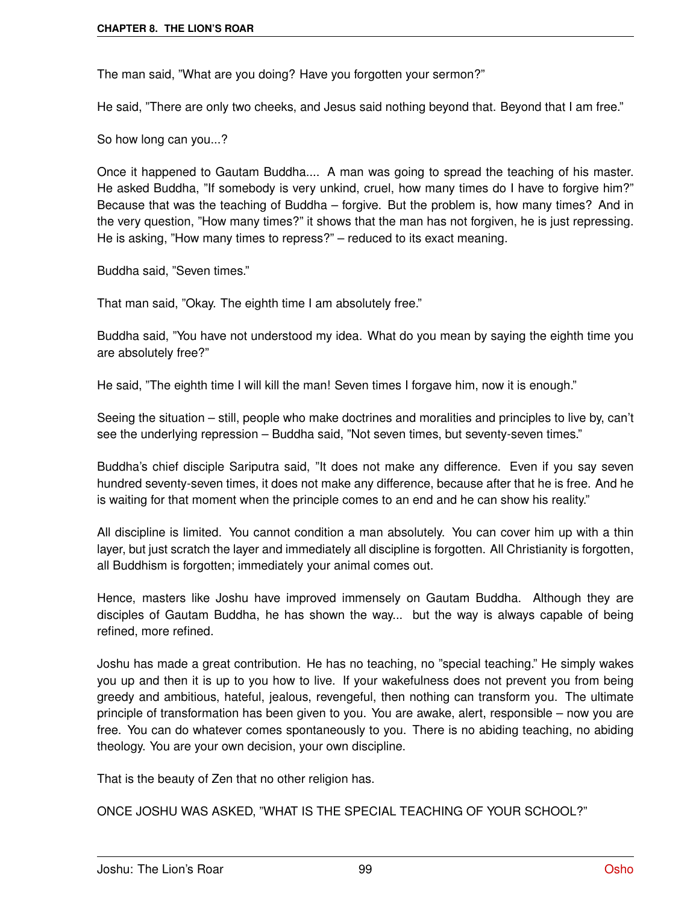The man said, "What are you doing? Have you forgotten your sermon?"

He said, "There are only two cheeks, and Jesus said nothing beyond that. Beyond that I am free."

So how long can you...?

Once it happened to Gautam Buddha.... A man was going to spread the teaching of his master. He asked Buddha, "If somebody is very unkind, cruel, how many times do I have to forgive him?" Because that was the teaching of Buddha – forgive. But the problem is, how many times? And in the very question, "How many times?" it shows that the man has not forgiven, he is just repressing. He is asking, "How many times to repress?" – reduced to its exact meaning.

Buddha said, "Seven times."

That man said, "Okay. The eighth time I am absolutely free."

Buddha said, "You have not understood my idea. What do you mean by saying the eighth time you are absolutely free?"

He said, "The eighth time I will kill the man! Seven times I forgave him, now it is enough."

Seeing the situation – still, people who make doctrines and moralities and principles to live by, can't see the underlying repression – Buddha said, "Not seven times, but seventy-seven times."

Buddha's chief disciple Sariputra said, "It does not make any difference. Even if you say seven hundred seventy-seven times, it does not make any difference, because after that he is free. And he is waiting for that moment when the principle comes to an end and he can show his reality."

All discipline is limited. You cannot condition a man absolutely. You can cover him up with a thin layer, but just scratch the layer and immediately all discipline is forgotten. All Christianity is forgotten, all Buddhism is forgotten; immediately your animal comes out.

Hence, masters like Joshu have improved immensely on Gautam Buddha. Although they are disciples of Gautam Buddha, he has shown the way... but the way is always capable of being refined, more refined.

Joshu has made a great contribution. He has no teaching, no "special teaching." He simply wakes you up and then it is up to you how to live. If your wakefulness does not prevent you from being greedy and ambitious, hateful, jealous, revengeful, then nothing can transform you. The ultimate principle of transformation has been given to you. You are awake, alert, responsible – now you are free. You can do whatever comes spontaneously to you. There is no abiding teaching, no abiding theology. You are your own decision, your own discipline.

That is the beauty of Zen that no other religion has.

ONCE JOSHU WAS ASKED, "WHAT IS THE SPECIAL TEACHING OF YOUR SCHOOL?"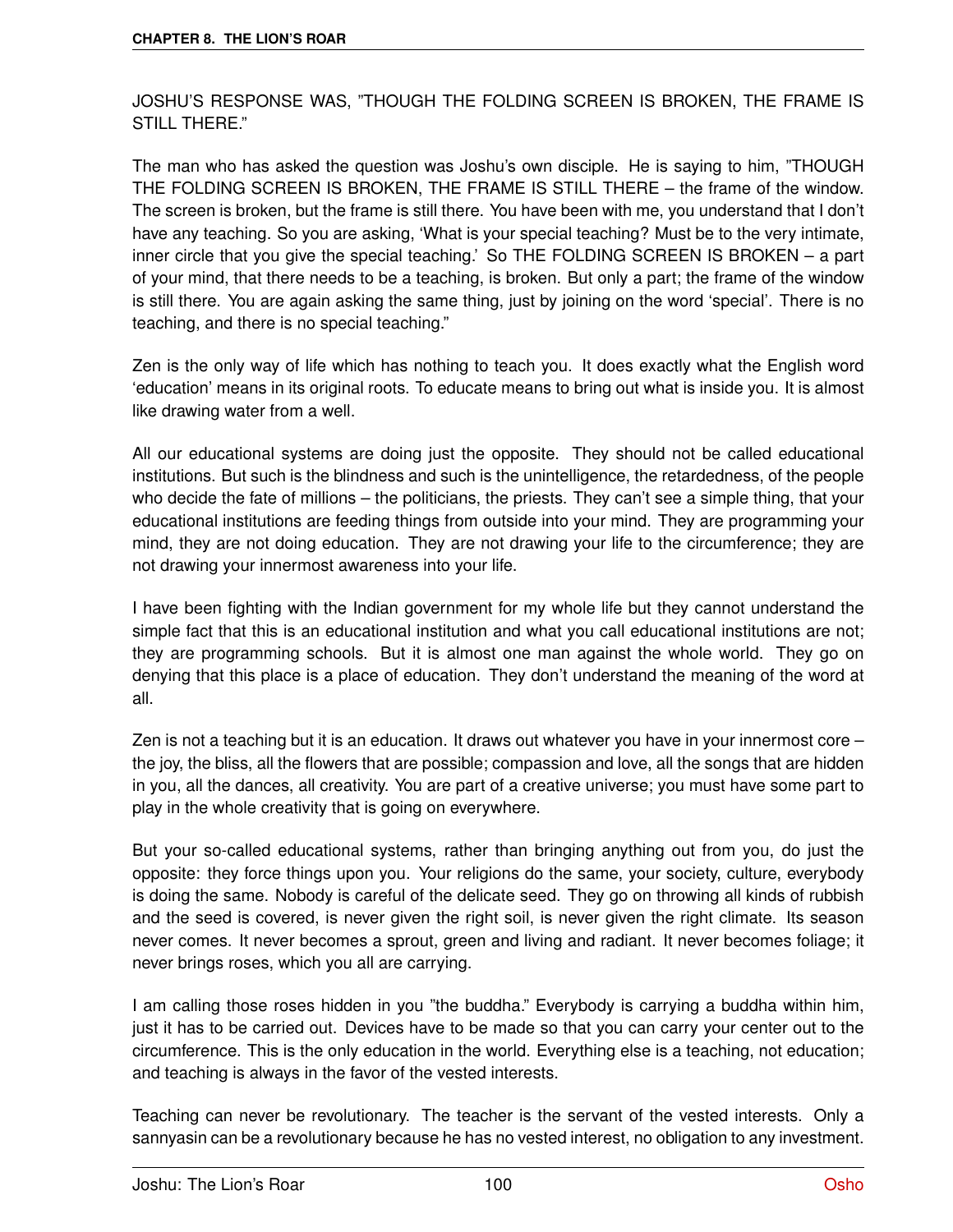JOSHU'S RESPONSE WAS, "THOUGH THE FOLDING SCREEN IS BROKEN, THE FRAME IS STILL THERE."

The man who has asked the question was Joshu's own disciple. He is saying to him, "THOUGH THE FOLDING SCREEN IS BROKEN, THE FRAME IS STILL THERE – the frame of the window. The screen is broken, but the frame is still there. You have been with me, you understand that I don't have any teaching. So you are asking, 'What is your special teaching? Must be to the very intimate, inner circle that you give the special teaching.' So THE FOLDING SCREEN IS BROKEN – a part of your mind, that there needs to be a teaching, is broken. But only a part; the frame of the window is still there. You are again asking the same thing, just by joining on the word 'special'. There is no teaching, and there is no special teaching."

Zen is the only way of life which has nothing to teach you. It does exactly what the English word 'education' means in its original roots. To educate means to bring out what is inside you. It is almost like drawing water from a well.

All our educational systems are doing just the opposite. They should not be called educational institutions. But such is the blindness and such is the unintelligence, the retardedness, of the people who decide the fate of millions – the politicians, the priests. They can't see a simple thing, that your educational institutions are feeding things from outside into your mind. They are programming your mind, they are not doing education. They are not drawing your life to the circumference; they are not drawing your innermost awareness into your life.

I have been fighting with the Indian government for my whole life but they cannot understand the simple fact that this is an educational institution and what you call educational institutions are not; they are programming schools. But it is almost one man against the whole world. They go on denying that this place is a place of education. They don't understand the meaning of the word at all.

Zen is not a teaching but it is an education. It draws out whatever you have in your innermost core – the joy, the bliss, all the flowers that are possible; compassion and love, all the songs that are hidden in you, all the dances, all creativity. You are part of a creative universe; you must have some part to play in the whole creativity that is going on everywhere.

But your so-called educational systems, rather than bringing anything out from you, do just the opposite: they force things upon you. Your religions do the same, your society, culture, everybody is doing the same. Nobody is careful of the delicate seed. They go on throwing all kinds of rubbish and the seed is covered, is never given the right soil, is never given the right climate. Its season never comes. It never becomes a sprout, green and living and radiant. It never becomes foliage; it never brings roses, which you all are carrying.

I am calling those roses hidden in you "the buddha." Everybody is carrying a buddha within him, just it has to be carried out. Devices have to be made so that you can carry your center out to the circumference. This is the only education in the world. Everything else is a teaching, not education; and teaching is always in the favor of the vested interests.

Teaching can never be revolutionary. The teacher is the servant of the vested interests. Only a sannyasin can be a revolutionary because he has no vested interest, no obligation to any investment.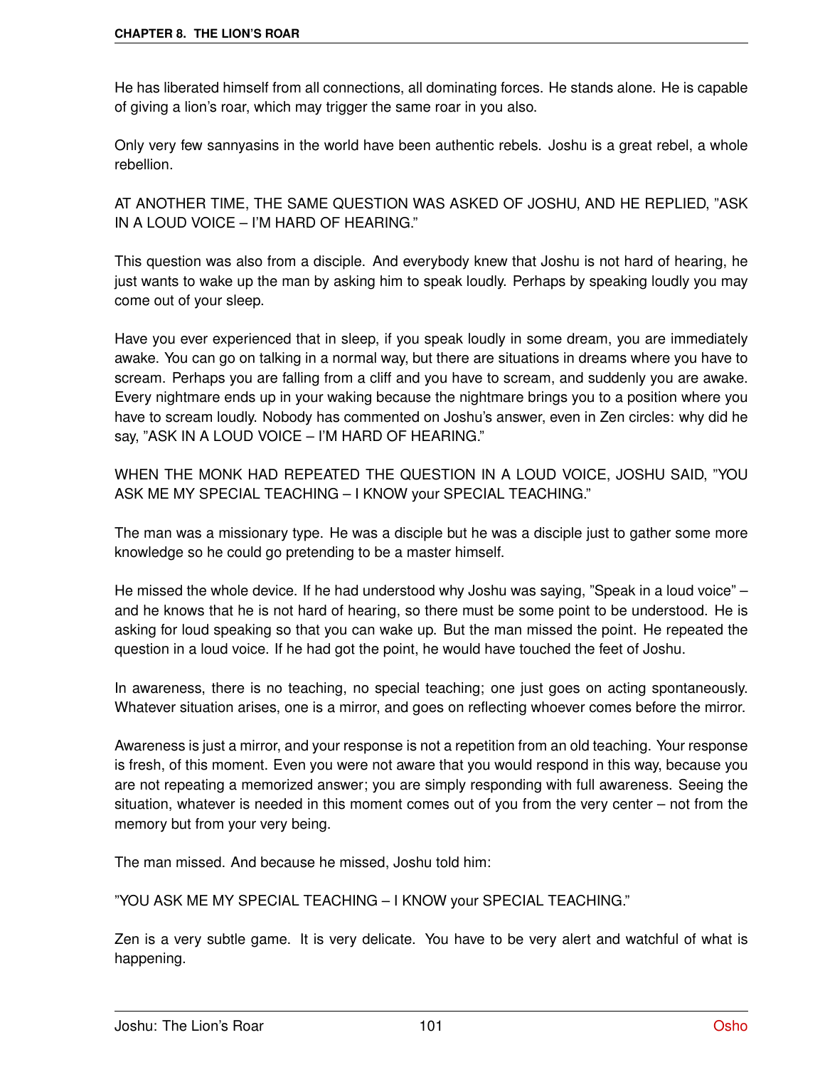He has liberated himself from all connections, all dominating forces. He stands alone. He is capable of giving a lion's roar, which may trigger the same roar in you also.

Only very few sannyasins in the world have been authentic rebels. Joshu is a great rebel, a whole rebellion.

AT ANOTHER TIME, THE SAME QUESTION WAS ASKED OF JOSHU, AND HE REPLIED, "ASK IN A LOUD VOICE – I'M HARD OF HEARING."

This question was also from a disciple. And everybody knew that Joshu is not hard of hearing, he just wants to wake up the man by asking him to speak loudly. Perhaps by speaking loudly you may come out of your sleep.

Have you ever experienced that in sleep, if you speak loudly in some dream, you are immediately awake. You can go on talking in a normal way, but there are situations in dreams where you have to scream. Perhaps you are falling from a cliff and you have to scream, and suddenly you are awake. Every nightmare ends up in your waking because the nightmare brings you to a position where you have to scream loudly. Nobody has commented on Joshu's answer, even in Zen circles: why did he say, "ASK IN A LOUD VOICE – I'M HARD OF HEARING."

WHEN THE MONK HAD REPEATED THE QUESTION IN A LOUD VOICE, JOSHU SAID, "YOU ASK ME MY SPECIAL TEACHING – I KNOW your SPECIAL TEACHING."

The man was a missionary type. He was a disciple but he was a disciple just to gather some more knowledge so he could go pretending to be a master himself.

He missed the whole device. If he had understood why Joshu was saying, "Speak in a loud voice" – and he knows that he is not hard of hearing, so there must be some point to be understood. He is asking for loud speaking so that you can wake up. But the man missed the point. He repeated the question in a loud voice. If he had got the point, he would have touched the feet of Joshu.

In awareness, there is no teaching, no special teaching; one just goes on acting spontaneously. Whatever situation arises, one is a mirror, and goes on reflecting whoever comes before the mirror.

Awareness is just a mirror, and your response is not a repetition from an old teaching. Your response is fresh, of this moment. Even you were not aware that you would respond in this way, because you are not repeating a memorized answer; you are simply responding with full awareness. Seeing the situation, whatever is needed in this moment comes out of you from the very center – not from the memory but from your very being.

The man missed. And because he missed, Joshu told him:

"YOU ASK ME MY SPECIAL TEACHING – I KNOW your SPECIAL TEACHING."

Zen is a very subtle game. It is very delicate. You have to be very alert and watchful of what is happening.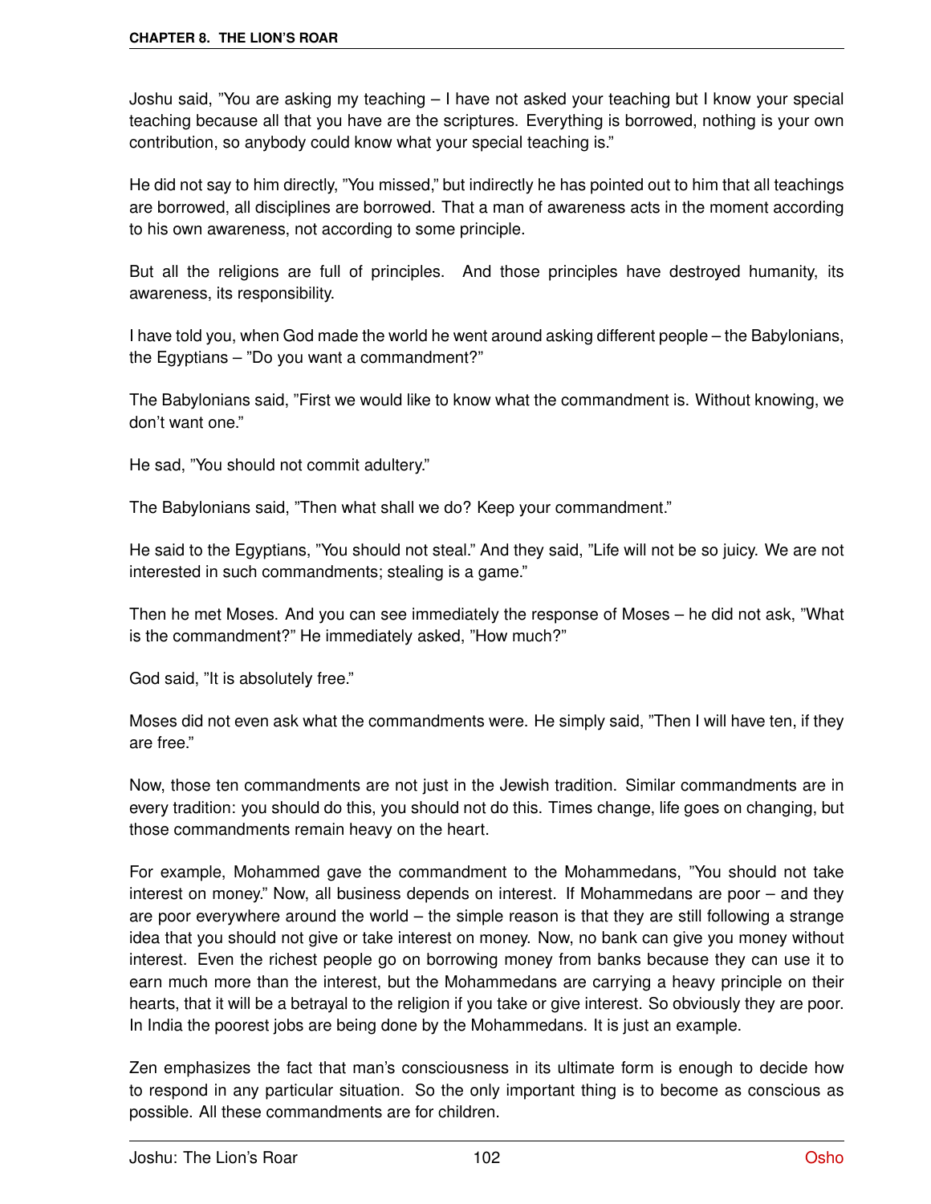Joshu said, "You are asking my teaching – I have not asked your teaching but I know your special teaching because all that you have are the scriptures. Everything is borrowed, nothing is your own contribution, so anybody could know what your special teaching is."

He did not say to him directly, "You missed," but indirectly he has pointed out to him that all teachings are borrowed, all disciplines are borrowed. That a man of awareness acts in the moment according to his own awareness, not according to some principle.

But all the religions are full of principles. And those principles have destroyed humanity, its awareness, its responsibility.

I have told you, when God made the world he went around asking different people – the Babylonians, the Egyptians – "Do you want a commandment?"

The Babylonians said, "First we would like to know what the commandment is. Without knowing, we don't want one."

He sad, "You should not commit adultery."

The Babylonians said, "Then what shall we do? Keep your commandment."

He said to the Egyptians, "You should not steal." And they said, "Life will not be so juicy. We are not interested in such commandments; stealing is a game."

Then he met Moses. And you can see immediately the response of Moses – he did not ask, "What is the commandment?" He immediately asked, "How much?"

God said, "It is absolutely free."

Moses did not even ask what the commandments were. He simply said, "Then I will have ten, if they are free."

Now, those ten commandments are not just in the Jewish tradition. Similar commandments are in every tradition: you should do this, you should not do this. Times change, life goes on changing, but those commandments remain heavy on the heart.

For example, Mohammed gave the commandment to the Mohammedans, "You should not take interest on money." Now, all business depends on interest. If Mohammedans are poor – and they are poor everywhere around the world – the simple reason is that they are still following a strange idea that you should not give or take interest on money. Now, no bank can give you money without interest. Even the richest people go on borrowing money from banks because they can use it to earn much more than the interest, but the Mohammedans are carrying a heavy principle on their hearts, that it will be a betrayal to the religion if you take or give interest. So obviously they are poor. In India the poorest jobs are being done by the Mohammedans. It is just an example.

Zen emphasizes the fact that man's consciousness in its ultimate form is enough to decide how to respond in any particular situation. So the only important thing is to become as conscious as possible. All these commandments are for children.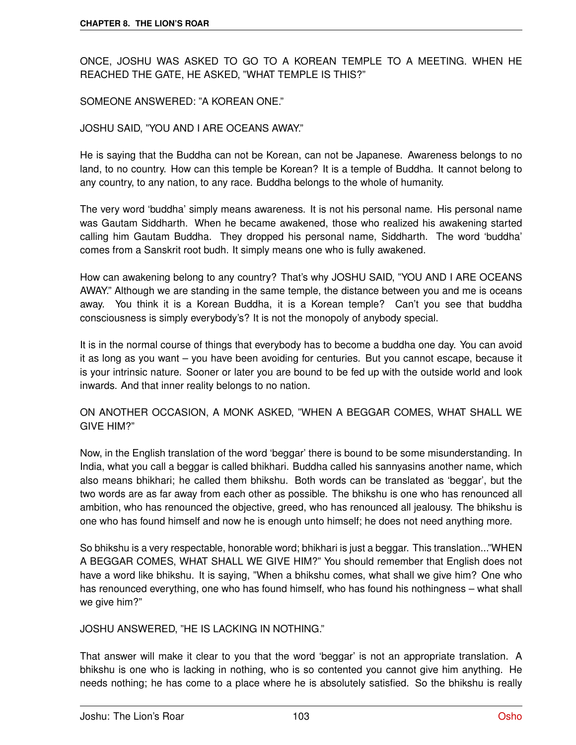ONCE, JOSHU WAS ASKED TO GO TO A KOREAN TEMPLE TO A MEETING. WHEN HE REACHED THE GATE, HE ASKED, "WHAT TEMPLE IS THIS?"

SOMEONE ANSWERED: "A KOREAN ONE."

JOSHU SAID, "YOU AND I ARE OCEANS AWAY."

He is saying that the Buddha can not be Korean, can not be Japanese. Awareness belongs to no land, to no country. How can this temple be Korean? It is a temple of Buddha. It cannot belong to any country, to any nation, to any race. Buddha belongs to the whole of humanity.

The very word 'buddha' simply means awareness. It is not his personal name. His personal name was Gautam Siddharth. When he became awakened, those who realized his awakening started calling him Gautam Buddha. They dropped his personal name, Siddharth. The word 'buddha' comes from a Sanskrit root budh. It simply means one who is fully awakened.

How can awakening belong to any country? That's why JOSHU SAID, "YOU AND I ARE OCEANS AWAY." Although we are standing in the same temple, the distance between you and me is oceans away. You think it is a Korean Buddha, it is a Korean temple? Can't you see that buddha consciousness is simply everybody's? It is not the monopoly of anybody special.

It is in the normal course of things that everybody has to become a buddha one day. You can avoid it as long as you want – you have been avoiding for centuries. But you cannot escape, because it is your intrinsic nature. Sooner or later you are bound to be fed up with the outside world and look inwards. And that inner reality belongs to no nation.

ON ANOTHER OCCASION, A MONK ASKED, "WHEN A BEGGAR COMES, WHAT SHALL WE GIVE HIM?"

Now, in the English translation of the word 'beggar' there is bound to be some misunderstanding. In India, what you call a beggar is called bhikhari. Buddha called his sannyasins another name, which also means bhikhari; he called them bhikshu. Both words can be translated as 'beggar', but the two words are as far away from each other as possible. The bhikshu is one who has renounced all ambition, who has renounced the objective, greed, who has renounced all jealousy. The bhikshu is one who has found himself and now he is enough unto himself; he does not need anything more.

So bhikshu is a very respectable, honorable word; bhikhari is just a beggar. This translation..."WHEN A BEGGAR COMES, WHAT SHALL WE GIVE HIM?" You should remember that English does not have a word like bhikshu. It is saying, "When a bhikshu comes, what shall we give him? One who has renounced everything, one who has found himself, who has found his nothingness – what shall we give him?"

JOSHU ANSWERED, "HE IS LACKING IN NOTHING."

That answer will make it clear to you that the word 'beggar' is not an appropriate translation. A bhikshu is one who is lacking in nothing, who is so contented you cannot give him anything. He needs nothing; he has come to a place where he is absolutely satisfied. So the bhikshu is really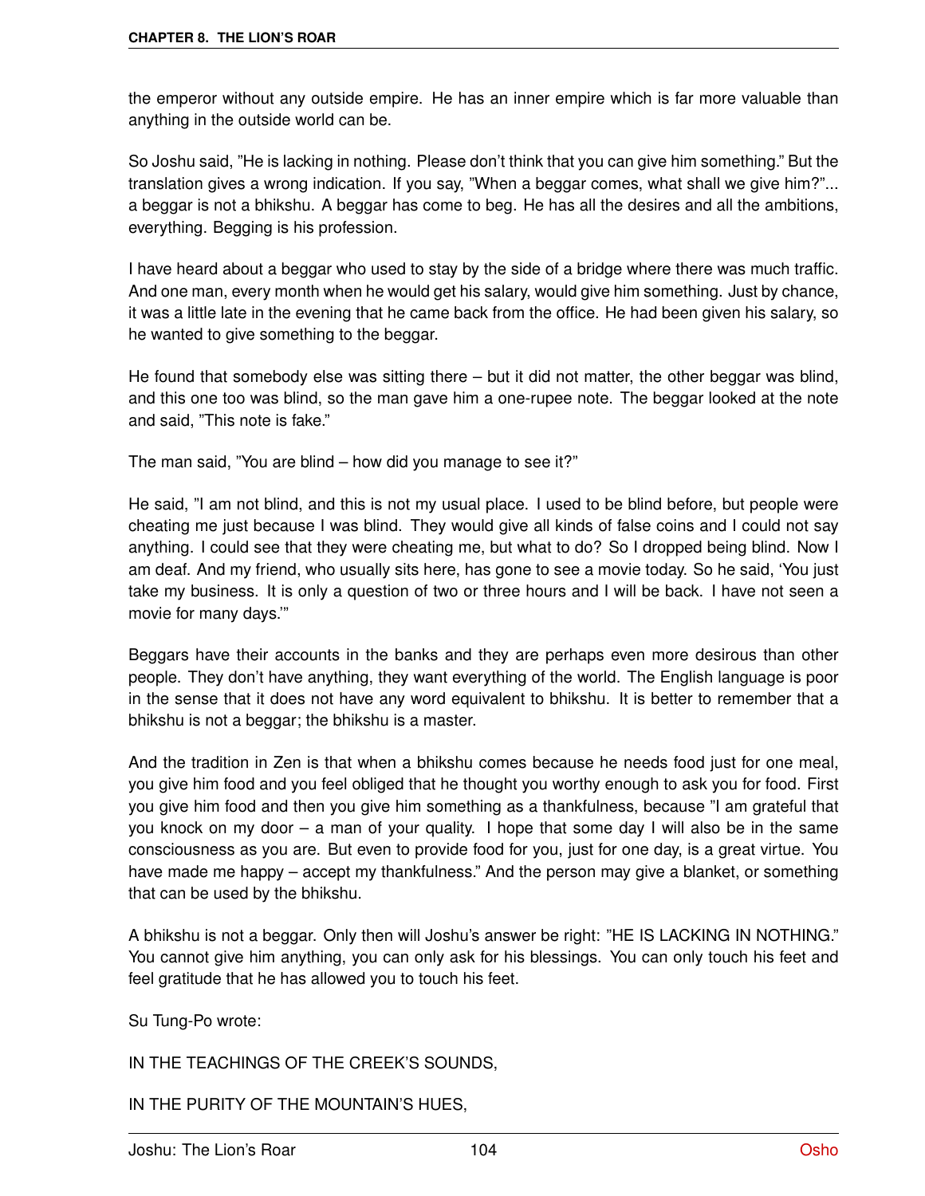the emperor without any outside empire. He has an inner empire which is far more valuable than anything in the outside world can be.

So Joshu said, "He is lacking in nothing. Please don't think that you can give him something." But the translation gives a wrong indication. If you say, "When a beggar comes, what shall we give him?"... a beggar is not a bhikshu. A beggar has come to beg. He has all the desires and all the ambitions, everything. Begging is his profession.

I have heard about a beggar who used to stay by the side of a bridge where there was much traffic. And one man, every month when he would get his salary, would give him something. Just by chance, it was a little late in the evening that he came back from the office. He had been given his salary, so he wanted to give something to the beggar.

He found that somebody else was sitting there – but it did not matter, the other beggar was blind, and this one too was blind, so the man gave him a one-rupee note. The beggar looked at the note and said, "This note is fake."

The man said, "You are blind – how did you manage to see it?"

He said, "I am not blind, and this is not my usual place. I used to be blind before, but people were cheating me just because I was blind. They would give all kinds of false coins and I could not say anything. I could see that they were cheating me, but what to do? So I dropped being blind. Now I am deaf. And my friend, who usually sits here, has gone to see a movie today. So he said, 'You just take my business. It is only a question of two or three hours and I will be back. I have not seen a movie for many days.'"

Beggars have their accounts in the banks and they are perhaps even more desirous than other people. They don't have anything, they want everything of the world. The English language is poor in the sense that it does not have any word equivalent to bhikshu. It is better to remember that a bhikshu is not a beggar; the bhikshu is a master.

And the tradition in Zen is that when a bhikshu comes because he needs food just for one meal, you give him food and you feel obliged that he thought you worthy enough to ask you for food. First you give him food and then you give him something as a thankfulness, because "I am grateful that you knock on my door – a man of your quality. I hope that some day I will also be in the same consciousness as you are. But even to provide food for you, just for one day, is a great virtue. You have made me happy – accept my thankfulness." And the person may give a blanket, or something that can be used by the bhikshu.

A bhikshu is not a beggar. Only then will Joshu's answer be right: "HE IS LACKING IN NOTHING." You cannot give him anything, you can only ask for his blessings. You can only touch his feet and feel gratitude that he has allowed you to touch his feet.

Su Tung-Po wrote:

IN THE TEACHINGS OF THE CREEK'S SOUNDS,

IN THE PURITY OF THE MOUNTAIN'S HUES,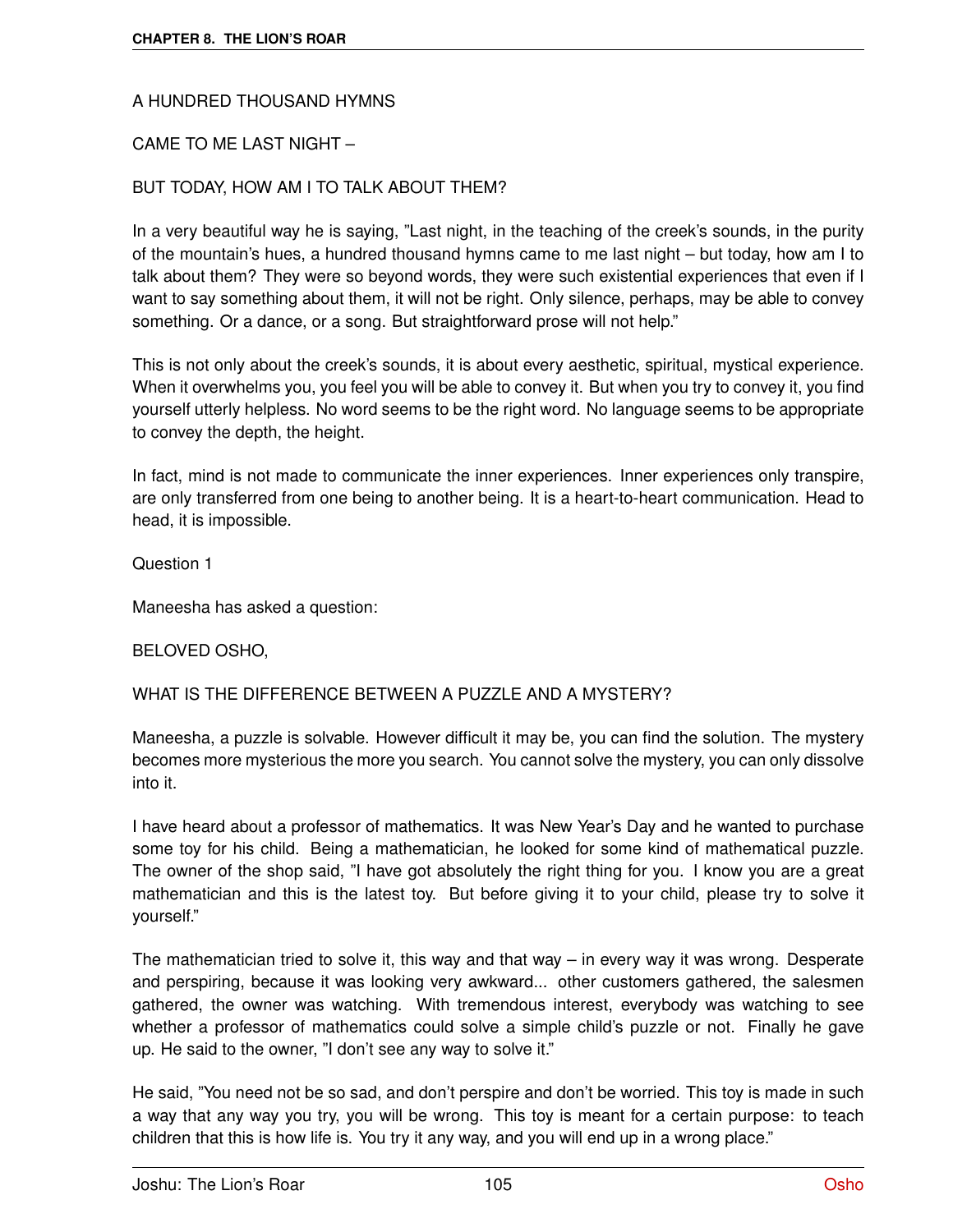A HUNDRED THOUSAND HYMNS

CAME TO ME LAST NIGHT –

BUT TODAY, HOW AM I TO TALK ABOUT THEM?

In a very beautiful way he is saying, "Last night, in the teaching of the creek's sounds, in the purity of the mountain's hues, a hundred thousand hymns came to me last night – but today, how am I to talk about them? They were so beyond words, they were such existential experiences that even if I want to say something about them, it will not be right. Only silence, perhaps, may be able to convey something. Or a dance, or a song. But straightforward prose will not help."

This is not only about the creek's sounds, it is about every aesthetic, spiritual, mystical experience. When it overwhelms you, you feel you will be able to convey it. But when you try to convey it, you find yourself utterly helpless. No word seems to be the right word. No language seems to be appropriate to convey the depth, the height.

In fact, mind is not made to communicate the inner experiences. Inner experiences only transpire, are only transferred from one being to another being. It is a heart-to-heart communication. Head to head, it is impossible.

Question 1

Maneesha has asked a question:

BELOVED OSHO,

WHAT IS THE DIFFERENCE BETWEEN A PUZZLE AND A MYSTERY?

Maneesha, a puzzle is solvable. However difficult it may be, you can find the solution. The mystery becomes more mysterious the more you search. You cannot solve the mystery, you can only dissolve into it.

I have heard about a professor of mathematics. It was New Year's Day and he wanted to purchase some toy for his child. Being a mathematician, he looked for some kind of mathematical puzzle. The owner of the shop said, "I have got absolutely the right thing for you. I know you are a great mathematician and this is the latest toy. But before giving it to your child, please try to solve it yourself."

The mathematician tried to solve it, this way and that way – in every way it was wrong. Desperate and perspiring, because it was looking very awkward... other customers gathered, the salesmen gathered, the owner was watching. With tremendous interest, everybody was watching to see whether a professor of mathematics could solve a simple child's puzzle or not. Finally he gave up. He said to the owner, "I don't see any way to solve it."

He said, "You need not be so sad, and don't perspire and don't be worried. This toy is made in such a way that any way you try, you will be wrong. This toy is meant for a certain purpose: to teach children that this is how life is. You try it any way, and you will end up in a wrong place."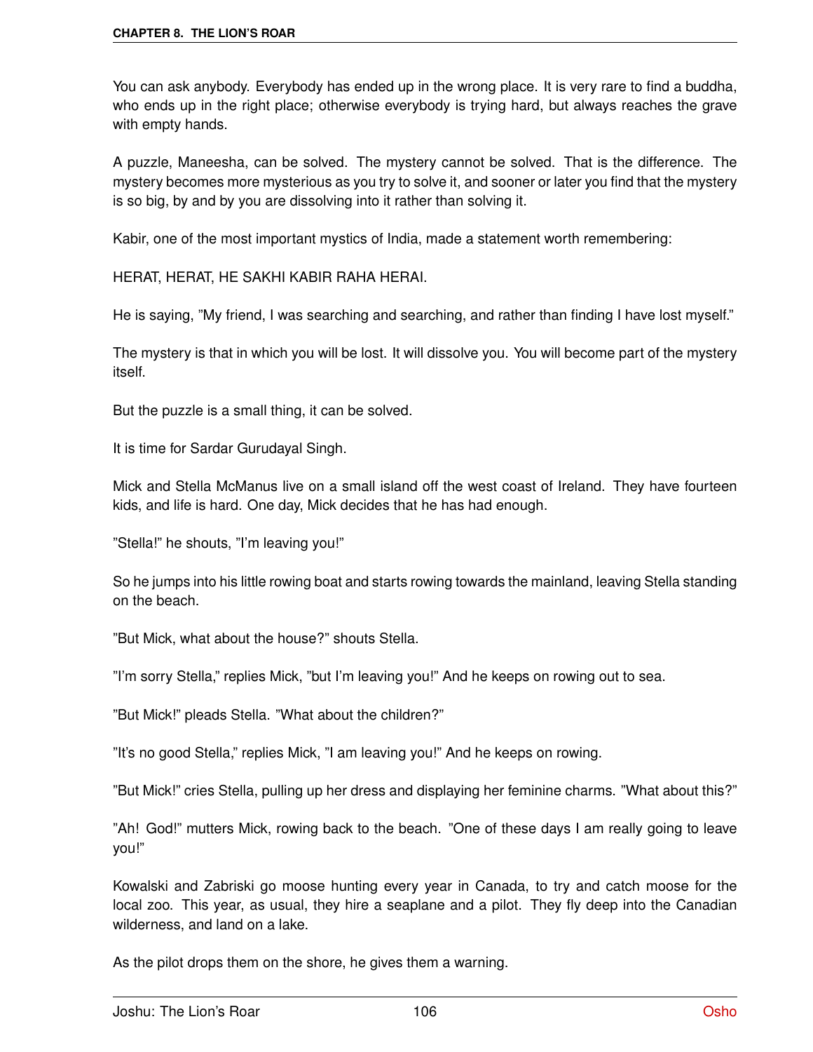You can ask anybody. Everybody has ended up in the wrong place. It is very rare to find a buddha, who ends up in the right place; otherwise everybody is trying hard, but always reaches the grave with empty hands.

A puzzle, Maneesha, can be solved. The mystery cannot be solved. That is the difference. The mystery becomes more mysterious as you try to solve it, and sooner or later you find that the mystery is so big, by and by you are dissolving into it rather than solving it.

Kabir, one of the most important mystics of India, made a statement worth remembering:

HERAT, HERAT, HE SAKHI KABIR RAHA HERAI.

He is saying, "My friend, I was searching and searching, and rather than finding I have lost myself."

The mystery is that in which you will be lost. It will dissolve you. You will become part of the mystery itself.

But the puzzle is a small thing, it can be solved.

It is time for Sardar Gurudayal Singh.

Mick and Stella McManus live on a small island off the west coast of Ireland. They have fourteen kids, and life is hard. One day, Mick decides that he has had enough.

"Stella!" he shouts, "I'm leaving you!"

So he jumps into his little rowing boat and starts rowing towards the mainland, leaving Stella standing on the beach.

"But Mick, what about the house?" shouts Stella.

"I'm sorry Stella," replies Mick, "but I'm leaving you!" And he keeps on rowing out to sea.

"But Mick!" pleads Stella. "What about the children?"

"It's no good Stella," replies Mick, "I am leaving you!" And he keeps on rowing.

"But Mick!" cries Stella, pulling up her dress and displaying her feminine charms. "What about this?"

"Ah! God!" mutters Mick, rowing back to the beach. "One of these days I am really going to leave you!"

Kowalski and Zabriski go moose hunting every year in Canada, to try and catch moose for the local zoo. This year, as usual, they hire a seaplane and a pilot. They fly deep into the Canadian wilderness, and land on a lake.

As the pilot drops them on the shore, he gives them a warning.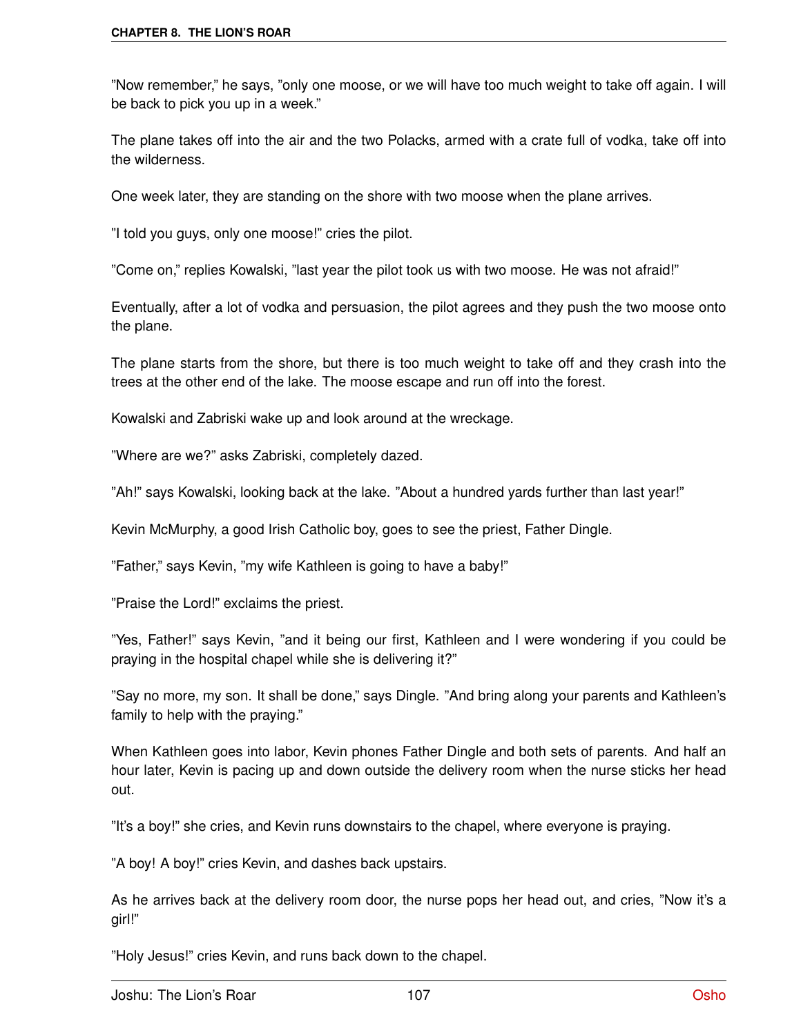"Now remember," he says, "only one moose, or we will have too much weight to take off again. I will be back to pick you up in a week."

The plane takes off into the air and the two Polacks, armed with a crate full of vodka, take off into the wilderness.

One week later, they are standing on the shore with two moose when the plane arrives.

"I told you guys, only one moose!" cries the pilot.

"Come on," replies Kowalski, "last year the pilot took us with two moose. He was not afraid!"

Eventually, after a lot of vodka and persuasion, the pilot agrees and they push the two moose onto the plane.

The plane starts from the shore, but there is too much weight to take off and they crash into the trees at the other end of the lake. The moose escape and run off into the forest.

Kowalski and Zabriski wake up and look around at the wreckage.

"Where are we?" asks Zabriski, completely dazed.

"Ah!" says Kowalski, looking back at the lake. "About a hundred yards further than last year!"

Kevin McMurphy, a good Irish Catholic boy, goes to see the priest, Father Dingle.

"Father," says Kevin, "my wife Kathleen is going to have a baby!"

"Praise the Lord!" exclaims the priest.

"Yes, Father!" says Kevin, "and it being our first, Kathleen and I were wondering if you could be praying in the hospital chapel while she is delivering it?"

"Say no more, my son. It shall be done," says Dingle. "And bring along your parents and Kathleen's family to help with the praying."

When Kathleen goes into labor, Kevin phones Father Dingle and both sets of parents. And half an hour later, Kevin is pacing up and down outside the delivery room when the nurse sticks her head out.

"It's a boy!" she cries, and Kevin runs downstairs to the chapel, where everyone is praying.

"A boy! A boy!" cries Kevin, and dashes back upstairs.

As he arrives back at the delivery room door, the nurse pops her head out, and cries, "Now it's a girl!"

"Holy Jesus!" cries Kevin, and runs back down to the chapel.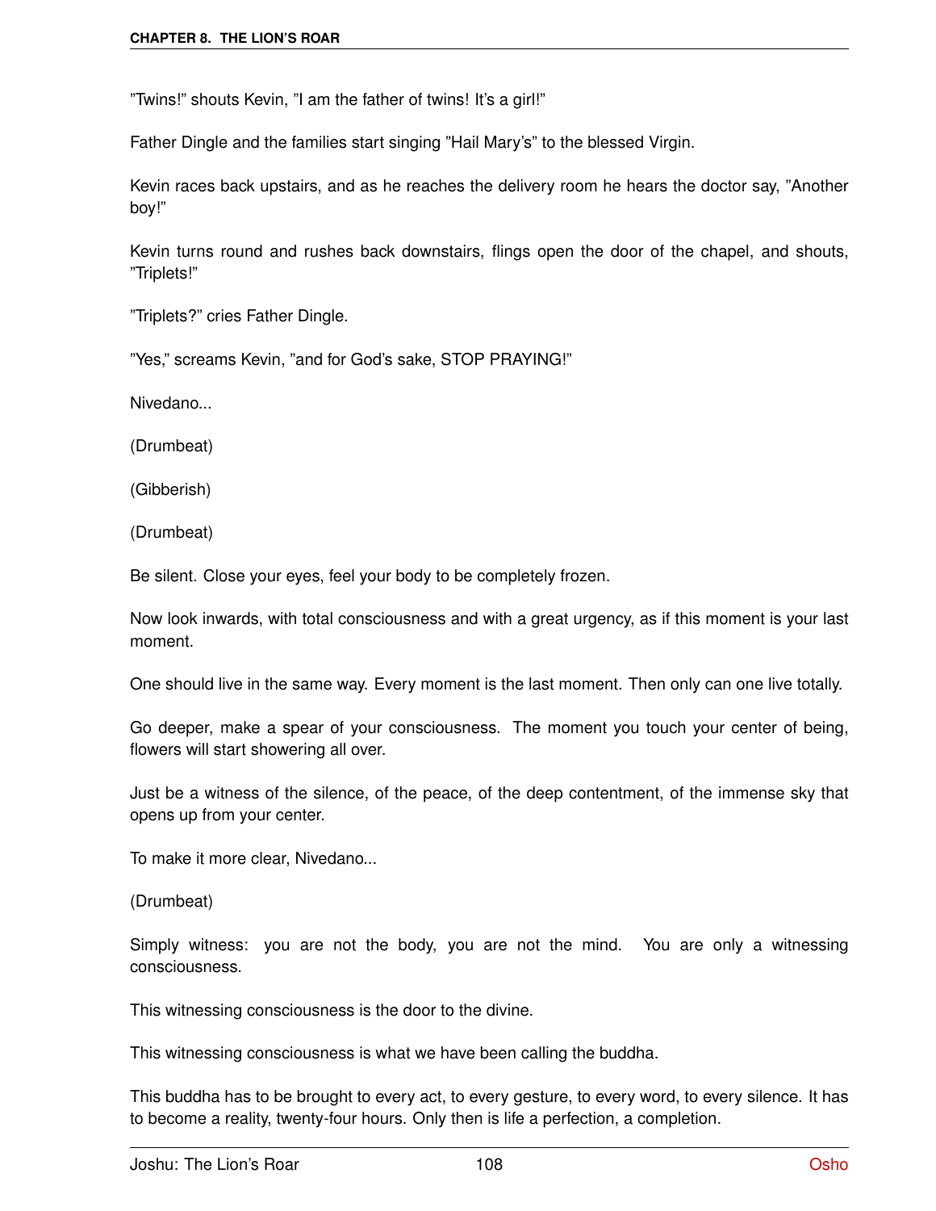"Twins!" shouts Kevin, "I am the father of twins! It's a girl!"

Father Dingle and the families start singing "Hail Mary's" to the blessed Virgin.

Kevin races back upstairs, and as he reaches the delivery room he hears the doctor say, "Another boy!"

Kevin turns round and rushes back downstairs, flings open the door of the chapel, and shouts, "Triplets!"

"Triplets?" cries Father Dingle.

"Yes," screams Kevin, "and for God's sake, STOP PRAYING!"

Nivedano...

(Drumbeat)

(Gibberish)

(Drumbeat)

Be silent. Close your eyes, feel your body to be completely frozen.

Now look inwards, with total consciousness and with a great urgency, as if this moment is your last moment.

One should live in the same way. Every moment is the last moment. Then only can one live totally.

Go deeper, make a spear of your consciousness. The moment you touch your center of being, flowers will start showering all over.

Just be a witness of the silence, of the peace, of the deep contentment, of the immense sky that opens up from your center.

To make it more clear, Nivedano...

(Drumbeat)

Simply witness: you are not the body, you are not the mind. You are only a witnessing consciousness.

This witnessing consciousness is the door to the divine.

This witnessing consciousness is what we have been calling the buddha.

This buddha has to be brought to every act, to every gesture, to every word, to every silence. It has to become a reality, twenty-four hours. Only then is life a perfection, a completion.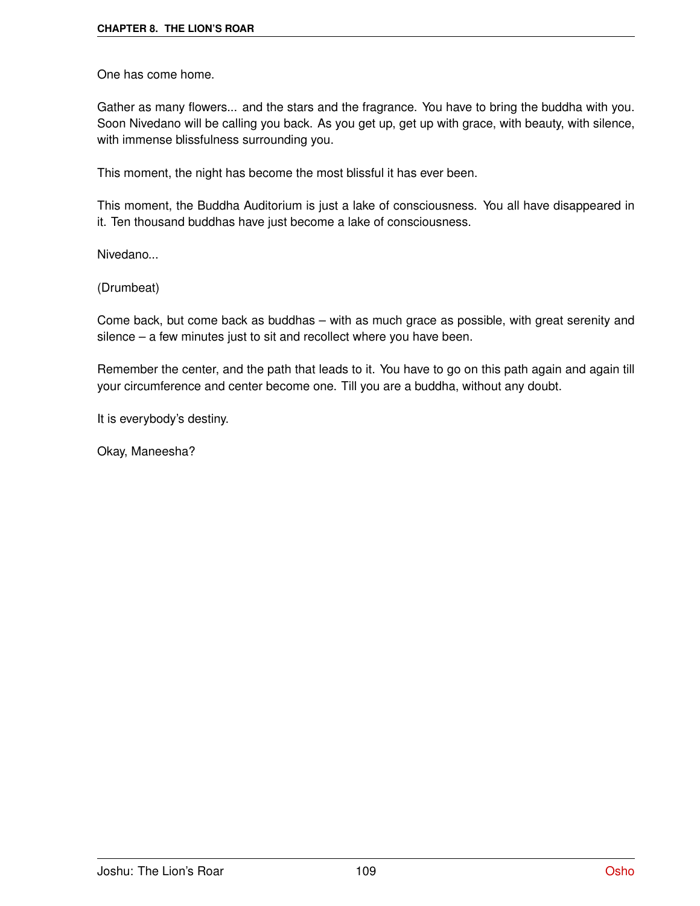One has come home.

Gather as many flowers... and the stars and the fragrance. You have to bring the buddha with you. Soon Nivedano will be calling you back. As you get up, get up with grace, with beauty, with silence, with immense blissfulness surrounding you.

This moment, the night has become the most blissful it has ever been.

This moment, the Buddha Auditorium is just a lake of consciousness. You all have disappeared in it. Ten thousand buddhas have just become a lake of consciousness.

Nivedano...

(Drumbeat)

Come back, but come back as buddhas – with as much grace as possible, with great serenity and silence – a few minutes just to sit and recollect where you have been.

Remember the center, and the path that leads to it. You have to go on this path again and again till your circumference and center become one. Till you are a buddha, without any doubt.

It is everybody's destiny.

Okay, Maneesha?